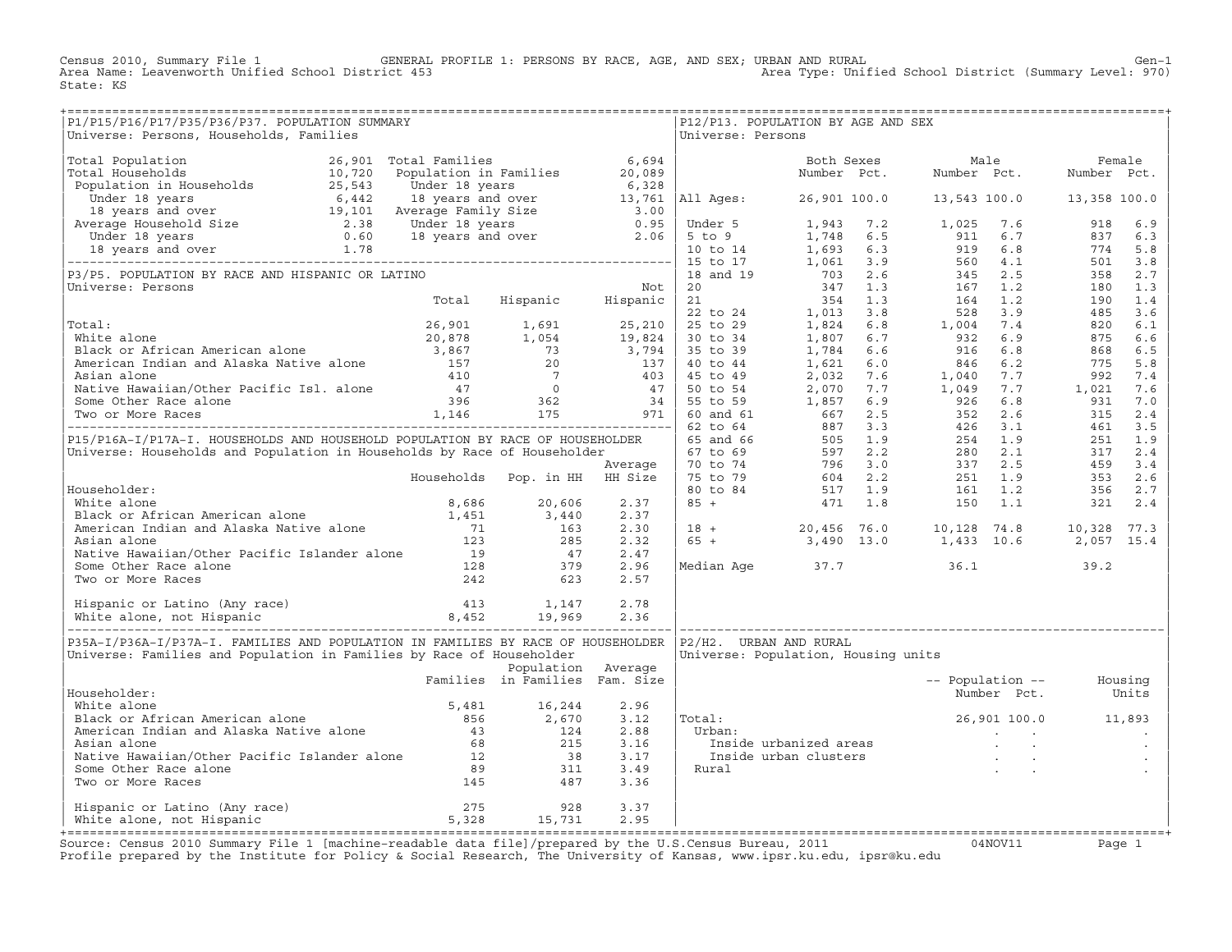Census 2010, Summary File 1 GENERAL PROFILE 1: PERSONS BY RACE, AGE, AND SEX; URBAN AND RURAL Gen-1
Area Name: Leavenworth Unified School District 453 Area Type: Unified School District (Summary Level: 970)
State: KS

## P1/P15/P16/P17/P35/P36/P37. POPULATION SUMMARY

Universe: Persons, Households, Families

| | | | |
|---|---|---|---|
| Total Population | 26,901 | Total Families | 6,694 |
| Total Households | 10,720 | Population in Families | 20,089 |
| Population in Households | 25,543 | Under 18 years | 6,328 |
| Under 18 years | 6,442 | 18 years and over | 13,761 |
| 18 years and over | 19,101 | Average Family Size | 3.00 |
| Average Household Size | 2.38 | Under 18 years | 0.95 |
| Under 18 years | 0.60 | 18 years and over | 2.06 |
| 18 years and over | 1.78 | | |

## P3/P5. POPULATION BY RACE AND HISPANIC OR LATINO

Universe: Persons

| | Total | Hispanic | Not Hispanic |
|---|---|---|---|
| Total: | 26,901 | 1,691 | 25,210 |
| White alone | 20,878 | 1,054 | 19,824 |
| Black or African American alone | 3,867 | 73 | 3,794 |
| American Indian and Alaska Native alone | 157 | 20 | 137 |
| Asian alone | 410 | 7 | 403 |
| Native Hawaiian/Other Pacific Isl. alone | 47 | 0 | 47 |
| Some Other Race alone | 396 | 362 | 34 |
| Two or More Races | 1,146 | 175 | 971 |

## P15/P16A-I/P17A-I. HOUSEHOLDS AND HOUSEHOLD POPULATION BY RACE OF HOUSEHOLDER

Universe: Households and Population in Households by Race of Householder

| Householder: | Households | Pop. in HH | Average HH Size |
|---|---|---|---|
| White alone | 8,686 | 20,606 | 2.37 |
| Black or African American alone | 1,451 | 3,440 | 2.37 |
| American Indian and Alaska Native alone | 71 | 163 | 2.30 |
| Asian alone | 123 | 285 | 2.32 |
| Native Hawaiian/Other Pacific Islander alone | 19 | 47 | 2.47 |
| Some Other Race alone | 128 | 379 | 2.96 |
| Two or More Races | 242 | 623 | 2.57 |
| Hispanic or Latino (Any race) | 413 | 1,147 | 2.78 |
| White alone, not Hispanic | 8,452 | 19,969 | 2.36 |

## P35A-I/P36A-I/P37A-I. FAMILIES AND POPULATION IN FAMILIES BY RACE OF HOUSEHOLDER

Universe: Families and Population in Families by Race of Householder

| Householder: | Families | Population in Families | Average Fam. Size |
|---|---|---|---|
| White alone | 5,481 | 16,244 | 2.96 |
| Black or African American alone | 856 | 2,670 | 3.12 |
| American Indian and Alaska Native alone | 43 | 124 | 2.88 |
| Asian alone | 68 | 215 | 3.16 |
| Native Hawaiian/Other Pacific Islander alone | 12 | 38 | 3.17 |
| Some Other Race alone | 89 | 311 | 3.49 |
| Two or More Races | 145 | 487 | 3.36 |
| Hispanic or Latino (Any race) | 275 | 928 | 3.37 |
| White alone, not Hispanic | 5,328 | 15,731 | 2.95 |

## P12/P13. POPULATION BY AGE AND SEX

Universe: Persons

| | Both Sexes Number | Pct. | Male Number | Pct. | Female Number | Pct. |
|---|---|---|---|---|---|---|
| All Ages: | 26,901 | 100.0 | 13,543 | 100.0 | 13,358 | 100.0 |
| Under 5 | 1,943 | 7.2 | 1,025 | 7.6 | 918 | 6.9 |
| 5 to 9 | 1,748 | 6.5 | 911 | 6.7 | 837 | 6.3 |
| 10 to 14 | 1,693 | 6.3 | 919 | 6.8 | 774 | 5.8 |
| 15 to 17 | 1,061 | 3.9 | 560 | 4.1 | 501 | 3.8 |
| 18 and 19 | 703 | 2.6 | 345 | 2.5 | 358 | 2.7 |
| 20 | 347 | 1.3 | 167 | 1.2 | 180 | 1.3 |
| 21 | 354 | 1.3 | 164 | 1.2 | 190 | 1.4 |
| 22 to 24 | 1,013 | 3.8 | 528 | 3.9 | 485 | 3.6 |
| 25 to 29 | 1,824 | 6.8 | 1,004 | 7.4 | 820 | 6.1 |
| 30 to 34 | 1,807 | 6.7 | 932 | 6.9 | 875 | 6.6 |
| 35 to 39 | 1,784 | 6.6 | 916 | 6.8 | 868 | 6.5 |
| 40 to 44 | 1,621 | 6.0 | 846 | 6.2 | 775 | 5.8 |
| 45 to 49 | 2,032 | 7.6 | 1,040 | 7.7 | 992 | 7.4 |
| 50 to 54 | 2,070 | 7.7 | 1,049 | 7.7 | 1,021 | 7.6 |
| 55 to 59 | 1,857 | 6.9 | 926 | 6.8 | 931 | 7.0 |
| 60 and 61 | 667 | 2.5 | 352 | 2.6 | 315 | 2.4 |
| 62 to 64 | 887 | 3.3 | 426 | 3.1 | 461 | 3.5 |
| 65 and 66 | 505 | 1.9 | 254 | 1.9 | 251 | 1.9 |
| 67 to 69 | 597 | 2.2 | 280 | 2.1 | 317 | 2.4 |
| 70 to 74 | 796 | 3.0 | 337 | 2.5 | 459 | 3.4 |
| 75 to 79 | 604 | 2.2 | 251 | 1.9 | 353 | 2.6 |
| 80 to 84 | 517 | 1.9 | 161 | 1.2 | 356 | 2.7 |
| 85 + | 471 | 1.8 | 150 | 1.1 | 321 | 2.4 |
| 18 + | 20,456 | 76.0 | 10,128 | 74.8 | 10,328 | 77.3 |
| 65 + | 3,490 | 13.0 | 1,433 | 10.6 | 2,057 | 15.4 |
| Median Age | 37.7 | | 36.1 | | 39.2 | |

## P2/H2. URBAN AND RURAL

Universe: Population, Housing units

| | Population Number | Pct. | Housing Units |
|---|---|---|---|
| Total: | 26,901 | 100.0 | 11,893 |
| Urban: | . | . | . |
| Inside urbanized areas | . | . | . |
| Inside urban clusters | . | . | . |
| Rural | . | . | . |

Source: Census 2010 Summary File 1 [machine-readable data file]/prepared by the U.S.Census Bureau, 2011 04NOV11
Profile prepared by the Institute for Policy & Social Research, The University of Kansas, www.ipsr.ku.edu, ipsr@ku.edu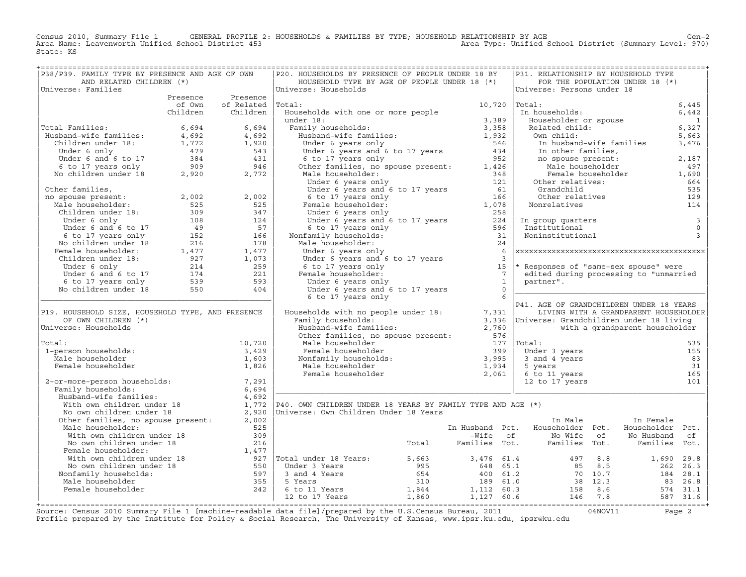Census 2010, Summary File 1 GENERAL PROFILE 2: HOUSEHOLDS & FAMILIES BY TYPE; HOUSEHOLD RELATIONSHIP BY AGE Gen-2
Area Name: Leavenworth Unified School District 453 Area Type: Unified School District (Summary Level: 970)
State: KS

## P38/P39. FAMILY TYPE BY PRESENCE AND AGE OF OWN AND RELATED CHILDREN (*)

Universe: Families

| | Presence of Own Children | Presence of Related Children |
|---|---|---|
| Total Families: | 6,694 | 6,694 |
| Husband-wife families: | 4,692 | 4,692 |
| Children under 18: | 1,772 | 1,920 |
| Under 6 only | 479 | 543 |
| Under 6 and 6 to 17 | 384 | 431 |
| 6 to 17 years only | 909 | 946 |
| No children under 18 | 2,920 | 2,772 |
| Other families, no spouse present: | 2,002 | 2,002 |
| Male householder: | 525 | 525 |
| Children under 18: | 309 | 347 |
| Under 6 only | 108 | 124 |
| Under 6 and 6 to 17 | 49 | 57 |
| 6 to 17 years only | 152 | 166 |
| No children under 18 | 216 | 178 |
| Female householder: | 1,477 | 1,477 |
| Children under 18: | 927 | 1,073 |
| Under 6 only | 214 | 259 |
| Under 6 and 6 to 17 | 174 | 221 |
| 6 to 17 years only | 539 | 593 |
| No children under 18 | 550 | 404 |

## P19. HOUSEHOLD SIZE, HOUSEHOLD TYPE, AND PRESENCE OF OWN CHILDREN (*)

Universe: Households

| | |
|---|---|
| Total: | 10,720 |
| 1-person households: | 3,429 |
| Male householder | 1,603 |
| Female householder | 1,826 |
| 2-or-more-person households: | 7,291 |
| Family households: | 6,694 |
| Husband-wife families: | 4,692 |
| With own children under 18 | 1,772 |
| No own children under 18 | 2,920 |
| Other families, no spouse present: | 2,002 |
| Male householder: | 525 |
| With own children under 18 | 309 |
| No own children under 18 | 216 |
| Female householder: | 1,477 |
| With own children under 18 | 927 |
| No own children under 18 | 550 |
| Nonfamily households: | 597 |
| Male householder | 355 |
| Female householder | 242 |

## P20. HOUSEHOLDS BY PRESENCE OF PEOPLE UNDER 18 BY HOUSEHOLD TYPE BY AGE OF PEOPLE UNDER 18 (*)

Universe: Households

| | |
|---|---|
| Total: | 10,720 |
| Households with one or more people under 18: | 3,389 |
| Family households: | 3,358 |
| Husband-wife families: | 1,932 |
| Under 6 years only | 546 |
| Under 6 years and 6 to 17 years | 434 |
| 6 to 17 years only | 952 |
| Other families, no spouse present: | 1,426 |
| Male householder: | 348 |
| Under 6 years only | 121 |
| Under 6 years and 6 to 17 years | 61 |
| 6 to 17 years only | 166 |
| Female householder: | 1,078 |
| Under 6 years only | 258 |
| Under 6 years and 6 to 17 years | 224 |
| 6 to 17 years only | 596 |
| Nonfamily households: | 31 |
| Male householder: | 24 |
| Under 6 years only | 6 |
| Under 6 years and 6 to 17 years | 3 |
| 6 to 17 years only | 15 |
| Female householder: | 7 |
| Under 6 years only | 1 |
| Under 6 years and 6 to 17 years | 0 |
| 6 to 17 years only | 6 |
| Households with no people under 18: | 7,331 |
| Family households: | 3,336 |
| Husband-wife families: | 2,760 |
| Other families, no spouse present: | 576 |
| Male householder | 177 |
| Female householder | 399 |
| Nonfamily households: | 3,995 |
| Male householder | 1,934 |
| Female householder | 2,061 |

## P31. RELATIONSHIP BY HOUSEHOLD TYPE FOR THE POPULATION UNDER 18 (*)

Universe: Persons under 18

| | |
|---|---|
| Total: | 6,445 |
| In households: | 6,442 |
| Householder or spouse | 1 |
| Related child: | 6,327 |
| Own child: | 5,663 |
| In husband-wife families | 3,476 |
| In other families, no spouse present: | 2,187 |
| Male householder | 497 |
| Female householder | 1,690 |
| Other relatives: | 664 |
| Grandchild | 535 |
| Other relatives | 129 |
| Nonrelatives | 114 |
| In group quarters | 3 |
| Institutional | 0 |
| Noninstitutional | 3 |

\* Responses of "same-sex spouse" were edited during processing to "unmarried partner".

## P41. AGE OF GRANDCHILDREN UNDER 18 YEARS LIVING WITH A GRANDPARENT HOUSEHOLDER

Universe: Grandchildren under 18 living with a grandparent householder

| | |
|---|---|
| Total: | 535 |
| Under 3 years | 155 |
| 3 and 4 years | 83 |
| 5 years | 31 |
| 6 to 11 years | 165 |
| 12 to 17 years | 101 |

## P40. OWN CHILDREN UNDER 18 YEARS BY FAMILY TYPE AND AGE (*)

Universe: Own Children Under 18 Years

| | Total | In Husband-Wife Families | Pct. of Tot. | In Male Householder No Wife Families | Pct. of Tot. | In Female Householder No Husband Families | Pct. of Tot. |
|---|---|---|---|---|---|---|---|
| Total under 18 Years: | 5,663 | 3,476 | 61.4 | 497 | 8.8 | 1,690 | 29.8 |
| Under 3 Years | 995 | 648 | 65.1 | 85 | 8.5 | 262 | 26.3 |
| 3 and 4 Years | 654 | 400 | 61.2 | 70 | 10.7 | 184 | 28.1 |
| 5 Years | 310 | 189 | 61.0 | 38 | 12.3 | 83 | 26.8 |
| 6 to 11 Years | 1,844 | 1,112 | 60.3 | 158 | 8.6 | 574 | 31.1 |
| 12 to 17 Years | 1,860 | 1,127 | 60.6 | 146 | 7.8 | 587 | 31.6 |

Source: Census 2010 Summary File 1 [machine-readable data file]/prepared by the U.S.Census Bureau, 2011 04NOV11
Profile prepared by the Institute for Policy & Social Research, The University of Kansas, www.ipsr.ku.edu, ipsr@ku.edu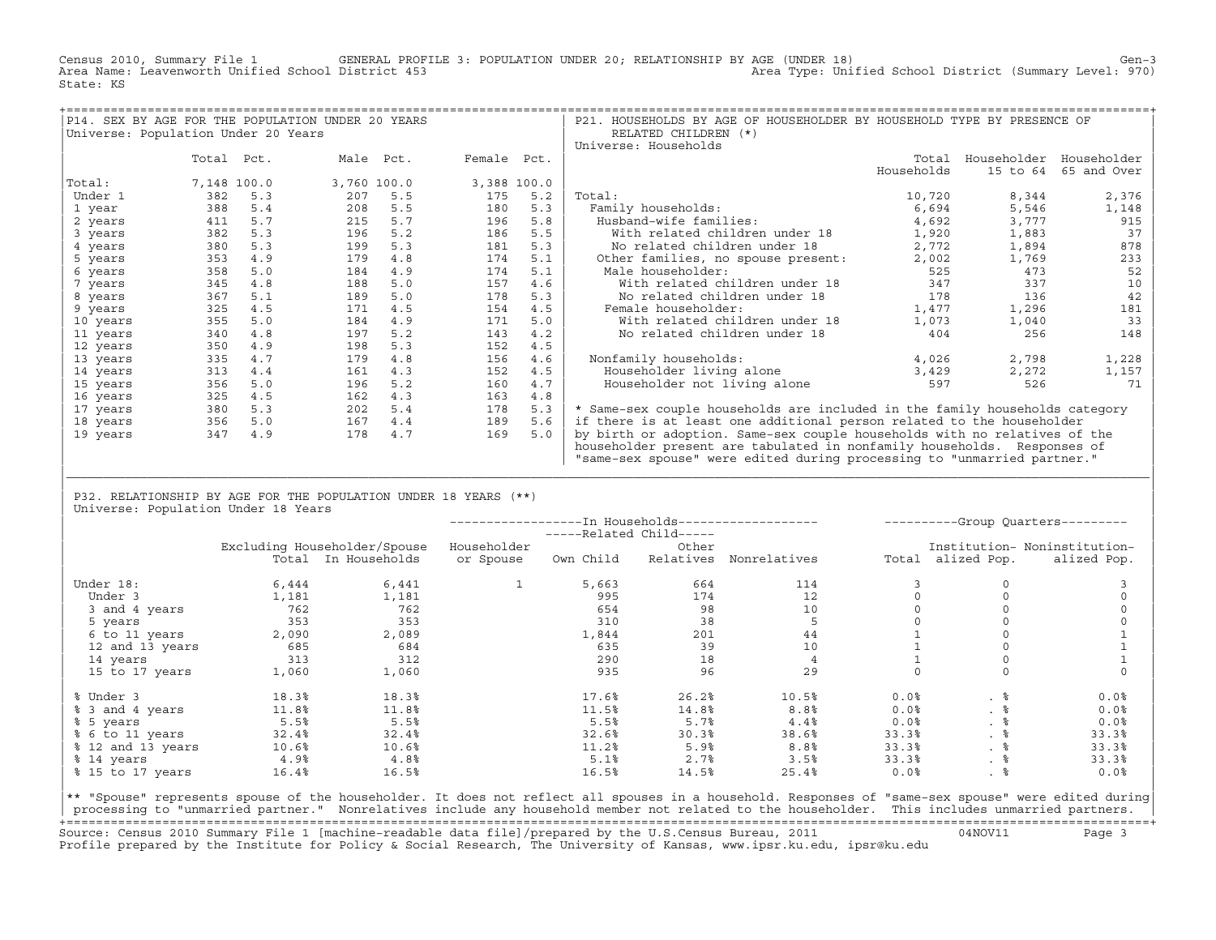Census 2010, Summary File 1 GENERAL PROFILE 3: POPULATION UNDER 20; RELATIONSHIP BY AGE (UNDER 18) Gen-3
Area Name: Leavenworth Unified School District 453 Area Type: Unified School District (Summary Level: 970)
State: KS

## P14. SEX BY AGE FOR THE POPULATION UNDER 20 YEARS
Universe: Population Under 20 Years

| | Total | Pct. | Male | Pct. | Female | Pct. |
|---|---|---|---|---|---|---|
| Total: | 7,148 | 100.0 | 3,760 | 100.0 | 3,388 | 100.0 |
| Under 1 | 382 | 5.3 | 207 | 5.5 | 175 | 5.2 |
| 1 year | 388 | 5.4 | 208 | 5.5 | 180 | 5.3 |
| 2 years | 411 | 5.7 | 215 | 5.7 | 196 | 5.8 |
| 3 years | 382 | 5.3 | 196 | 5.2 | 186 | 5.5 |
| 4 years | 380 | 5.3 | 199 | 5.3 | 181 | 5.3 |
| 5 years | 353 | 4.9 | 179 | 4.8 | 174 | 5.1 |
| 6 years | 358 | 5.0 | 184 | 4.9 | 174 | 5.1 |
| 7 years | 345 | 4.8 | 188 | 5.0 | 157 | 4.6 |
| 8 years | 367 | 5.1 | 189 | 5.0 | 178 | 5.3 |
| 9 years | 325 | 4.5 | 171 | 4.5 | 154 | 4.5 |
| 10 years | 355 | 5.0 | 184 | 4.9 | 171 | 5.0 |
| 11 years | 340 | 4.8 | 197 | 5.2 | 143 | 4.2 |
| 12 years | 350 | 4.9 | 198 | 5.3 | 152 | 4.5 |
| 13 years | 335 | 4.7 | 179 | 4.8 | 156 | 4.6 |
| 14 years | 313 | 4.4 | 161 | 4.3 | 152 | 4.5 |
| 15 years | 356 | 5.0 | 196 | 5.2 | 160 | 4.7 |
| 16 years | 325 | 4.5 | 162 | 4.3 | 163 | 4.8 |
| 17 years | 380 | 5.3 | 202 | 5.4 | 178 | 5.3 |
| 18 years | 356 | 5.0 | 167 | 4.4 | 189 | 5.6 |
| 19 years | 347 | 4.9 | 178 | 4.7 | 169 | 5.0 |

## P21. HOUSEHOLDS BY AGE OF HOUSEHOLDER BY HOUSEHOLD TYPE BY PRESENCE OF RELATED CHILDREN (*)
Universe: Households

| | Total Households | Householder 15 to 64 | Householder 65 and Over |
|---|---|---|---|
| Total: | 10,720 | 8,344 | 2,376 |
| Family households: | 6,694 | 5,546 | 1,148 |
| Husband-wife families: | 4,692 | 3,777 | 915 |
| With related children under 18 | 1,920 | 1,883 | 37 |
| No related children under 18 | 2,772 | 1,894 | 878 |
| Other families, no spouse present: | 2,002 | 1,769 | 233 |
| Male householder: | 525 | 473 | 52 |
| With related children under 18 | 347 | 337 | 10 |
| No related children under 18 | 178 | 136 | 42 |
| Female householder: | 1,477 | 1,296 | 181 |
| With related children under 18 | 1,073 | 1,040 | 33 |
| No related children under 18 | 404 | 256 | 148 |
| Nonfamily households: | 4,026 | 2,798 | 1,228 |
| Householder living alone | 3,429 | 2,272 | 1,157 |
| Householder not living alone | 597 | 526 | 71 |

\* Same-sex couple households are included in the family households category if there is at least one additional person related to the householder by birth or adoption. Same-sex couple households with no relatives of the householder present are tabulated in nonfamily households. Responses of "same-sex spouse" were edited during processing to "unmarried partner."

## P32. RELATIONSHIP BY AGE FOR THE POPULATION UNDER 18 YEARS (**)
Universe: Population Under 18 Years

| | Excluding Householder/Spouse Total | In Households | Householder or Spouse | Related Child: Own Child | Related Child: Other Relatives | Nonrelatives | Group Quarters: Total | Institutionalized Pop. | Noninstitutionalized Pop. |
|---|---|---|---|---|---|---|---|---|---|
| Under 18: | 6,444 | 6,441 | 1 | 5,663 | 664 | 114 | 3 | 0 | 3 |
| Under 3 | 1,181 | 1,181 | | 995 | 174 | 12 | 0 | 0 | 0 |
| 3 and 4 years | 762 | 762 | | 654 | 98 | 10 | 0 | 0 | 0 |
| 5 years | 353 | 353 | | 310 | 38 | 5 | 0 | 0 | 0 |
| 6 to 11 years | 2,090 | 2,089 | | 1,844 | 201 | 44 | 1 | 0 | 1 |
| 12 and 13 years | 685 | 684 | | 635 | 39 | 10 | 1 | 0 | 1 |
| 14 years | 313 | 312 | | 290 | 18 | 4 | 1 | 0 | 1 |
| 15 to 17 years | 1,060 | 1,060 | | 935 | 96 | 29 | 0 | 0 | 0 |
| % Under 3 | 18.3% | 18.3% | | 17.6% | 26.2% | 10.5% | 0.0% | . % | 0.0% |
| % 3 and 4 years | 11.8% | 11.8% | | 11.5% | 14.8% | 8.8% | 0.0% | . % | 0.0% |
| % 5 years | 5.5% | 5.5% | | 5.5% | 5.7% | 4.4% | 0.0% | . % | 0.0% |
| % 6 to 11 years | 32.4% | 32.4% | | 32.6% | 30.3% | 38.6% | 33.3% | . % | 33.3% |
| % 12 and 13 years | 10.6% | 10.6% | | 11.2% | 5.9% | 8.8% | 33.3% | . % | 33.3% |
| % 14 years | 4.9% | 4.8% | | 5.1% | 2.7% | 3.5% | 33.3% | . % | 33.3% |
| % 15 to 17 years | 16.4% | 16.5% | | 16.5% | 14.5% | 25.4% | 0.0% | . % | 0.0% |

\** "Spouse" represents spouse of the householder. It does not reflect all spouses in a household. Responses of "same-sex spouse" were edited during processing to "unmarried partner." Nonrelatives include any household member not related to the householder. This includes unmarried partners.

Source: Census 2010 Summary File 1 [machine-readable data file]/prepared by the U.S.Census Bureau, 2011 04NOV11
Profile prepared by the Institute for Policy & Social Research, The University of Kansas, www.ipsr.ku.edu, ipsr@ku.edu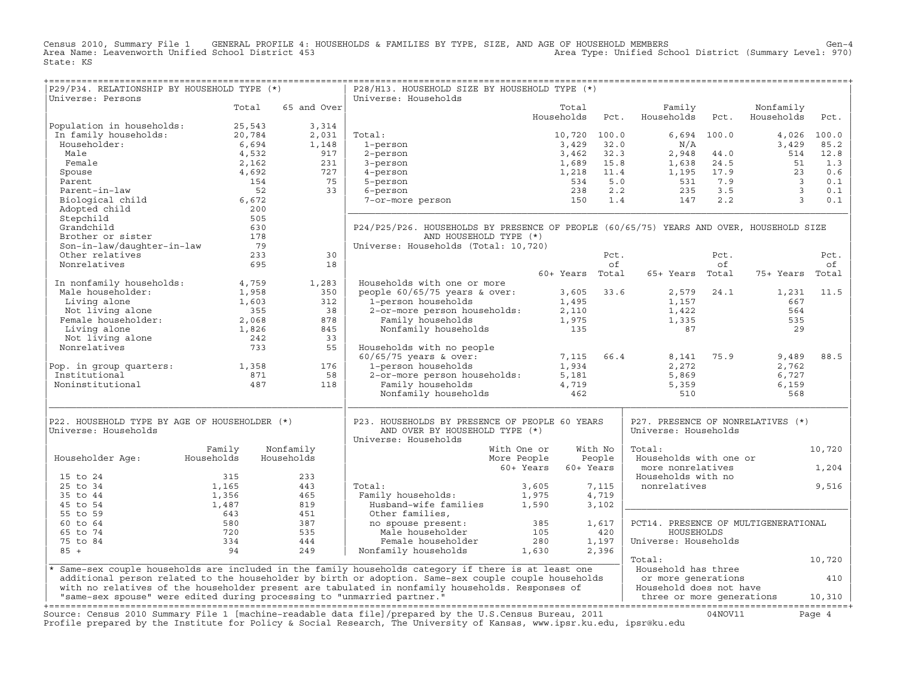Census 2010, Summary File 1 GENERAL PROFILE 4: HOUSEHOLDS & FAMILIES BY TYPE, SIZE, AND AGE OF HOUSEHOLD MEMBERS Gen-4
Area Name: Leavenworth Unified School District 453 Area Type: Unified School District (Summary Level: 970)
State: KS

## P29/P34. RELATIONSHIP BY HOUSEHOLD TYPE (*)

Universe: Persons

| | Total | 65 and Over |
|---|---|---|
| Population in households: | 25,543 | 3,314 |
| In family households: | 20,784 | 2,031 |
| Householder: | 6,694 | 1,148 |
| Male | 4,532 | 917 |
| Female | 2,162 | 231 |
| Spouse | 4,692 | 727 |
| Parent | 154 | 75 |
| Parent-in-law | 52 | 33 |
| Biological child | 6,672 | |
| Adopted child | 200 | |
| Stepchild | 505 | |
| Grandchild | 630 | |
| Brother or sister | 178 | |
| Son-in-law/daughter-in-law | 79 | |
| Other relatives | 233 | 30 |
| Nonrelatives | 695 | 18 |
| In nonfamily households: | 4,759 | 1,283 |
| Male householder: | 1,958 | 350 |
| Living alone | 1,603 | 312 |
| Not living alone | 355 | 38 |
| Female householder: | 2,068 | 878 |
| Living alone | 1,826 | 845 |
| Not living alone | 242 | 33 |
| Nonrelatives | 733 | 55 |
| Pop. in group quarters: | 1,358 | 176 |
| Institutional | 871 | 58 |
| Noninstitutional | 487 | 118 |

## P28/H13. HOUSEHOLD SIZE BY HOUSEHOLD TYPE (*)

Universe: Households

| | Total Households | Pct. | Family Households | Pct. | Nonfamily Households | Pct. |
|---|---|---|---|---|---|---|
| Total: | 10,720 | 100.0 | 6,694 | 100.0 | 4,026 | 100.0 |
| 1-person | 3,429 | 32.0 | N/A | | 3,429 | 85.2 |
| 2-person | 3,462 | 32.3 | 2,948 | 44.0 | 514 | 12.8 |
| 3-person | 1,689 | 15.8 | 1,638 | 24.5 | 51 | 1.3 |
| 4-person | 1,218 | 11.4 | 1,195 | 17.9 | 23 | 0.6 |
| 5-person | 534 | 5.0 | 531 | 7.9 | 3 | 0.1 |
| 6-person | 238 | 2.2 | 235 | 3.5 | 3 | 0.1 |
| 7-or-more person | 150 | 1.4 | 147 | 2.2 | 3 | 0.1 |

## P24/P25/P26. HOUSEHOLDS BY PRESENCE OF PEOPLE (60/65/75) YEARS AND OVER, HOUSEHOLD SIZE AND HOUSEHOLD TYPE (*)

Universe: Households (Total: 10,720)

| | 60+ Years | Pct. of Total | 65+ Years | Pct. of Total | 75+ Years | Pct. of Total |
|---|---|---|---|---|---|---|
| Households with one or more people 60/65/75 years & over: | 3,605 | 33.6 | 2,579 | 24.1 | 1,231 | 11.5 |
| 1-person households | 1,495 | | 1,157 | | 667 | |
| 2-or-more person households: | 2,110 | | 1,422 | | 564 | |
| Family households | 1,975 | | 1,335 | | 535 | |
| Nonfamily households | 135 | | 87 | | 29 | |
| Households with no people 60/65/75 years & over: | 7,115 | 66.4 | 8,141 | 75.9 | 9,489 | 88.5 |
| 1-person households | 1,934 | | 2,272 | | 2,762 | |
| 2-or-more person households: | 5,181 | | 5,869 | | 6,727 | |
| Family households | 4,719 | | 5,359 | | 6,159 | |
| Nonfamily households | 462 | | 510 | | 568 | |

## P22. HOUSEHOLD TYPE BY AGE OF HOUSEHOLDER (*)

Universe: Households

| Householder Age: | Family Households | Nonfamily Households |
|---|---|---|
| 15 to 24 | 315 | 233 |
| 25 to 34 | 1,165 | 443 |
| 35 to 44 | 1,356 | 465 |
| 45 to 54 | 1,487 | 819 |
| 55 to 59 | 643 | 451 |
| 60 to 64 | 580 | 387 |
| 65 to 74 | 720 | 535 |
| 75 to 84 | 334 | 444 |
| 85 + | 94 | 249 |

## P23. HOUSEHOLDS BY PRESENCE OF PEOPLE 60 YEARS AND OVER BY HOUSEHOLD TYPE (*)

Universe: Households

| | With One or More People 60+ Years | With No People 60+ Years |
|---|---|---|
| Total: | 3,605 | 7,115 |
| Family households: | 1,975 | 4,719 |
| Husband-wife families | 1,590 | 3,102 |
| Other families, no spouse present: | 385 | 1,617 |
| Male householder | 105 | 420 |
| Female householder | 280 | 1,197 |
| Nonfamily households | 1,630 | 2,396 |

## P27. PRESENCE OF NONRELATIVES (*)

Universe: Households

| | |
|---|---|
| Total: | 10,720 |
| Households with one or more nonrelatives | 1,204 |
| Households with no nonrelatives | 9,516 |

## PCT14. PRESENCE OF MULTIGENERATIONAL HOUSEHOLDS

Universe: Households

| | |
|---|---|
| Total: | 10,720 |
| Household has three or more generations | 410 |
| Household does not have three or more generations | 10,310 |

* Same-sex couple households are included in the family households category if there is at least one additional person related to the householder by birth or adoption. Same-sex couple couple households with no relatives of the householder present are tabulated in nonfamily households. Responses of "same-sex spouse" were edited during processing to "unmarried partner."

Source: Census 2010 Summary File 1 [machine-readable data file]/prepared by the U.S.Census Bureau, 2011 04NOV11
Profile prepared by the Institute for Policy & Social Research, The University of Kansas, www.ipsr.ku.edu, ipsr@ku.edu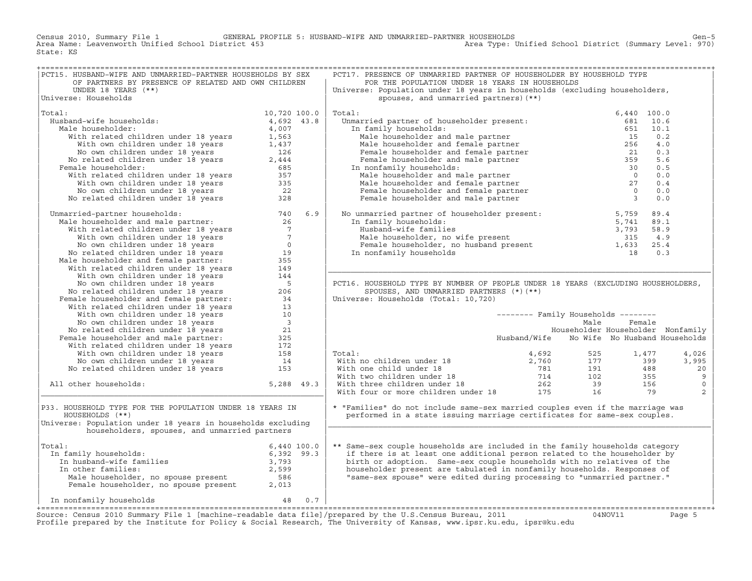Census 2010, Summary File 1 — GENERAL PROFILE 5: HUSBAND-WIFE AND UNMARRIED-PARTNER HOUSEHOLDS

Area Name: Leavenworth Unified School District 453 — Area Type: Unified School District (Summary Level: 970)

State: KS

## PCT15. HUSBAND-WIFE AND UNMARRIED-PARTNER HOUSEHOLDS BY SEX OF PARTNERS BY PRESENCE OF RELATED AND OWN CHILDREN UNDER 18 YEARS (**)

Universe: Households

| | Number | Percent |
|---|---|---|
| Total: | 10,720 | 100.0 |
| Husband-wife households: | 4,692 | 43.8 |
| Male householder: | 4,007 | |
| With related children under 18 years | 1,563 | |
| With own children under 18 years | 1,437 | |
| No own children under 18 years | 126 | |
| No related children under 18 years | 2,444 | |
| Female householder: | 685 | |
| With related children under 18 years | 357 | |
| With own children under 18 years | 335 | |
| No own children under 18 years | 22 | |
| No related children under 18 years | 328 | |
| Unmarried-partner households: | 740 | 6.9 |
| Male householder and male partner: | 26 | |
| With related children under 18 years | 7 | |
| With own children under 18 years | 7 | |
| No own children under 18 years | 0 | |
| No related children under 18 years | 19 | |
| Male householder and female partner: | 355 | |
| With related children under 18 years | 149 | |
| With own children under 18 years | 144 | |
| No own children under 18 years | 5 | |
| No related children under 18 years | 206 | |
| Female householder and female partner: | 34 | |
| With related children under 18 years | 13 | |
| With own children under 18 years | 10 | |
| No own children under 18 years | 3 | |
| No related children under 18 years | 21 | |
| Female householder and male partner: | 325 | |
| With related children under 18 years | 172 | |
| With own children under 18 years | 158 | |
| No own children under 18 years | 14 | |
| No related children under 18 years | 153 | |
| All other households: | 5,288 | 49.3 |

## P33. HOUSEHOLD TYPE FOR THE POPULATION UNDER 18 YEARS IN HOUSEHOLDS (**)

Universe: Population under 18 years in households excluding householders, spouses, and unmarried partners

| | Number | Percent |
|---|---|---|
| Total: | 6,440 | 100.0 |
| In family households: | 6,392 | 99.3 |
| In husband-wife families | 3,793 | |
| In other families: | 2,599 | |
| Male householder, no spouse present | 586 | |
| Female householder, no spouse present | 2,013 | |
| In nonfamily households | 48 | 0.7 |

## PCT17. PRESENCE OF UNMARRIED PARTNER OF HOUSEHOLDER BY HOUSEHOLD TYPE FOR THE POPULATION UNDER 18 YEARS IN HOUSEHOLDS

Universe: Population under 18 years in households (excluding householders, spouses, and unmarried partners) (**)

| | Number | Percent |
|---|---|---|
| Total: | 6,440 | 100.0 |
| Unmarried partner of householder present: | 681 | 10.6 |
| In family households: | 651 | 10.1 |
| Male householder and male partner | 15 | 0.2 |
| Male householder and female partner | 256 | 4.0 |
| Female householder and female partner | 21 | 0.3 |
| Female householder and male partner | 359 | 5.6 |
| In nonfamily households: | 30 | 0.5 |
| Male householder and male partner | 0 | 0.0 |
| Male householder and female partner | 27 | 0.4 |
| Female householder and female partner | 0 | 0.0 |
| Female householder and male partner | 3 | 0.0 |
| No unmarried partner of householder present: | 5,759 | 89.4 |
| In family households: | 5,741 | 89.1 |
| Husband-wife families | 3,793 | 58.9 |
| Male householder, no wife present | 315 | 4.9 |
| Female householder, no husband present | 1,633 | 25.4 |
| In nonfamily households | 18 | 0.3 |

## PCT16. HOUSEHOLD TYPE BY NUMBER OF PEOPLE UNDER 18 YEARS (EXCLUDING HOUSEHOLDERS, SPOUSES, AND UNMARRIED PARTNERS (*)(**)

Universe: Households (Total: 10,720)

| | Family Households: Husband/Wife | Family Households: Male Householder No Wife | Family Households: Female Householder No Husband | Nonfamily Households |
|---|---|---|---|---|
| Total: | 4,692 | 525 | 1,477 | 4,026 |
| With no children under 18 | 2,760 | 177 | 399 | 3,995 |
| With one child under 18 | 781 | 191 | 488 | 20 |
| With two children under 18 | 714 | 102 | 355 | 9 |
| With three children under 18 | 262 | 39 | 156 | 0 |
| With four or more children under 18 | 175 | 16 | 79 | 2 |

\* "Families" do not include same-sex married couples even if the marriage was performed in a state issuing marriage certificates for same-sex couples.

\*\* Same-sex couple households are included in the family households category if there is at least one additional person related to the householder by birth or adoption. Same-sex couple households with no relatives of the householder present are tabulated in nonfamily households. Responses of "same-sex spouse" were edited during processing to "unmarried partner."

Source: Census 2010 Summary File 1 [machine-readable data file]/prepared by the U.S.Census Bureau, 2011 — 04NOV11

Profile prepared by the Institute for Policy & Social Research, The University of Kansas, www.ipsr.ku.edu, ipsr@ku.edu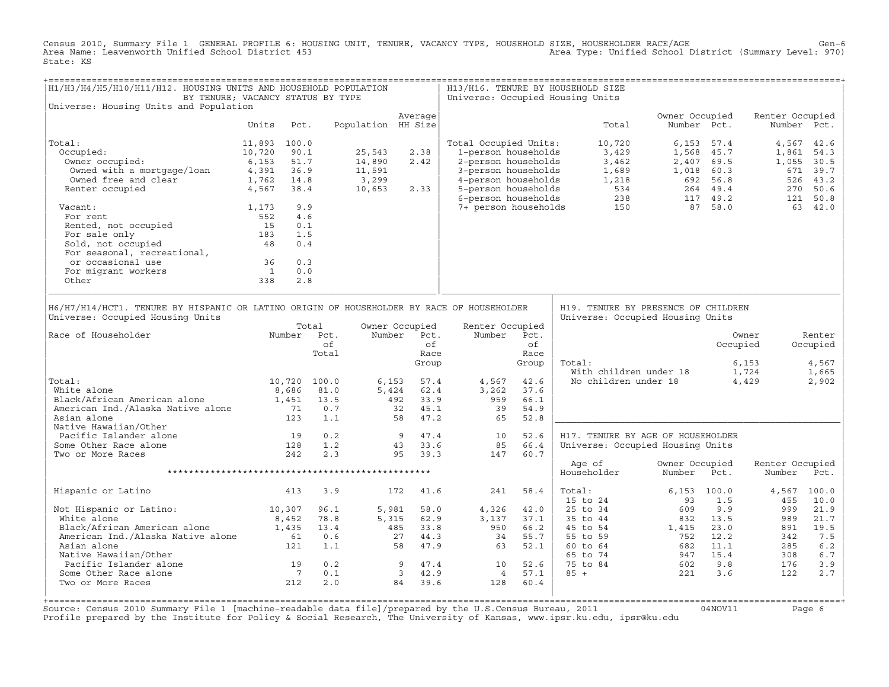Census 2010, Summary File 1 GENERAL PROFILE 6: HOUSING UNIT, TENURE, VACANCY TYPE, HOUSEHOLD SIZE, HOUSEHOLDER RACE/AGE
Area Name: Leavenworth Unified School District 453
Area Type: Unified School District (Summary Level: 970)
State: KS

## H1/H3/H4/H5/H10/H11/H12. HOUSING UNITS AND HOUSEHOLD POPULATION BY TENURE; VACANCY STATUS BY TYPE

Universe: Housing Units and Population

| | Units | Pct. | Population | Average HH Size |
|---|---|---|---|---|
| Total: | 11,893 | 100.0 | | |
| Occupied: | 10,720 | 90.1 | 25,543 | 2.38 |
| Owner occupied: | 6,153 | 51.7 | 14,890 | 2.42 |
| Owned with a mortgage/loan | 4,391 | 36.9 | 11,591 | |
| Owned free and clear | 1,762 | 14.8 | 3,299 | |
| Renter occupied | 4,567 | 38.4 | 10,653 | 2.33 |
| Vacant: | 1,173 | 9.9 | | |
| For rent | 552 | 4.6 | | |
| Rented, not occupied | 15 | 0.1 | | |
| For sale only | 183 | 1.5 | | |
| Sold, not occupied | 48 | 0.4 | | |
| For seasonal, recreational, or occasional use | 36 | 0.3 | | |
| For migrant workers | 1 | 0.0 | | |
| Other | 338 | 2.8 | | |

## H13/H16. TENURE BY HOUSEHOLD SIZE

Universe: Occupied Housing Units

| | Total | Owner Occupied Number | Owner Occupied Pct. | Renter Occupied Number | Renter Occupied Pct. |
|---|---|---|---|---|---|
| Total Occupied Units: | 10,720 | 6,153 | 57.4 | 4,567 | 42.6 |
| 1-person households | 3,429 | 1,568 | 45.7 | 1,861 | 54.3 |
| 2-person households | 3,462 | 2,407 | 69.5 | 1,055 | 30.5 |
| 3-person households | 1,689 | 1,018 | 60.3 | 671 | 39.7 |
| 4-person households | 1,218 | 692 | 56.8 | 526 | 43.2 |
| 5-person households | 534 | 264 | 49.4 | 270 | 50.6 |
| 6-person households | 238 | 117 | 49.2 | 121 | 50.8 |
| 7+ person households | 150 | 87 | 58.0 | 63 | 42.0 |

## H6/H7/H14/HCT1. TENURE BY HISPANIC OR LATINO ORIGIN OF HOUSEHOLDER BY RACE OF HOUSEHOLDER

Universe: Occupied Housing Units

| Race of Householder | Total Number | Total Pct. of Total | Owner Occupied Number | Owner Occupied Pct. of Race Group | Renter Occupied Number | Renter Occupied Pct. of Race Group |
|---|---|---|---|---|---|---|
| Total: | 10,720 | 100.0 | 6,153 | 57.4 | 4,567 | 42.6 |
| White alone | 8,686 | 81.0 | 5,424 | 62.4 | 3,262 | 37.6 |
| Black/African American alone | 1,451 | 13.5 | 492 | 33.9 | 959 | 66.1 |
| American Ind./Alaska Native alone | 71 | 0.7 | 32 | 45.1 | 39 | 54.9 |
| Asian alone | 123 | 1.1 | 58 | 47.2 | 65 | 52.8 |
| Native Hawaiian/Other Pacific Islander alone | 19 | 0.2 | 9 | 47.4 | 10 | 52.6 |
| Some Other Race alone | 128 | 1.2 | 43 | 33.6 | 85 | 66.4 |
| Two or More Races | 242 | 2.3 | 95 | 39.3 | 147 | 60.7 |
| ************************************************** | | | | | | |
| Hispanic or Latino | 413 | 3.9 | 172 | 41.6 | 241 | 58.4 |
| Not Hispanic or Latino: | 10,307 | 96.1 | 5,981 | 58.0 | 4,326 | 42.0 |
| White alone | 8,452 | 78.8 | 5,315 | 62.9 | 3,137 | 37.1 |
| Black/African American alone | 1,435 | 13.4 | 485 | 33.8 | 950 | 66.2 |
| American Ind./Alaska Native alone | 61 | 0.6 | 27 | 44.3 | 34 | 55.7 |
| Asian alone | 121 | 1.1 | 58 | 47.9 | 63 | 52.1 |
| Native Hawaiian/Other Pacific Islander alone | 19 | 0.2 | 9 | 47.4 | 10 | 52.6 |
| Some Other Race alone | 7 | 0.1 | 3 | 42.9 | 4 | 57.1 |
| Two or More Races | 212 | 2.0 | 84 | 39.6 | 128 | 60.4 |

## H19. TENURE BY PRESENCE OF CHILDREN

Universe: Occupied Housing Units

| | Owner Occupied | Renter Occupied |
|---|---|---|
| Total: | 6,153 | 4,567 |
| With children under 18 | 1,724 | 1,665 |
| No children under 18 | 4,429 | 2,902 |

## H17. TENURE BY AGE OF HOUSEHOLDER

Universe: Occupied Housing Units

| Age of Householder | Owner Occupied Number | Owner Occupied Pct. | Renter Occupied Number | Renter Occupied Pct. |
|---|---|---|---|---|
| Total: | 6,153 | 100.0 | 4,567 | 100.0 |
| 15 to 24 | 93 | 1.5 | 455 | 10.0 |
| 25 to 34 | 609 | 9.9 | 999 | 21.9 |
| 35 to 44 | 832 | 13.5 | 989 | 21.7 |
| 45 to 54 | 1,415 | 23.0 | 891 | 19.5 |
| 55 to 59 | 752 | 12.2 | 342 | 7.5 |
| 60 to 64 | 682 | 11.1 | 285 | 6.2 |
| 65 to 74 | 947 | 15.4 | 308 | 6.7 |
| 75 to 84 | 602 | 9.8 | 176 | 3.9 |
| 85 + | 221 | 3.6 | 122 | 2.7 |

Source: Census 2010 Summary File 1 [machine-readable data file]/prepared by the U.S.Census Bureau, 2011 04NOV11
Profile prepared by the Institute for Policy & Social Research, The University of Kansas, www.ipsr.ku.edu, ipsr@ku.edu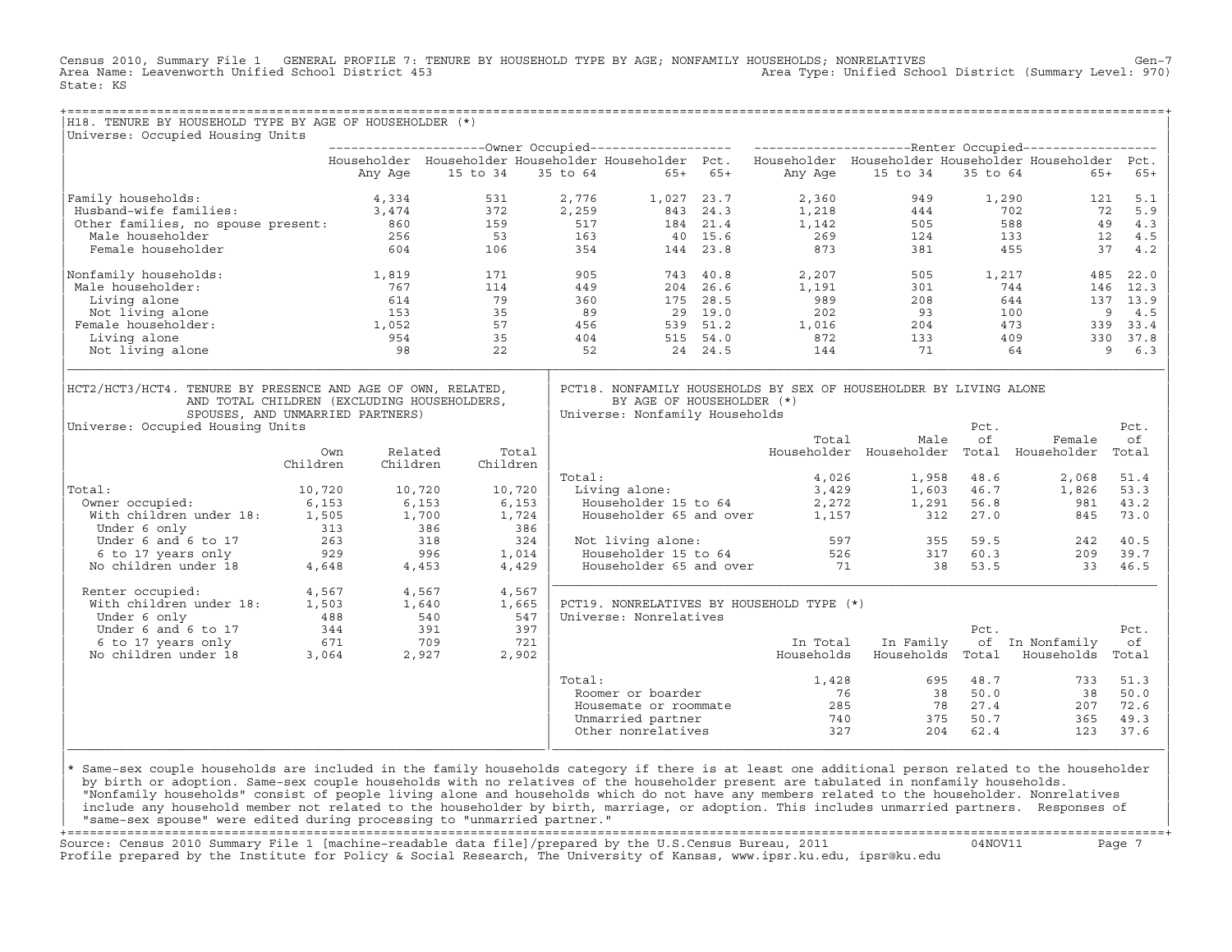Census 2010, Summary File 1 GENERAL PROFILE 7: TENURE BY HOUSEHOLD TYPE BY AGE; NONFAMILY HOUSEHOLDS; NONRELATIVES Gen-7
Area Name: Leavenworth Unified School District 453 Area Type: Unified School District (Summary Level: 970)
State: KS

## H18. TENURE BY HOUSEHOLD TYPE BY AGE OF HOUSEHOLDER (*)

Universe: Occupied Housing Units

| | Owner Occupied | | | | | Renter Occupied | | | | |
|---|---|---|---|---|---|---|---|---|---|---|
| | Householder Any Age | Householder 15 to 34 | Householder 35 to 64 | Householder 65+ | Pct. 65+ | Householder Any Age | Householder 15 to 34 | Householder 35 to 64 | Householder 65+ | Pct. 65+ |
| Family households: | 4,334 | 531 | 2,776 | 1,027 | 23.7 | 2,360 | 949 | 1,290 | 121 | 5.1 |
| Husband-wife families: | 3,474 | 372 | 2,259 | 843 | 24.3 | 1,218 | 444 | 702 | 72 | 5.9 |
| Other families, no spouse present: | 860 | 159 | 517 | 184 | 21.4 | 1,142 | 505 | 588 | 49 | 4.3 |
| Male householder | 256 | 53 | 163 | 40 | 15.6 | 269 | 124 | 133 | 12 | 4.5 |
| Female householder | 604 | 106 | 354 | 144 | 23.8 | 873 | 381 | 455 | 37 | 4.2 |
| Nonfamily households: | 1,819 | 171 | 905 | 743 | 40.8 | 2,207 | 505 | 1,217 | 485 | 22.0 |
| Male householder: | 767 | 114 | 449 | 204 | 26.6 | 1,191 | 301 | 744 | 146 | 12.3 |
| Living alone | 614 | 79 | 360 | 175 | 28.5 | 989 | 208 | 644 | 137 | 13.9 |
| Not living alone | 153 | 35 | 89 | 29 | 19.0 | 202 | 93 | 100 | 9 | 4.5 |
| Female householder: | 1,052 | 57 | 456 | 539 | 51.2 | 1,016 | 204 | 473 | 339 | 33.4 |
| Living alone | 954 | 35 | 404 | 515 | 54.0 | 872 | 133 | 409 | 330 | 37.8 |
| Not living alone | 98 | 22 | 52 | 24 | 24.5 | 144 | 71 | 64 | 9 | 6.3 |

## HCT2/HCT3/HCT4. TENURE BY PRESENCE AND AGE OF OWN, RELATED, AND TOTAL CHILDREN (EXCLUDING HOUSEHOLDERS, SPOUSES, AND UNMARRIED PARTNERS)

Universe: Occupied Housing Units

| | Own Children | Related Children | Total Children |
|---|---|---|---|
| Total: | 10,720 | 10,720 | 10,720 |
| Owner occupied: | 6,153 | 6,153 | 6,153 |
| With children under 18: | 1,505 | 1,700 | 1,724 |
| Under 6 only | 313 | 386 | 386 |
| Under 6 and 6 to 17 | 263 | 318 | 324 |
| 6 to 17 years only | 929 | 996 | 1,014 |
| No children under 18 | 4,648 | 4,453 | 4,429 |
| Renter occupied: | 4,567 | 4,567 | 4,567 |
| With children under 18: | 1,503 | 1,640 | 1,665 |
| Under 6 only | 488 | 540 | 547 |
| Under 6 and 6 to 17 | 344 | 391 | 397 |
| 6 to 17 years only | 671 | 709 | 721 |
| No children under 18 | 3,064 | 2,927 | 2,902 |

## PCT18. NONFAMILY HOUSEHOLDS BY SEX OF HOUSEHOLDER BY LIVING ALONE BY AGE OF HOUSEHOLDER (*)

Universe: Nonfamily Households

| | Total Householder | Male Householder | Pct. of Total | Female Householder | Pct. of Total |
|---|---|---|---|---|---|
| Total: | 4,026 | 1,958 | 48.6 | 2,068 | 51.4 |
| Living alone: | 3,429 | 1,603 | 46.7 | 1,826 | 53.3 |
| Householder 15 to 64 | 2,272 | 1,291 | 56.8 | 981 | 43.2 |
| Householder 65 and over | 1,157 | 312 | 27.0 | 845 | 73.0 |
| Not living alone: | 597 | 355 | 59.5 | 242 | 40.5 |
| Householder 15 to 64 | 526 | 317 | 60.3 | 209 | 39.7 |
| Householder 65 and over | 71 | 38 | 53.5 | 33 | 46.5 |

## PCT19. NONRELATIVES BY HOUSEHOLD TYPE (*)

Universe: Nonrelatives

| | In Total Households | In Family Households | Pct. of Total | In Nonfamily Households | Pct. of Total |
|---|---|---|---|---|---|
| Total: | 1,428 | 695 | 48.7 | 733 | 51.3 |
| Roomer or boarder | 76 | 38 | 50.0 | 38 | 50.0 |
| Housemate or roommate | 285 | 78 | 27.4 | 207 | 72.6 |
| Unmarried partner | 740 | 375 | 50.7 | 365 | 49.3 |
| Other nonrelatives | 327 | 204 | 62.4 | 123 | 37.6 |

* Same-sex couple households are included in the family households category if there is at least one additional person related to the householder by birth or adoption. Same-sex couple households with no relatives of the householder present are tabulated in nonfamily households. "Nonfamily households" consist of people living alone and households which do not have any members related to the householder. Nonrelatives include any household member not related to the householder by birth, marriage, or adoption. This includes unmarried partners. Responses of "same-sex spouse" were edited during processing to "unmarried partner."

Source: Census 2010 Summary File 1 [machine-readable data file]/prepared by the U.S.Census Bureau, 2011 04NOV11
Profile prepared by the Institute for Policy & Social Research, The University of Kansas, www.ipsr.ku.edu, ipsr@ku.edu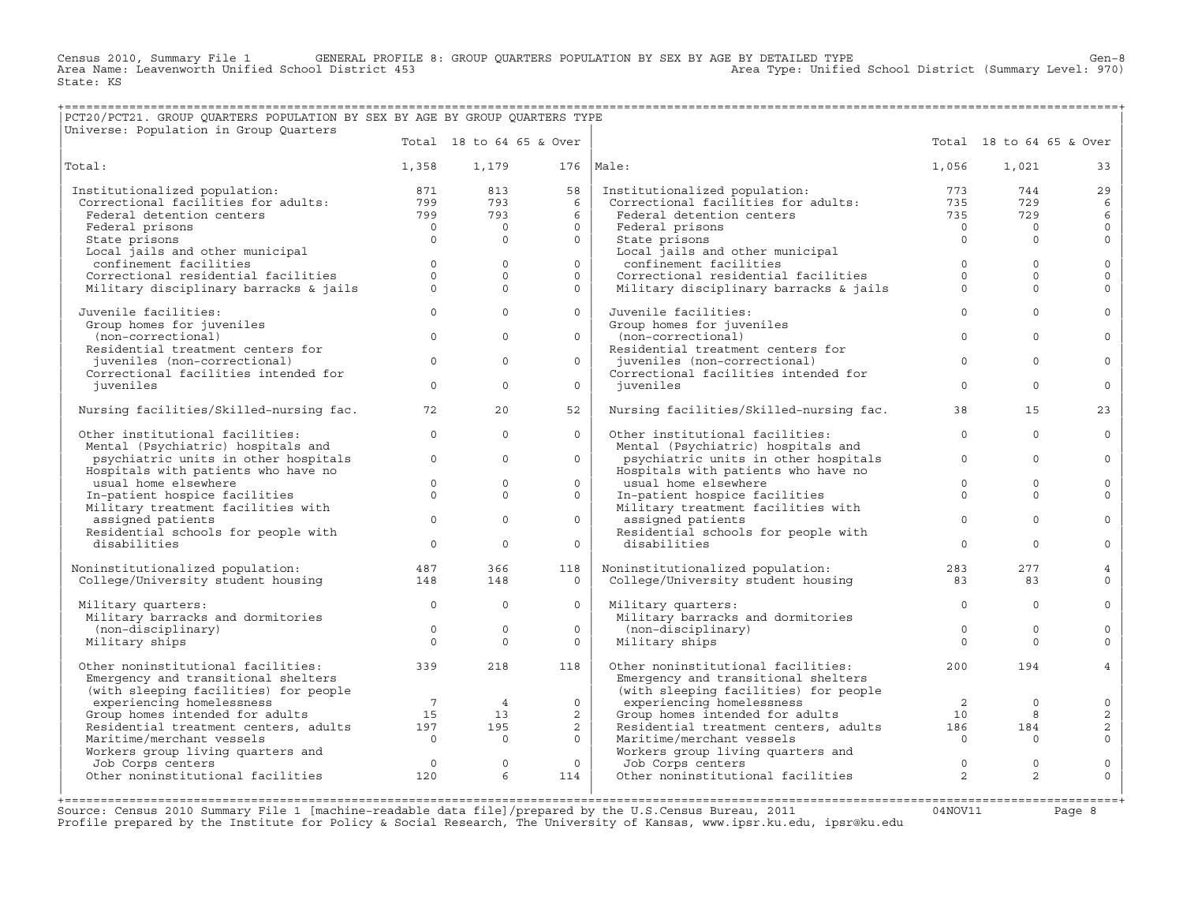Census 2010, Summary File 1 GENERAL PROFILE 8: GROUP QUARTERS POPULATION BY SEX BY AGE BY DETAILED TYPE Gen-8
Area Name: Leavenworth Unified School District 453 Area Type: Unified School District (Summary Level: 970)
State: KS

PCT20/PCT21. GROUP QUARTERS POPULATION BY SEX BY AGE BY GROUP QUARTERS TYPE
Universe: Population in Group Quarters

| | Total | 18 to 64 | 65 & Over | | Total | 18 to 64 | 65 & Over |
|---|---|---|---|---|---|---|---|
| Total: | 1,358 | 1,179 | 176 | Male: | 1,056 | 1,021 | 33 |
| Institutionalized population: | 871 | 813 | 58 | Institutionalized population: | 773 | 744 | 29 |
| Correctional facilities for adults: | 799 | 793 | 6 | Correctional facilities for adults: | 735 | 729 | 6 |
| Federal detention centers | 799 | 793 | 6 | Federal detention centers | 735 | 729 | 6 |
| Federal prisons | 0 | 0 | 0 | Federal prisons | 0 | 0 | 0 |
| State prisons | 0 | 0 | 0 | State prisons | 0 | 0 | 0 |
| Local jails and other municipal confinement facilities | 0 | 0 | 0 | Local jails and other municipal confinement facilities | 0 | 0 | 0 |
| Correctional residential facilities | 0 | 0 | 0 | Correctional residential facilities | 0 | 0 | 0 |
| Military disciplinary barracks & jails | 0 | 0 | 0 | Military disciplinary barracks & jails | 0 | 0 | 0 |
| Juvenile facilities: | 0 | 0 | 0 | Juvenile facilities: | 0 | 0 | 0 |
| Group homes for juveniles (non-correctional) | 0 | 0 | 0 | Group homes for juveniles (non-correctional) | 0 | 0 | 0 |
| Residential treatment centers for juveniles (non-correctional) | 0 | 0 | 0 | Residential treatment centers for juveniles (non-correctional) | 0 | 0 | 0 |
| Correctional facilities intended for juveniles | 0 | 0 | 0 | Correctional facilities intended for juveniles | 0 | 0 | 0 |
| Nursing facilities/Skilled-nursing fac. | 72 | 20 | 52 | Nursing facilities/Skilled-nursing fac. | 38 | 15 | 23 |
| Other institutional facilities: | 0 | 0 | 0 | Other institutional facilities: | 0 | 0 | 0 |
| Mental (Psychiatric) hospitals and psychiatric units in other hospitals | 0 | 0 | 0 | Mental (Psychiatric) hospitals and psychiatric units in other hospitals | 0 | 0 | 0 |
| Hospitals with patients who have no usual home elsewhere | 0 | 0 | 0 | Hospitals with patients who have no usual home elsewhere | 0 | 0 | 0 |
| In-patient hospice facilities | 0 | 0 | 0 | In-patient hospice facilities | 0 | 0 | 0 |
| Military treatment facilities with assigned patients | 0 | 0 | 0 | Military treatment facilities with assigned patients | 0 | 0 | 0 |
| Residential schools for people with disabilities | 0 | 0 | 0 | Residential schools for people with disabilities | 0 | 0 | 0 |
| Noninstitutionalized population: | 487 | 366 | 118 | Noninstitutionalized population: | 283 | 277 | 4 |
| College/University student housing | 148 | 148 | 0 | College/University student housing | 83 | 83 | 0 |
| Military quarters: | 0 | 0 | 0 | Military quarters: | 0 | 0 | 0 |
| Military barracks and dormitories (non-disciplinary) | 0 | 0 | 0 | Military barracks and dormitories (non-disciplinary) | 0 | 0 | 0 |
| Military ships | 0 | 0 | 0 | Military ships | 0 | 0 | 0 |
| Other noninstitutional facilities: | 339 | 218 | 118 | Other noninstitutional facilities: | 200 | 194 | 4 |
| Emergency and transitional shelters (with sleeping facilities) for people experiencing homelessness | 7 | 4 | 0 | Emergency and transitional shelters (with sleeping facilities) for people experiencing homelessness | 2 | 0 | 0 |
| Group homes intended for adults | 15 | 13 | 2 | Group homes intended for adults | 10 | 8 | 2 |
| Residential treatment centers, adults | 197 | 195 | 2 | Residential treatment centers, adults | 186 | 184 | 2 |
| Maritime/merchant vessels | 0 | 0 | 0 | Maritime/merchant vessels | 0 | 0 | 0 |
| Workers group living quarters and Job Corps centers | 0 | 0 | 0 | Workers group living quarters and Job Corps centers | 0 | 0 | 0 |
| Other noninstitutional facilities | 120 | 6 | 114 | Other noninstitutional facilities | 2 | 2 | 0 |

Source: Census 2010 Summary File 1 [machine-readable data file]/prepared by the U.S.Census Bureau, 2011 04NOV11
Profile prepared by the Institute for Policy & Social Research, The University of Kansas, www.ipsr.ku.edu, ipsr@ku.edu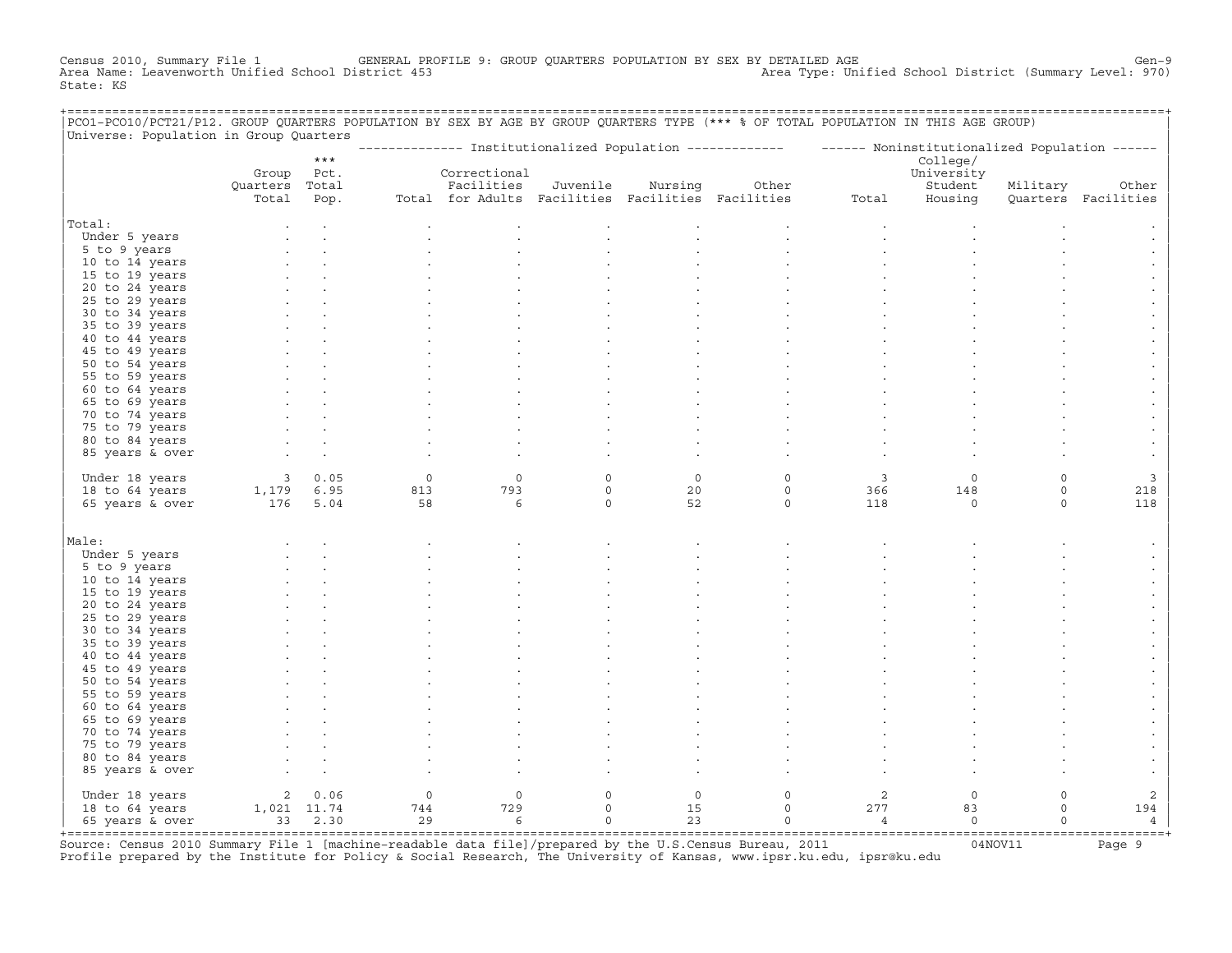Census 2010, Summary File 1 GENERAL PROFILE 9: GROUP QUARTERS POPULATION BY SEX BY DETAILED AGE Gen-9
Area Name: Leavenworth Unified School District 453 Area Type: Unified School District (Summary Level: 970)
State: KS

PCO1-PCO10/PCT21/P12. GROUP QUARTERS POPULATION BY SEX BY AGE BY GROUP QUARTERS TYPE (*** % OF TOTAL POPULATION IN THIS AGE GROUP)
Universe: Population in Group Quarters

| | Group Quarters Total | *** Pct. Total Pop. | Institutionalized Population: Total | Correctional Facilities for Adults | Juvenile Facilities | Nursing Facilities | Other Facilities | Noninstitutionalized Population: Total | College/ University Student Housing | Military Quarters | Other Facilities |
|---|---|---|---|---|---|---|---|---|---|---|---|
| **Total:** | . | . | . | . | . | . | . | . | . | . | . |
| Under 5 years | . | . | . | . | . | . | . | . | . | . | . |
| 5 to 9 years | . | . | . | . | . | . | . | . | . | . | . |
| 10 to 14 years | . | . | . | . | . | . | . | . | . | . | . |
| 15 to 19 years | . | . | . | . | . | . | . | . | . | . | . |
| 20 to 24 years | . | . | . | . | . | . | . | . | . | . | . |
| 25 to 29 years | . | . | . | . | . | . | . | . | . | . | . |
| 30 to 34 years | . | . | . | . | . | . | . | . | . | . | . |
| 35 to 39 years | . | . | . | . | . | . | . | . | . | . | . |
| 40 to 44 years | . | . | . | . | . | . | . | . | . | . | . |
| 45 to 49 years | . | . | . | . | . | . | . | . | . | . | . |
| 50 to 54 years | . | . | . | . | . | . | . | . | . | . | . |
| 55 to 59 years | . | . | . | . | . | . | . | . | . | . | . |
| 60 to 64 years | . | . | . | . | . | . | . | . | . | . | . |
| 65 to 69 years | . | . | . | . | . | . | . | . | . | . | . |
| 70 to 74 years | . | . | . | . | . | . | . | . | . | . | . |
| 75 to 79 years | . | . | . | . | . | . | . | . | . | . | . |
| 80 to 84 years | . | . | . | . | . | . | . | . | . | . | . |
| 85 years & over | . | . | . | . | . | . | . | . | . | . | . |
| Under 18 years | 3 | 0.05 | 0 | 0 | 0 | 0 | 0 | 3 | 0 | 0 | 3 |
| 18 to 64 years | 1,179 | 6.95 | 813 | 793 | 0 | 20 | 0 | 366 | 148 | 0 | 218 |
| 65 years & over | 176 | 5.04 | 58 | 6 | 0 | 52 | 0 | 118 | 0 | 0 | 118 |
| **Male:** | . | . | . | . | . | . | . | . | . | . | . |
| Under 5 years | . | . | . | . | . | . | . | . | . | . | . |
| 5 to 9 years | . | . | . | . | . | . | . | . | . | . | . |
| 10 to 14 years | . | . | . | . | . | . | . | . | . | . | . |
| 15 to 19 years | . | . | . | . | . | . | . | . | . | . | . |
| 20 to 24 years | . | . | . | . | . | . | . | . | . | . | . |
| 25 to 29 years | . | . | . | . | . | . | . | . | . | . | . |
| 30 to 34 years | . | . | . | . | . | . | . | . | . | . | . |
| 35 to 39 years | . | . | . | . | . | . | . | . | . | . | . |
| 40 to 44 years | . | . | . | . | . | . | . | . | . | . | . |
| 45 to 49 years | . | . | . | . | . | . | . | . | . | . | . |
| 50 to 54 years | . | . | . | . | . | . | . | . | . | . | . |
| 55 to 59 years | . | . | . | . | . | . | . | . | . | . | . |
| 60 to 64 years | . | . | . | . | . | . | . | . | . | . | . |
| 65 to 69 years | . | . | . | . | . | . | . | . | . | . | . |
| 70 to 74 years | . | . | . | . | . | . | . | . | . | . | . |
| 75 to 79 years | . | . | . | . | . | . | . | . | . | . | . |
| 80 to 84 years | . | . | . | . | . | . | . | . | . | . | . |
| 85 years & over | . | . | . | . | . | . | . | . | . | . | . |
| Under 18 years | 2 | 0.06 | 0 | 0 | 0 | 0 | 0 | 2 | 0 | 0 | 2 |
| 18 to 64 years | 1,021 | 11.74 | 744 | 729 | 0 | 15 | 0 | 277 | 83 | 0 | 194 |
| 65 years & over | 33 | 2.30 | 29 | 6 | 0 | 23 | 0 | 4 | 0 | 0 | 4 |

Source: Census 2010 Summary File 1 [machine-readable data file]/prepared by the U.S.Census Bureau, 2011 04NOV11
Profile prepared by the Institute for Policy & Social Research, The University of Kansas, www.ipsr.ku.edu, ipsr@ku.edu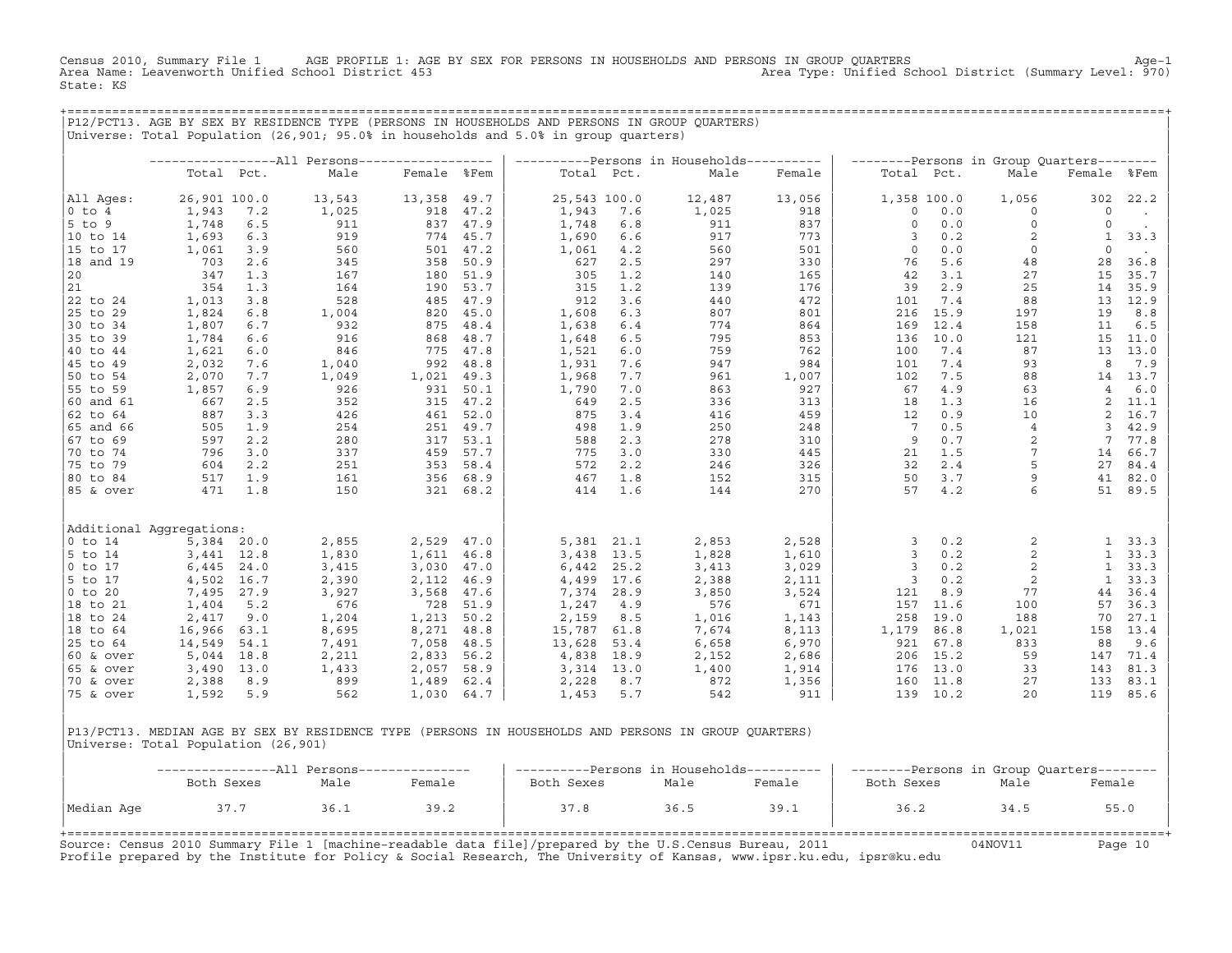Census 2010, Summary File 1 AGE PROFILE 1: AGE BY SEX FOR PERSONS IN HOUSEHOLDS AND PERSONS IN GROUP QUARTERS
Area Name: Leavenworth Unified School District 453
State: KS
Area Type: Unified School District (Summary Level: 970)

## P12/PCT13. AGE BY SEX BY RESIDENCE TYPE (PERSONS IN HOUSEHOLDS AND PERSONS IN GROUP QUARTERS)

Universe: Total Population (26,901; 95.0% in households and 5.0% in group quarters)

| | All Persons | | | | | Persons in Households | | | | Persons in Group Quarters | | | | |
|---|---|---|---|---|---|---|---|---|---|---|---|---|---|---|
| | Total | Pct. | Male | Female | %Fem | Total | Pct. | Male | Female | Total | Pct. | Male | Female | %Fem |
| All Ages: | 26,901 | 100.0 | 13,543 | 13,358 | 49.7 | 25,543 | 100.0 | 12,487 | 13,056 | 1,358 | 100.0 | 1,056 | 302 | 22.2 |
| 0 to 4 | 1,943 | 7.2 | 1,025 | 918 | 47.2 | 1,943 | 7.6 | 1,025 | 918 | 0 | 0.0 | 0 | 0 | . |
| 5 to 9 | 1,748 | 6.5 | 911 | 837 | 47.9 | 1,748 | 6.8 | 911 | 837 | 0 | 0.0 | 0 | 0 | . |
| 10 to 14 | 1,693 | 6.3 | 919 | 774 | 45.7 | 1,690 | 6.6 | 917 | 773 | 3 | 0.2 | 2 | 1 | 33.3 |
| 15 to 17 | 1,061 | 3.9 | 560 | 501 | 47.2 | 1,061 | 4.2 | 560 | 501 | 0 | 0.0 | 0 | 0 | . |
| 18 and 19 | 703 | 2.6 | 345 | 358 | 50.9 | 627 | 2.5 | 297 | 330 | 76 | 5.6 | 48 | 28 | 36.8 |
| 20 | 347 | 1.3 | 167 | 180 | 51.9 | 305 | 1.2 | 140 | 165 | 42 | 3.1 | 27 | 15 | 35.7 |
| 21 | 354 | 1.3 | 164 | 190 | 53.7 | 315 | 1.2 | 139 | 176 | 39 | 2.9 | 25 | 14 | 35.9 |
| 22 to 24 | 1,013 | 3.8 | 528 | 485 | 47.9 | 912 | 3.6 | 440 | 472 | 101 | 7.4 | 88 | 13 | 12.9 |
| 25 to 29 | 1,824 | 6.8 | 1,004 | 820 | 45.0 | 1,608 | 6.3 | 807 | 801 | 216 | 15.9 | 197 | 19 | 8.8 |
| 30 to 34 | 1,807 | 6.7 | 932 | 875 | 48.4 | 1,638 | 6.4 | 774 | 864 | 169 | 12.4 | 158 | 11 | 6.5 |
| 35 to 39 | 1,784 | 6.6 | 916 | 868 | 48.7 | 1,648 | 6.5 | 795 | 853 | 136 | 10.0 | 121 | 15 | 11.0 |
| 40 to 44 | 1,621 | 6.0 | 846 | 775 | 47.8 | 1,521 | 6.0 | 759 | 762 | 100 | 7.4 | 87 | 13 | 13.0 |
| 45 to 49 | 2,032 | 7.6 | 1,040 | 992 | 48.8 | 1,931 | 7.6 | 947 | 984 | 101 | 7.4 | 93 | 8 | 7.9 |
| 50 to 54 | 2,070 | 7.7 | 1,049 | 1,021 | 49.3 | 1,968 | 7.7 | 961 | 1,007 | 102 | 7.5 | 88 | 14 | 13.7 |
| 55 to 59 | 1,857 | 6.9 | 926 | 931 | 50.1 | 1,790 | 7.0 | 863 | 927 | 67 | 4.9 | 63 | 4 | 6.0 |
| 60 and 61 | 667 | 2.5 | 352 | 315 | 47.2 | 649 | 2.5 | 336 | 313 | 18 | 1.3 | 16 | 2 | 11.1 |
| 62 to 64 | 887 | 3.3 | 426 | 461 | 52.0 | 875 | 3.4 | 416 | 459 | 12 | 0.9 | 10 | 2 | 16.7 |
| 65 and 66 | 505 | 1.9 | 254 | 251 | 49.7 | 498 | 1.9 | 250 | 248 | 7 | 0.5 | 4 | 3 | 42.9 |
| 67 to 69 | 597 | 2.2 | 280 | 317 | 53.1 | 588 | 2.3 | 278 | 310 | 9 | 0.7 | 2 | 7 | 77.8 |
| 70 to 74 | 796 | 3.0 | 337 | 459 | 57.7 | 775 | 3.0 | 330 | 445 | 21 | 1.5 | 7 | 14 | 66.7 |
| 75 to 79 | 604 | 2.2 | 251 | 353 | 58.4 | 572 | 2.2 | 246 | 326 | 32 | 2.4 | 5 | 27 | 84.4 |
| 80 to 84 | 517 | 1.9 | 161 | 356 | 68.9 | 467 | 1.8 | 152 | 315 | 50 | 3.7 | 9 | 41 | 82.0 |
| 85 & over | 471 | 1.8 | 150 | 321 | 68.2 | 414 | 1.6 | 144 | 270 | 57 | 4.2 | 6 | 51 | 89.5 |
| Additional Aggregations: | | | | | | | | | | | | | | |
| 0 to 14 | 5,384 | 20.0 | 2,855 | 2,529 | 47.0 | 5,381 | 21.1 | 2,853 | 2,528 | 3 | 0.2 | 2 | 1 | 33.3 |
| 5 to 14 | 3,441 | 12.8 | 1,830 | 1,611 | 46.8 | 3,438 | 13.5 | 1,828 | 1,610 | 3 | 0.2 | 2 | 1 | 33.3 |
| 0 to 17 | 6,445 | 24.0 | 3,415 | 3,030 | 47.0 | 6,442 | 25.2 | 3,413 | 3,029 | 3 | 0.2 | 2 | 1 | 33.3 |
| 5 to 17 | 4,502 | 16.7 | 2,390 | 2,112 | 46.9 | 4,499 | 17.6 | 2,388 | 2,111 | 3 | 0.2 | 2 | 1 | 33.3 |
| 0 to 20 | 7,495 | 27.9 | 3,927 | 3,568 | 47.6 | 7,374 | 28.9 | 3,850 | 3,524 | 121 | 8.9 | 77 | 44 | 36.4 |
| 18 to 21 | 1,404 | 5.2 | 676 | 728 | 51.9 | 1,247 | 4.9 | 576 | 671 | 157 | 11.6 | 100 | 57 | 36.3 |
| 18 to 24 | 2,417 | 9.0 | 1,204 | 1,213 | 50.2 | 2,159 | 8.5 | 1,016 | 1,143 | 258 | 19.0 | 188 | 70 | 27.1 |
| 18 to 64 | 16,966 | 63.1 | 8,695 | 8,271 | 48.8 | 15,787 | 61.8 | 7,674 | 8,113 | 1,179 | 86.8 | 1,021 | 158 | 13.4 |
| 25 to 64 | 14,549 | 54.1 | 7,491 | 7,058 | 48.5 | 13,628 | 53.4 | 6,658 | 6,970 | 921 | 67.8 | 833 | 88 | 9.6 |
| 60 & over | 5,044 | 18.8 | 2,211 | 2,833 | 56.2 | 4,838 | 18.9 | 2,152 | 2,686 | 206 | 15.2 | 59 | 147 | 71.4 |
| 65 & over | 3,490 | 13.0 | 1,433 | 2,057 | 58.9 | 3,314 | 13.0 | 1,400 | 1,914 | 176 | 13.0 | 33 | 143 | 81.3 |
| 70 & over | 2,388 | 8.9 | 899 | 1,489 | 62.4 | 2,228 | 8.7 | 872 | 1,356 | 160 | 11.8 | 27 | 133 | 83.1 |
| 75 & over | 1,592 | 5.9 | 562 | 1,030 | 64.7 | 1,453 | 5.7 | 542 | 911 | 139 | 10.2 | 20 | 119 | 85.6 |

## P13/PCT13. MEDIAN AGE BY SEX BY RESIDENCE TYPE (PERSONS IN HOUSEHOLDS AND PERSONS IN GROUP QUARTERS)

Universe: Total Population (26,901)

| | All Persons | | | Persons in Households | | | Persons in Group Quarters | | |
|---|---|---|---|---|---|---|---|---|---|
| | Both Sexes | Male | Female | Both Sexes | Male | Female | Both Sexes | Male | Female |
| Median Age | 37.7 | 36.1 | 39.2 | 37.8 | 36.5 | 39.1 | 36.2 | 34.5 | 55.0 |

Source: Census 2010 Summary File 1 [machine-readable data file]/prepared by the U.S.Census Bureau, 2011 04NOV11
Profile prepared by the Institute for Policy & Social Research, The University of Kansas, www.ipsr.ku.edu, ipsr@ku.edu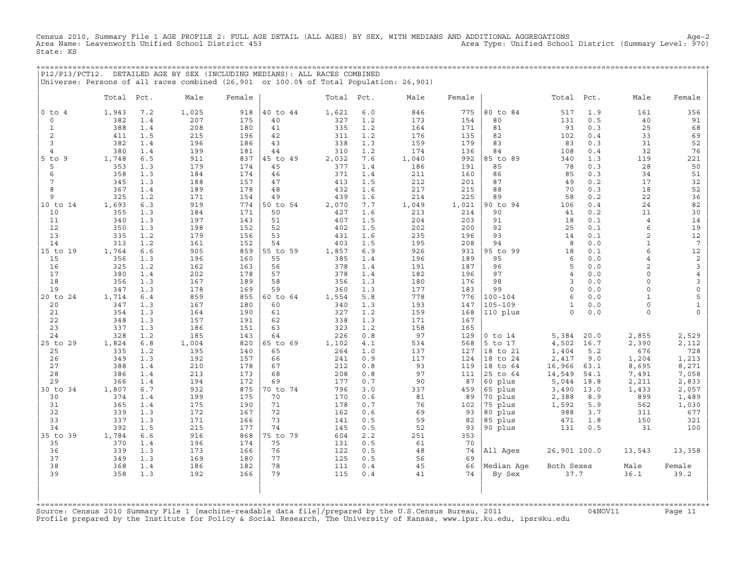Census 2010, Summary File 1 AGE PROFILE 2: FULL AGE DETAIL (ALL AGES) BY SEX, WITH MEDIANS AND ADDITIONAL AGGREGATIONS

Area Name: Leavenworth Unified School District 453

State: KS

Area Type: Unified School District (Summary Level: 970)

## P12/P13/PCT12. DETAILED AGE BY SEX (INCLUDING MEDIANS): ALL RACES COMBINED

Universe: Persons of all races combined (26,901 or 100.0% of Total Population: 26,901)

| | Total | Pct. | Male | Female | | Total | Pct. | Male | Female | | Total | Pct. | Male | Female |
|---|---|---|---|---|---|---|---|---|---|---|---|---|---|---|
| 0 to 4 | 1,943 | 7.2 | 1,025 | 918 | 40 to 44 | 1,621 | 6.0 | 846 | 775 | 80 to 84 | 517 | 1.9 | 161 | 356 |
| 0 | 382 | 1.4 | 207 | 175 | 40 | 327 | 1.2 | 173 | 154 | 80 | 131 | 0.5 | 40 | 91 |
| 1 | 388 | 1.4 | 208 | 180 | 41 | 335 | 1.2 | 164 | 171 | 81 | 93 | 0.3 | 25 | 68 |
| 2 | 411 | 1.5 | 215 | 196 | 42 | 311 | 1.2 | 176 | 135 | 82 | 102 | 0.4 | 33 | 69 |
| 3 | 382 | 1.4 | 196 | 186 | 43 | 338 | 1.3 | 159 | 179 | 83 | 83 | 0.3 | 31 | 52 |
| 4 | 380 | 1.4 | 199 | 181 | 44 | 310 | 1.2 | 174 | 136 | 84 | 108 | 0.4 | 32 | 76 |
| 5 to 9 | 1,748 | 6.5 | 911 | 837 | 45 to 49 | 2,032 | 7.6 | 1,040 | 992 | 85 to 89 | 340 | 1.3 | 119 | 221 |
| 5 | 353 | 1.3 | 179 | 174 | 45 | 377 | 1.4 | 186 | 191 | 85 | 78 | 0.3 | 28 | 50 |
| 6 | 358 | 1.3 | 184 | 174 | 46 | 371 | 1.4 | 211 | 160 | 86 | 85 | 0.3 | 34 | 51 |
| 7 | 345 | 1.3 | 188 | 157 | 47 | 413 | 1.5 | 212 | 201 | 87 | 49 | 0.2 | 17 | 32 |
| 8 | 367 | 1.4 | 189 | 178 | 48 | 432 | 1.6 | 217 | 215 | 88 | 70 | 0.3 | 18 | 52 |
| 9 | 325 | 1.2 | 171 | 154 | 49 | 439 | 1.6 | 214 | 225 | 89 | 58 | 0.2 | 22 | 36 |
| 10 to 14 | 1,693 | 6.3 | 919 | 774 | 50 to 54 | 2,070 | 7.7 | 1,049 | 1,021 | 90 to 94 | 106 | 0.4 | 24 | 82 |
| 10 | 355 | 1.3 | 184 | 171 | 50 | 427 | 1.6 | 213 | 214 | 90 | 41 | 0.2 | 11 | 30 |
| 11 | 340 | 1.3 | 197 | 143 | 51 | 407 | 1.5 | 204 | 203 | 91 | 18 | 0.1 | 4 | 14 |
| 12 | 350 | 1.3 | 198 | 152 | 52 | 402 | 1.5 | 202 | 200 | 92 | 25 | 0.1 | 6 | 19 |
| 13 | 335 | 1.2 | 179 | 156 | 53 | 431 | 1.6 | 235 | 196 | 93 | 14 | 0.1 | 2 | 12 |
| 14 | 313 | 1.2 | 161 | 152 | 54 | 403 | 1.5 | 195 | 208 | 94 | 8 | 0.0 | 1 | 7 |
| 15 to 19 | 1,764 | 6.6 | 905 | 859 | 55 to 59 | 1,857 | 6.9 | 926 | 931 | 95 to 99 | 18 | 0.1 | 6 | 12 |
| 15 | 356 | 1.3 | 196 | 160 | 55 | 385 | 1.4 | 196 | 189 | 95 | 6 | 0.0 | 4 | 2 |
| 16 | 325 | 1.2 | 162 | 163 | 56 | 378 | 1.4 | 191 | 187 | 96 | 5 | 0.0 | 2 | 3 |
| 17 | 380 | 1.4 | 202 | 178 | 57 | 378 | 1.4 | 182 | 196 | 97 | 4 | 0.0 | 0 | 4 |
| 18 | 356 | 1.3 | 167 | 189 | 58 | 356 | 1.3 | 180 | 176 | 98 | 3 | 0.0 | 0 | 3 |
| 19 | 347 | 1.3 | 178 | 169 | 59 | 360 | 1.3 | 177 | 183 | 99 | 0 | 0.0 | 0 | 0 |
| 20 to 24 | 1,714 | 6.4 | 859 | 855 | 60 to 64 | 1,554 | 5.8 | 778 | 776 | 100-104 | 6 | 0.0 | 1 | 5 |
| 20 | 347 | 1.3 | 167 | 180 | 60 | 340 | 1.3 | 193 | 147 | 105-109 | 1 | 0.0 | 0 | 1 |
| 21 | 354 | 1.3 | 164 | 190 | 61 | 327 | 1.2 | 159 | 168 | 110 plus | 0 | 0.0 | 0 | 0 |
| 22 | 348 | 1.3 | 157 | 191 | 62 | 338 | 1.3 | 171 | 167 | | | | | |
| 23 | 337 | 1.3 | 186 | 151 | 63 | 323 | 1.2 | 158 | 165 | | | | | |
| 24 | 328 | 1.2 | 185 | 143 | 64 | 226 | 0.8 | 97 | 129 | 0 to 14 | 5,384 | 20.0 | 2,855 | 2,529 |
| 25 to 29 | 1,824 | 6.8 | 1,004 | 820 | 65 to 69 | 1,102 | 4.1 | 534 | 568 | 5 to 17 | 4,502 | 16.7 | 2,390 | 2,112 |
| 25 | 335 | 1.2 | 195 | 140 | 65 | 264 | 1.0 | 137 | 127 | 18 to 21 | 1,404 | 5.2 | 676 | 728 |
| 26 | 349 | 1.3 | 192 | 157 | 66 | 241 | 0.9 | 117 | 124 | 18 to 24 | 2,417 | 9.0 | 1,204 | 1,213 |
| 27 | 388 | 1.4 | 210 | 178 | 67 | 212 | 0.8 | 93 | 119 | 18 to 64 | 16,966 | 63.1 | 8,695 | 8,271 |
| 28 | 386 | 1.4 | 213 | 173 | 68 | 208 | 0.8 | 97 | 111 | 25 to 64 | 14,549 | 54.1 | 7,491 | 7,058 |
| 29 | 366 | 1.4 | 194 | 172 | 69 | 177 | 0.7 | 90 | 87 | 60 plus | 5,044 | 18.8 | 2,211 | 2,833 |
| 30 to 34 | 1,807 | 6.7 | 932 | 875 | 70 to 74 | 796 | 3.0 | 337 | 459 | 65 plus | 3,490 | 13.0 | 1,433 | 2,057 |
| 30 | 374 | 1.4 | 199 | 175 | 70 | 170 | 0.6 | 81 | 89 | 70 plus | 2,388 | 8.9 | 899 | 1,489 |
| 31 | 365 | 1.4 | 175 | 190 | 71 | 178 | 0.7 | 76 | 102 | 75 plus | 1,592 | 5.9 | 562 | 1,030 |
| 32 | 339 | 1.3 | 172 | 167 | 72 | 162 | 0.6 | 69 | 93 | 80 plus | 988 | 3.7 | 311 | 677 |
| 33 | 337 | 1.3 | 171 | 166 | 73 | 141 | 0.5 | 59 | 82 | 85 plus | 471 | 1.8 | 150 | 321 |
| 34 | 392 | 1.5 | 215 | 177 | 74 | 145 | 0.5 | 52 | 93 | 90 plus | 131 | 0.5 | 31 | 100 |
| 35 to 39 | 1,784 | 6.6 | 916 | 868 | 75 to 79 | 604 | 2.2 | 251 | 353 | | | | | |
| 35 | 370 | 1.4 | 196 | 174 | 75 | 131 | 0.5 | 61 | 70 | | | | | |
| 36 | 339 | 1.3 | 173 | 166 | 76 | 122 | 0.5 | 48 | 74 | All Ages | 26,901 | 100.0 | 13,543 | 13,358 |
| 37 | 349 | 1.3 | 169 | 180 | 77 | 125 | 0.5 | 56 | 69 | | | | | |
| 38 | 368 | 1.4 | 186 | 182 | 78 | 111 | 0.4 | 45 | 66 | Median Age | Both Sexes | | Male | Female |
| 39 | 358 | 1.3 | 192 | 166 | 79 | 115 | 0.4 | 41 | 74 | By Sex | 37.7 | | 36.1 | 39.2 |

Source: Census 2010 Summary File 1 [machine-readable data file]/prepared by the U.S.Census Bureau, 2011 04NOV11

Profile prepared by the Institute for Policy & Social Research, The University of Kansas, www.ipsr.ku.edu, ipsr@ku.edu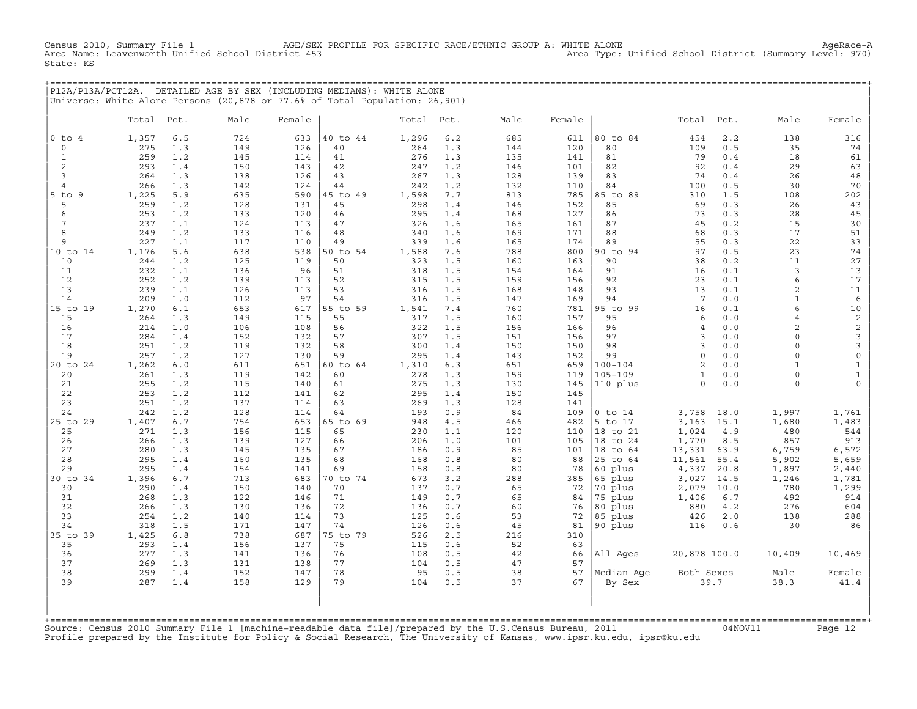Census 2010, Summary File 1 AGE/SEX PROFILE FOR SPECIFIC RACE/ETHNIC GROUP A: WHITE ALONE AgeRace-A
Area Name: Leavenworth Unified School District 453 Area Type: Unified School District (Summary Level: 970)
State: KS

## P12A/P13A/PCT12A. DETAILED AGE BY SEX (INCLUDING MEDIANS): WHITE ALONE

Universe: White Alone Persons (20,878 or 77.6% of Total Population: 26,901)

| | Total | Pct. | Male | Female | | Total | Pct. | Male | Female | | Total | Pct. | Male | Female |
|---|---|---|---|---|---|---|---|---|---|---|---|---|---|---|
| 0 to 4 | 1,357 | 6.5 | 724 | 633 | 40 to 44 | 1,296 | 6.2 | 685 | 611 | 80 to 84 | 454 | 2.2 | 138 | 316 |
| 0 | 275 | 1.3 | 149 | 126 | 40 | 264 | 1.3 | 144 | 120 | 80 | 109 | 0.5 | 35 | 74 |
| 1 | 259 | 1.2 | 145 | 114 | 41 | 276 | 1.3 | 135 | 141 | 81 | 79 | 0.4 | 18 | 61 |
| 2 | 293 | 1.4 | 150 | 143 | 42 | 247 | 1.2 | 146 | 101 | 82 | 92 | 0.4 | 29 | 63 |
| 3 | 264 | 1.3 | 138 | 126 | 43 | 267 | 1.3 | 128 | 139 | 83 | 74 | 0.4 | 26 | 48 |
| 4 | 266 | 1.3 | 142 | 124 | 44 | 242 | 1.2 | 132 | 110 | 84 | 100 | 0.5 | 30 | 70 |
| 5 to 9 | 1,225 | 5.9 | 635 | 590 | 45 to 49 | 1,598 | 7.7 | 813 | 785 | 85 to 89 | 310 | 1.5 | 108 | 202 |
| 5 | 259 | 1.2 | 128 | 131 | 45 | 298 | 1.4 | 146 | 152 | 85 | 69 | 0.3 | 26 | 43 |
| 6 | 253 | 1.2 | 133 | 120 | 46 | 295 | 1.4 | 168 | 127 | 86 | 73 | 0.3 | 28 | 45 |
| 7 | 237 | 1.1 | 124 | 113 | 47 | 326 | 1.6 | 165 | 161 | 87 | 45 | 0.2 | 15 | 30 |
| 8 | 249 | 1.2 | 133 | 116 | 48 | 340 | 1.6 | 169 | 171 | 88 | 68 | 0.3 | 17 | 51 |
| 9 | 227 | 1.1 | 117 | 110 | 49 | 339 | 1.6 | 165 | 174 | 89 | 55 | 0.3 | 22 | 33 |
| 10 to 14 | 1,176 | 5.6 | 638 | 538 | 50 to 54 | 1,588 | 7.6 | 788 | 800 | 90 to 94 | 97 | 0.5 | 23 | 74 |
| 10 | 244 | 1.2 | 125 | 119 | 50 | 323 | 1.5 | 160 | 163 | 90 | 38 | 0.2 | 11 | 27 |
| 11 | 232 | 1.1 | 136 | 96 | 51 | 318 | 1.5 | 154 | 164 | 91 | 16 | 0.1 | 3 | 13 |
| 12 | 252 | 1.2 | 139 | 113 | 52 | 315 | 1.5 | 159 | 156 | 92 | 23 | 0.1 | 6 | 17 |
| 13 | 239 | 1.1 | 126 | 113 | 53 | 316 | 1.5 | 168 | 148 | 93 | 13 | 0.1 | 2 | 11 |
| 14 | 209 | 1.0 | 112 | 97 | 54 | 316 | 1.5 | 147 | 169 | 94 | 7 | 0.0 | 1 | 6 |
| 15 to 19 | 1,270 | 6.1 | 653 | 617 | 55 to 59 | 1,541 | 7.4 | 760 | 781 | 95 to 99 | 16 | 0.1 | 6 | 10 |
| 15 | 264 | 1.3 | 149 | 115 | 55 | 317 | 1.5 | 160 | 157 | 95 | 6 | 0.0 | 4 | 2 |
| 16 | 214 | 1.0 | 106 | 108 | 56 | 322 | 1.5 | 156 | 166 | 96 | 4 | 0.0 | 2 | 2 |
| 17 | 284 | 1.4 | 152 | 132 | 57 | 307 | 1.5 | 151 | 156 | 97 | 3 | 0.0 | 0 | 3 |
| 18 | 251 | 1.2 | 119 | 132 | 58 | 300 | 1.4 | 150 | 150 | 98 | 3 | 0.0 | 0 | 3 |
| 19 | 257 | 1.2 | 127 | 130 | 59 | 295 | 1.4 | 143 | 152 | 99 | 0 | 0.0 | 0 | 0 |
| 20 to 24 | 1,262 | 6.0 | 611 | 651 | 60 to 64 | 1,310 | 6.3 | 651 | 659 | 100-104 | 2 | 0.0 | 1 | 1 |
| 20 | 261 | 1.3 | 119 | 142 | 60 | 278 | 1.3 | 159 | 119 | 105-109 | 1 | 0.0 | 0 | 1 |
| 21 | 255 | 1.2 | 115 | 140 | 61 | 275 | 1.3 | 130 | 145 | 110 plus | 0 | 0.0 | 0 | 0 |
| 22 | 253 | 1.2 | 112 | 141 | 62 | 295 | 1.4 | 150 | 145 | | | | | |
| 23 | 251 | 1.2 | 137 | 114 | 63 | 269 | 1.3 | 128 | 141 | | | | | |
| 24 | 242 | 1.2 | 128 | 114 | 64 | 193 | 0.9 | 84 | 109 | 0 to 14 | 3,758 | 18.0 | 1,997 | 1,761 |
| 25 to 29 | 1,407 | 6.7 | 754 | 653 | 65 to 69 | 948 | 4.5 | 466 | 482 | 5 to 17 | 3,163 | 15.1 | 1,680 | 1,483 |
| 25 | 271 | 1.3 | 156 | 115 | 65 | 230 | 1.1 | 120 | 110 | 18 to 21 | 1,024 | 4.9 | 480 | 544 |
| 26 | 266 | 1.3 | 139 | 127 | 66 | 206 | 1.0 | 101 | 105 | 18 to 24 | 1,770 | 8.5 | 857 | 913 |
| 27 | 280 | 1.3 | 145 | 135 | 67 | 186 | 0.9 | 85 | 101 | 18 to 64 | 13,331 | 63.9 | 6,759 | 6,572 |
| 28 | 295 | 1.4 | 160 | 135 | 68 | 168 | 0.8 | 80 | 88 | 25 to 64 | 11,561 | 55.4 | 5,902 | 5,659 |
| 29 | 295 | 1.4 | 154 | 141 | 69 | 158 | 0.8 | 80 | 78 | 60 plus | 4,337 | 20.8 | 1,897 | 2,440 |
| 30 to 34 | 1,396 | 6.7 | 713 | 683 | 70 to 74 | 673 | 3.2 | 288 | 385 | 65 plus | 3,027 | 14.5 | 1,246 | 1,781 |
| 30 | 290 | 1.4 | 150 | 140 | 70 | 137 | 0.7 | 65 | 72 | 70 plus | 2,079 | 10.0 | 780 | 1,299 |
| 31 | 268 | 1.3 | 122 | 146 | 71 | 149 | 0.7 | 65 | 84 | 75 plus | 1,406 | 6.7 | 492 | 914 |
| 32 | 266 | 1.3 | 130 | 136 | 72 | 136 | 0.7 | 60 | 76 | 80 plus | 880 | 4.2 | 276 | 604 |
| 33 | 254 | 1.2 | 140 | 114 | 73 | 125 | 0.6 | 53 | 72 | 85 plus | 426 | 2.0 | 138 | 288 |
| 34 | 318 | 1.5 | 171 | 147 | 74 | 126 | 0.6 | 45 | 81 | 90 plus | 116 | 0.6 | 30 | 86 |
| 35 to 39 | 1,425 | 6.8 | 738 | 687 | 75 to 79 | 526 | 2.5 | 216 | 310 | | | | | |
| 35 | 293 | 1.4 | 156 | 137 | 75 | 115 | 0.6 | 52 | 63 | | | | | |
| 36 | 277 | 1.3 | 141 | 136 | 76 | 108 | 0.5 | 42 | 66 | All Ages | 20,878 | 100.0 | 10,409 | 10,469 |
| 37 | 269 | 1.3 | 131 | 138 | 77 | 104 | 0.5 | 47 | 57 | | | | | |
| 38 | 299 | 1.4 | 152 | 147 | 78 | 95 | 0.5 | 38 | 57 | Median Age | Both Sexes | | Male | Female |
| 39 | 287 | 1.4 | 158 | 129 | 79 | 104 | 0.5 | 37 | 67 | By Sex | 39.7 | | 38.3 | 41.4 |

Source: Census 2010 Summary File 1 [machine-readable data file]/prepared by the U.S.Census Bureau, 2011 04NOV11
Profile prepared by the Institute for Policy & Social Research, The University of Kansas, www.ipsr.ku.edu, ipsr@ku.edu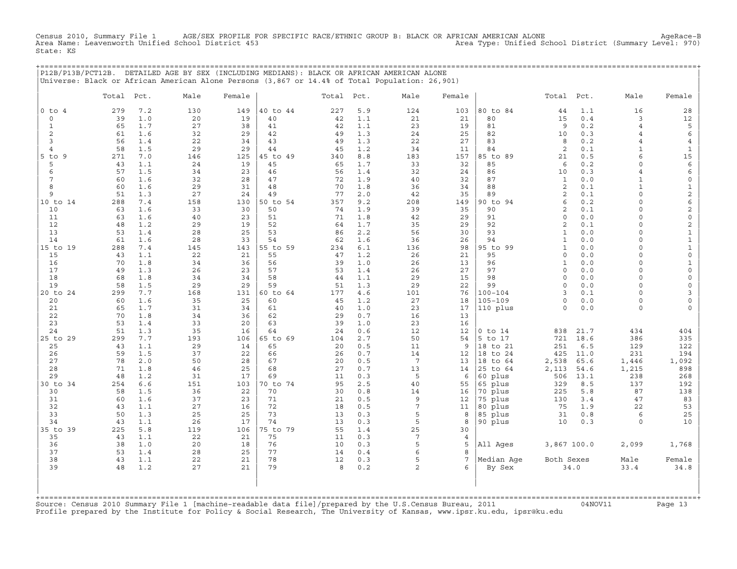Census 2010, Summary File 1 AGE/SEX PROFILE FOR SPECIFIC RACE/ETHNIC GROUP B: BLACK OR AFRICAN AMERICAN ALONE AgeRace-B
Area Name: Leavenworth Unified School District 453 Area Type: Unified School District (Summary Level: 970)
State: KS

## P12B/P13B/PCT12B. DETAILED AGE BY SEX (INCLUDING MEDIANS): BLACK OR AFRICAN AMERICAN ALONE

Universe: Black or African American Alone Persons (3,867 or 14.4% of Total Population: 26,901)

| | Total | Pct. | Male | Female | | Total | Pct. | Male | Female | | Total | Pct. | Male | Female |
|---|---|---|---|---|---|---|---|---|---|---|---|---|---|---|
| 0 to 4 | 279 | 7.2 | 130 | 149 | 40 to 44 | 227 | 5.9 | 124 | 103 | 80 to 84 | 44 | 1.1 | 16 | 28 |
| 0 | 39 | 1.0 | 20 | 19 | 40 | 42 | 1.1 | 21 | 21 | 80 | 15 | 0.4 | 3 | 12 |
| 1 | 65 | 1.7 | 27 | 38 | 41 | 42 | 1.1 | 23 | 19 | 81 | 9 | 0.2 | 4 | 5 |
| 2 | 61 | 1.6 | 32 | 29 | 42 | 49 | 1.3 | 24 | 25 | 82 | 10 | 0.3 | 4 | 6 |
| 3 | 56 | 1.4 | 22 | 34 | 43 | 49 | 1.3 | 22 | 27 | 83 | 8 | 0.2 | 4 | 4 |
| 4 | 58 | 1.5 | 29 | 29 | 44 | 45 | 1.2 | 34 | 11 | 84 | 2 | 0.1 | 1 | 1 |
| 5 to 9 | 271 | 7.0 | 146 | 125 | 45 to 49 | 340 | 8.8 | 183 | 157 | 85 to 89 | 21 | 0.5 | 6 | 15 |
| 5 | 43 | 1.1 | 24 | 19 | 45 | 65 | 1.7 | 33 | 32 | 85 | 6 | 0.2 | 0 | 6 |
| 6 | 57 | 1.5 | 34 | 23 | 46 | 56 | 1.4 | 32 | 24 | 86 | 10 | 0.3 | 4 | 6 |
| 7 | 60 | 1.6 | 32 | 28 | 47 | 72 | 1.9 | 40 | 32 | 87 | 1 | 0.0 | 1 | 0 |
| 8 | 60 | 1.6 | 29 | 31 | 48 | 70 | 1.8 | 36 | 34 | 88 | 2 | 0.1 | 1 | 1 |
| 9 | 51 | 1.3 | 27 | 24 | 49 | 77 | 2.0 | 42 | 35 | 89 | 2 | 0.1 | 0 | 2 |
| 10 to 14 | 288 | 7.4 | 158 | 130 | 50 to 54 | 357 | 9.2 | 208 | 149 | 90 to 94 | 6 | 0.2 | 0 | 6 |
| 10 | 63 | 1.6 | 33 | 30 | 50 | 74 | 1.9 | 39 | 35 | 90 | 2 | 0.1 | 0 | 2 |
| 11 | 63 | 1.6 | 40 | 23 | 51 | 71 | 1.8 | 42 | 29 | 91 | 0 | 0.0 | 0 | 0 |
| 12 | 48 | 1.2 | 29 | 19 | 52 | 64 | 1.7 | 35 | 29 | 92 | 2 | 0.1 | 0 | 2 |
| 13 | 53 | 1.4 | 28 | 25 | 53 | 86 | 2.2 | 56 | 30 | 93 | 1 | 0.0 | 0 | 1 |
| 14 | 61 | 1.6 | 28 | 33 | 54 | 62 | 1.6 | 36 | 26 | 94 | 1 | 0.0 | 0 | 1 |
| 15 to 19 | 288 | 7.4 | 145 | 143 | 55 to 59 | 234 | 6.1 | 136 | 98 | 95 to 99 | 1 | 0.0 | 0 | 1 |
| 15 | 43 | 1.1 | 22 | 21 | 55 | 47 | 1.2 | 26 | 21 | 95 | 0 | 0.0 | 0 | 0 |
| 16 | 70 | 1.8 | 34 | 36 | 56 | 39 | 1.0 | 26 | 13 | 96 | 1 | 0.0 | 0 | 1 |
| 17 | 49 | 1.3 | 26 | 23 | 57 | 53 | 1.4 | 26 | 27 | 97 | 0 | 0.0 | 0 | 0 |
| 18 | 68 | 1.8 | 34 | 34 | 58 | 44 | 1.1 | 29 | 15 | 98 | 0 | 0.0 | 0 | 0 |
| 19 | 58 | 1.5 | 29 | 29 | 59 | 51 | 1.3 | 29 | 22 | 99 | 0 | 0.0 | 0 | 0 |
| 20 to 24 | 299 | 7.7 | 168 | 131 | 60 to 64 | 177 | 4.6 | 101 | 76 | 100-104 | 3 | 0.1 | 0 | 3 |
| 20 | 60 | 1.6 | 35 | 25 | 60 | 45 | 1.2 | 27 | 18 | 105-109 | 0 | 0.0 | 0 | 0 |
| 21 | 65 | 1.7 | 31 | 34 | 61 | 40 | 1.0 | 23 | 17 | 110 plus | 0 | 0.0 | 0 | 0 |
| 22 | 70 | 1.8 | 34 | 36 | 62 | 29 | 0.7 | 16 | 13 | | | | | |
| 23 | 53 | 1.4 | 33 | 20 | 63 | 39 | 1.0 | 23 | 16 | | | | | |
| 24 | 51 | 1.3 | 35 | 16 | 64 | 24 | 0.6 | 12 | 12 | 0 to 14 | 838 | 21.7 | 434 | 404 |
| 25 to 29 | 299 | 7.7 | 193 | 106 | 65 to 69 | 104 | 2.7 | 50 | 54 | 5 to 17 | 721 | 18.6 | 386 | 335 |
| 25 | 43 | 1.1 | 29 | 14 | 65 | 20 | 0.5 | 11 | 9 | 18 to 21 | 251 | 6.5 | 129 | 122 |
| 26 | 59 | 1.5 | 37 | 22 | 66 | 26 | 0.7 | 14 | 12 | 18 to 24 | 425 | 11.0 | 231 | 194 |
| 27 | 78 | 2.0 | 50 | 28 | 67 | 20 | 0.5 | 7 | 13 | 18 to 64 | 2,538 | 65.6 | 1,446 | 1,092 |
| 28 | 71 | 1.8 | 46 | 25 | 68 | 27 | 0.7 | 13 | 14 | 25 to 64 | 2,113 | 54.6 | 1,215 | 898 |
| 29 | 48 | 1.2 | 31 | 17 | 69 | 11 | 0.3 | 5 | 6 | 60 plus | 506 | 13.1 | 238 | 268 |
| 30 to 34 | 254 | 6.6 | 151 | 103 | 70 to 74 | 95 | 2.5 | 40 | 55 | 65 plus | 329 | 8.5 | 137 | 192 |
| 30 | 58 | 1.5 | 36 | 22 | 70 | 30 | 0.8 | 14 | 16 | 70 plus | 225 | 5.8 | 87 | 138 |
| 31 | 60 | 1.6 | 37 | 23 | 71 | 21 | 0.5 | 9 | 12 | 75 plus | 130 | 3.4 | 47 | 83 |
| 32 | 43 | 1.1 | 27 | 16 | 72 | 18 | 0.5 | 7 | 11 | 80 plus | 75 | 1.9 | 22 | 53 |
| 33 | 50 | 1.3 | 25 | 25 | 73 | 13 | 0.3 | 5 | 8 | 85 plus | 31 | 0.8 | 6 | 25 |
| 34 | 43 | 1.1 | 26 | 17 | 74 | 13 | 0.3 | 5 | 8 | 90 plus | 10 | 0.3 | 0 | 10 |
| 35 to 39 | 225 | 5.8 | 119 | 106 | 75 to 79 | 55 | 1.4 | 25 | 30 | | | | | |
| 35 | 43 | 1.1 | 22 | 21 | 75 | 11 | 0.3 | 7 | 4 | | | | | |
| 36 | 38 | 1.0 | 20 | 18 | 76 | 10 | 0.3 | 5 | 5 | All Ages | 3,867 | 100.0 | 2,099 | 1,768 |
| 37 | 53 | 1.4 | 28 | 25 | 77 | 14 | 0.4 | 6 | 8 | | | | | |
| 38 | 43 | 1.1 | 22 | 21 | 78 | 12 | 0.3 | 5 | 7 | Median Age | Both Sexes | | Male | Female |
| 39 | 48 | 1.2 | 27 | 21 | 79 | 8 | 0.2 | 2 | 6 | By Sex | 34.0 | | 33.4 | 34.8 |

Source: Census 2010 Summary File 1 [machine-readable data file]/prepared by the U.S.Census Bureau, 2011 04NOV11
Profile prepared by the Institute for Policy & Social Research, The University of Kansas, www.ipsr.ku.edu, ipsr@ku.edu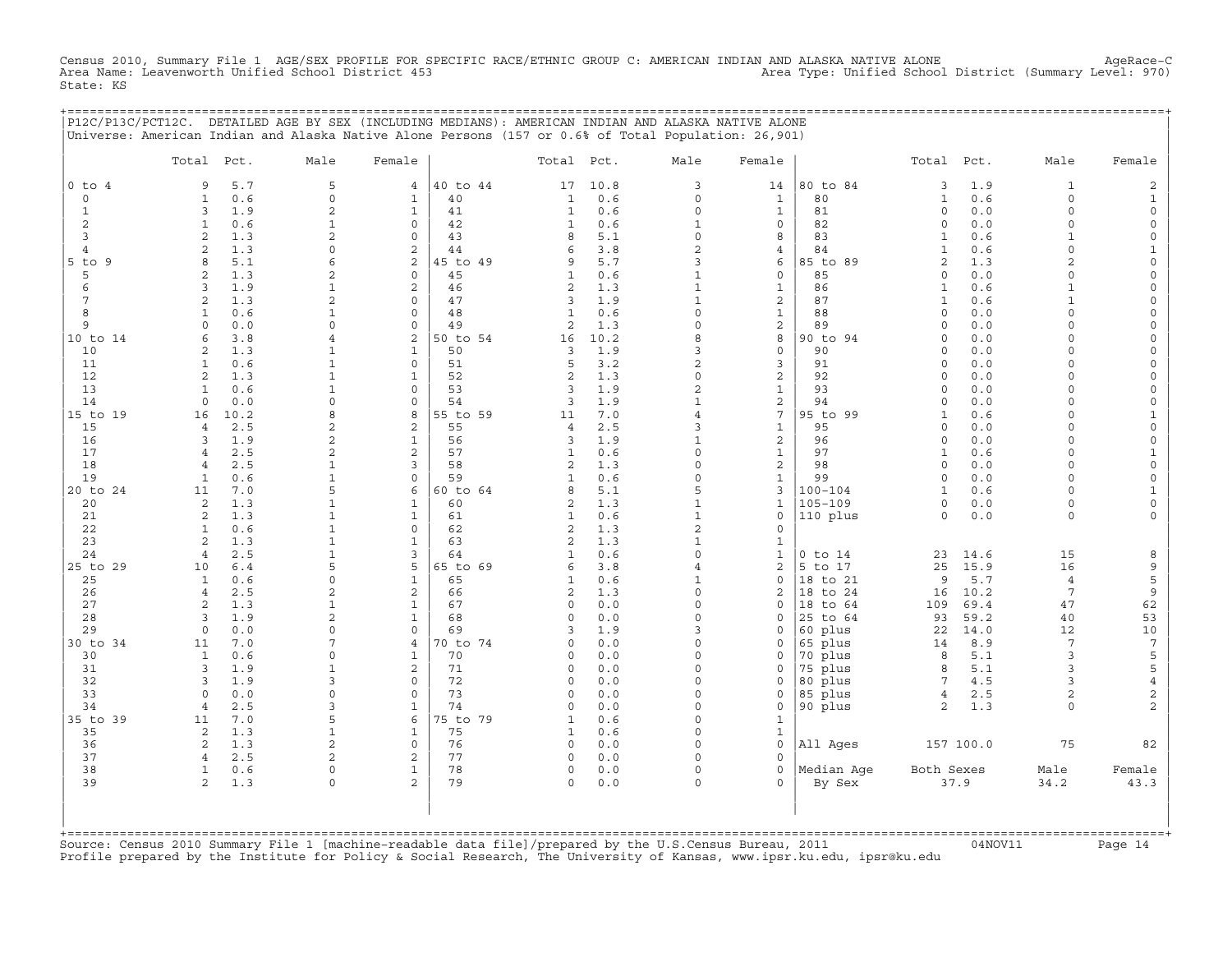Census 2010, Summary File 1 AGE/SEX PROFILE FOR SPECIFIC RACE/ETHNIC GROUP C: AMERICAN INDIAN AND ALASKA NATIVE ALONE AgeRace-C
Area Name: Leavenworth Unified School District 453 Area Type: Unified School District (Summary Level: 970)
State: KS

P12C/P13C/PCT12C. DETAILED AGE BY SEX (INCLUDING MEDIANS): AMERICAN INDIAN AND ALASKA NATIVE ALONE
Universe: American Indian and Alaska Native Alone Persons (157 or 0.6% of Total Population: 26,901)

| | Total | Pct. | Male | Female | | Total | Pct. | Male | Female | | Total | Pct. | Male | Female |
|---|---|---|---|---|---|---|---|---|---|---|---|---|---|---|
| 0 to 4 | 9 | 5.7 | 5 | 4 | 40 to 44 | 17 | 10.8 | 3 | 14 | 80 to 84 | 3 | 1.9 | 1 | 2 |
| 0 | 1 | 0.6 | 0 | 1 | 40 | 1 | 0.6 | 0 | 1 | 80 | 1 | 0.6 | 0 | 1 |
| 1 | 3 | 1.9 | 2 | 1 | 41 | 1 | 0.6 | 0 | 1 | 81 | 0 | 0.0 | 0 | 0 |
| 2 | 1 | 0.6 | 1 | 0 | 42 | 1 | 0.6 | 1 | 0 | 82 | 0 | 0.0 | 0 | 0 |
| 3 | 2 | 1.3 | 2 | 0 | 43 | 8 | 5.1 | 0 | 8 | 83 | 1 | 0.6 | 1 | 0 |
| 4 | 2 | 1.3 | 0 | 2 | 44 | 6 | 3.8 | 2 | 4 | 84 | 1 | 0.6 | 0 | 1 |
| 5 to 9 | 8 | 5.1 | 6 | 2 | 45 to 49 | 9 | 5.7 | 3 | 6 | 85 to 89 | 2 | 1.3 | 2 | 0 |
| 5 | 2 | 1.3 | 2 | 0 | 45 | 1 | 0.6 | 1 | 0 | 85 | 0 | 0.0 | 0 | 0 |
| 6 | 3 | 1.9 | 1 | 2 | 46 | 2 | 1.3 | 1 | 1 | 86 | 1 | 0.6 | 1 | 0 |
| 7 | 2 | 1.3 | 2 | 0 | 47 | 3 | 1.9 | 1 | 2 | 87 | 1 | 0.6 | 1 | 0 |
| 8 | 1 | 0.6 | 1 | 0 | 48 | 1 | 0.6 | 0 | 1 | 88 | 0 | 0.0 | 0 | 0 |
| 9 | 0 | 0.0 | 0 | 0 | 49 | 2 | 1.3 | 0 | 2 | 89 | 0 | 0.0 | 0 | 0 |
| 10 to 14 | 6 | 3.8 | 4 | 2 | 50 to 54 | 16 | 10.2 | 8 | 8 | 90 to 94 | 0 | 0.0 | 0 | 0 |
| 10 | 2 | 1.3 | 1 | 1 | 50 | 3 | 1.9 | 3 | 0 | 90 | 0 | 0.0 | 0 | 0 |
| 11 | 1 | 0.6 | 1 | 0 | 51 | 5 | 3.2 | 2 | 3 | 91 | 0 | 0.0 | 0 | 0 |
| 12 | 2 | 1.3 | 1 | 1 | 52 | 2 | 1.3 | 0 | 2 | 92 | 0 | 0.0 | 0 | 0 |
| 13 | 1 | 0.6 | 1 | 0 | 53 | 3 | 1.9 | 2 | 1 | 93 | 0 | 0.0 | 0 | 0 |
| 14 | 0 | 0.0 | 0 | 0 | 54 | 3 | 1.9 | 1 | 2 | 94 | 0 | 0.0 | 0 | 0 |
| 15 to 19 | 16 | 10.2 | 8 | 8 | 55 to 59 | 11 | 7.0 | 4 | 7 | 95 to 99 | 1 | 0.6 | 0 | 1 |
| 15 | 4 | 2.5 | 2 | 2 | 55 | 4 | 2.5 | 3 | 1 | 95 | 0 | 0.0 | 0 | 0 |
| 16 | 3 | 1.9 | 2 | 1 | 56 | 3 | 1.9 | 1 | 2 | 96 | 0 | 0.0 | 0 | 0 |
| 17 | 4 | 2.5 | 2 | 2 | 57 | 1 | 0.6 | 0 | 1 | 97 | 1 | 0.6 | 0 | 1 |
| 18 | 4 | 2.5 | 1 | 3 | 58 | 2 | 1.3 | 0 | 2 | 98 | 0 | 0.0 | 0 | 0 |
| 19 | 1 | 0.6 | 1 | 0 | 59 | 1 | 0.6 | 0 | 1 | 99 | 0 | 0.0 | 0 | 0 |
| 20 to 24 | 11 | 7.0 | 5 | 6 | 60 to 64 | 8 | 5.1 | 5 | 3 | 100-104 | 1 | 0.6 | 0 | 1 |
| 20 | 2 | 1.3 | 1 | 1 | 60 | 2 | 1.3 | 1 | 1 | 105-109 | 0 | 0.0 | 0 | 0 |
| 21 | 2 | 1.3 | 1 | 1 | 61 | 1 | 0.6 | 1 | 0 | 110 plus | 0 | 0.0 | 0 | 0 |
| 22 | 1 | 0.6 | 1 | 0 | 62 | 2 | 1.3 | 2 | 0 | | | | | |
| 23 | 2 | 1.3 | 1 | 1 | 63 | 2 | 1.3 | 1 | 1 | | | | | |
| 24 | 4 | 2.5 | 1 | 3 | 64 | 1 | 0.6 | 0 | 1 | 0 to 14 | 23 | 14.6 | 15 | 8 |
| 25 to 29 | 10 | 6.4 | 5 | 5 | 65 to 69 | 6 | 3.8 | 4 | 2 | 5 to 17 | 25 | 15.9 | 16 | 9 |
| 25 | 1 | 0.6 | 0 | 1 | 65 | 1 | 0.6 | 1 | 0 | 18 to 21 | 9 | 5.7 | 4 | 5 |
| 26 | 4 | 2.5 | 2 | 2 | 66 | 2 | 1.3 | 0 | 2 | 18 to 24 | 16 | 10.2 | 7 | 9 |
| 27 | 2 | 1.3 | 1 | 1 | 67 | 0 | 0.0 | 0 | 0 | 18 to 64 | 109 | 69.4 | 47 | 62 |
| 28 | 3 | 1.9 | 2 | 1 | 68 | 0 | 0.0 | 0 | 0 | 25 to 64 | 93 | 59.2 | 40 | 53 |
| 29 | 0 | 0.0 | 0 | 0 | 69 | 3 | 1.9 | 3 | 0 | 60 plus | 22 | 14.0 | 12 | 10 |
| 30 to 34 | 11 | 7.0 | 7 | 4 | 70 to 74 | 0 | 0.0 | 0 | 0 | 65 plus | 14 | 8.9 | 7 | 7 |
| 30 | 1 | 0.6 | 0 | 1 | 70 | 0 | 0.0 | 0 | 0 | 70 plus | 8 | 5.1 | 3 | 5 |
| 31 | 3 | 1.9 | 1 | 2 | 71 | 0 | 0.0 | 0 | 0 | 75 plus | 8 | 5.1 | 3 | 5 |
| 32 | 3 | 1.9 | 3 | 0 | 72 | 0 | 0.0 | 0 | 0 | 80 plus | 7 | 4.5 | 3 | 4 |
| 33 | 0 | 0.0 | 0 | 0 | 73 | 0 | 0.0 | 0 | 0 | 85 plus | 4 | 2.5 | 2 | 2 |
| 34 | 4 | 2.5 | 3 | 1 | 74 | 0 | 0.0 | 0 | 0 | 90 plus | 2 | 1.3 | 0 | 2 |
| 35 to 39 | 11 | 7.0 | 5 | 6 | 75 to 79 | 1 | 0.6 | 0 | 1 | | | | | |
| 35 | 2 | 1.3 | 1 | 1 | 75 | 1 | 0.6 | 0 | 1 | | | | | |
| 36 | 2 | 1.3 | 2 | 0 | 76 | 0 | 0.0 | 0 | 0 | All Ages | 157 | 100.0 | 75 | 82 |
| 37 | 4 | 2.5 | 2 | 2 | 77 | 0 | 0.0 | 0 | 0 | | | | | |
| 38 | 1 | 0.6 | 0 | 1 | 78 | 0 | 0.0 | 0 | 0 | Median Age | Both Sexes | | Male | Female |
| 39 | 2 | 1.3 | 0 | 2 | 79 | 0 | 0.0 | 0 | 0 | By Sex | 37.9 | | 34.2 | 43.3 |

Source: Census 2010 Summary File 1 [machine-readable data file]/prepared by the U.S.Census Bureau, 2011 04NOV11
Profile prepared by the Institute for Policy & Social Research, The University of Kansas, www.ipsr.ku.edu, ipsr@ku.edu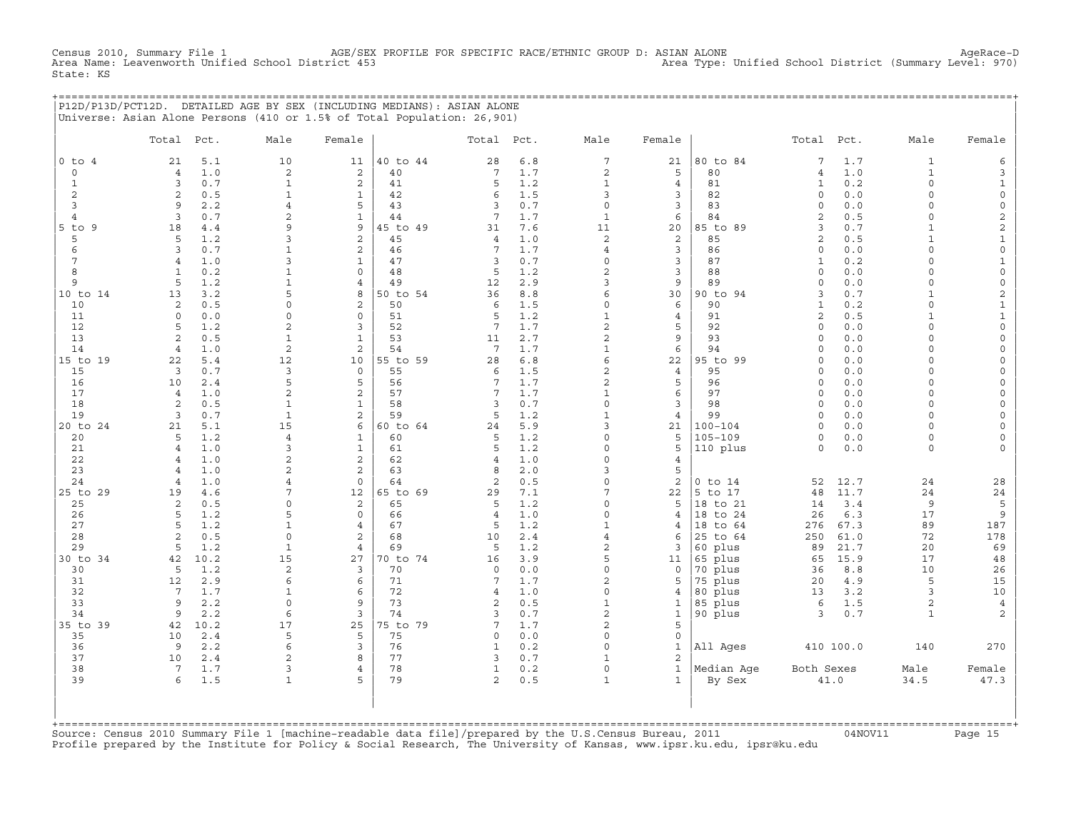Census 2010, Summary File 1 AGE/SEX PROFILE FOR SPECIFIC RACE/ETHNIC GROUP D: ASIAN ALONE AgeRace-D
Area Name: Leavenworth Unified School District 453 Area Type: Unified School District (Summary Level: 970)
State: KS

## P12D/P13D/PCT12D. DETAILED AGE BY SEX (INCLUDING MEDIANS): ASIAN ALONE

Universe: Asian Alone Persons (410 or 1.5% of Total Population: 26,901)

| | Total | Pct. | Male | Female | | Total | Pct. | Male | Female | | Total | Pct. | Male | Female |
|---|---|---|---|---|---|---|---|---|---|---|---|---|---|---|
| 0 to 4 | 21 | 5.1 | 10 | 11 | 40 to 44 | 28 | 6.8 | 7 | 21 | 80 to 84 | 7 | 1.7 | 1 | 6 |
| 0 | 4 | 1.0 | 2 | 2 | 40 | 7 | 1.7 | 2 | 5 | 80 | 4 | 1.0 | 1 | 3 |
| 1 | 3 | 0.7 | 1 | 2 | 41 | 5 | 1.2 | 1 | 4 | 81 | 1 | 0.2 | 0 | 1 |
| 2 | 2 | 0.5 | 1 | 1 | 42 | 6 | 1.5 | 3 | 3 | 82 | 0 | 0.0 | 0 | 0 |
| 3 | 9 | 2.2 | 4 | 5 | 43 | 3 | 0.7 | 0 | 3 | 83 | 0 | 0.0 | 0 | 0 |
| 4 | 3 | 0.7 | 2 | 1 | 44 | 7 | 1.7 | 1 | 6 | 84 | 2 | 0.5 | 0 | 2 |
| 5 to 9 | 18 | 4.4 | 9 | 9 | 45 to 49 | 31 | 7.6 | 11 | 20 | 85 to 89 | 3 | 0.7 | 1 | 2 |
| 5 | 5 | 1.2 | 3 | 2 | 45 | 4 | 1.0 | 2 | 2 | 85 | 2 | 0.5 | 1 | 1 |
| 6 | 3 | 0.7 | 1 | 2 | 46 | 7 | 1.7 | 4 | 3 | 86 | 0 | 0.0 | 0 | 0 |
| 7 | 4 | 1.0 | 3 | 1 | 47 | 3 | 0.7 | 0 | 3 | 87 | 1 | 0.2 | 0 | 1 |
| 8 | 1 | 0.2 | 1 | 0 | 48 | 5 | 1.2 | 2 | 3 | 88 | 0 | 0.0 | 0 | 0 |
| 9 | 5 | 1.2 | 1 | 4 | 49 | 12 | 2.9 | 3 | 9 | 89 | 0 | 0.0 | 0 | 0 |
| 10 to 14 | 13 | 3.2 | 5 | 8 | 50 to 54 | 36 | 8.8 | 6 | 30 | 90 to 94 | 3 | 0.7 | 1 | 2 |
| 10 | 2 | 0.5 | 0 | 2 | 50 | 6 | 1.5 | 0 | 6 | 90 | 1 | 0.2 | 0 | 1 |
| 11 | 0 | 0.0 | 0 | 0 | 51 | 5 | 1.2 | 1 | 4 | 91 | 2 | 0.5 | 1 | 1 |
| 12 | 5 | 1.2 | 2 | 3 | 52 | 7 | 1.7 | 2 | 5 | 92 | 0 | 0.0 | 0 | 0 |
| 13 | 2 | 0.5 | 1 | 1 | 53 | 11 | 2.7 | 2 | 9 | 93 | 0 | 0.0 | 0 | 0 |
| 14 | 4 | 1.0 | 2 | 2 | 54 | 7 | 1.7 | 1 | 6 | 94 | 0 | 0.0 | 0 | 0 |
| 15 to 19 | 22 | 5.4 | 12 | 10 | 55 to 59 | 28 | 6.8 | 6 | 22 | 95 to 99 | 0 | 0.0 | 0 | 0 |
| 15 | 3 | 0.7 | 3 | 0 | 55 | 6 | 1.5 | 2 | 4 | 95 | 0 | 0.0 | 0 | 0 |
| 16 | 10 | 2.4 | 5 | 5 | 56 | 7 | 1.7 | 2 | 5 | 96 | 0 | 0.0 | 0 | 0 |
| 17 | 4 | 1.0 | 2 | 2 | 57 | 7 | 1.7 | 1 | 6 | 97 | 0 | 0.0 | 0 | 0 |
| 18 | 2 | 0.5 | 1 | 1 | 58 | 3 | 0.7 | 0 | 3 | 98 | 0 | 0.0 | 0 | 0 |
| 19 | 3 | 0.7 | 1 | 2 | 59 | 5 | 1.2 | 1 | 4 | 99 | 0 | 0.0 | 0 | 0 |
| 20 to 24 | 21 | 5.1 | 15 | 6 | 60 to 64 | 24 | 5.9 | 3 | 21 | 100-104 | 0 | 0.0 | 0 | 0 |
| 20 | 5 | 1.2 | 4 | 1 | 60 | 5 | 1.2 | 0 | 5 | 105-109 | 0 | 0.0 | 0 | 0 |
| 21 | 4 | 1.0 | 3 | 1 | 61 | 5 | 1.2 | 0 | 5 | 110 plus | 0 | 0.0 | 0 | 0 |
| 22 | 4 | 1.0 | 2 | 2 | 62 | 4 | 1.0 | 0 | 4 | | | | | |
| 23 | 4 | 1.0 | 2 | 2 | 63 | 8 | 2.0 | 3 | 5 | | | | | |
| 24 | 4 | 1.0 | 4 | 0 | 64 | 2 | 0.5 | 0 | 2 | 0 to 14 | 52 | 12.7 | 24 | 28 |
| 25 to 29 | 19 | 4.6 | 7 | 12 | 65 to 69 | 29 | 7.1 | 7 | 22 | 5 to 17 | 48 | 11.7 | 24 | 24 |
| 25 | 2 | 0.5 | 0 | 2 | 65 | 5 | 1.2 | 0 | 5 | 18 to 21 | 14 | 3.4 | 9 | 5 |
| 26 | 5 | 1.2 | 5 | 0 | 66 | 4 | 1.0 | 0 | 4 | 18 to 24 | 26 | 6.3 | 17 | 9 |
| 27 | 5 | 1.2 | 1 | 4 | 67 | 5 | 1.2 | 1 | 4 | 18 to 64 | 276 | 67.3 | 89 | 187 |
| 28 | 2 | 0.5 | 0 | 2 | 68 | 10 | 2.4 | 4 | 6 | 25 to 64 | 250 | 61.0 | 72 | 178 |
| 29 | 5 | 1.2 | 1 | 4 | 69 | 5 | 1.2 | 2 | 3 | 60 plus | 89 | 21.7 | 20 | 69 |
| 30 to 34 | 42 | 10.2 | 15 | 27 | 70 to 74 | 16 | 3.9 | 5 | 11 | 65 plus | 65 | 15.9 | 17 | 48 |
| 30 | 5 | 1.2 | 2 | 3 | 70 | 0 | 0.0 | 0 | 0 | 70 plus | 36 | 8.8 | 10 | 26 |
| 31 | 12 | 2.9 | 6 | 6 | 71 | 7 | 1.7 | 2 | 5 | 75 plus | 20 | 4.9 | 5 | 15 |
| 32 | 7 | 1.7 | 1 | 6 | 72 | 4 | 1.0 | 0 | 4 | 80 plus | 13 | 3.2 | 3 | 10 |
| 33 | 9 | 2.2 | 0 | 9 | 73 | 2 | 0.5 | 1 | 1 | 85 plus | 6 | 1.5 | 2 | 4 |
| 34 | 9 | 2.2 | 6 | 3 | 74 | 3 | 0.7 | 2 | 1 | 90 plus | 3 | 0.7 | 1 | 2 |
| 35 to 39 | 42 | 10.2 | 17 | 25 | 75 to 79 | 7 | 1.7 | 2 | 5 | | | | | |
| 35 | 10 | 2.4 | 5 | 5 | 75 | 0 | 0.0 | 0 | 0 | | | | | |
| 36 | 9 | 2.2 | 6 | 3 | 76 | 1 | 0.2 | 0 | 1 | All Ages | 410 | 100.0 | 140 | 270 |
| 37 | 10 | 2.4 | 2 | 8 | 77 | 3 | 0.7 | 1 | 2 | | | | | |
| 38 | 7 | 1.7 | 3 | 4 | 78 | 1 | 0.2 | 0 | 1 | Median Age | Both Sexes | | Male | Female |
| 39 | 6 | 1.5 | 1 | 5 | 79 | 2 | 0.5 | 1 | 1 | By Sex | 41.0 | | 34.5 | 47.3 |

Source: Census 2010 Summary File 1 [machine-readable data file]/prepared by the U.S.Census Bureau, 2011 04NOV11
Profile prepared by the Institute for Policy & Social Research, The University of Kansas, www.ipsr.ku.edu, ipsr@ku.edu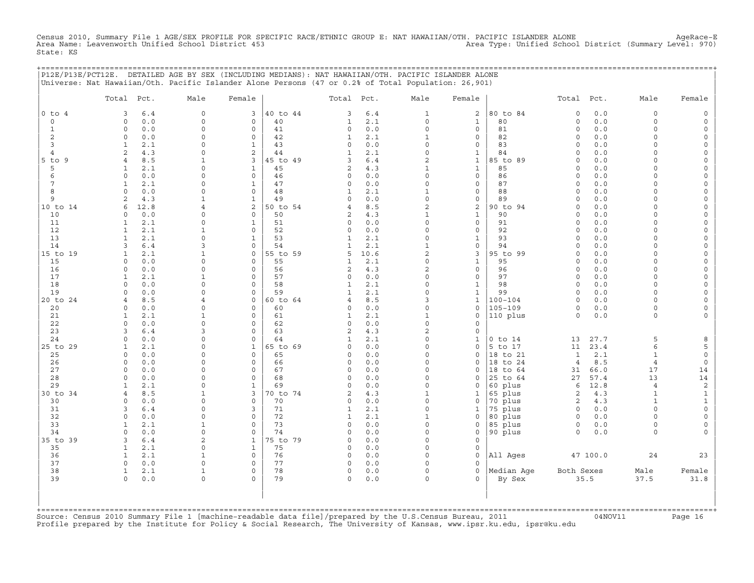Census 2010, Summary File 1 AGE/SEX PROFILE FOR SPECIFIC RACE/ETHNIC GROUP E: NAT HAWAIIAN/OTH. PACIFIC ISLANDER ALONE AgeRace-E
Area Name: Leavenworth Unified School District 453 Area Type: Unified School District (Summary Level: 970)
State: KS

## P12E/P13E/PCT12E. DETAILED AGE BY SEX (INCLUDING MEDIANS): NAT HAWAIIAN/OTH. PACIFIC ISLANDER ALONE

Universe: Nat Hawaiian/Oth. Pacific Islander Alone Persons (47 or 0.2% of Total Population: 26,901)

| | Total | Pct. | Male | Female | | Total | Pct. | Male | Female | | Total | Pct. | Male | Female |
|---|---|---|---|---|---|---|---|---|---|---|---|---|---|---|
| 0 to 4 | 3 | 6.4 | 0 | 3 | 40 to 44 | 3 | 6.4 | 1 | 2 | 80 to 84 | 0 | 0.0 | 0 | 0 |
| 0 | 0 | 0.0 | 0 | 0 | 40 | 1 | 2.1 | 0 | 1 | 80 | 0 | 0.0 | 0 | 0 |
| 1 | 0 | 0.0 | 0 | 0 | 41 | 0 | 0.0 | 0 | 0 | 81 | 0 | 0.0 | 0 | 0 |
| 2 | 0 | 0.0 | 0 | 0 | 42 | 1 | 2.1 | 1 | 0 | 82 | 0 | 0.0 | 0 | 0 |
| 3 | 1 | 2.1 | 0 | 1 | 43 | 0 | 0.0 | 0 | 0 | 83 | 0 | 0.0 | 0 | 0 |
| 4 | 2 | 4.3 | 0 | 2 | 44 | 1 | 2.1 | 0 | 1 | 84 | 0 | 0.0 | 0 | 0 |
| 5 to 9 | 4 | 8.5 | 1 | 3 | 45 to 49 | 3 | 6.4 | 2 | 1 | 85 to 89 | 0 | 0.0 | 0 | 0 |
| 5 | 1 | 2.1 | 0 | 1 | 45 | 2 | 4.3 | 1 | 1 | 85 | 0 | 0.0 | 0 | 0 |
| 6 | 0 | 0.0 | 0 | 0 | 46 | 0 | 0.0 | 0 | 0 | 86 | 0 | 0.0 | 0 | 0 |
| 7 | 1 | 2.1 | 0 | 1 | 47 | 0 | 0.0 | 0 | 0 | 87 | 0 | 0.0 | 0 | 0 |
| 8 | 0 | 0.0 | 0 | 0 | 48 | 1 | 2.1 | 1 | 0 | 88 | 0 | 0.0 | 0 | 0 |
| 9 | 2 | 4.3 | 1 | 1 | 49 | 0 | 0.0 | 0 | 0 | 89 | 0 | 0.0 | 0 | 0 |
| 10 to 14 | 6 | 12.8 | 4 | 2 | 50 to 54 | 4 | 8.5 | 2 | 2 | 90 to 94 | 0 | 0.0 | 0 | 0 |
| 10 | 0 | 0.0 | 0 | 0 | 50 | 2 | 4.3 | 1 | 1 | 90 | 0 | 0.0 | 0 | 0 |
| 11 | 1 | 2.1 | 0 | 1 | 51 | 0 | 0.0 | 0 | 0 | 91 | 0 | 0.0 | 0 | 0 |
| 12 | 1 | 2.1 | 1 | 0 | 52 | 0 | 0.0 | 0 | 0 | 92 | 0 | 0.0 | 0 | 0 |
| 13 | 1 | 2.1 | 0 | 1 | 53 | 1 | 2.1 | 0 | 1 | 93 | 0 | 0.0 | 0 | 0 |
| 14 | 3 | 6.4 | 3 | 0 | 54 | 1 | 2.1 | 1 | 0 | 94 | 0 | 0.0 | 0 | 0 |
| 15 to 19 | 1 | 2.1 | 1 | 0 | 55 to 59 | 5 | 10.6 | 2 | 3 | 95 to 99 | 0 | 0.0 | 0 | 0 |
| 15 | 0 | 0.0 | 0 | 0 | 55 | 1 | 2.1 | 0 | 1 | 95 | 0 | 0.0 | 0 | 0 |
| 16 | 0 | 0.0 | 0 | 0 | 56 | 2 | 4.3 | 2 | 0 | 96 | 0 | 0.0 | 0 | 0 |
| 17 | 1 | 2.1 | 1 | 0 | 57 | 0 | 0.0 | 0 | 0 | 97 | 0 | 0.0 | 0 | 0 |
| 18 | 0 | 0.0 | 0 | 0 | 58 | 1 | 2.1 | 0 | 1 | 98 | 0 | 0.0 | 0 | 0 |
| 19 | 0 | 0.0 | 0 | 0 | 59 | 1 | 2.1 | 0 | 1 | 99 | 0 | 0.0 | 0 | 0 |
| 20 to 24 | 4 | 8.5 | 4 | 0 | 60 to 64 | 4 | 8.5 | 3 | 1 | 100-104 | 0 | 0.0 | 0 | 0 |
| 20 | 0 | 0.0 | 0 | 0 | 60 | 0 | 0.0 | 0 | 0 | 105-109 | 0 | 0.0 | 0 | 0 |
| 21 | 1 | 2.1 | 1 | 0 | 61 | 1 | 2.1 | 1 | 0 | 110 plus | 0 | 0.0 | 0 | 0 |
| 22 | 0 | 0.0 | 0 | 0 | 62 | 0 | 0.0 | 0 | 0 | | | | | |
| 23 | 3 | 6.4 | 3 | 0 | 63 | 2 | 4.3 | 2 | 0 | | | | | |
| 24 | 0 | 0.0 | 0 | 0 | 64 | 1 | 2.1 | 0 | 1 | 0 to 14 | 13 | 27.7 | 5 | 8 |
| 25 to 29 | 1 | 2.1 | 0 | 1 | 65 to 69 | 0 | 0.0 | 0 | 0 | 5 to 17 | 11 | 23.4 | 6 | 5 |
| 25 | 0 | 0.0 | 0 | 0 | 65 | 0 | 0.0 | 0 | 0 | 18 to 21 | 1 | 2.1 | 1 | 0 |
| 26 | 0 | 0.0 | 0 | 0 | 66 | 0 | 0.0 | 0 | 0 | 18 to 24 | 4 | 8.5 | 4 | 0 |
| 27 | 0 | 0.0 | 0 | 0 | 67 | 0 | 0.0 | 0 | 0 | 18 to 64 | 31 | 66.0 | 17 | 14 |
| 28 | 0 | 0.0 | 0 | 0 | 68 | 0 | 0.0 | 0 | 0 | 25 to 64 | 27 | 57.4 | 13 | 14 |
| 29 | 1 | 2.1 | 0 | 1 | 69 | 0 | 0.0 | 0 | 0 | 60 plus | 6 | 12.8 | 4 | 2 |
| 30 to 34 | 4 | 8.5 | 1 | 3 | 70 to 74 | 2 | 4.3 | 1 | 1 | 65 plus | 2 | 4.3 | 1 | 1 |
| 30 | 0 | 0.0 | 0 | 0 | 70 | 0 | 0.0 | 0 | 0 | 70 plus | 2 | 4.3 | 1 | 1 |
| 31 | 3 | 6.4 | 0 | 3 | 71 | 1 | 2.1 | 0 | 1 | 75 plus | 0 | 0.0 | 0 | 0 |
| 32 | 0 | 0.0 | 0 | 0 | 72 | 1 | 2.1 | 1 | 0 | 80 plus | 0 | 0.0 | 0 | 0 |
| 33 | 1 | 2.1 | 1 | 0 | 73 | 0 | 0.0 | 0 | 0 | 85 plus | 0 | 0.0 | 0 | 0 |
| 34 | 0 | 0.0 | 0 | 0 | 74 | 0 | 0.0 | 0 | 0 | 90 plus | 0 | 0.0 | 0 | 0 |
| 35 to 39 | 3 | 6.4 | 2 | 1 | 75 to 79 | 0 | 0.0 | 0 | 0 | | | | | |
| 35 | 1 | 2.1 | 0 | 1 | 75 | 0 | 0.0 | 0 | 0 | | | | | |
| 36 | 1 | 2.1 | 1 | 0 | 76 | 0 | 0.0 | 0 | 0 | All Ages | 47 | 100.0 | 24 | 23 |
| 37 | 0 | 0.0 | 0 | 0 | 77 | 0 | 0.0 | 0 | 0 | | | | | |
| 38 | 1 | 2.1 | 1 | 0 | 78 | 0 | 0.0 | 0 | 0 | Median Age | Both Sexes | | Male | Female |
| 39 | 0 | 0.0 | 0 | 0 | 79 | 0 | 0.0 | 0 | 0 | By Sex | 35.5 | | 37.5 | 31.8 |

Source: Census 2010 Summary File 1 [machine-readable data file]/prepared by the U.S.Census Bureau, 2011 04NOV11
Profile prepared by the Institute for Policy & Social Research, The University of Kansas, www.ipsr.ku.edu, ipsr@ku.edu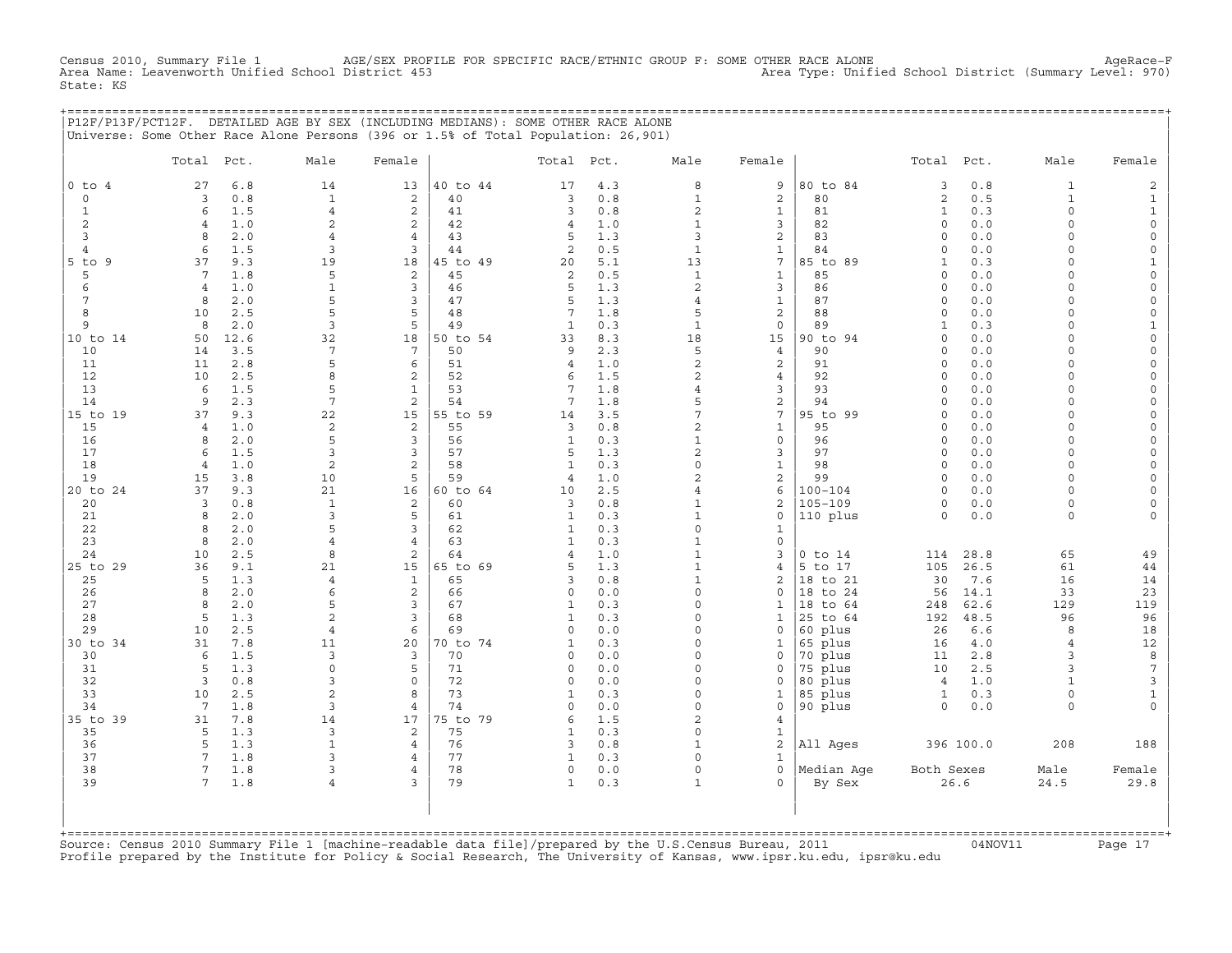Census 2010, Summary File 1 AGE/SEX PROFILE FOR SPECIFIC RACE/ETHNIC GROUP F: SOME OTHER RACE ALONE AgeRace-F
Area Name: Leavenworth Unified School District 453 Area Type: Unified School District (Summary Level: 970)
State: KS

## P12F/P13F/PCT12F. DETAILED AGE BY SEX (INCLUDING MEDIANS): SOME OTHER RACE ALONE

Universe: Some Other Race Alone Persons (396 or 1.5% of Total Population: 26,901)

| | Total | Pct. | Male | Female | | Total | Pct. | Male | Female | | Total | Pct. | Male | Female |
|---|---|---|---|---|---|---|---|---|---|---|---|---|---|---|
| 0 to 4 | 27 | 6.8 | 14 | 13 | 40 to 44 | 17 | 4.3 | 8 | 9 | 80 to 84 | 3 | 0.8 | 1 | 2 |
| 0 | 3 | 0.8 | 1 | 2 | 40 | 3 | 0.8 | 1 | 2 | 80 | 2 | 0.5 | 1 | 1 |
| 1 | 6 | 1.5 | 4 | 2 | 41 | 3 | 0.8 | 2 | 1 | 81 | 1 | 0.3 | 0 | 1 |
| 2 | 4 | 1.0 | 2 | 2 | 42 | 4 | 1.0 | 1 | 3 | 82 | 0 | 0.0 | 0 | 0 |
| 3 | 8 | 2.0 | 4 | 4 | 43 | 5 | 1.3 | 3 | 2 | 83 | 0 | 0.0 | 0 | 0 |
| 4 | 6 | 1.5 | 3 | 3 | 44 | 2 | 0.5 | 1 | 1 | 84 | 0 | 0.0 | 0 | 0 |
| 5 to 9 | 37 | 9.3 | 19 | 18 | 45 to 49 | 20 | 5.1 | 13 | 7 | 85 to 89 | 1 | 0.3 | 0 | 1 |
| 5 | 7 | 1.8 | 5 | 2 | 45 | 2 | 0.5 | 1 | 1 | 85 | 0 | 0.0 | 0 | 0 |
| 6 | 4 | 1.0 | 1 | 3 | 46 | 5 | 1.3 | 2 | 3 | 86 | 0 | 0.0 | 0 | 0 |
| 7 | 8 | 2.0 | 5 | 3 | 47 | 5 | 1.3 | 4 | 1 | 87 | 0 | 0.0 | 0 | 0 |
| 8 | 10 | 2.5 | 5 | 5 | 48 | 7 | 1.8 | 5 | 2 | 88 | 0 | 0.0 | 0 | 0 |
| 9 | 8 | 2.0 | 3 | 5 | 49 | 1 | 0.3 | 1 | 0 | 89 | 1 | 0.3 | 0 | 1 |
| 10 to 14 | 50 | 12.6 | 32 | 18 | 50 to 54 | 33 | 8.3 | 18 | 15 | 90 to 94 | 0 | 0.0 | 0 | 0 |
| 10 | 14 | 3.5 | 7 | 7 | 50 | 9 | 2.3 | 5 | 4 | 90 | 0 | 0.0 | 0 | 0 |
| 11 | 11 | 2.8 | 5 | 6 | 51 | 4 | 1.0 | 2 | 2 | 91 | 0 | 0.0 | 0 | 0 |
| 12 | 10 | 2.5 | 8 | 2 | 52 | 6 | 1.5 | 2 | 4 | 92 | 0 | 0.0 | 0 | 0 |
| 13 | 6 | 1.5 | 5 | 1 | 53 | 7 | 1.8 | 4 | 3 | 93 | 0 | 0.0 | 0 | 0 |
| 14 | 9 | 2.3 | 7 | 2 | 54 | 7 | 1.8 | 5 | 2 | 94 | 0 | 0.0 | 0 | 0 |
| 15 to 19 | 37 | 9.3 | 22 | 15 | 55 to 59 | 14 | 3.5 | 7 | 7 | 95 to 99 | 0 | 0.0 | 0 | 0 |
| 15 | 4 | 1.0 | 2 | 2 | 55 | 3 | 0.8 | 2 | 1 | 95 | 0 | 0.0 | 0 | 0 |
| 16 | 8 | 2.0 | 5 | 3 | 56 | 1 | 0.3 | 1 | 0 | 96 | 0 | 0.0 | 0 | 0 |
| 17 | 6 | 1.5 | 3 | 3 | 57 | 5 | 1.3 | 2 | 3 | 97 | 0 | 0.0 | 0 | 0 |
| 18 | 4 | 1.0 | 2 | 2 | 58 | 1 | 0.3 | 0 | 1 | 98 | 0 | 0.0 | 0 | 0 |
| 19 | 15 | 3.8 | 10 | 5 | 59 | 4 | 1.0 | 2 | 2 | 99 | 0 | 0.0 | 0 | 0 |
| 20 to 24 | 37 | 9.3 | 21 | 16 | 60 to 64 | 10 | 2.5 | 4 | 6 | 100-104 | 0 | 0.0 | 0 | 0 |
| 20 | 3 | 0.8 | 1 | 2 | 60 | 3 | 0.8 | 1 | 2 | 105-109 | 0 | 0.0 | 0 | 0 |
| 21 | 8 | 2.0 | 3 | 5 | 61 | 1 | 0.3 | 1 | 0 | 110 plus | 0 | 0.0 | 0 | 0 |
| 22 | 8 | 2.0 | 5 | 3 | 62 | 1 | 0.3 | 0 | 1 | | | | | |
| 23 | 8 | 2.0 | 4 | 4 | 63 | 1 | 0.3 | 1 | 0 | | | | | |
| 24 | 10 | 2.5 | 8 | 2 | 64 | 4 | 1.0 | 1 | 3 | 0 to 14 | 114 | 28.8 | 65 | 49 |
| 25 to 29 | 36 | 9.1 | 21 | 15 | 65 to 69 | 5 | 1.3 | 1 | 4 | 5 to 17 | 105 | 26.5 | 61 | 44 |
| 25 | 5 | 1.3 | 4 | 1 | 65 | 3 | 0.8 | 1 | 2 | 18 to 21 | 30 | 7.6 | 16 | 14 |
| 26 | 8 | 2.0 | 6 | 2 | 66 | 0 | 0.0 | 0 | 0 | 18 to 24 | 56 | 14.1 | 33 | 23 |
| 27 | 8 | 2.0 | 5 | 3 | 67 | 1 | 0.3 | 0 | 1 | 18 to 64 | 248 | 62.6 | 129 | 119 |
| 28 | 5 | 1.3 | 2 | 3 | 68 | 1 | 0.3 | 0 | 1 | 25 to 64 | 192 | 48.5 | 96 | 96 |
| 29 | 10 | 2.5 | 4 | 6 | 69 | 0 | 0.0 | 0 | 0 | 60 plus | 26 | 6.6 | 8 | 18 |
| 30 to 34 | 31 | 7.8 | 11 | 20 | 70 to 74 | 1 | 0.3 | 0 | 1 | 65 plus | 16 | 4.0 | 4 | 12 |
| 30 | 6 | 1.5 | 3 | 3 | 70 | 0 | 0.0 | 0 | 0 | 70 plus | 11 | 2.8 | 3 | 8 |
| 31 | 5 | 1.3 | 0 | 5 | 71 | 0 | 0.0 | 0 | 0 | 75 plus | 10 | 2.5 | 3 | 7 |
| 32 | 3 | 0.8 | 3 | 0 | 72 | 0 | 0.0 | 0 | 0 | 80 plus | 4 | 1.0 | 1 | 3 |
| 33 | 10 | 2.5 | 2 | 8 | 73 | 1 | 0.3 | 0 | 1 | 85 plus | 1 | 0.3 | 0 | 1 |
| 34 | 7 | 1.8 | 3 | 4 | 74 | 0 | 0.0 | 0 | 0 | 90 plus | 0 | 0.0 | 0 | 0 |
| 35 to 39 | 31 | 7.8 | 14 | 17 | 75 to 79 | 6 | 1.5 | 2 | 4 | | | | | |
| 35 | 5 | 1.3 | 3 | 2 | 75 | 1 | 0.3 | 0 | 1 | | | | | |
| 36 | 5 | 1.3 | 1 | 4 | 76 | 3 | 0.8 | 1 | 2 | All Ages | 396 | 100.0 | 208 | 188 |
| 37 | 7 | 1.8 | 3 | 4 | 77 | 1 | 0.3 | 0 | 1 | | | | | |
| 38 | 7 | 1.8 | 3 | 4 | 78 | 0 | 0.0 | 0 | 0 | Median Age | Both Sexes | | Male | Female |
| 39 | 7 | 1.8 | 4 | 3 | 79 | 1 | 0.3 | 1 | 0 | By Sex | 26.6 | | 24.5 | 29.8 |

Source: Census 2010 Summary File 1 [machine-readable data file]/prepared by the U.S.Census Bureau, 2011 04NOV11
Profile prepared by the Institute for Policy & Social Research, The University of Kansas, www.ipsr.ku.edu, ipsr@ku.edu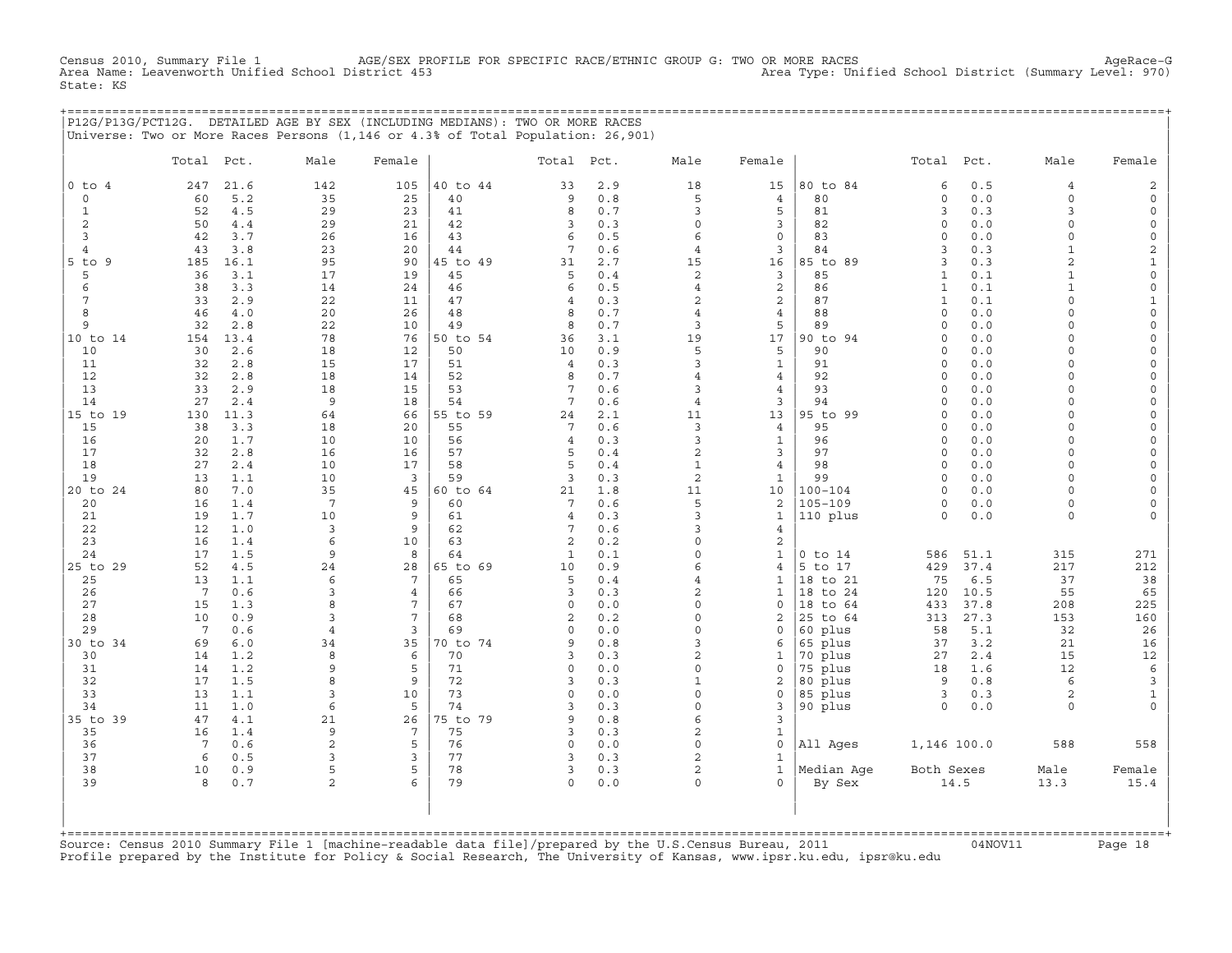Census 2010, Summary File 1 — AGE/SEX PROFILE FOR SPECIFIC RACE/ETHNIC GROUP G: TWO OR MORE RACES — AgeRace-G
Area Name: Leavenworth Unified School District 453 — Area Type: Unified School District (Summary Level: 970)
State: KS

## P12G/P13G/PCT12G. DETAILED AGE BY SEX (INCLUDING MEDIANS): TWO OR MORE RACES

Universe: Two or More Races Persons (1,146 or 4.3% of Total Population: 26,901)

| | Total | Pct. | Male | Female | | Total | Pct. | Male | Female | | Total | Pct. | Male | Female |
|---|---|---|---|---|---|---|---|---|---|---|---|---|---|---|
| 0 to 4 | 247 | 21.6 | 142 | 105 | 40 to 44 | 33 | 2.9 | 18 | 15 | 80 to 84 | 6 | 0.5 | 4 | 2 |
| 0 | 60 | 5.2 | 35 | 25 | 40 | 9 | 0.8 | 5 | 4 | 80 | 0 | 0.0 | 0 | 0 |
| 1 | 52 | 4.5 | 29 | 23 | 41 | 8 | 0.7 | 3 | 5 | 81 | 3 | 0.3 | 3 | 0 |
| 2 | 50 | 4.4 | 29 | 21 | 42 | 3 | 0.3 | 0 | 3 | 82 | 0 | 0.0 | 0 | 0 |
| 3 | 42 | 3.7 | 26 | 16 | 43 | 6 | 0.5 | 6 | 0 | 83 | 0 | 0.0 | 0 | 0 |
| 4 | 43 | 3.8 | 23 | 20 | 44 | 7 | 0.6 | 4 | 3 | 84 | 3 | 0.3 | 1 | 2 |
| 5 to 9 | 185 | 16.1 | 95 | 90 | 45 to 49 | 31 | 2.7 | 15 | 16 | 85 to 89 | 3 | 0.3 | 2 | 1 |
| 5 | 36 | 3.1 | 17 | 19 | 45 | 5 | 0.4 | 2 | 3 | 85 | 1 | 0.1 | 1 | 0 |
| 6 | 38 | 3.3 | 14 | 24 | 46 | 6 | 0.5 | 4 | 2 | 86 | 1 | 0.1 | 1 | 0 |
| 7 | 33 | 2.9 | 22 | 11 | 47 | 4 | 0.3 | 2 | 2 | 87 | 1 | 0.1 | 0 | 1 |
| 8 | 46 | 4.0 | 20 | 26 | 48 | 8 | 0.7 | 4 | 4 | 88 | 0 | 0.0 | 0 | 0 |
| 9 | 32 | 2.8 | 22 | 10 | 49 | 8 | 0.7 | 3 | 5 | 89 | 0 | 0.0 | 0 | 0 |
| 10 to 14 | 154 | 13.4 | 78 | 76 | 50 to 54 | 36 | 3.1 | 19 | 17 | 90 to 94 | 0 | 0.0 | 0 | 0 |
| 10 | 30 | 2.6 | 18 | 12 | 50 | 10 | 0.9 | 5 | 5 | 90 | 0 | 0.0 | 0 | 0 |
| 11 | 32 | 2.8 | 15 | 17 | 51 | 4 | 0.3 | 3 | 1 | 91 | 0 | 0.0 | 0 | 0 |
| 12 | 32 | 2.8 | 18 | 14 | 52 | 8 | 0.7 | 4 | 4 | 92 | 0 | 0.0 | 0 | 0 |
| 13 | 33 | 2.9 | 18 | 15 | 53 | 7 | 0.6 | 3 | 4 | 93 | 0 | 0.0 | 0 | 0 |
| 14 | 27 | 2.4 | 9 | 18 | 54 | 7 | 0.6 | 4 | 3 | 94 | 0 | 0.0 | 0 | 0 |
| 15 to 19 | 130 | 11.3 | 64 | 66 | 55 to 59 | 24 | 2.1 | 11 | 13 | 95 to 99 | 0 | 0.0 | 0 | 0 |
| 15 | 38 | 3.3 | 18 | 20 | 55 | 7 | 0.6 | 3 | 4 | 95 | 0 | 0.0 | 0 | 0 |
| 16 | 20 | 1.7 | 10 | 10 | 56 | 4 | 0.3 | 3 | 1 | 96 | 0 | 0.0 | 0 | 0 |
| 17 | 32 | 2.8 | 16 | 16 | 57 | 5 | 0.4 | 2 | 3 | 97 | 0 | 0.0 | 0 | 0 |
| 18 | 27 | 2.4 | 10 | 17 | 58 | 5 | 0.4 | 1 | 4 | 98 | 0 | 0.0 | 0 | 0 |
| 19 | 13 | 1.1 | 10 | 3 | 59 | 3 | 0.3 | 2 | 1 | 99 | 0 | 0.0 | 0 | 0 |
| 20 to 24 | 80 | 7.0 | 35 | 45 | 60 to 64 | 21 | 1.8 | 11 | 10 | 100-104 | 0 | 0.0 | 0 | 0 |
| 20 | 16 | 1.4 | 7 | 9 | 60 | 7 | 0.6 | 5 | 2 | 105-109 | 0 | 0.0 | 0 | 0 |
| 21 | 19 | 1.7 | 10 | 9 | 61 | 4 | 0.3 | 3 | 1 | 110 plus | 0 | 0.0 | 0 | 0 |
| 22 | 12 | 1.0 | 3 | 9 | 62 | 7 | 0.6 | 3 | 4 | | | | | |
| 23 | 16 | 1.4 | 6 | 10 | 63 | 2 | 0.2 | 0 | 2 | | | | | |
| 24 | 17 | 1.5 | 9 | 8 | 64 | 1 | 0.1 | 0 | 1 | 0 to 14 | 586 | 51.1 | 315 | 271 |
| 25 to 29 | 52 | 4.5 | 24 | 28 | 65 to 69 | 10 | 0.9 | 6 | 4 | 5 to 17 | 429 | 37.4 | 217 | 212 |
| 25 | 13 | 1.1 | 6 | 7 | 65 | 5 | 0.4 | 4 | 1 | 18 to 21 | 75 | 6.5 | 37 | 38 |
| 26 | 7 | 0.6 | 3 | 4 | 66 | 3 | 0.3 | 2 | 1 | 18 to 24 | 120 | 10.5 | 55 | 65 |
| 27 | 15 | 1.3 | 8 | 7 | 67 | 0 | 0.0 | 0 | 0 | 18 to 64 | 433 | 37.8 | 208 | 225 |
| 28 | 10 | 0.9 | 3 | 7 | 68 | 2 | 0.2 | 0 | 2 | 25 to 64 | 313 | 27.3 | 153 | 160 |
| 29 | 7 | 0.6 | 4 | 3 | 69 | 0 | 0.0 | 0 | 0 | 60 plus | 58 | 5.1 | 32 | 26 |
| 30 to 34 | 69 | 6.0 | 34 | 35 | 70 to 74 | 9 | 0.8 | 3 | 6 | 65 plus | 37 | 3.2 | 21 | 16 |
| 30 | 14 | 1.2 | 8 | 6 | 70 | 3 | 0.3 | 2 | 1 | 70 plus | 27 | 2.4 | 15 | 12 |
| 31 | 14 | 1.2 | 9 | 5 | 71 | 0 | 0.0 | 0 | 0 | 75 plus | 18 | 1.6 | 12 | 6 |
| 32 | 17 | 1.5 | 8 | 9 | 72 | 3 | 0.3 | 1 | 2 | 80 plus | 9 | 0.8 | 6 | 3 |
| 33 | 13 | 1.1 | 3 | 10 | 73 | 0 | 0.0 | 0 | 0 | 85 plus | 3 | 0.3 | 2 | 1 |
| 34 | 11 | 1.0 | 6 | 5 | 74 | 3 | 0.3 | 0 | 3 | 90 plus | 0 | 0.0 | 0 | 0 |
| 35 to 39 | 47 | 4.1 | 21 | 26 | 75 to 79 | 9 | 0.8 | 6 | 3 | | | | | |
| 35 | 16 | 1.4 | 9 | 7 | 75 | 3 | 0.3 | 2 | 1 | | | | | |
| 36 | 7 | 0.6 | 2 | 5 | 76 | 0 | 0.0 | 0 | 0 | All Ages | 1,146 | 100.0 | 588 | 558 |
| 37 | 6 | 0.5 | 3 | 3 | 77 | 3 | 0.3 | 2 | 1 | | | | | |
| 38 | 10 | 0.9 | 5 | 5 | 78 | 3 | 0.3 | 2 | 1 | Median Age | Both Sexes | | Male | Female |
| 39 | 8 | 0.7 | 2 | 6 | 79 | 0 | 0.0 | 0 | 0 | By Sex | 14.5 | | 13.3 | 15.4 |

Source: Census 2010 Summary File 1 [machine-readable data file]/prepared by the U.S.Census Bureau, 2011 — 04NOV11
Profile prepared by the Institute for Policy & Social Research, The University of Kansas, www.ipsr.ku.edu, ipsr@ku.edu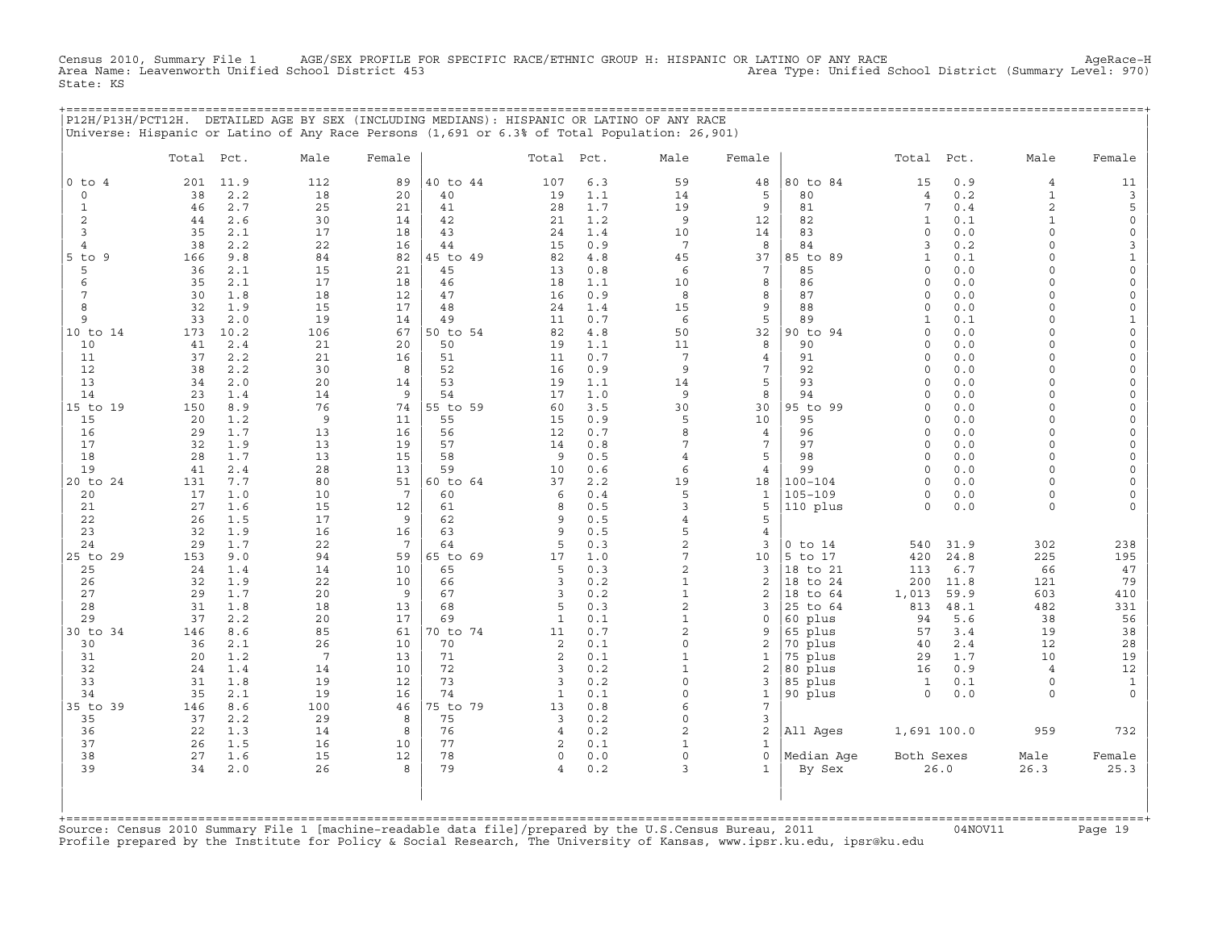Census 2010, Summary File 1 AGE/SEX PROFILE FOR SPECIFIC RACE/ETHNIC GROUP H: HISPANIC OR LATINO OF ANY RACE AgeRace-H
Area Name: Leavenworth Unified School District 453 Area Type: Unified School District (Summary Level: 970)
State: KS

P12H/P13H/PCT12H. DETAILED AGE BY SEX (INCLUDING MEDIANS): HISPANIC OR LATINO OF ANY RACE
Universe: Hispanic or Latino of Any Race Persons (1,691 or 6.3% of Total Population: 26,901)

| | Total | Pct. | Male | Female | | Total | Pct. | Male | Female | | Total | Pct. | Male | Female |
|---|---|---|---|---|---|---|---|---|---|---|---|---|---|---|
| 0 to 4 | 201 | 11.9 | 112 | 89 | 40 to 44 | 107 | 6.3 | 59 | 48 | 80 to 84 | 15 | 0.9 | 4 | 11 |
| 0 | 38 | 2.2 | 18 | 20 | 40 | 19 | 1.1 | 14 | 5 | 80 | 4 | 0.2 | 1 | 3 |
| 1 | 46 | 2.7 | 25 | 21 | 41 | 28 | 1.7 | 19 | 9 | 81 | 7 | 0.4 | 2 | 5 |
| 2 | 44 | 2.6 | 30 | 14 | 42 | 21 | 1.2 | 9 | 12 | 82 | 1 | 0.1 | 1 | 0 |
| 3 | 35 | 2.1 | 17 | 18 | 43 | 24 | 1.4 | 10 | 14 | 83 | 0 | 0.0 | 0 | 0 |
| 4 | 38 | 2.2 | 22 | 16 | 44 | 15 | 0.9 | 7 | 8 | 84 | 3 | 0.2 | 0 | 3 |
| 5 to 9 | 166 | 9.8 | 84 | 82 | 45 to 49 | 82 | 4.8 | 45 | 37 | 85 to 89 | 1 | 0.1 | 0 | 1 |
| 5 | 36 | 2.1 | 15 | 21 | 45 | 13 | 0.8 | 6 | 7 | 85 | 0 | 0.0 | 0 | 0 |
| 6 | 35 | 2.1 | 17 | 18 | 46 | 18 | 1.1 | 10 | 8 | 86 | 0 | 0.0 | 0 | 0 |
| 7 | 30 | 1.8 | 18 | 12 | 47 | 16 | 0.9 | 8 | 8 | 87 | 0 | 0.0 | 0 | 0 |
| 8 | 32 | 1.9 | 15 | 17 | 48 | 24 | 1.4 | 15 | 9 | 88 | 0 | 0.0 | 0 | 0 |
| 9 | 33 | 2.0 | 19 | 14 | 49 | 11 | 0.7 | 6 | 5 | 89 | 1 | 0.1 | 0 | 1 |
| 10 to 14 | 173 | 10.2 | 106 | 67 | 50 to 54 | 82 | 4.8 | 50 | 32 | 90 to 94 | 0 | 0.0 | 0 | 0 |
| 10 | 41 | 2.4 | 21 | 20 | 50 | 19 | 1.1 | 11 | 8 | 90 | 0 | 0.0 | 0 | 0 |
| 11 | 37 | 2.2 | 21 | 16 | 51 | 11 | 0.7 | 7 | 4 | 91 | 0 | 0.0 | 0 | 0 |
| 12 | 38 | 2.2 | 30 | 8 | 52 | 16 | 0.9 | 9 | 7 | 92 | 0 | 0.0 | 0 | 0 |
| 13 | 34 | 2.0 | 20 | 14 | 53 | 19 | 1.1 | 14 | 5 | 93 | 0 | 0.0 | 0 | 0 |
| 14 | 23 | 1.4 | 14 | 9 | 54 | 17 | 1.0 | 9 | 8 | 94 | 0 | 0.0 | 0 | 0 |
| 15 to 19 | 150 | 8.9 | 76 | 74 | 55 to 59 | 60 | 3.5 | 30 | 30 | 95 to 99 | 0 | 0.0 | 0 | 0 |
| 15 | 20 | 1.2 | 9 | 11 | 55 | 15 | 0.9 | 5 | 10 | 95 | 0 | 0.0 | 0 | 0 |
| 16 | 29 | 1.7 | 13 | 16 | 56 | 12 | 0.7 | 8 | 4 | 96 | 0 | 0.0 | 0 | 0 |
| 17 | 32 | 1.9 | 13 | 19 | 57 | 14 | 0.8 | 7 | 7 | 97 | 0 | 0.0 | 0 | 0 |
| 18 | 28 | 1.7 | 13 | 15 | 58 | 9 | 0.5 | 4 | 5 | 98 | 0 | 0.0 | 0 | 0 |
| 19 | 41 | 2.4 | 28 | 13 | 59 | 10 | 0.6 | 6 | 4 | 99 | 0 | 0.0 | 0 | 0 |
| 20 to 24 | 131 | 7.7 | 80 | 51 | 60 to 64 | 37 | 2.2 | 19 | 18 | 100-104 | 0 | 0.0 | 0 | 0 |
| 20 | 17 | 1.0 | 10 | 7 | 60 | 6 | 0.4 | 5 | 1 | 105-109 | 0 | 0.0 | 0 | 0 |
| 21 | 27 | 1.6 | 15 | 12 | 61 | 8 | 0.5 | 3 | 5 | 110 plus | 0 | 0.0 | 0 | 0 |
| 22 | 26 | 1.5 | 17 | 9 | 62 | 9 | 0.5 | 4 | 5 | | | | | |
| 23 | 32 | 1.9 | 16 | 16 | 63 | 9 | 0.5 | 5 | 4 | | | | | |
| 24 | 29 | 1.7 | 22 | 7 | 64 | 5 | 0.3 | 2 | 3 | 0 to 14 | 540 | 31.9 | 302 | 238 |
| 25 to 29 | 153 | 9.0 | 94 | 59 | 65 to 69 | 17 | 1.0 | 7 | 10 | 5 to 17 | 420 | 24.8 | 225 | 195 |
| 25 | 24 | 1.4 | 14 | 10 | 65 | 5 | 0.3 | 2 | 3 | 18 to 21 | 113 | 6.7 | 66 | 47 |
| 26 | 32 | 1.9 | 22 | 10 | 66 | 3 | 0.2 | 1 | 2 | 18 to 24 | 200 | 11.8 | 121 | 79 |
| 27 | 29 | 1.7 | 20 | 9 | 67 | 3 | 0.2 | 1 | 2 | 18 to 64 | 1,013 | 59.9 | 603 | 410 |
| 28 | 31 | 1.8 | 18 | 13 | 68 | 5 | 0.3 | 2 | 3 | 25 to 64 | 813 | 48.1 | 482 | 331 |
| 29 | 37 | 2.2 | 20 | 17 | 69 | 1 | 0.1 | 1 | 0 | 60 plus | 94 | 5.6 | 38 | 56 |
| 30 to 34 | 146 | 8.6 | 85 | 61 | 70 to 74 | 11 | 0.7 | 2 | 9 | 65 plus | 57 | 3.4 | 19 | 38 |
| 30 | 36 | 2.1 | 26 | 10 | 70 | 2 | 0.1 | 0 | 2 | 70 plus | 40 | 2.4 | 12 | 28 |
| 31 | 20 | 1.2 | 7 | 13 | 71 | 2 | 0.1 | 1 | 1 | 75 plus | 29 | 1.7 | 10 | 19 |
| 32 | 24 | 1.4 | 14 | 10 | 72 | 3 | 0.2 | 1 | 2 | 80 plus | 16 | 0.9 | 4 | 12 |
| 33 | 31 | 1.8 | 19 | 12 | 73 | 3 | 0.2 | 0 | 3 | 85 plus | 1 | 0.1 | 0 | 1 |
| 34 | 35 | 2.1 | 19 | 16 | 74 | 1 | 0.1 | 0 | 1 | 90 plus | 0 | 0.0 | 0 | 0 |
| 35 to 39 | 146 | 8.6 | 100 | 46 | 75 to 79 | 13 | 0.8 | 6 | 7 | | | | | |
| 35 | 37 | 2.2 | 29 | 8 | 75 | 3 | 0.2 | 0 | 3 | | | | | |
| 36 | 22 | 1.3 | 14 | 8 | 76 | 4 | 0.2 | 2 | 2 | All Ages | 1,691 | 100.0 | 959 | 732 |
| 37 | 26 | 1.5 | 16 | 10 | 77 | 2 | 0.1 | 1 | 1 | | | | | |
| 38 | 27 | 1.6 | 15 | 12 | 78 | 0 | 0.0 | 0 | 0 | Median Age | Both Sexes | | Male | Female |
| 39 | 34 | 2.0 | 26 | 8 | 79 | 4 | 0.2 | 3 | 1 | By Sex | 26.0 | | 26.3 | 25.3 |

Source: Census 2010 Summary File 1 [machine-readable data file]/prepared by the U.S.Census Bureau, 2011 04NOV11
Profile prepared by the Institute for Policy & Social Research, The University of Kansas, www.ipsr.ku.edu, ipsr@ku.edu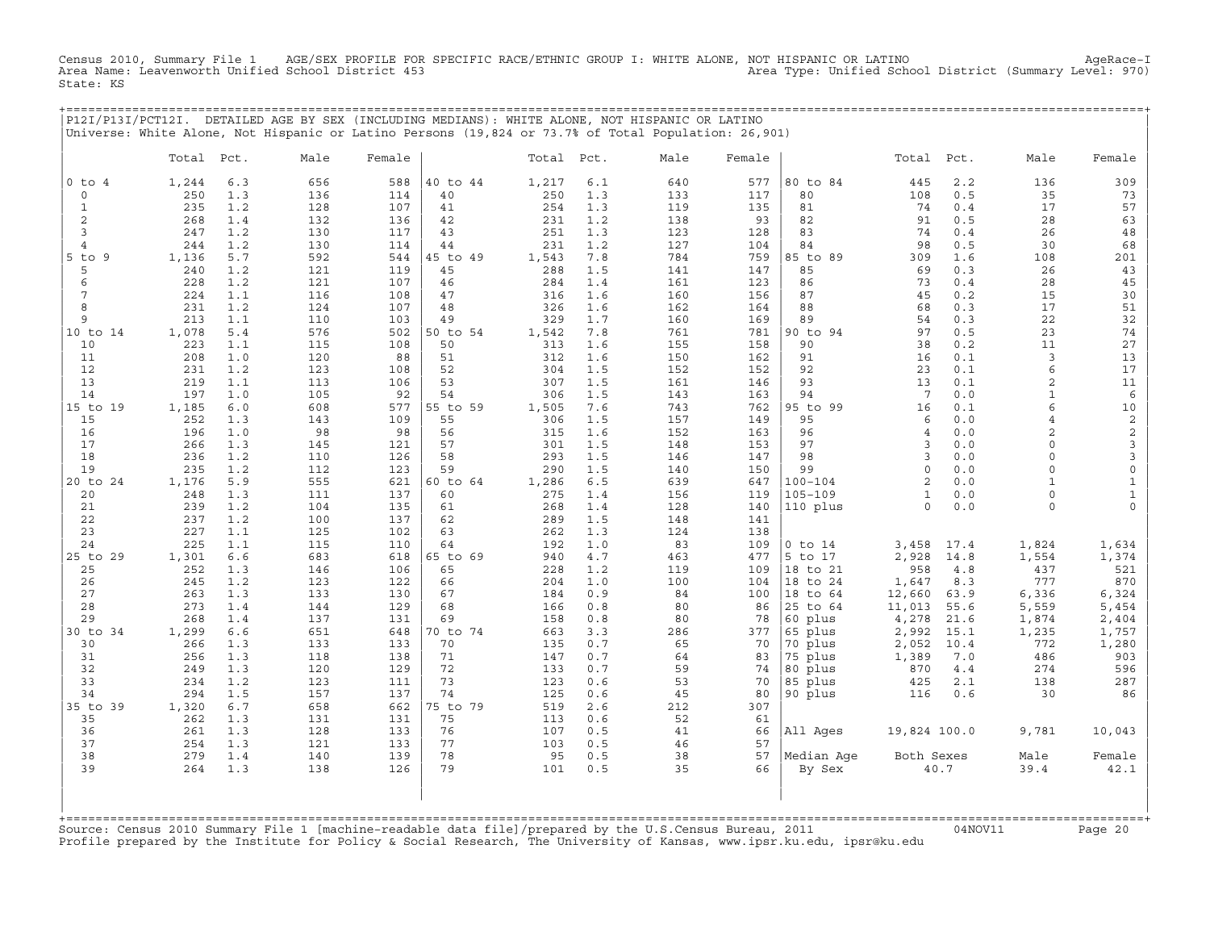Census 2010, Summary File 1 AGE/SEX PROFILE FOR SPECIFIC RACE/ETHNIC GROUP I: WHITE ALONE, NOT HISPANIC OR LATINO AgeRace-I
Area Name: Leavenworth Unified School District 453 Area Type: Unified School District (Summary Level: 970)
State: KS

## P12I/P13I/PCT12I. DETAILED AGE BY SEX (INCLUDING MEDIANS): WHITE ALONE, NOT HISPANIC OR LATINO

Universe: White Alone, Not Hispanic or Latino Persons (19,824 or 73.7% of Total Population: 26,901)

| | Total | Pct. | Male | Female | | Total | Pct. | Male | Female | | Total | Pct. | Male | Female |
|---|---|---|---|---|---|---|---|---|---|---|---|---|---|---|
| 0 to 4 | 1,244 | 6.3 | 656 | 588 | 40 to 44 | 1,217 | 6.1 | 640 | 577 | 80 to 84 | 445 | 2.2 | 136 | 309 |
| 0 | 250 | 1.3 | 136 | 114 | 40 | 250 | 1.3 | 133 | 117 | 80 | 108 | 0.5 | 35 | 73 |
| 1 | 235 | 1.2 | 128 | 107 | 41 | 254 | 1.3 | 119 | 135 | 81 | 74 | 0.4 | 17 | 57 |
| 2 | 268 | 1.4 | 132 | 136 | 42 | 231 | 1.2 | 138 | 93 | 82 | 91 | 0.5 | 28 | 63 |
| 3 | 247 | 1.2 | 130 | 117 | 43 | 251 | 1.3 | 123 | 128 | 83 | 74 | 0.4 | 26 | 48 |
| 4 | 244 | 1.2 | 130 | 114 | 44 | 231 | 1.2 | 127 | 104 | 84 | 98 | 0.5 | 30 | 68 |
| 5 to 9 | 1,136 | 5.7 | 592 | 544 | 45 to 49 | 1,543 | 7.8 | 784 | 759 | 85 to 89 | 309 | 1.6 | 108 | 201 |
| 5 | 240 | 1.2 | 121 | 119 | 45 | 288 | 1.5 | 141 | 147 | 85 | 69 | 0.3 | 26 | 43 |
| 6 | 228 | 1.2 | 121 | 107 | 46 | 284 | 1.4 | 161 | 123 | 86 | 73 | 0.4 | 28 | 45 |
| 7 | 224 | 1.1 | 116 | 108 | 47 | 316 | 1.6 | 160 | 156 | 87 | 45 | 0.2 | 15 | 30 |
| 8 | 231 | 1.2 | 124 | 107 | 48 | 326 | 1.6 | 162 | 164 | 88 | 68 | 0.3 | 17 | 51 |
| 9 | 213 | 1.1 | 110 | 103 | 49 | 329 | 1.7 | 160 | 169 | 89 | 54 | 0.3 | 22 | 32 |
| 10 to 14 | 1,078 | 5.4 | 576 | 502 | 50 to 54 | 1,542 | 7.8 | 761 | 781 | 90 to 94 | 97 | 0.5 | 23 | 74 |
| 10 | 223 | 1.1 | 115 | 108 | 50 | 313 | 1.6 | 155 | 158 | 90 | 38 | 0.2 | 11 | 27 |
| 11 | 208 | 1.0 | 120 | 88 | 51 | 312 | 1.6 | 150 | 162 | 91 | 16 | 0.1 | 3 | 13 |
| 12 | 231 | 1.2 | 123 | 108 | 52 | 304 | 1.5 | 152 | 152 | 92 | 23 | 0.1 | 6 | 17 |
| 13 | 219 | 1.1 | 113 | 106 | 53 | 307 | 1.5 | 161 | 146 | 93 | 13 | 0.1 | 2 | 11 |
| 14 | 197 | 1.0 | 105 | 92 | 54 | 306 | 1.5 | 143 | 163 | 94 | 7 | 0.0 | 1 | 6 |
| 15 to 19 | 1,185 | 6.0 | 608 | 577 | 55 to 59 | 1,505 | 7.6 | 743 | 762 | 95 to 99 | 16 | 0.1 | 6 | 10 |
| 15 | 252 | 1.3 | 143 | 109 | 55 | 306 | 1.5 | 157 | 149 | 95 | 6 | 0.0 | 4 | 2 |
| 16 | 196 | 1.0 | 98 | 98 | 56 | 315 | 1.6 | 152 | 163 | 96 | 4 | 0.0 | 2 | 2 |
| 17 | 266 | 1.3 | 145 | 121 | 57 | 301 | 1.5 | 148 | 153 | 97 | 3 | 0.0 | 0 | 3 |
| 18 | 236 | 1.2 | 110 | 126 | 58 | 293 | 1.5 | 146 | 147 | 98 | 3 | 0.0 | 0 | 3 |
| 19 | 235 | 1.2 | 112 | 123 | 59 | 290 | 1.5 | 140 | 150 | 99 | 0 | 0.0 | 0 | 0 |
| 20 to 24 | 1,176 | 5.9 | 555 | 621 | 60 to 64 | 1,286 | 6.5 | 639 | 647 | 100-104 | 2 | 0.0 | 1 | 1 |
| 20 | 248 | 1.3 | 111 | 137 | 60 | 275 | 1.4 | 156 | 119 | 105-109 | 1 | 0.0 | 0 | 1 |
| 21 | 239 | 1.2 | 104 | 135 | 61 | 268 | 1.4 | 128 | 140 | 110 plus | 0 | 0.0 | 0 | 0 |
| 22 | 237 | 1.2 | 100 | 137 | 62 | 289 | 1.5 | 148 | 141 | | | | | |
| 23 | 227 | 1.1 | 125 | 102 | 63 | 262 | 1.3 | 124 | 138 | | | | | |
| 24 | 225 | 1.1 | 115 | 110 | 64 | 192 | 1.0 | 83 | 109 | 0 to 14 | 3,458 | 17.4 | 1,824 | 1,634 |
| 25 to 29 | 1,301 | 6.6 | 683 | 618 | 65 to 69 | 940 | 4.7 | 463 | 477 | 5 to 17 | 2,928 | 14.8 | 1,554 | 1,374 |
| 25 | 252 | 1.3 | 146 | 106 | 65 | 228 | 1.2 | 119 | 109 | 18 to 21 | 958 | 4.8 | 437 | 521 |
| 26 | 245 | 1.2 | 123 | 122 | 66 | 204 | 1.0 | 100 | 104 | 18 to 24 | 1,647 | 8.3 | 777 | 870 |
| 27 | 263 | 1.3 | 133 | 130 | 67 | 184 | 0.9 | 84 | 100 | 18 to 64 | 12,660 | 63.9 | 6,336 | 6,324 |
| 28 | 273 | 1.4 | 144 | 129 | 68 | 166 | 0.8 | 80 | 86 | 25 to 64 | 11,013 | 55.6 | 5,559 | 5,454 |
| 29 | 268 | 1.4 | 137 | 131 | 69 | 158 | 0.8 | 80 | 78 | 60 plus | 4,278 | 21.6 | 1,874 | 2,404 |
| 30 to 34 | 1,299 | 6.6 | 651 | 648 | 70 to 74 | 663 | 3.3 | 286 | 377 | 65 plus | 2,992 | 15.1 | 1,235 | 1,757 |
| 30 | 266 | 1.3 | 133 | 133 | 70 | 135 | 0.7 | 65 | 70 | 70 plus | 2,052 | 10.4 | 772 | 1,280 |
| 31 | 256 | 1.3 | 118 | 138 | 71 | 147 | 0.7 | 64 | 83 | 75 plus | 1,389 | 7.0 | 486 | 903 |
| 32 | 249 | 1.3 | 120 | 129 | 72 | 133 | 0.7 | 59 | 74 | 80 plus | 870 | 4.4 | 274 | 596 |
| 33 | 234 | 1.2 | 123 | 111 | 73 | 123 | 0.6 | 53 | 70 | 85 plus | 425 | 2.1 | 138 | 287 |
| 34 | 294 | 1.5 | 157 | 137 | 74 | 125 | 0.6 | 45 | 80 | 90 plus | 116 | 0.6 | 30 | 86 |
| 35 to 39 | 1,320 | 6.7 | 658 | 662 | 75 to 79 | 519 | 2.6 | 212 | 307 | | | | | |
| 35 | 262 | 1.3 | 131 | 131 | 75 | 113 | 0.6 | 52 | 61 | | | | | |
| 36 | 261 | 1.3 | 128 | 133 | 76 | 107 | 0.5 | 41 | 66 | All Ages | 19,824 | 100.0 | 9,781 | 10,043 |
| 37 | 254 | 1.3 | 121 | 133 | 77 | 103 | 0.5 | 46 | 57 | | | | | |
| 38 | 279 | 1.4 | 140 | 139 | 78 | 95 | 0.5 | 38 | 57 | Median Age | Both Sexes | | Male | Female |
| 39 | 264 | 1.3 | 138 | 126 | 79 | 101 | 0.5 | 35 | 66 | By Sex | 40.7 | | 39.4 | 42.1 |

Source: Census 2010 Summary File 1 [machine-readable data file]/prepared by the U.S.Census Bureau, 2011 04NOV11
Profile prepared by the Institute for Policy & Social Research, The University of Kansas, www.ipsr.ku.edu, ipsr@ku.edu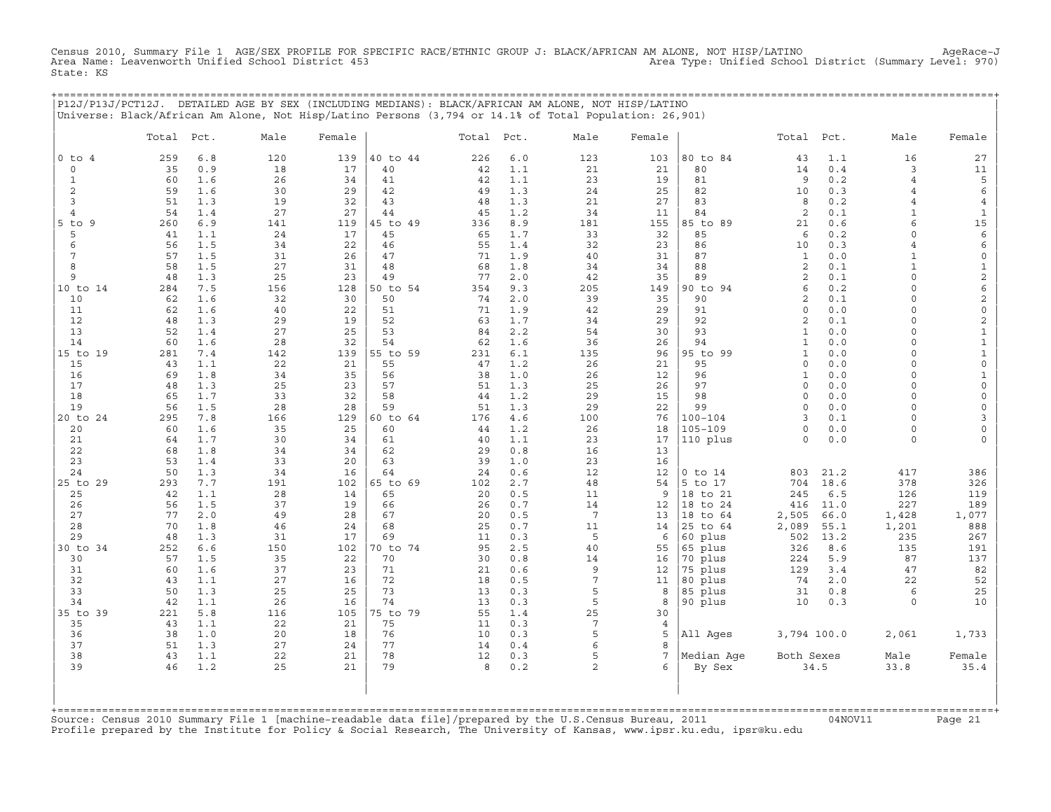Census 2010, Summary File 1 AGE/SEX PROFILE FOR SPECIFIC RACE/ETHNIC GROUP J: BLACK/AFRICAN AM ALONE, NOT HISP/LATINO AgeRace-J
Area Name: Leavenworth Unified School District 453 Area Type: Unified School District (Summary Level: 970)
State: KS

## P12J/P13J/PCT12J. DETAILED AGE BY SEX (INCLUDING MEDIANS): BLACK/AFRICAN AM ALONE, NOT HISP/LATINO

Universe: Black/African Am Alone, Not Hisp/Latino Persons (3,794 or 14.1% of Total Population: 26,901)

| | Total | Pct. | Male | Female | | Total | Pct. | Male | Female | | Total | Pct. | Male | Female |
|---|---|---|---|---|---|---|---|---|---|---|---|---|---|---|
| 0 to 4 | 259 | 6.8 | 120 | 139 | 40 to 44 | 226 | 6.0 | 123 | 103 | 80 to 84 | 43 | 1.1 | 16 | 27 |
| 0 | 35 | 0.9 | 18 | 17 | 40 | 42 | 1.1 | 21 | 21 | 80 | 14 | 0.4 | 3 | 11 |
| 1 | 60 | 1.6 | 26 | 34 | 41 | 42 | 1.1 | 23 | 19 | 81 | 9 | 0.2 | 4 | 5 |
| 2 | 59 | 1.6 | 30 | 29 | 42 | 49 | 1.3 | 24 | 25 | 82 | 10 | 0.3 | 4 | 6 |
| 3 | 51 | 1.3 | 19 | 32 | 43 | 48 | 1.3 | 21 | 27 | 83 | 8 | 0.2 | 4 | 4 |
| 4 | 54 | 1.4 | 27 | 27 | 44 | 45 | 1.2 | 34 | 11 | 84 | 2 | 0.1 | 1 | 1 |
| 5 to 9 | 260 | 6.9 | 141 | 119 | 45 to 49 | 336 | 8.9 | 181 | 155 | 85 to 89 | 21 | 0.6 | 6 | 15 |
| 5 | 41 | 1.1 | 24 | 17 | 45 | 65 | 1.7 | 33 | 32 | 85 | 6 | 0.2 | 0 | 6 |
| 6 | 56 | 1.5 | 34 | 22 | 46 | 55 | 1.4 | 32 | 23 | 86 | 10 | 0.3 | 4 | 6 |
| 7 | 57 | 1.5 | 31 | 26 | 47 | 71 | 1.9 | 40 | 31 | 87 | 1 | 0.0 | 1 | 0 |
| 8 | 58 | 1.5 | 27 | 31 | 48 | 68 | 1.8 | 34 | 34 | 88 | 2 | 0.1 | 1 | 1 |
| 9 | 48 | 1.3 | 25 | 23 | 49 | 77 | 2.0 | 42 | 35 | 89 | 2 | 0.1 | 0 | 2 |
| 10 to 14 | 284 | 7.5 | 156 | 128 | 50 to 54 | 354 | 9.3 | 205 | 149 | 90 to 94 | 6 | 0.2 | 0 | 6 |
| 10 | 62 | 1.6 | 32 | 30 | 50 | 74 | 2.0 | 39 | 35 | 90 | 2 | 0.1 | 0 | 2 |
| 11 | 62 | 1.6 | 40 | 22 | 51 | 71 | 1.9 | 42 | 29 | 91 | 0 | 0.0 | 0 | 0 |
| 12 | 48 | 1.3 | 29 | 19 | 52 | 63 | 1.7 | 34 | 29 | 92 | 2 | 0.1 | 0 | 2 |
| 13 | 52 | 1.4 | 27 | 25 | 53 | 84 | 2.2 | 54 | 30 | 93 | 1 | 0.0 | 0 | 1 |
| 14 | 60 | 1.6 | 28 | 32 | 54 | 62 | 1.6 | 36 | 26 | 94 | 1 | 0.0 | 0 | 1 |
| 15 to 19 | 281 | 7.4 | 142 | 139 | 55 to 59 | 231 | 6.1 | 135 | 96 | 95 to 99 | 1 | 0.0 | 0 | 1 |
| 15 | 43 | 1.1 | 22 | 21 | 55 | 47 | 1.2 | 26 | 21 | 95 | 0 | 0.0 | 0 | 0 |
| 16 | 69 | 1.8 | 34 | 35 | 56 | 38 | 1.0 | 26 | 12 | 96 | 1 | 0.0 | 0 | 1 |
| 17 | 48 | 1.3 | 25 | 23 | 57 | 51 | 1.3 | 25 | 26 | 97 | 0 | 0.0 | 0 | 0 |
| 18 | 65 | 1.7 | 33 | 32 | 58 | 44 | 1.2 | 29 | 15 | 98 | 0 | 0.0 | 0 | 0 |
| 19 | 56 | 1.5 | 28 | 28 | 59 | 51 | 1.3 | 29 | 22 | 99 | 0 | 0.0 | 0 | 0 |
| 20 to 24 | 295 | 7.8 | 166 | 129 | 60 to 64 | 176 | 4.6 | 100 | 76 | 100-104 | 3 | 0.1 | 0 | 3 |
| 20 | 60 | 1.6 | 35 | 25 | 60 | 44 | 1.2 | 26 | 18 | 105-109 | 0 | 0.0 | 0 | 0 |
| 21 | 64 | 1.7 | 30 | 34 | 61 | 40 | 1.1 | 23 | 17 | 110 plus | 0 | 0.0 | 0 | 0 |
| 22 | 68 | 1.8 | 34 | 34 | 62 | 29 | 0.8 | 16 | 13 | | | | | |
| 23 | 53 | 1.4 | 33 | 20 | 63 | 39 | 1.0 | 23 | 16 | | | | | |
| 24 | 50 | 1.3 | 34 | 16 | 64 | 24 | 0.6 | 12 | 12 | 0 to 14 | 803 | 21.2 | 417 | 386 |
| 25 to 29 | 293 | 7.7 | 191 | 102 | 65 to 69 | 102 | 2.7 | 48 | 54 | 5 to 17 | 704 | 18.6 | 378 | 326 |
| 25 | 42 | 1.1 | 28 | 14 | 65 | 20 | 0.5 | 11 | 9 | 18 to 21 | 245 | 6.5 | 126 | 119 |
| 26 | 56 | 1.5 | 37 | 19 | 66 | 26 | 0.7 | 14 | 12 | 18 to 24 | 416 | 11.0 | 227 | 189 |
| 27 | 77 | 2.0 | 49 | 28 | 67 | 20 | 0.5 | 7 | 13 | 18 to 64 | 2,505 | 66.0 | 1,428 | 1,077 |
| 28 | 70 | 1.8 | 46 | 24 | 68 | 25 | 0.7 | 11 | 14 | 25 to 64 | 2,089 | 55.1 | 1,201 | 888 |
| 29 | 48 | 1.3 | 31 | 17 | 69 | 11 | 0.3 | 5 | 6 | 60 plus | 502 | 13.2 | 235 | 267 |
| 30 to 34 | 252 | 6.6 | 150 | 102 | 70 to 74 | 95 | 2.5 | 40 | 55 | 65 plus | 326 | 8.6 | 135 | 191 |
| 30 | 57 | 1.5 | 35 | 22 | 70 | 30 | 0.8 | 14 | 16 | 70 plus | 224 | 5.9 | 87 | 137 |
| 31 | 60 | 1.6 | 37 | 23 | 71 | 21 | 0.6 | 9 | 12 | 75 plus | 129 | 3.4 | 47 | 82 |
| 32 | 43 | 1.1 | 27 | 16 | 72 | 18 | 0.5 | 7 | 11 | 80 plus | 74 | 2.0 | 22 | 52 |
| 33 | 50 | 1.3 | 25 | 25 | 73 | 13 | 0.3 | 5 | 8 | 85 plus | 31 | 0.8 | 6 | 25 |
| 34 | 42 | 1.1 | 26 | 16 | 74 | 13 | 0.3 | 5 | 8 | 90 plus | 10 | 0.3 | 0 | 10 |
| 35 to 39 | 221 | 5.8 | 116 | 105 | 75 to 79 | 55 | 1.4 | 25 | 30 | | | | | |
| 35 | 43 | 1.1 | 22 | 21 | 75 | 11 | 0.3 | 7 | 4 | | | | | |
| 36 | 38 | 1.0 | 20 | 18 | 76 | 10 | 0.3 | 5 | 5 | All Ages | 3,794 | 100.0 | 2,061 | 1,733 |
| 37 | 51 | 1.3 | 27 | 24 | 77 | 14 | 0.4 | 6 | 8 | | | | | |
| 38 | 43 | 1.1 | 22 | 21 | 78 | 12 | 0.3 | 5 | 7 | Median Age | Both Sexes | | Male | Female |
| 39 | 46 | 1.2 | 25 | 21 | 79 | 8 | 0.2 | 2 | 6 | By Sex | 34.5 | | 33.8 | 35.4 |

Source: Census 2010 Summary File 1 [machine-readable data file]/prepared by the U.S.Census Bureau, 2011 04NOV11
Profile prepared by the Institute for Policy & Social Research, The University of Kansas, www.ipsr.ku.edu, ipsr@ku.edu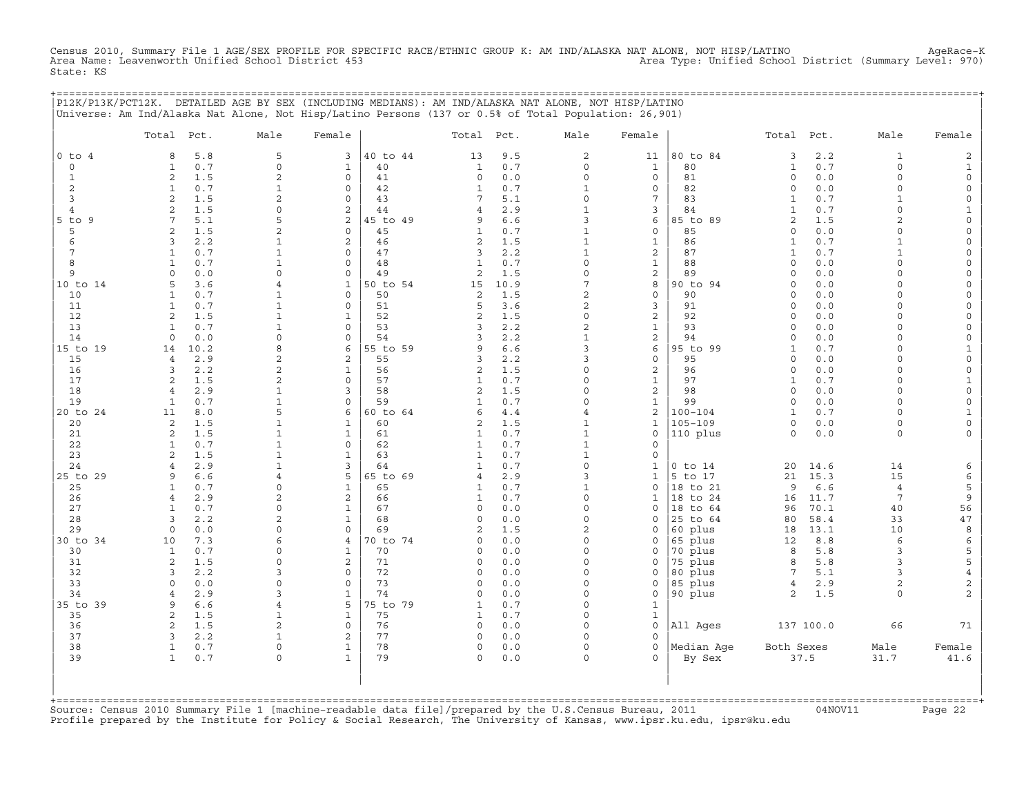Census 2010, Summary File 1 AGE/SEX PROFILE FOR SPECIFIC RACE/ETHNIC GROUP K: AM IND/ALASKA NAT ALONE, NOT HISP/LATINO AgeRace-K
Area Name: Leavenworth Unified School District 453 Area Type: Unified School District (Summary Level: 970)
State: KS

## P12K/P13K/PCT12K. DETAILED AGE BY SEX (INCLUDING MEDIANS): AM IND/ALASKA NAT ALONE, NOT HISP/LATINO

Universe: Am Ind/Alaska Nat Alone, Not Hisp/Latino Persons (137 or 0.5% of Total Population: 26,901)

| | Total | Pct. | Male | Female | | Total | Pct. | Male | Female | | Total | Pct. | Male | Female |
|---|---|---|---|---|---|---|---|---|---|---|---|---|---|---|
| 0 to 4 | 8 | 5.8 | 5 | 3 | 40 to 44 | 13 | 9.5 | 2 | 11 | 80 to 84 | 3 | 2.2 | 1 | 2 |
| 0 | 1 | 0.7 | 0 | 1 | 40 | 1 | 0.7 | 0 | 1 | 80 | 1 | 0.7 | 0 | 1 |
| 1 | 2 | 1.5 | 2 | 0 | 41 | 0 | 0.0 | 0 | 0 | 81 | 0 | 0.0 | 0 | 0 |
| 2 | 1 | 0.7 | 1 | 0 | 42 | 1 | 0.7 | 1 | 0 | 82 | 0 | 0.0 | 0 | 0 |
| 3 | 2 | 1.5 | 2 | 0 | 43 | 7 | 5.1 | 0 | 7 | 83 | 1 | 0.7 | 1 | 0 |
| 4 | 2 | 1.5 | 0 | 2 | 44 | 4 | 2.9 | 1 | 3 | 84 | 1 | 0.7 | 0 | 1 |
| 5 to 9 | 7 | 5.1 | 5 | 2 | 45 to 49 | 9 | 6.6 | 3 | 6 | 85 to 89 | 2 | 1.5 | 2 | 0 |
| 5 | 2 | 1.5 | 2 | 0 | 45 | 1 | 0.7 | 1 | 0 | 85 | 0 | 0.0 | 0 | 0 |
| 6 | 3 | 2.2 | 1 | 2 | 46 | 2 | 1.5 | 1 | 1 | 86 | 1 | 0.7 | 1 | 0 |
| 7 | 1 | 0.7 | 1 | 0 | 47 | 3 | 2.2 | 1 | 2 | 87 | 1 | 0.7 | 1 | 0 |
| 8 | 1 | 0.7 | 1 | 0 | 48 | 1 | 0.7 | 0 | 1 | 88 | 0 | 0.0 | 0 | 0 |
| 9 | 0 | 0.0 | 0 | 0 | 49 | 2 | 1.5 | 0 | 2 | 89 | 0 | 0.0 | 0 | 0 |
| 10 to 14 | 5 | 3.6 | 4 | 1 | 50 to 54 | 15 | 10.9 | 7 | 8 | 90 to 94 | 0 | 0.0 | 0 | 0 |
| 10 | 1 | 0.7 | 1 | 0 | 50 | 2 | 1.5 | 2 | 0 | 90 | 0 | 0.0 | 0 | 0 |
| 11 | 1 | 0.7 | 1 | 0 | 51 | 5 | 3.6 | 2 | 3 | 91 | 0 | 0.0 | 0 | 0 |
| 12 | 2 | 1.5 | 1 | 1 | 52 | 2 | 1.5 | 0 | 2 | 92 | 0 | 0.0 | 0 | 0 |
| 13 | 1 | 0.7 | 1 | 0 | 53 | 3 | 2.2 | 2 | 1 | 93 | 0 | 0.0 | 0 | 0 |
| 14 | 0 | 0.0 | 0 | 0 | 54 | 3 | 2.2 | 1 | 2 | 94 | 0 | 0.0 | 0 | 0 |
| 15 to 19 | 14 | 10.2 | 8 | 6 | 55 to 59 | 9 | 6.6 | 3 | 6 | 95 to 99 | 1 | 0.7 | 0 | 1 |
| 15 | 4 | 2.9 | 2 | 2 | 55 | 3 | 2.2 | 3 | 0 | 95 | 0 | 0.0 | 0 | 0 |
| 16 | 3 | 2.2 | 2 | 1 | 56 | 2 | 1.5 | 0 | 2 | 96 | 0 | 0.0 | 0 | 0 |
| 17 | 2 | 1.5 | 2 | 0 | 57 | 1 | 0.7 | 0 | 1 | 97 | 1 | 0.7 | 0 | 1 |
| 18 | 4 | 2.9 | 1 | 3 | 58 | 2 | 1.5 | 0 | 2 | 98 | 0 | 0.0 | 0 | 0 |
| 19 | 1 | 0.7 | 1 | 0 | 59 | 1 | 0.7 | 0 | 1 | 99 | 0 | 0.0 | 0 | 0 |
| 20 to 24 | 11 | 8.0 | 5 | 6 | 60 to 64 | 6 | 4.4 | 4 | 2 | 100-104 | 1 | 0.7 | 0 | 1 |
| 20 | 2 | 1.5 | 1 | 1 | 60 | 2 | 1.5 | 1 | 1 | 105-109 | 0 | 0.0 | 0 | 0 |
| 21 | 2 | 1.5 | 1 | 1 | 61 | 1 | 0.7 | 1 | 0 | 110 plus | 0 | 0.0 | 0 | 0 |
| 22 | 1 | 0.7 | 1 | 0 | 62 | 1 | 0.7 | 1 | 0 | | | | | |
| 23 | 2 | 1.5 | 1 | 1 | 63 | 1 | 0.7 | 1 | 0 | | | | | |
| 24 | 4 | 2.9 | 1 | 3 | 64 | 1 | 0.7 | 0 | 1 | 0 to 14 | 20 | 14.6 | 14 | 6 |
| 25 to 29 | 9 | 6.6 | 4 | 5 | 65 to 69 | 4 | 2.9 | 3 | 1 | 5 to 17 | 21 | 15.3 | 15 | 6 |
| 25 | 1 | 0.7 | 0 | 1 | 65 | 1 | 0.7 | 1 | 0 | 18 to 21 | 9 | 6.6 | 4 | 5 |
| 26 | 4 | 2.9 | 2 | 2 | 66 | 1 | 0.7 | 0 | 1 | 18 to 24 | 16 | 11.7 | 7 | 9 |
| 27 | 1 | 0.7 | 0 | 1 | 67 | 0 | 0.0 | 0 | 0 | 18 to 64 | 96 | 70.1 | 40 | 56 |
| 28 | 3 | 2.2 | 2 | 1 | 68 | 0 | 0.0 | 0 | 0 | 25 to 64 | 80 | 58.4 | 33 | 47 |
| 29 | 0 | 0.0 | 0 | 0 | 69 | 2 | 1.5 | 2 | 0 | 60 plus | 18 | 13.1 | 10 | 8 |
| 30 to 34 | 10 | 7.3 | 6 | 4 | 70 to 74 | 0 | 0.0 | 0 | 0 | 65 plus | 12 | 8.8 | 6 | 6 |
| 30 | 1 | 0.7 | 0 | 1 | 70 | 0 | 0.0 | 0 | 0 | 70 plus | 8 | 5.8 | 3 | 5 |
| 31 | 2 | 1.5 | 0 | 2 | 71 | 0 | 0.0 | 0 | 0 | 75 plus | 8 | 5.8 | 3 | 5 |
| 32 | 3 | 2.2 | 3 | 0 | 72 | 0 | 0.0 | 0 | 0 | 80 plus | 7 | 5.1 | 3 | 4 |
| 33 | 0 | 0.0 | 0 | 0 | 73 | 0 | 0.0 | 0 | 0 | 85 plus | 4 | 2.9 | 2 | 2 |
| 34 | 4 | 2.9 | 3 | 1 | 74 | 0 | 0.0 | 0 | 0 | 90 plus | 2 | 1.5 | 0 | 2 |
| 35 to 39 | 9 | 6.6 | 4 | 5 | 75 to 79 | 1 | 0.7 | 0 | 1 | | | | | |
| 35 | 2 | 1.5 | 1 | 1 | 75 | 1 | 0.7 | 0 | 1 | | | | | |
| 36 | 2 | 1.5 | 2 | 0 | 76 | 0 | 0.0 | 0 | 0 | All Ages | 137 | 100.0 | 66 | 71 |
| 37 | 3 | 2.2 | 1 | 2 | 77 | 0 | 0.0 | 0 | 0 | | | | | |
| 38 | 1 | 0.7 | 0 | 1 | 78 | 0 | 0.0 | 0 | 0 | Median Age | Both Sexes | | Male | Female |
| 39 | 1 | 0.7 | 0 | 1 | 79 | 0 | 0.0 | 0 | 0 | By Sex | 37.5 | | 31.7 | 41.6 |

Source: Census 2010 Summary File 1 [machine-readable data file]/prepared by the U.S.Census Bureau, 2011 04NOV11
Profile prepared by the Institute for Policy & Social Research, The University of Kansas, www.ipsr.ku.edu, ipsr@ku.edu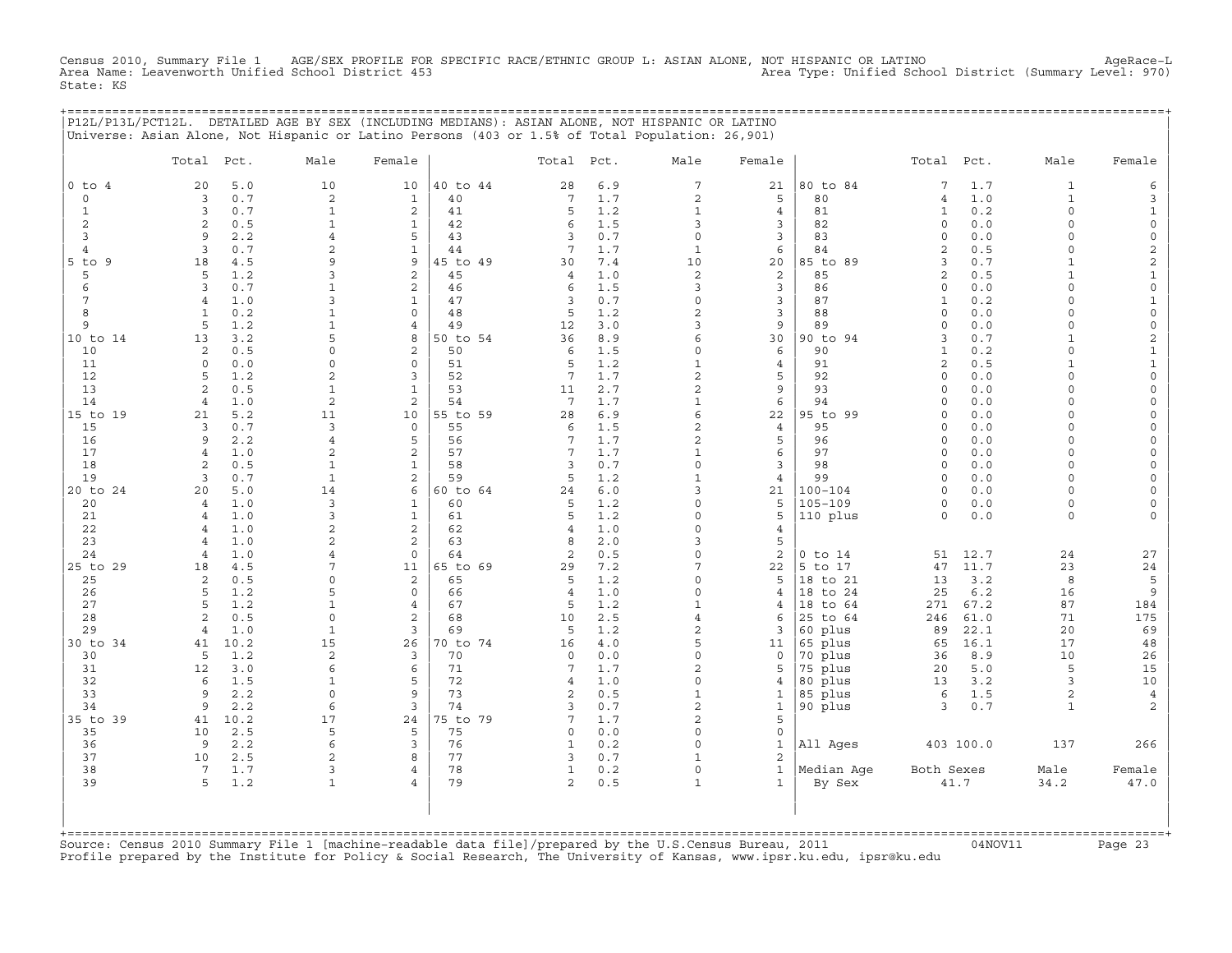Census 2010, Summary File 1 AGE/SEX PROFILE FOR SPECIFIC RACE/ETHNIC GROUP L: ASIAN ALONE, NOT HISPANIC OR LATINO AgeRace-L
Area Name: Leavenworth Unified School District 453 Area Type: Unified School District (Summary Level: 970)
State: KS

## P12L/P13L/PCT12L. DETAILED AGE BY SEX (INCLUDING MEDIANS): ASIAN ALONE, NOT HISPANIC OR LATINO

Universe: Asian Alone, Not Hispanic or Latino Persons (403 or 1.5% of Total Population: 26,901)

| | Total | Pct. | Male | Female | | Total | Pct. | Male | Female | | Total | Pct. | Male | Female |
|---|---|---|---|---|---|---|---|---|---|---|---|---|---|---|
| 0 to 4 | 20 | 5.0 | 10 | 10 | 40 to 44 | 28 | 6.9 | 7 | 21 | 80 to 84 | 7 | 1.7 | 1 | 6 |
| 0 | 3 | 0.7 | 2 | 1 | 40 | 7 | 1.7 | 2 | 5 | 80 | 4 | 1.0 | 1 | 3 |
| 1 | 3 | 0.7 | 1 | 2 | 41 | 5 | 1.2 | 1 | 4 | 81 | 1 | 0.2 | 0 | 1 |
| 2 | 2 | 0.5 | 1 | 1 | 42 | 6 | 1.5 | 3 | 3 | 82 | 0 | 0.0 | 0 | 0 |
| 3 | 9 | 2.2 | 4 | 5 | 43 | 3 | 0.7 | 0 | 3 | 83 | 0 | 0.0 | 0 | 0 |
| 4 | 3 | 0.7 | 2 | 1 | 44 | 7 | 1.7 | 1 | 6 | 84 | 2 | 0.5 | 0 | 2 |
| 5 to 9 | 18 | 4.5 | 9 | 9 | 45 to 49 | 30 | 7.4 | 10 | 20 | 85 to 89 | 3 | 0.7 | 1 | 2 |
| 5 | 5 | 1.2 | 3 | 2 | 45 | 4 | 1.0 | 2 | 2 | 85 | 2 | 0.5 | 1 | 1 |
| 6 | 3 | 0.7 | 1 | 2 | 46 | 6 | 1.5 | 3 | 3 | 86 | 0 | 0.0 | 0 | 0 |
| 7 | 4 | 1.0 | 3 | 1 | 47 | 3 | 0.7 | 0 | 3 | 87 | 1 | 0.2 | 0 | 1 |
| 8 | 1 | 0.2 | 1 | 0 | 48 | 5 | 1.2 | 2 | 3 | 88 | 0 | 0.0 | 0 | 0 |
| 9 | 5 | 1.2 | 1 | 4 | 49 | 12 | 3.0 | 3 | 9 | 89 | 0 | 0.0 | 0 | 0 |
| 10 to 14 | 13 | 3.2 | 5 | 8 | 50 to 54 | 36 | 8.9 | 6 | 30 | 90 to 94 | 3 | 0.7 | 1 | 2 |
| 10 | 2 | 0.5 | 0 | 2 | 50 | 6 | 1.5 | 0 | 6 | 90 | 1 | 0.2 | 0 | 1 |
| 11 | 0 | 0.0 | 0 | 0 | 51 | 5 | 1.2 | 1 | 4 | 91 | 2 | 0.5 | 1 | 1 |
| 12 | 5 | 1.2 | 2 | 3 | 52 | 7 | 1.7 | 2 | 5 | 92 | 0 | 0.0 | 0 | 0 |
| 13 | 2 | 0.5 | 1 | 1 | 53 | 11 | 2.7 | 2 | 9 | 93 | 0 | 0.0 | 0 | 0 |
| 14 | 4 | 1.0 | 2 | 2 | 54 | 7 | 1.7 | 1 | 6 | 94 | 0 | 0.0 | 0 | 0 |
| 15 to 19 | 21 | 5.2 | 11 | 10 | 55 to 59 | 28 | 6.9 | 6 | 22 | 95 to 99 | 0 | 0.0 | 0 | 0 |
| 15 | 3 | 0.7 | 3 | 0 | 55 | 6 | 1.5 | 2 | 4 | 95 | 0 | 0.0 | 0 | 0 |
| 16 | 9 | 2.2 | 4 | 5 | 56 | 7 | 1.7 | 2 | 5 | 96 | 0 | 0.0 | 0 | 0 |
| 17 | 4 | 1.0 | 2 | 2 | 57 | 7 | 1.7 | 1 | 6 | 97 | 0 | 0.0 | 0 | 0 |
| 18 | 2 | 0.5 | 1 | 1 | 58 | 3 | 0.7 | 0 | 3 | 98 | 0 | 0.0 | 0 | 0 |
| 19 | 3 | 0.7 | 1 | 2 | 59 | 5 | 1.2 | 1 | 4 | 99 | 0 | 0.0 | 0 | 0 |
| 20 to 24 | 20 | 5.0 | 14 | 6 | 60 to 64 | 24 | 6.0 | 3 | 21 | 100-104 | 0 | 0.0 | 0 | 0 |
| 20 | 4 | 1.0 | 3 | 1 | 60 | 5 | 1.2 | 0 | 5 | 105-109 | 0 | 0.0 | 0 | 0 |
| 21 | 4 | 1.0 | 3 | 1 | 61 | 5 | 1.2 | 0 | 5 | 110 plus | 0 | 0.0 | 0 | 0 |
| 22 | 4 | 1.0 | 2 | 2 | 62 | 4 | 1.0 | 0 | 4 | | | | | |
| 23 | 4 | 1.0 | 2 | 2 | 63 | 8 | 2.0 | 3 | 5 | | | | | |
| 24 | 4 | 1.0 | 4 | 0 | 64 | 2 | 0.5 | 0 | 2 | 0 to 14 | 51 | 12.7 | 24 | 27 |
| 25 to 29 | 18 | 4.5 | 7 | 11 | 65 to 69 | 29 | 7.2 | 7 | 22 | 5 to 17 | 47 | 11.7 | 23 | 24 |
| 25 | 2 | 0.5 | 0 | 2 | 65 | 5 | 1.2 | 0 | 5 | 18 to 21 | 13 | 3.2 | 8 | 5 |
| 26 | 5 | 1.2 | 5 | 0 | 66 | 4 | 1.0 | 0 | 4 | 18 to 24 | 25 | 6.2 | 16 | 9 |
| 27 | 5 | 1.2 | 1 | 4 | 67 | 5 | 1.2 | 1 | 4 | 18 to 64 | 271 | 67.2 | 87 | 184 |
| 28 | 2 | 0.5 | 0 | 2 | 68 | 10 | 2.5 | 4 | 6 | 25 to 64 | 246 | 61.0 | 71 | 175 |
| 29 | 4 | 1.0 | 1 | 3 | 69 | 5 | 1.2 | 2 | 3 | 60 plus | 89 | 22.1 | 20 | 69 |
| 30 to 34 | 41 | 10.2 | 15 | 26 | 70 to 74 | 16 | 4.0 | 5 | 11 | 65 plus | 65 | 16.1 | 17 | 48 |
| 30 | 5 | 1.2 | 2 | 3 | 70 | 0 | 0.0 | 0 | 0 | 70 plus | 36 | 8.9 | 10 | 26 |
| 31 | 12 | 3.0 | 6 | 6 | 71 | 7 | 1.7 | 2 | 5 | 75 plus | 20 | 5.0 | 5 | 15 |
| 32 | 6 | 1.5 | 1 | 5 | 72 | 4 | 1.0 | 0 | 4 | 80 plus | 13 | 3.2 | 3 | 10 |
| 33 | 9 | 2.2 | 0 | 9 | 73 | 2 | 0.5 | 1 | 1 | 85 plus | 6 | 1.5 | 2 | 4 |
| 34 | 9 | 2.2 | 6 | 3 | 74 | 3 | 0.7 | 2 | 1 | 90 plus | 3 | 0.7 | 1 | 2 |
| 35 to 39 | 41 | 10.2 | 17 | 24 | 75 to 79 | 7 | 1.7 | 2 | 5 | | | | | |
| 35 | 10 | 2.5 | 5 | 5 | 75 | 0 | 0.0 | 0 | 0 | | | | | |
| 36 | 9 | 2.2 | 6 | 3 | 76 | 1 | 0.2 | 0 | 1 | All Ages | 403 | 100.0 | 137 | 266 |
| 37 | 10 | 2.5 | 2 | 8 | 77 | 3 | 0.7 | 1 | 2 | | | | | |
| 38 | 7 | 1.7 | 3 | 4 | 78 | 1 | 0.2 | 0 | 1 | Median Age | Both Sexes | | Male | Female |
| 39 | 5 | 1.2 | 1 | 4 | 79 | 2 | 0.5 | 1 | 1 | By Sex | 41.7 | | 34.2 | 47.0 |

Source: Census 2010 Summary File 1 [machine-readable data file]/prepared by the U.S.Census Bureau, 2011 04NOV11
Profile prepared by the Institute for Policy & Social Research, The University of Kansas, www.ipsr.ku.edu, ipsr@ku.edu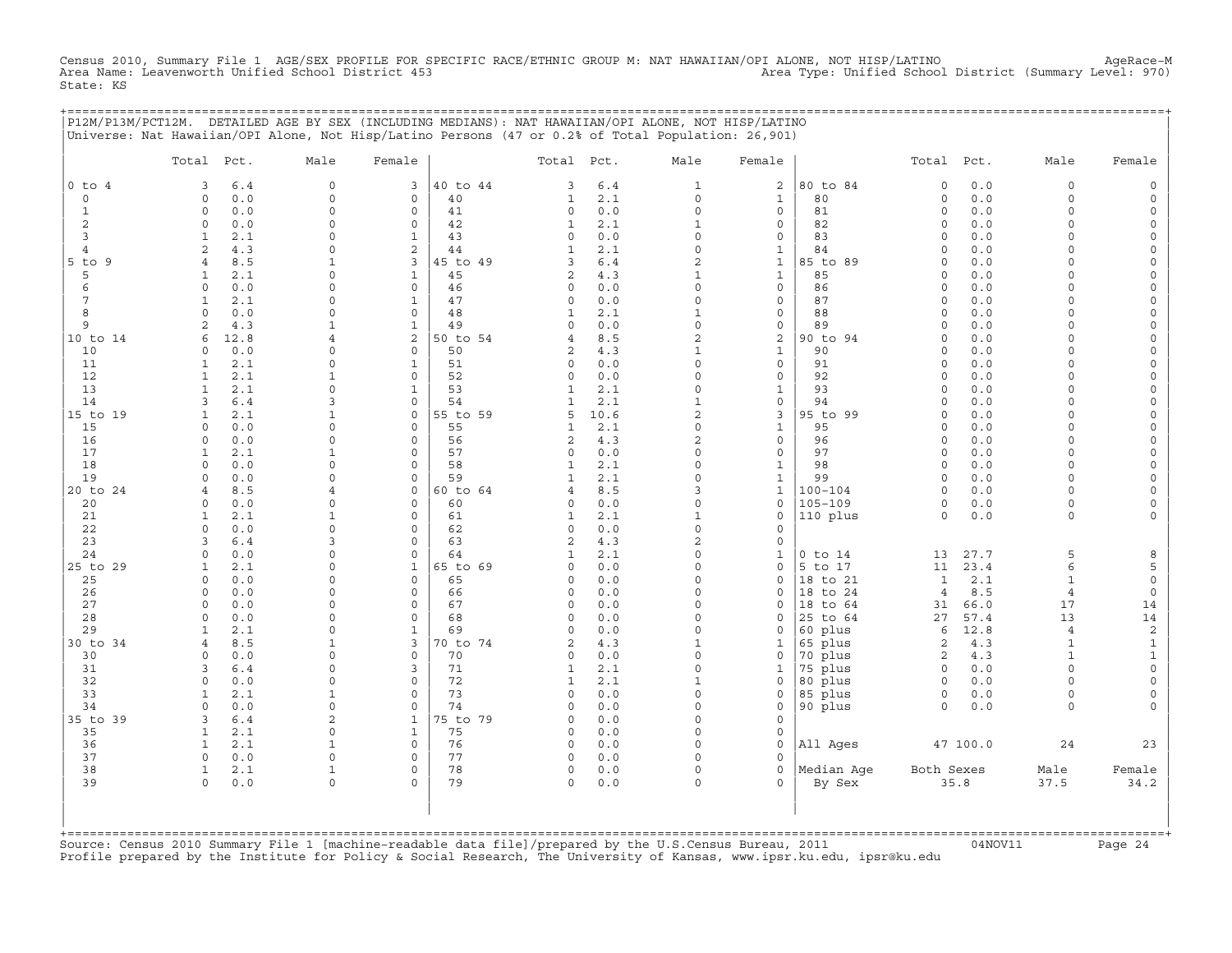Census 2010, Summary File 1 AGE/SEX PROFILE FOR SPECIFIC RACE/ETHNIC GROUP M: NAT HAWAIIAN/OPI ALONE, NOT HISP/LATINO AgeRace-M
Area Name: Leavenworth Unified School District 453 Area Type: Unified School District (Summary Level: 970)
State: KS

## P12M/P13M/PCT12M. DETAILED AGE BY SEX (INCLUDING MEDIANS): NAT HAWAIIAN/OPI ALONE, NOT HISP/LATINO

Universe: Nat Hawaiian/OPI Alone, Not Hisp/Latino Persons (47 or 0.2% of Total Population: 26,901)

| | Total | Pct. | Male | Female | | Total | Pct. | Male | Female | | Total | Pct. | Male | Female |
|---|---|---|---|---|---|---|---|---|---|---|---|---|---|---|
| 0 to 4 | 3 | 6.4 | 0 | 3 | 40 to 44 | 3 | 6.4 | 1 | 2 | 80 to 84 | 0 | 0.0 | 0 | 0 |
| 0 | 0 | 0.0 | 0 | 0 | 40 | 1 | 2.1 | 0 | 1 | 80 | 0 | 0.0 | 0 | 0 |
| 1 | 0 | 0.0 | 0 | 0 | 41 | 0 | 0.0 | 0 | 0 | 81 | 0 | 0.0 | 0 | 0 |
| 2 | 0 | 0.0 | 0 | 0 | 42 | 1 | 2.1 | 1 | 0 | 82 | 0 | 0.0 | 0 | 0 |
| 3 | 1 | 2.1 | 0 | 1 | 43 | 0 | 0.0 | 0 | 0 | 83 | 0 | 0.0 | 0 | 0 |
| 4 | 2 | 4.3 | 0 | 2 | 44 | 1 | 2.1 | 0 | 1 | 84 | 0 | 0.0 | 0 | 0 |
| 5 to 9 | 4 | 8.5 | 1 | 3 | 45 to 49 | 3 | 6.4 | 2 | 1 | 85 to 89 | 0 | 0.0 | 0 | 0 |
| 5 | 1 | 2.1 | 0 | 1 | 45 | 2 | 4.3 | 1 | 1 | 85 | 0 | 0.0 | 0 | 0 |
| 6 | 0 | 0.0 | 0 | 0 | 46 | 0 | 0.0 | 0 | 0 | 86 | 0 | 0.0 | 0 | 0 |
| 7 | 1 | 2.1 | 0 | 1 | 47 | 0 | 0.0 | 0 | 0 | 87 | 0 | 0.0 | 0 | 0 |
| 8 | 0 | 0.0 | 0 | 0 | 48 | 1 | 2.1 | 1 | 0 | 88 | 0 | 0.0 | 0 | 0 |
| 9 | 2 | 4.3 | 1 | 1 | 49 | 0 | 0.0 | 0 | 0 | 89 | 0 | 0.0 | 0 | 0 |
| 10 to 14 | 6 | 12.8 | 4 | 2 | 50 to 54 | 4 | 8.5 | 2 | 2 | 90 to 94 | 0 | 0.0 | 0 | 0 |
| 10 | 0 | 0.0 | 0 | 0 | 50 | 2 | 4.3 | 1 | 1 | 90 | 0 | 0.0 | 0 | 0 |
| 11 | 1 | 2.1 | 0 | 1 | 51 | 0 | 0.0 | 0 | 0 | 91 | 0 | 0.0 | 0 | 0 |
| 12 | 1 | 2.1 | 1 | 0 | 52 | 0 | 0.0 | 0 | 0 | 92 | 0 | 0.0 | 0 | 0 |
| 13 | 1 | 2.1 | 0 | 1 | 53 | 1 | 2.1 | 0 | 1 | 93 | 0 | 0.0 | 0 | 0 |
| 14 | 3 | 6.4 | 3 | 0 | 54 | 1 | 2.1 | 1 | 0 | 94 | 0 | 0.0 | 0 | 0 |
| 15 to 19 | 1 | 2.1 | 1 | 0 | 55 to 59 | 5 | 10.6 | 2 | 3 | 95 to 99 | 0 | 0.0 | 0 | 0 |
| 15 | 0 | 0.0 | 0 | 0 | 55 | 1 | 2.1 | 0 | 1 | 95 | 0 | 0.0 | 0 | 0 |
| 16 | 0 | 0.0 | 0 | 0 | 56 | 2 | 4.3 | 2 | 0 | 96 | 0 | 0.0 | 0 | 0 |
| 17 | 1 | 2.1 | 1 | 0 | 57 | 0 | 0.0 | 0 | 0 | 97 | 0 | 0.0 | 0 | 0 |
| 18 | 0 | 0.0 | 0 | 0 | 58 | 1 | 2.1 | 0 | 1 | 98 | 0 | 0.0 | 0 | 0 |
| 19 | 0 | 0.0 | 0 | 0 | 59 | 1 | 2.1 | 0 | 1 | 99 | 0 | 0.0 | 0 | 0 |
| 20 to 24 | 4 | 8.5 | 4 | 0 | 60 to 64 | 4 | 8.5 | 3 | 1 | 100-104 | 0 | 0.0 | 0 | 0 |
| 20 | 0 | 0.0 | 0 | 0 | 60 | 0 | 0.0 | 0 | 0 | 105-109 | 0 | 0.0 | 0 | 0 |
| 21 | 1 | 2.1 | 1 | 0 | 61 | 1 | 2.1 | 1 | 0 | 110 plus | 0 | 0.0 | 0 | 0 |
| 22 | 0 | 0.0 | 0 | 0 | 62 | 0 | 0.0 | 0 | 0 | | | | | |
| 23 | 3 | 6.4 | 3 | 0 | 63 | 2 | 4.3 | 2 | 0 | | | | | |
| 24 | 0 | 0.0 | 0 | 0 | 64 | 1 | 2.1 | 0 | 1 | 0 to 14 | 13 | 27.7 | 5 | 8 |
| 25 to 29 | 1 | 2.1 | 0 | 1 | 65 to 69 | 0 | 0.0 | 0 | 0 | 5 to 17 | 11 | 23.4 | 6 | 5 |
| 25 | 0 | 0.0 | 0 | 0 | 65 | 0 | 0.0 | 0 | 0 | 18 to 21 | 1 | 2.1 | 1 | 0 |
| 26 | 0 | 0.0 | 0 | 0 | 66 | 0 | 0.0 | 0 | 0 | 18 to 24 | 4 | 8.5 | 4 | 0 |
| 27 | 0 | 0.0 | 0 | 0 | 67 | 0 | 0.0 | 0 | 0 | 18 to 64 | 31 | 66.0 | 17 | 14 |
| 28 | 0 | 0.0 | 0 | 0 | 68 | 0 | 0.0 | 0 | 0 | 25 to 64 | 27 | 57.4 | 13 | 14 |
| 29 | 1 | 2.1 | 0 | 1 | 69 | 0 | 0.0 | 0 | 0 | 60 plus | 6 | 12.8 | 4 | 2 |
| 30 to 34 | 4 | 8.5 | 1 | 3 | 70 to 74 | 2 | 4.3 | 1 | 1 | 65 plus | 2 | 4.3 | 1 | 1 |
| 30 | 0 | 0.0 | 0 | 0 | 70 | 0 | 0.0 | 0 | 0 | 70 plus | 2 | 4.3 | 1 | 1 |
| 31 | 3 | 6.4 | 0 | 3 | 71 | 1 | 2.1 | 0 | 1 | 75 plus | 0 | 0.0 | 0 | 0 |
| 32 | 0 | 0.0 | 0 | 0 | 72 | 1 | 2.1 | 1 | 0 | 80 plus | 0 | 0.0 | 0 | 0 |
| 33 | 1 | 2.1 | 1 | 0 | 73 | 0 | 0.0 | 0 | 0 | 85 plus | 0 | 0.0 | 0 | 0 |
| 34 | 0 | 0.0 | 0 | 0 | 74 | 0 | 0.0 | 0 | 0 | 90 plus | 0 | 0.0 | 0 | 0 |
| 35 to 39 | 3 | 6.4 | 2 | 1 | 75 to 79 | 0 | 0.0 | 0 | 0 | | | | | |
| 35 | 1 | 2.1 | 0 | 1 | 75 | 0 | 0.0 | 0 | 0 | | | | | |
| 36 | 1 | 2.1 | 1 | 0 | 76 | 0 | 0.0 | 0 | 0 | All Ages | 47 | 100.0 | 24 | 23 |
| 37 | 0 | 0.0 | 0 | 0 | 77 | 0 | 0.0 | 0 | 0 | | | | | |
| 38 | 1 | 2.1 | 1 | 0 | 78 | 0 | 0.0 | 0 | 0 | Median Age | Both Sexes | | Male | Female |
| 39 | 0 | 0.0 | 0 | 0 | 79 | 0 | 0.0 | 0 | 0 | By Sex | 35.8 | | 37.5 | 34.2 |

Source: Census 2010 Summary File 1 [machine-readable data file]/prepared by the U.S.Census Bureau, 2011 04NOV11
Profile prepared by the Institute for Policy & Social Research, The University of Kansas, www.ipsr.ku.edu, ipsr@ku.edu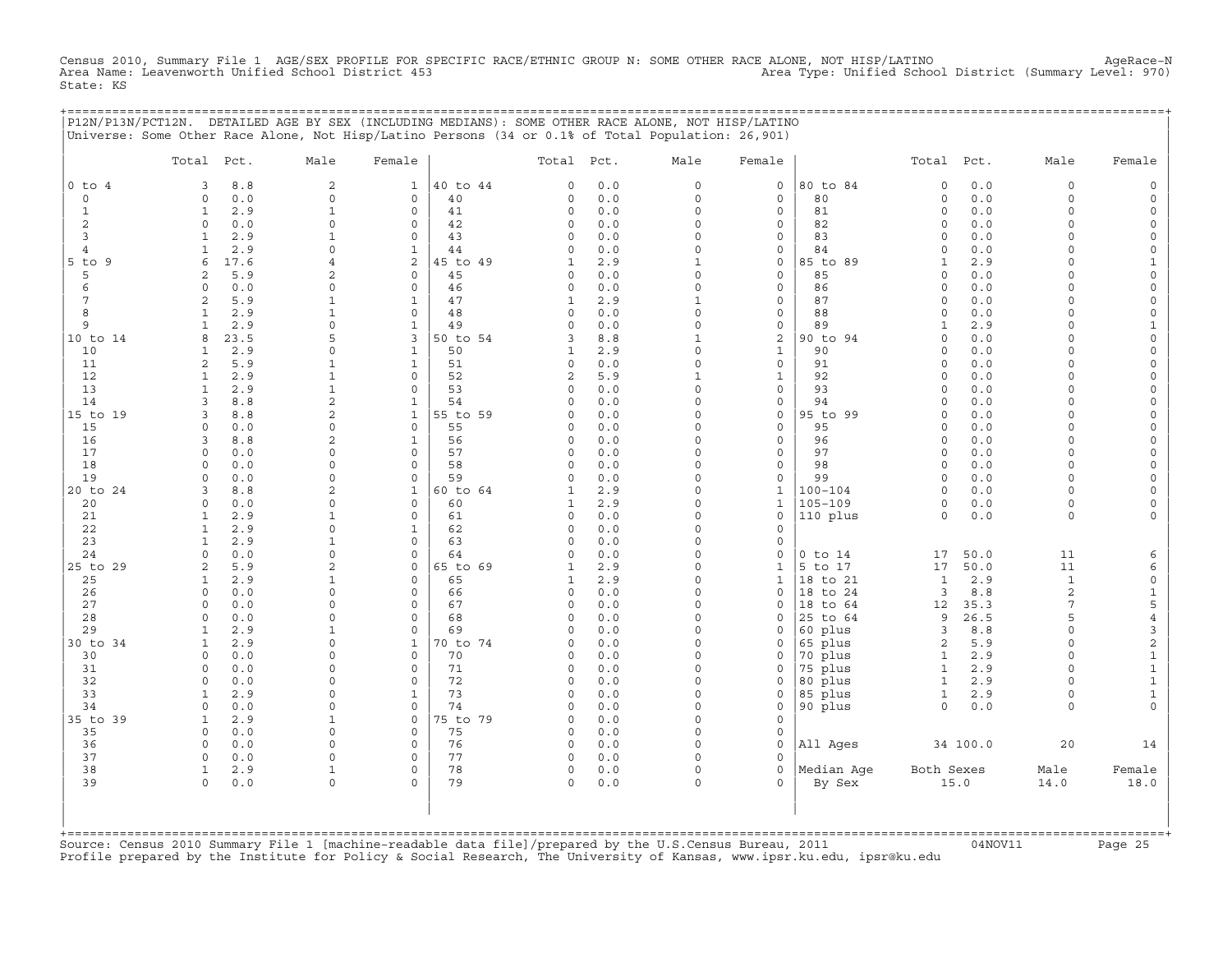Census 2010, Summary File 1 AGE/SEX PROFILE FOR SPECIFIC RACE/ETHNIC GROUP N: SOME OTHER RACE ALONE, NOT HISP/LATINO AgeRace-N
Area Name: Leavenworth Unified School District 453 Area Type: Unified School District (Summary Level: 970)
State: KS

P12N/P13N/PCT12N. DETAILED AGE BY SEX (INCLUDING MEDIANS): SOME OTHER RACE ALONE, NOT HISP/LATINO
Universe: Some Other Race Alone, Not Hisp/Latino Persons (34 or 0.1% of Total Population: 26,901)

| | Total | Pct. | Male | Female | | Total | Pct. | Male | Female | | Total | Pct. | Male | Female |
|---|---|---|---|---|---|---|---|---|---|---|---|---|---|---|
| 0 to 4 | 3 | 8.8 | 2 | 1 | 40 to 44 | 0 | 0.0 | 0 | 0 | 80 to 84 | 0 | 0.0 | 0 | 0 |
| 0 | 0 | 0.0 | 0 | 0 | 40 | 0 | 0.0 | 0 | 0 | 80 | 0 | 0.0 | 0 | 0 |
| 1 | 1 | 2.9 | 1 | 0 | 41 | 0 | 0.0 | 0 | 0 | 81 | 0 | 0.0 | 0 | 0 |
| 2 | 0 | 0.0 | 0 | 0 | 42 | 0 | 0.0 | 0 | 0 | 82 | 0 | 0.0 | 0 | 0 |
| 3 | 1 | 2.9 | 1 | 0 | 43 | 0 | 0.0 | 0 | 0 | 83 | 0 | 0.0 | 0 | 0 |
| 4 | 1 | 2.9 | 0 | 1 | 44 | 0 | 0.0 | 0 | 0 | 84 | 0 | 0.0 | 0 | 0 |
| 5 to 9 | 6 | 17.6 | 4 | 2 | 45 to 49 | 1 | 2.9 | 1 | 0 | 85 to 89 | 1 | 2.9 | 0 | 1 |
| 5 | 2 | 5.9 | 2 | 0 | 45 | 0 | 0.0 | 0 | 0 | 85 | 0 | 0.0 | 0 | 0 |
| 6 | 0 | 0.0 | 0 | 0 | 46 | 0 | 0.0 | 0 | 0 | 86 | 0 | 0.0 | 0 | 0 |
| 7 | 2 | 5.9 | 1 | 1 | 47 | 1 | 2.9 | 1 | 0 | 87 | 0 | 0.0 | 0 | 0 |
| 8 | 1 | 2.9 | 1 | 0 | 48 | 0 | 0.0 | 0 | 0 | 88 | 0 | 0.0 | 0 | 0 |
| 9 | 1 | 2.9 | 0 | 1 | 49 | 0 | 0.0 | 0 | 0 | 89 | 1 | 2.9 | 0 | 1 |
| 10 to 14 | 8 | 23.5 | 5 | 3 | 50 to 54 | 3 | 8.8 | 1 | 2 | 90 to 94 | 0 | 0.0 | 0 | 0 |
| 10 | 1 | 2.9 | 0 | 1 | 50 | 1 | 2.9 | 0 | 1 | 90 | 0 | 0.0 | 0 | 0 |
| 11 | 2 | 5.9 | 1 | 1 | 51 | 0 | 0.0 | 0 | 0 | 91 | 0 | 0.0 | 0 | 0 |
| 12 | 1 | 2.9 | 1 | 0 | 52 | 2 | 5.9 | 1 | 1 | 92 | 0 | 0.0 | 0 | 0 |
| 13 | 1 | 2.9 | 1 | 0 | 53 | 0 | 0.0 | 0 | 0 | 93 | 0 | 0.0 | 0 | 0 |
| 14 | 3 | 8.8 | 2 | 1 | 54 | 0 | 0.0 | 0 | 0 | 94 | 0 | 0.0 | 0 | 0 |
| 15 to 19 | 3 | 8.8 | 2 | 1 | 55 to 59 | 0 | 0.0 | 0 | 0 | 95 to 99 | 0 | 0.0 | 0 | 0 |
| 15 | 0 | 0.0 | 0 | 0 | 55 | 0 | 0.0 | 0 | 0 | 95 | 0 | 0.0 | 0 | 0 |
| 16 | 3 | 8.8 | 2 | 1 | 56 | 0 | 0.0 | 0 | 0 | 96 | 0 | 0.0 | 0 | 0 |
| 17 | 0 | 0.0 | 0 | 0 | 57 | 0 | 0.0 | 0 | 0 | 97 | 0 | 0.0 | 0 | 0 |
| 18 | 0 | 0.0 | 0 | 0 | 58 | 0 | 0.0 | 0 | 0 | 98 | 0 | 0.0 | 0 | 0 |
| 19 | 0 | 0.0 | 0 | 0 | 59 | 0 | 0.0 | 0 | 0 | 99 | 0 | 0.0 | 0 | 0 |
| 20 to 24 | 3 | 8.8 | 2 | 1 | 60 to 64 | 1 | 2.9 | 0 | 1 | 100-104 | 0 | 0.0 | 0 | 0 |
| 20 | 0 | 0.0 | 0 | 0 | 60 | 1 | 2.9 | 0 | 1 | 105-109 | 0 | 0.0 | 0 | 0 |
| 21 | 1 | 2.9 | 1 | 0 | 61 | 0 | 0.0 | 0 | 0 | 110 plus | 0 | 0.0 | 0 | 0 |
| 22 | 1 | 2.9 | 0 | 1 | 62 | 0 | 0.0 | 0 | 0 | | | | | |
| 23 | 1 | 2.9 | 1 | 0 | 63 | 0 | 0.0 | 0 | 0 | | | | | |
| 24 | 0 | 0.0 | 0 | 0 | 64 | 0 | 0.0 | 0 | 0 | 0 to 14 | 17 | 50.0 | 11 | 6 |
| 25 to 29 | 2 | 5.9 | 2 | 0 | 65 to 69 | 1 | 2.9 | 0 | 1 | 5 to 17 | 17 | 50.0 | 11 | 6 |
| 25 | 1 | 2.9 | 1 | 0 | 65 | 1 | 2.9 | 0 | 1 | 18 to 21 | 1 | 2.9 | 1 | 0 |
| 26 | 0 | 0.0 | 0 | 0 | 66 | 0 | 0.0 | 0 | 0 | 18 to 24 | 3 | 8.8 | 2 | 1 |
| 27 | 0 | 0.0 | 0 | 0 | 67 | 0 | 0.0 | 0 | 0 | 18 to 64 | 12 | 35.3 | 7 | 5 |
| 28 | 0 | 0.0 | 0 | 0 | 68 | 0 | 0.0 | 0 | 0 | 25 to 64 | 9 | 26.5 | 5 | 4 |
| 29 | 1 | 2.9 | 1 | 0 | 69 | 0 | 0.0 | 0 | 0 | 60 plus | 3 | 8.8 | 0 | 3 |
| 30 to 34 | 1 | 2.9 | 0 | 1 | 70 to 74 | 0 | 0.0 | 0 | 0 | 65 plus | 2 | 5.9 | 0 | 2 |
| 30 | 0 | 0.0 | 0 | 0 | 70 | 0 | 0.0 | 0 | 0 | 70 plus | 1 | 2.9 | 0 | 1 |
| 31 | 0 | 0.0 | 0 | 0 | 71 | 0 | 0.0 | 0 | 0 | 75 plus | 1 | 2.9 | 0 | 1 |
| 32 | 0 | 0.0 | 0 | 0 | 72 | 0 | 0.0 | 0 | 0 | 80 plus | 1 | 2.9 | 0 | 1 |
| 33 | 1 | 2.9 | 0 | 1 | 73 | 0 | 0.0 | 0 | 0 | 85 plus | 1 | 2.9 | 0 | 1 |
| 34 | 0 | 0.0 | 0 | 0 | 74 | 0 | 0.0 | 0 | 0 | 90 plus | 0 | 0.0 | 0 | 0 |
| 35 to 39 | 1 | 2.9 | 1 | 0 | 75 to 79 | 0 | 0.0 | 0 | 0 | | | | | |
| 35 | 0 | 0.0 | 0 | 0 | 75 | 0 | 0.0 | 0 | 0 | | | | | |
| 36 | 0 | 0.0 | 0 | 0 | 76 | 0 | 0.0 | 0 | 0 | All Ages | 34 | 100.0 | 20 | 14 |
| 37 | 0 | 0.0 | 0 | 0 | 77 | 0 | 0.0 | 0 | 0 | | | | | |
| 38 | 1 | 2.9 | 1 | 0 | 78 | 0 | 0.0 | 0 | 0 | Median Age | Both Sexes | | Male | Female |
| 39 | 0 | 0.0 | 0 | 0 | 79 | 0 | 0.0 | 0 | 0 | By Sex | 15.0 | | 14.0 | 18.0 |

Source: Census 2010 Summary File 1 [machine-readable data file]/prepared by the U.S.Census Bureau, 2011 04NOV11
Profile prepared by the Institute for Policy & Social Research, The University of Kansas, www.ipsr.ku.edu, ipsr@ku.edu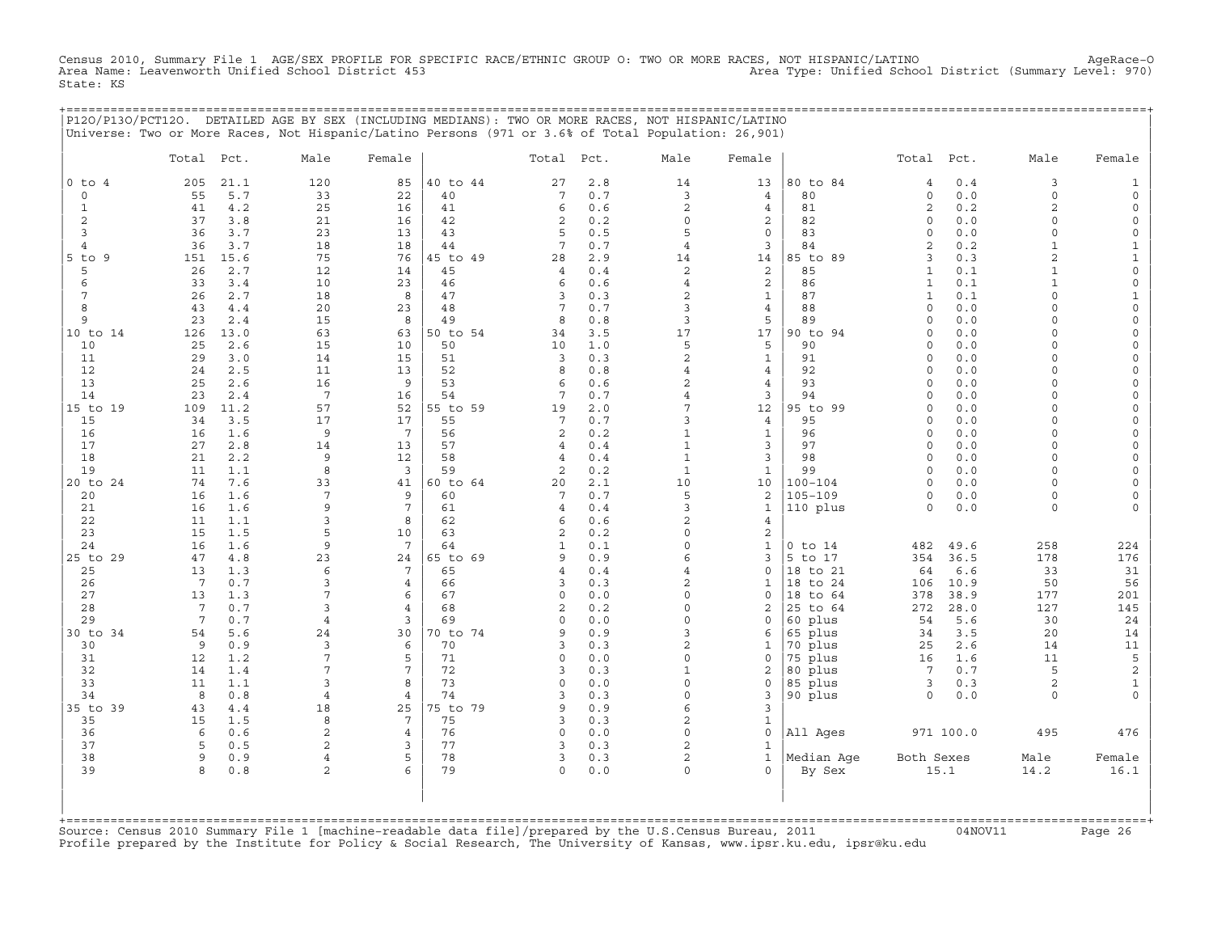Census 2010, Summary File 1 AGE/SEX PROFILE FOR SPECIFIC RACE/ETHNIC GROUP O: TWO OR MORE RACES, NOT HISPANIC/LATINO AgeRace-O
Area Name: Leavenworth Unified School District 453 Area Type: Unified School District (Summary Level: 970)
State: KS

P12O/P13O/PCT12O. DETAILED AGE BY SEX (INCLUDING MEDIANS): TWO OR MORE RACES, NOT HISPANIC/LATINO
Universe: Two or More Races, Not Hispanic/Latino Persons (971 or 3.6% of Total Population: 26,901)

| | Total | Pct. | Male | Female | | Total | Pct. | Male | Female | | Total | Pct. | Male | Female |
|---|---|---|---|---|---|---|---|---|---|---|---|---|---|---|
| 0 to 4 | 205 | 21.1 | 120 | 85 | 40 to 44 | 27 | 2.8 | 14 | 13 | 80 to 84 | 4 | 0.4 | 3 | 1 |
| 0 | 55 | 5.7 | 33 | 22 | 40 | 7 | 0.7 | 3 | 4 | 80 | 0 | 0.0 | 0 | 0 |
| 1 | 41 | 4.2 | 25 | 16 | 41 | 6 | 0.6 | 2 | 4 | 81 | 2 | 0.2 | 2 | 0 |
| 2 | 37 | 3.8 | 21 | 16 | 42 | 2 | 0.2 | 0 | 2 | 82 | 0 | 0.0 | 0 | 0 |
| 3 | 36 | 3.7 | 23 | 13 | 43 | 5 | 0.5 | 5 | 0 | 83 | 0 | 0.0 | 0 | 0 |
| 4 | 36 | 3.7 | 18 | 18 | 44 | 7 | 0.7 | 4 | 3 | 84 | 2 | 0.2 | 1 | 1 |
| 5 to 9 | 151 | 15.6 | 75 | 76 | 45 to 49 | 28 | 2.9 | 14 | 14 | 85 to 89 | 3 | 0.3 | 2 | 1 |
| 5 | 26 | 2.7 | 12 | 14 | 45 | 4 | 0.4 | 2 | 2 | 85 | 1 | 0.1 | 1 | 0 |
| 6 | 33 | 3.4 | 10 | 23 | 46 | 6 | 0.6 | 4 | 2 | 86 | 1 | 0.1 | 1 | 0 |
| 7 | 26 | 2.7 | 18 | 8 | 47 | 3 | 0.3 | 2 | 1 | 87 | 1 | 0.1 | 0 | 1 |
| 8 | 43 | 4.4 | 20 | 23 | 48 | 7 | 0.7 | 3 | 4 | 88 | 0 | 0.0 | 0 | 0 |
| 9 | 23 | 2.4 | 15 | 8 | 49 | 8 | 0.8 | 3 | 5 | 89 | 0 | 0.0 | 0 | 0 |
| 10 to 14 | 126 | 13.0 | 63 | 63 | 50 to 54 | 34 | 3.5 | 17 | 17 | 90 to 94 | 0 | 0.0 | 0 | 0 |
| 10 | 25 | 2.6 | 15 | 10 | 50 | 10 | 1.0 | 5 | 5 | 90 | 0 | 0.0 | 0 | 0 |
| 11 | 29 | 3.0 | 14 | 15 | 51 | 3 | 0.3 | 2 | 1 | 91 | 0 | 0.0 | 0 | 0 |
| 12 | 24 | 2.5 | 11 | 13 | 52 | 8 | 0.8 | 4 | 4 | 92 | 0 | 0.0 | 0 | 0 |
| 13 | 25 | 2.6 | 16 | 9 | 53 | 6 | 0.6 | 2 | 4 | 93 | 0 | 0.0 | 0 | 0 |
| 14 | 23 | 2.4 | 7 | 16 | 54 | 7 | 0.7 | 4 | 3 | 94 | 0 | 0.0 | 0 | 0 |
| 15 to 19 | 109 | 11.2 | 57 | 52 | 55 to 59 | 19 | 2.0 | 7 | 12 | 95 to 99 | 0 | 0.0 | 0 | 0 |
| 15 | 34 | 3.5 | 17 | 17 | 55 | 7 | 0.7 | 3 | 4 | 95 | 0 | 0.0 | 0 | 0 |
| 16 | 16 | 1.6 | 9 | 7 | 56 | 2 | 0.2 | 1 | 1 | 96 | 0 | 0.0 | 0 | 0 |
| 17 | 27 | 2.8 | 14 | 13 | 57 | 4 | 0.4 | 1 | 3 | 97 | 0 | 0.0 | 0 | 0 |
| 18 | 21 | 2.2 | 9 | 12 | 58 | 4 | 0.4 | 1 | 3 | 98 | 0 | 0.0 | 0 | 0 |
| 19 | 11 | 1.1 | 8 | 3 | 59 | 2 | 0.2 | 1 | 1 | 99 | 0 | 0.0 | 0 | 0 |
| 20 to 24 | 74 | 7.6 | 33 | 41 | 60 to 64 | 20 | 2.1 | 10 | 10 | 100-104 | 0 | 0.0 | 0 | 0 |
| 20 | 16 | 1.6 | 7 | 9 | 60 | 7 | 0.7 | 5 | 2 | 105-109 | 0 | 0.0 | 0 | 0 |
| 21 | 16 | 1.6 | 9 | 7 | 61 | 4 | 0.4 | 3 | 1 | 110 plus | 0 | 0.0 | 0 | 0 |
| 22 | 11 | 1.1 | 3 | 8 | 62 | 6 | 0.6 | 2 | 4 | | | | | |
| 23 | 15 | 1.5 | 5 | 10 | 63 | 2 | 0.2 | 0 | 2 | | | | | |
| 24 | 16 | 1.6 | 9 | 7 | 64 | 1 | 0.1 | 0 | 1 | 0 to 14 | 482 | 49.6 | 258 | 224 |
| 25 to 29 | 47 | 4.8 | 23 | 24 | 65 to 69 | 9 | 0.9 | 6 | 3 | 5 to 17 | 354 | 36.5 | 178 | 176 |
| 25 | 13 | 1.3 | 6 | 7 | 65 | 4 | 0.4 | 4 | 0 | 18 to 21 | 64 | 6.6 | 33 | 31 |
| 26 | 7 | 0.7 | 3 | 4 | 66 | 3 | 0.3 | 2 | 1 | 18 to 24 | 106 | 10.9 | 50 | 56 |
| 27 | 13 | 1.3 | 7 | 6 | 67 | 0 | 0.0 | 0 | 0 | 18 to 64 | 378 | 38.9 | 177 | 201 |
| 28 | 7 | 0.7 | 3 | 4 | 68 | 2 | 0.2 | 0 | 2 | 25 to 64 | 272 | 28.0 | 127 | 145 |
| 29 | 7 | 0.7 | 4 | 3 | 69 | 0 | 0.0 | 0 | 0 | 60 plus | 54 | 5.6 | 30 | 24 |
| 30 to 34 | 54 | 5.6 | 24 | 30 | 70 to 74 | 9 | 0.9 | 3 | 6 | 65 plus | 34 | 3.5 | 20 | 14 |
| 30 | 9 | 0.9 | 3 | 6 | 70 | 3 | 0.3 | 2 | 1 | 70 plus | 25 | 2.6 | 14 | 11 |
| 31 | 12 | 1.2 | 7 | 5 | 71 | 0 | 0.0 | 0 | 0 | 75 plus | 16 | 1.6 | 11 | 5 |
| 32 | 14 | 1.4 | 7 | 7 | 72 | 3 | 0.3 | 1 | 2 | 80 plus | 7 | 0.7 | 5 | 2 |
| 33 | 11 | 1.1 | 3 | 8 | 73 | 0 | 0.0 | 0 | 0 | 85 plus | 3 | 0.3 | 2 | 1 |
| 34 | 8 | 0.8 | 4 | 4 | 74 | 3 | 0.3 | 0 | 3 | 90 plus | 0 | 0.0 | 0 | 0 |
| 35 to 39 | 43 | 4.4 | 18 | 25 | 75 to 79 | 9 | 0.9 | 6 | 3 | | | | | |
| 35 | 15 | 1.5 | 8 | 7 | 75 | 3 | 0.3 | 2 | 1 | | | | | |
| 36 | 6 | 0.6 | 2 | 4 | 76 | 0 | 0.0 | 0 | 0 | All Ages | 971 | 100.0 | 495 | 476 |
| 37 | 5 | 0.5 | 2 | 3 | 77 | 3 | 0.3 | 2 | 1 | | | | | |
| 38 | 9 | 0.9 | 4 | 5 | 78 | 3 | 0.3 | 2 | 1 | Median Age | Both Sexes | | Male | Female |
| 39 | 8 | 0.8 | 2 | 6 | 79 | 0 | 0.0 | 0 | 0 | By Sex | 15.1 | | 14.2 | 16.1 |

Source: Census 2010 Summary File 1 [machine-readable data file]/prepared by the U.S.Census Bureau, 2011 04NOV11
Profile prepared by the Institute for Policy & Social Research, The University of Kansas, www.ipsr.ku.edu, ipsr@ku.edu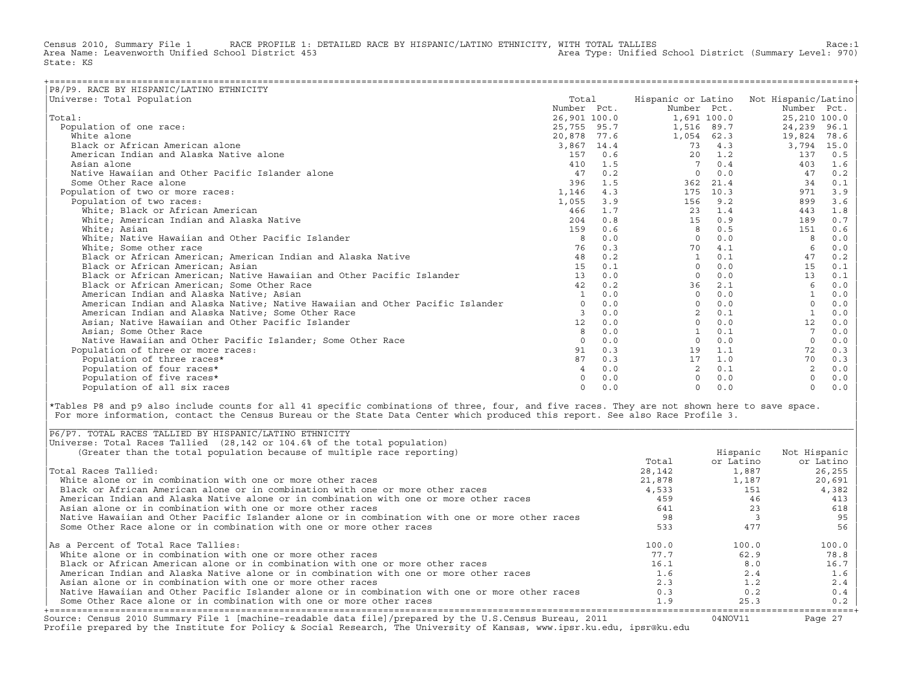Census 2010, Summary File 1 RACE PROFILE 1: DETAILED RACE BY HISPANIC/LATINO ETHNICITY, WITH TOTAL TALLIES Race:1
Area Name: Leavenworth Unified School District 453 Area Type: Unified School District (Summary Level: 970)
State: KS

## P8/P9. RACE BY HISPANIC/LATINO ETHNICITY

Universe: Total Population

| | Total Number | Total Pct. | Hispanic or Latino Number | Hispanic or Latino Pct. | Not Hispanic/Latino Number | Not Hispanic/Latino Pct. |
|---|---|---|---|---|---|---|
| Total: | 26,901 | 100.0 | 1,691 | 100.0 | 25,210 | 100.0 |
| Population of one race: | 25,755 | 95.7 | 1,516 | 89.7 | 24,239 | 96.1 |
| White alone | 20,878 | 77.6 | 1,054 | 62.3 | 19,824 | 78.6 |
| Black or African American alone | 3,867 | 14.4 | 73 | 4.3 | 3,794 | 15.0 |
| American Indian and Alaska Native alone | 157 | 0.6 | 20 | 1.2 | 137 | 0.5 |
| Asian alone | 410 | 1.5 | 7 | 0.4 | 403 | 1.6 |
| Native Hawaiian and Other Pacific Islander alone | 47 | 0.2 | 0 | 0.0 | 47 | 0.2 |
| Some Other Race alone | 396 | 1.5 | 362 | 21.4 | 34 | 0.1 |
| Population of two or more races: | 1,146 | 4.3 | 175 | 10.3 | 971 | 3.9 |
| Population of two races: | 1,055 | 3.9 | 156 | 9.2 | 899 | 3.6 |
| White; Black or African American | 466 | 1.7 | 23 | 1.4 | 443 | 1.8 |
| White; American Indian and Alaska Native | 204 | 0.8 | 15 | 0.9 | 189 | 0.7 |
| White; Asian | 159 | 0.6 | 8 | 0.5 | 151 | 0.6 |
| White; Native Hawaiian and Other Pacific Islander | 8 | 0.0 | 0 | 0.0 | 8 | 0.0 |
| White; Some other race | 76 | 0.3 | 70 | 4.1 | 6 | 0.0 |
| Black or African American; American Indian and Alaska Native | 48 | 0.2 | 1 | 0.1 | 47 | 0.2 |
| Black or African American; Asian | 15 | 0.1 | 0 | 0.0 | 15 | 0.1 |
| Black or African American; Native Hawaiian and Other Pacific Islander | 13 | 0.0 | 0 | 0.0 | 13 | 0.1 |
| Black or African American; Some Other Race | 42 | 0.2 | 36 | 2.1 | 6 | 0.0 |
| American Indian and Alaska Native; Asian | 1 | 0.0 | 0 | 0.0 | 1 | 0.0 |
| American Indian and Alaska Native; Native Hawaiian and Other Pacific Islander | 0 | 0.0 | 0 | 0.0 | 0 | 0.0 |
| American Indian and Alaska Native; Some Other Race | 3 | 0.0 | 2 | 0.1 | 1 | 0.0 |
| Asian; Native Hawaiian and Other Pacific Islander | 12 | 0.0 | 0 | 0.0 | 12 | 0.0 |
| Asian; Some Other Race | 8 | 0.0 | 1 | 0.1 | 7 | 0.0 |
| Native Hawaiian and Other Pacific Islander; Some Other Race | 0 | 0.0 | 0 | 0.0 | 0 | 0.0 |
| Population of three or more races: | 91 | 0.3 | 19 | 1.1 | 72 | 0.3 |
| Population of three races* | 87 | 0.3 | 17 | 1.0 | 70 | 0.3 |
| Population of four races* | 4 | 0.0 | 2 | 0.1 | 2 | 0.0 |
| Population of five races* | 0 | 0.0 | 0 | 0.0 | 0 | 0.0 |
| Population of all six races | 0 | 0.0 | 0 | 0.0 | 0 | 0.0 |

*Tables P8 and p9 also include counts for all 41 specific combinations of three, four, and five races. They are not shown here to save space. For more information, contact the Census Bureau or the State Data Center which produced this report. See also Race Profile 3.

## P6/P7. TOTAL RACES TALLIED BY HISPANIC/LATINO ETHNICITY

Universe: Total Races Tallied (28,142 or 104.6% of the total population)
(Greater than the total population because of multiple race reporting)

| | Total | Hispanic or Latino | Not Hispanic or Latino |
|---|---|---|---|
| Total Races Tallied: | 28,142 | 1,887 | 26,255 |
| White alone or in combination with one or more other races | 21,878 | 1,187 | 20,691 |
| Black or African American alone or in combination with one or more other races | 4,533 | 151 | 4,382 |
| American Indian and Alaska Native alone or in combination with one or more other races | 459 | 46 | 413 |
| Asian alone or in combination with one or more other races | 641 | 23 | 618 |
| Native Hawaiian and Other Pacific Islander alone or in combination with one or more other races | 98 | 3 | 95 |
| Some Other Race alone or in combination with one or more other races | 533 | 477 | 56 |
| As a Percent of Total Race Tallies: | 100.0 | 100.0 | 100.0 |
| White alone or in combination with one or more other races | 77.7 | 62.9 | 78.8 |
| Black or African American alone or in combination with one or more other races | 16.1 | 8.0 | 16.7 |
| American Indian and Alaska Native alone or in combination with one or more other races | 1.6 | 2.4 | 1.6 |
| Asian alone or in combination with one or more other races | 2.3 | 1.2 | 2.4 |
| Native Hawaiian and Other Pacific Islander alone or in combination with one or more other races | 0.3 | 0.2 | 0.4 |
| Some Other Race alone or in combination with one or more other races | 1.9 | 25.3 | 0.2 |

Source: Census 2010 Summary File 1 [machine-readable data file]/prepared by the U.S.Census Bureau, 2011 04NOV11
Profile prepared by the Institute for Policy & Social Research, The University of Kansas, www.ipsr.ku.edu, ipsr@ku.edu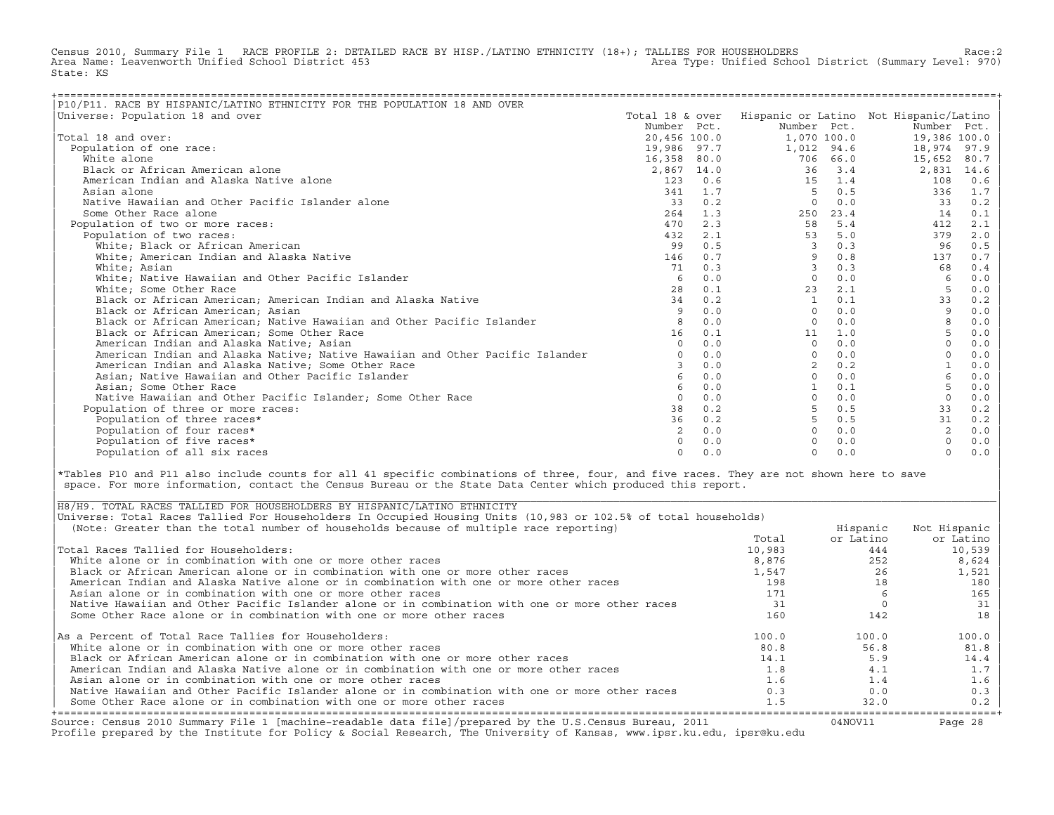Census 2010, Summary File 1 RACE PROFILE 2: DETAILED RACE BY HISP./LATINO ETHNICITY (18+); TALLIES FOR HOUSEHOLDERS Race:2
Area Name: Leavenworth Unified School District 453 Area Type: Unified School District (Summary Level: 970)
State: KS

## P10/P11. RACE BY HISPANIC/LATINO ETHNICITY FOR THE POPULATION 18 AND OVER

Universe: Population 18 and over

| | Total 18 & over Number | Pct. | Hispanic or Latino Number | Pct. | Not Hispanic/Latino Number | Pct. |
|---|---|---|---|---|---|---|
| Total 18 and over: | 20,456 | 100.0 | 1,070 | 100.0 | 19,386 | 100.0 |
| Population of one race: | 19,986 | 97.7 | 1,012 | 94.6 | 18,974 | 97.9 |
| White alone | 16,358 | 80.0 | 706 | 66.0 | 15,652 | 80.7 |
| Black or African American alone | 2,867 | 14.0 | 36 | 3.4 | 2,831 | 14.6 |
| American Indian and Alaska Native alone | 123 | 0.6 | 15 | 1.4 | 108 | 0.6 |
| Asian alone | 341 | 1.7 | 5 | 0.5 | 336 | 1.7 |
| Native Hawaiian and Other Pacific Islander alone | 33 | 0.2 | 0 | 0.0 | 33 | 0.2 |
| Some Other Race alone | 264 | 1.3 | 250 | 23.4 | 14 | 0.1 |
| Population of two or more races: | 470 | 2.3 | 58 | 5.4 | 412 | 2.1 |
| Population of two races: | 432 | 2.1 | 53 | 5.0 | 379 | 2.0 |
| White; Black or African American | 99 | 0.5 | 3 | 0.3 | 96 | 0.5 |
| White; American Indian and Alaska Native | 146 | 0.7 | 9 | 0.8 | 137 | 0.7 |
| White; Asian | 71 | 0.3 | 3 | 0.3 | 68 | 0.4 |
| White; Native Hawaiian and Other Pacific Islander | 6 | 0.0 | 0 | 0.0 | 6 | 0.0 |
| White; Some Other Race | 28 | 0.1 | 23 | 2.1 | 5 | 0.0 |
| Black or African American; American Indian and Alaska Native | 34 | 0.2 | 1 | 0.1 | 33 | 0.2 |
| Black or African American; Asian | 9 | 0.0 | 0 | 0.0 | 9 | 0.0 |
| Black or African American; Native Hawaiian and Other Pacific Islander | 8 | 0.0 | 0 | 0.0 | 8 | 0.0 |
| Black or African American; Some Other Race | 16 | 0.1 | 11 | 1.0 | 5 | 0.0 |
| American Indian and Alaska Native; Asian | 0 | 0.0 | 0 | 0.0 | 0 | 0.0 |
| American Indian and Alaska Native; Native Hawaiian and Other Pacific Islander | 0 | 0.0 | 0 | 0.0 | 0 | 0.0 |
| American Indian and Alaska Native; Some Other Race | 3 | 0.0 | 2 | 0.2 | 1 | 0.0 |
| Asian; Native Hawaiian and Other Pacific Islander | 6 | 0.0 | 0 | 0.0 | 6 | 0.0 |
| Asian; Some Other Race | 6 | 0.0 | 1 | 0.1 | 5 | 0.0 |
| Native Hawaiian and Other Pacific Islander; Some Other Race | 0 | 0.0 | 0 | 0.0 | 0 | 0.0 |
| Population of three or more races: | 38 | 0.2 | 5 | 0.5 | 33 | 0.2 |
| Population of three races* | 36 | 0.2 | 5 | 0.5 | 31 | 0.2 |
| Population of four races* | 2 | 0.0 | 0 | 0.0 | 2 | 0.0 |
| Population of five races* | 0 | 0.0 | 0 | 0.0 | 0 | 0.0 |
| Population of all six races | 0 | 0.0 | 0 | 0.0 | 0 | 0.0 |

*Tables P10 and P11 also include counts for all 41 specific combinations of three, four, and five races. They are not shown here to save space. For more information, contact the Census Bureau or the State Data Center which produced this report.

## H8/H9. TOTAL RACES TALLIED FOR HOUSEHOLDERS BY HISPANIC/LATINO ETHNICITY

Universe: Total Races Tallied For Householders In Occupied Housing Units (10,983 or 102.5% of total households)
(Note: Greater than the total number of households because of multiple race reporting)

| | Total | Hispanic or Latino | Not Hispanic or Latino |
|---|---|---|---|
| Total Races Tallied for Householders: | 10,983 | 444 | 10,539 |
| White alone or in combination with one or more other races | 8,876 | 252 | 8,624 |
| Black or African American alone or in combination with one or more other races | 1,547 | 26 | 1,521 |
| American Indian and Alaska Native alone or in combination with one or more other races | 198 | 18 | 180 |
| Asian alone or in combination with one or more other races | 171 | 6 | 165 |
| Native Hawaiian and Other Pacific Islander alone or in combination with one or more other races | 31 | 0 | 31 |
| Some Other Race alone or in combination with one or more other races | 160 | 142 | 18 |
| As a Percent of Total Race Tallies for Householders: | 100.0 | 100.0 | 100.0 |
| White alone or in combination with one or more other races | 80.8 | 56.8 | 81.8 |
| Black or African American alone or in combination with one or more other races | 14.1 | 5.9 | 14.4 |
| American Indian and Alaska Native alone or in combination with one or more other races | 1.8 | 4.1 | 1.7 |
| Asian alone or in combination with one or more other races | 1.6 | 1.4 | 1.6 |
| Native Hawaiian and Other Pacific Islander alone or in combination with one or more other races | 0.3 | 0.0 | 0.3 |
| Some Other Race alone or in combination with one or more other races | 1.5 | 32.0 | 0.2 |

Source: Census 2010 Summary File 1 [machine-readable data file]/prepared by the U.S.Census Bureau, 2011 04NOV11
Profile prepared by the Institute for Policy & Social Research, The University of Kansas, www.ipsr.ku.edu, ipsr@ku.edu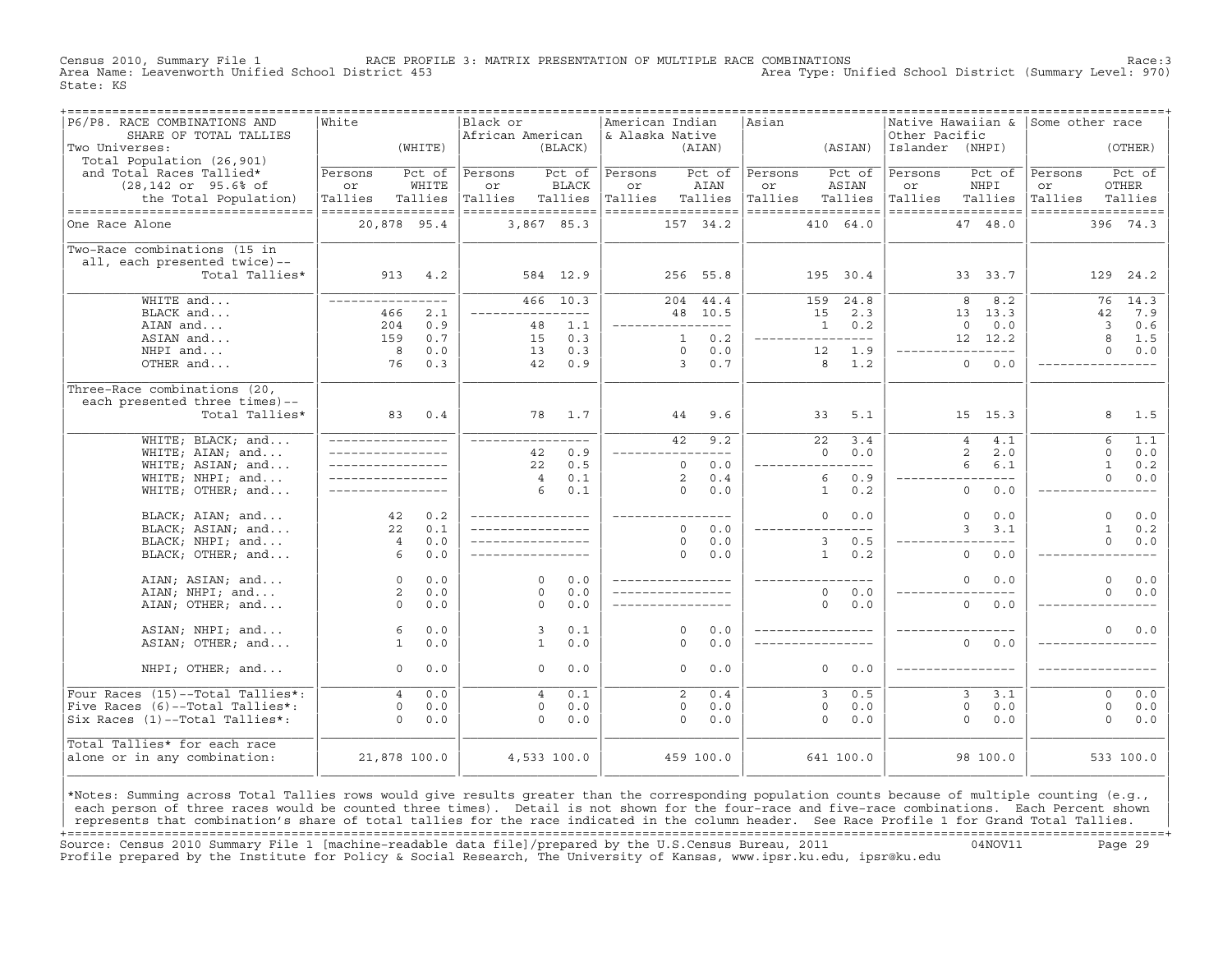Census 2010, Summary File 1 RACE PROFILE 3: MATRIX PRESENTATION OF MULTIPLE RACE COMBINATIONS Race:3
Area Name: Leavenworth Unified School District 453 Area Type: Unified School District (Summary Level: 970)
State: KS

| P6/P8. RACE COMBINATIONS AND SHARE OF TOTAL TALLIES<br>Two Universes:<br>Total Population (26,901) and Total Races Tallied* (28,142 or 95.6% of the Total Population) | White (WHITE) Persons or Tallies | Pct of WHITE Tallies | Black or African American (BLACK) Persons or Tallies | Pct of BLACK Tallies | American Indian & Alaska Native (AIAN) Persons or Tallies | Pct of AIAN Tallies | Asian (ASIAN) Persons or Tallies | Pct of ASIAN Tallies | Native Hawaiian & Other Pacific Islander (NHPI) Persons or Tallies | Pct of NHPI Tallies | Some other race (OTHER) Persons or Tallies | Pct of OTHER Tallies |
|---|---|---|---|---|---|---|---|---|---|---|---|---|
| One Race Alone | 20,878 | 95.4 | 3,867 | 85.3 | 157 | 34.2 | 410 | 64.0 | 47 | 48.0 | 396 | 74.3 |
| Two-Race combinations (15 in all, each presented twice)-- Total Tallies* | 913 | 4.2 | 584 | 12.9 | 256 | 55.8 | 195 | 30.4 | 33 | 33.7 | 129 | 24.2 |
| WHITE and... | --- | --- | 466 | 10.3 | 204 | 44.4 | 159 | 24.8 | 8 | 8.2 | 76 | 14.3 |
| BLACK and... | 466 | 2.1 | --- | --- | 48 | 10.5 | 15 | 2.3 | 13 | 13.3 | 42 | 7.9 |
| AIAN and... | 204 | 0.9 | 48 | 1.1 | --- | --- | 1 | 0.2 | 0 | 0.0 | 3 | 0.6 |
| ASIAN and... | 159 | 0.7 | 15 | 0.3 | 1 | 0.2 | --- | --- | 12 | 12.2 | 8 | 1.5 |
| NHPI and... | 8 | 0.0 | 13 | 0.3 | 0 | 0.0 | 12 | 1.9 | --- | --- | 0 | 0.0 |
| OTHER and... | 76 | 0.3 | 42 | 0.9 | 3 | 0.7 | 8 | 1.2 | 0 | 0.0 | --- | --- |
| Three-Race combinations (20, each presented three times)-- Total Tallies* | 83 | 0.4 | 78 | 1.7 | 44 | 9.6 | 33 | 5.1 | 15 | 15.3 | 8 | 1.5 |
| WHITE; BLACK; and... | --- | --- | --- | --- | 42 | 9.2 | 22 | 3.4 | 4 | 4.1 | 6 | 1.1 |
| WHITE; AIAN; and... | --- | --- | 42 | 0.9 | --- | --- | 0 | 0.0 | 2 | 2.0 | 0 | 0.0 |
| WHITE; ASIAN; and... | --- | --- | 22 | 0.5 | 0 | 0.0 | --- | --- | 6 | 6.1 | 1 | 0.2 |
| WHITE; NHPI; and... | --- | --- | 4 | 0.1 | 2 | 0.4 | 6 | 0.9 | --- | --- | 0 | 0.0 |
| WHITE; OTHER; and... | --- | --- | 6 | 0.1 | 0 | 0.0 | 1 | 0.2 | 0 | 0.0 | --- | --- |
| BLACK; AIAN; and... | 42 | 0.2 | --- | --- | --- | --- | 0 | 0.0 | 0 | 0.0 | 0 | 0.0 |
| BLACK; ASIAN; and... | 22 | 0.1 | --- | --- | 0 | 0.0 | --- | --- | 3 | 3.1 | 1 | 0.2 |
| BLACK; NHPI; and... | 4 | 0.0 | --- | --- | 0 | 0.0 | 3 | 0.5 | --- | --- | 0 | 0.0 |
| BLACK; OTHER; and... | 6 | 0.0 | --- | --- | 0 | 0.0 | 1 | 0.2 | 0 | 0.0 | --- | --- |
| AIAN; ASIAN; and... | 0 | 0.0 | 0 | 0.0 | --- | --- | --- | --- | 0 | 0.0 | 0 | 0.0 |
| AIAN; NHPI; and... | 2 | 0.0 | 0 | 0.0 | --- | --- | 0 | 0.0 | --- | --- | 0 | 0.0 |
| AIAN; OTHER; and... | 0 | 0.0 | 0 | 0.0 | --- | --- | 0 | 0.0 | 0 | 0.0 | --- | --- |
| ASIAN; NHPI; and... | 6 | 0.0 | 3 | 0.1 | 0 | 0.0 | --- | --- | --- | --- | 0 | 0.0 |
| ASIAN; OTHER; and... | 1 | 0.0 | 1 | 0.0 | 0 | 0.0 | --- | --- | 0 | 0.0 | --- | --- |
| NHPI; OTHER; and... | 0 | 0.0 | 0 | 0.0 | 0 | 0.0 | 0 | 0.0 | --- | --- | --- | --- |
| Four Races (15)--Total Tallies*: | 4 | 0.0 | 4 | 0.1 | 2 | 0.4 | 3 | 0.5 | 3 | 3.1 | 0 | 0.0 |
| Five Races (6)--Total Tallies*: | 0 | 0.0 | 0 | 0.0 | 0 | 0.0 | 0 | 0.0 | 0 | 0.0 | 0 | 0.0 |
| Six Races (1)--Total Tallies*: | 0 | 0.0 | 0 | 0.0 | 0 | 0.0 | 0 | 0.0 | 0 | 0.0 | 0 | 0.0 |
| Total Tallies* for each race alone or in any combination: | 21,878 | 100.0 | 4,533 | 100.0 | 459 | 100.0 | 641 | 100.0 | 98 | 100.0 | 533 | 100.0 |

*Notes: Summing across Total Tallies rows would give results greater than the corresponding population counts because of multiple counting (e.g., each person of three races would be counted three times). Detail is not shown for the four-race and five-race combinations. Each Percent shown represents that combination's share of total tallies for the race indicated in the column header. See Race Profile 1 for Grand Total Tallies.

Source: Census 2010 Summary File 1 [machine-readable data file]/prepared by the U.S.Census Bureau, 2011 04NOV11
Profile prepared by the Institute for Policy & Social Research, The University of Kansas, www.ipsr.ku.edu, ipsr@ku.edu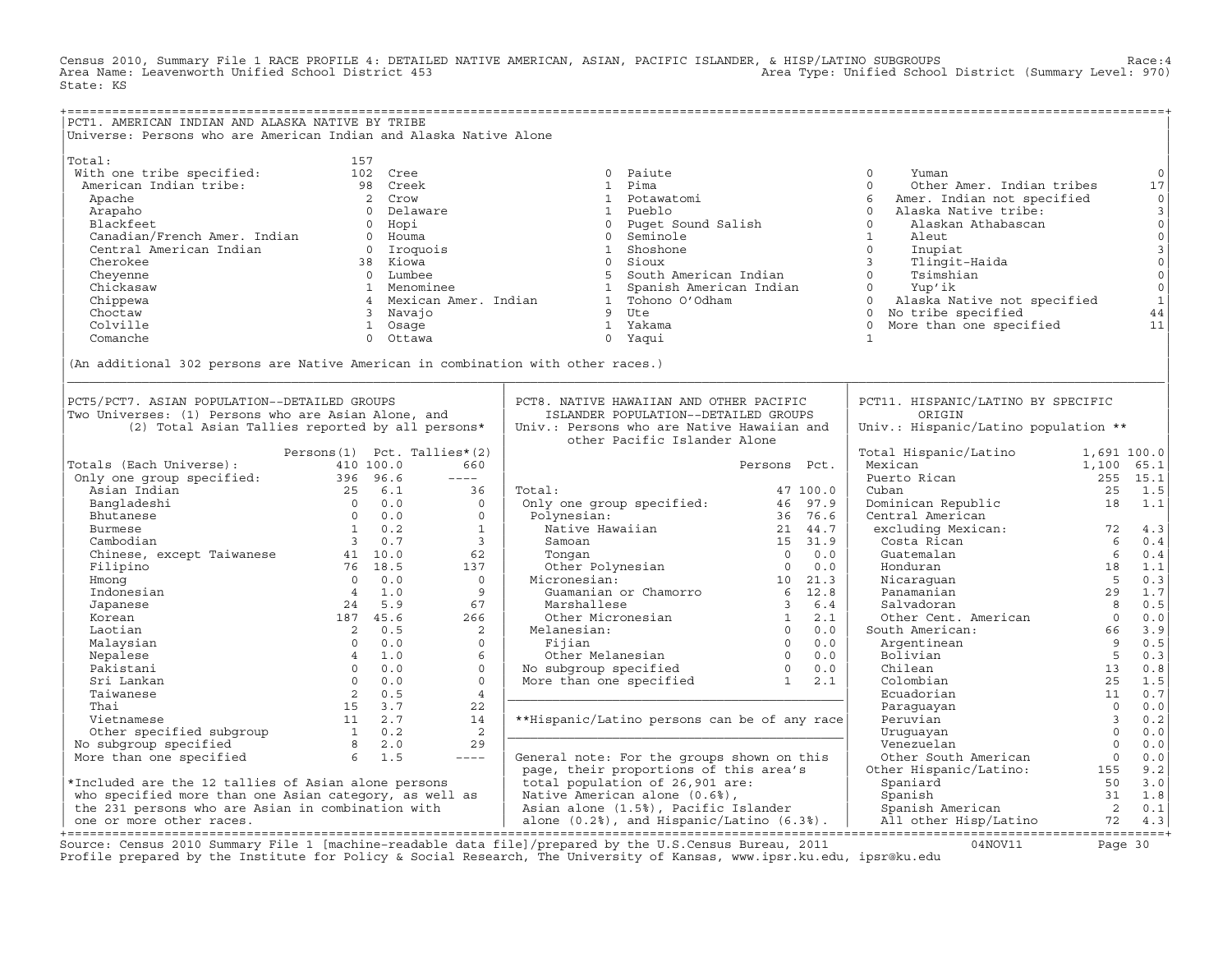Census 2010, Summary File 1 RACE PROFILE 4: DETAILED NATIVE AMERICAN, ASIAN, PACIFIC ISLANDER, & HISP/LATINO SUBGROUPS Race:4
Area Name: Leavenworth Unified School District 453 Area Type: Unified School District (Summary Level: 970)
State: KS

## PCT1. AMERICAN INDIAN AND ALASKA NATIVE BY TRIBE

Universe: Persons who are American Indian and Alaska Native Alone

| Tribe | Persons | Tribe | Persons | Tribe | Persons | Tribe | Persons |
|---|---|---|---|---|---|---|---|
| Total: | 157 | | | | | | |
| With one tribe specified: | 102 | Cree | 0 | Paiute | 0 | Yuman | 0 |
| American Indian tribe: | 98 | Creek | 1 | Pima | 0 | Other Amer. Indian tribes | 17 |
| Apache | 2 | Crow | 1 | Potawatomi | 6 | Amer. Indian not specified | 0 |
| Arapaho | 0 | Delaware | 1 | Pueblo | 0 | Alaska Native tribe: | 3 |
| Blackfeet | 0 | Hopi | 0 | Puget Sound Salish | 0 | Alaskan Athabascan | 0 |
| Canadian/French Amer. Indian | 0 | Houma | 0 | Seminole | 1 | Aleut | 0 |
| Central American Indian | 0 | Iroquois | 1 | Shoshone | 0 | Inupiat | 3 |
| Cherokee | 38 | Kiowa | 0 | Sioux | 3 | Tlingit-Haida | 0 |
| Cheyenne | 0 | Lumbee | 5 | South American Indian | 0 | Tsimshian | 0 |
| Chickasaw | 1 | Menominee | 1 | Spanish American Indian | 0 | Yup'ik | 0 |
| Chippewa | 4 | Mexican Amer. Indian | 1 | Tohono O'Odham | 0 | Alaska Native not specified | 1 |
| Choctaw | 3 | Navajo | 9 | Ute | 0 | No tribe specified | 44 |
| Colville | 1 | Osage | 1 | Yakama | 0 | More than one specified | 11 |
| Comanche | 0 | Ottawa | 0 | Yaqui | 1 | | |

(An additional 302 persons are Native American in combination with other races.)

## PCT5/PCT7. ASIAN POPULATION--DETAILED GROUPS

Two Universes: (1) Persons who are Asian Alone, and (2) Total Asian Tallies reported by all persons*

| | Persons(1) | Pct. | Tallies*(2) |
|---|---|---|---|
| Totals (Each Universe): | 410 | 100.0 | 660 |
| Only one group specified: | 396 | 96.6 | ---- |
| Asian Indian | 25 | 6.1 | 36 |
| Bangladeshi | 0 | 0.0 | 0 |
| Bhutanese | 0 | 0.0 | 0 |
| Burmese | 1 | 0.2 | 1 |
| Cambodian | 3 | 0.7 | 3 |
| Chinese, except Taiwanese | 41 | 10.0 | 62 |
| Filipino | 76 | 18.5 | 137 |
| Hmong | 0 | 0.0 | 0 |
| Indonesian | 4 | 1.0 | 9 |
| Japanese | 24 | 5.9 | 67 |
| Korean | 187 | 45.6 | 266 |
| Laotian | 2 | 0.5 | 2 |
| Malaysian | 0 | 0.0 | 0 |
| Nepalese | 4 | 1.0 | 6 |
| Pakistani | 0 | 0.0 | 0 |
| Sri Lankan | 0 | 0.0 | 0 |
| Taiwanese | 2 | 0.5 | 4 |
| Thai | 15 | 3.7 | 22 |
| Vietnamese | 11 | 2.7 | 14 |
| Other specified subgroup | 1 | 0.2 | 2 |
| No subgroup specified | 8 | 2.0 | 29 |
| More than one specified | 6 | 1.5 | ---- |

*Included are the 12 tallies of Asian alone persons who specified more than one Asian category, as well as the 231 persons who are Asian in combination with one or more other races.

## PCT8. NATIVE HAWAIIAN AND OTHER PACIFIC ISLANDER POPULATION--DETAILED GROUPS

Univ.: Persons who are Native Hawaiian and other Pacific Islander Alone

| | Persons | Pct. |
|---|---|---|
| Total: | 47 | 100.0 |
| Only one group specified: | 46 | 97.9 |
| Polynesian: | 36 | 76.6 |
| Native Hawaiian | 21 | 44.7 |
| Samoan | 15 | 31.9 |
| Tongan | 0 | 0.0 |
| Other Polynesian | 0 | 0.0 |
| Micronesian: | 10 | 21.3 |
| Guamanian or Chamorro | 6 | 12.8 |
| Marshallese | 3 | 6.4 |
| Other Micronesian | 1 | 2.1 |
| Melanesian: | 0 | 0.0 |
| Fijian | 0 | 0.0 |
| Other Melanesian | 0 | 0.0 |
| No subgroup specified | 0 | 0.0 |
| More than one specified | 1 | 2.1 |

**Hispanic/Latino persons can be of any race

General note: For the groups shown on this page, their proportions of this area's total population of 26,901 are: Native American alone (0.6%), Asian alone (1.5%), Pacific Islander alone (0.2%), and Hispanic/Latino (6.3%).

## PCT11. HISPANIC/LATINO BY SPECIFIC ORIGIN

Univ.: Hispanic/Latino population **

| | Persons | Pct. |
|---|---|---|
| Total Hispanic/Latino | 1,691 | 100.0 |
| Mexican | 1,100 | 65.1 |
| Puerto Rican | 255 | 15.1 |
| Cuban | 25 | 1.5 |
| Dominican Republic | 18 | 1.1 |
| Central American excluding Mexican: | 72 | 4.3 |
| Costa Rican | 6 | 0.4 |
| Guatemalan | 6 | 0.4 |
| Honduran | 18 | 1.1 |
| Nicaraguan | 5 | 0.3 |
| Panamanian | 29 | 1.7 |
| Salvadoran | 8 | 0.5 |
| Other Cent. American | 0 | 0.0 |
| South American: | 66 | 3.9 |
| Argentinean | 9 | 0.5 |
| Bolivian | 5 | 0.3 |
| Chilean | 13 | 0.8 |
| Colombian | 25 | 1.5 |
| Ecuadorian | 11 | 0.7 |
| Paraguayan | 0 | 0.0 |
| Peruvian | 3 | 0.2 |
| Uruguayan | 0 | 0.0 |
| Venezuelan | 0 | 0.0 |
| Other South American | 0 | 0.0 |
| Other Hispanic/Latino: | 155 | 9.2 |
| Spaniard | 50 | 3.0 |
| Spanish | 31 | 1.8 |
| Spanish American | 2 | 0.1 |
| All other Hisp/Latino | 72 | 4.3 |

Source: Census 2010 Summary File 1 [machine-readable data file]/prepared by the U.S.Census Bureau, 2011 04NOV11
Profile prepared by the Institute for Policy & Social Research, The University of Kansas, www.ipsr.ku.edu, ipsr@ku.edu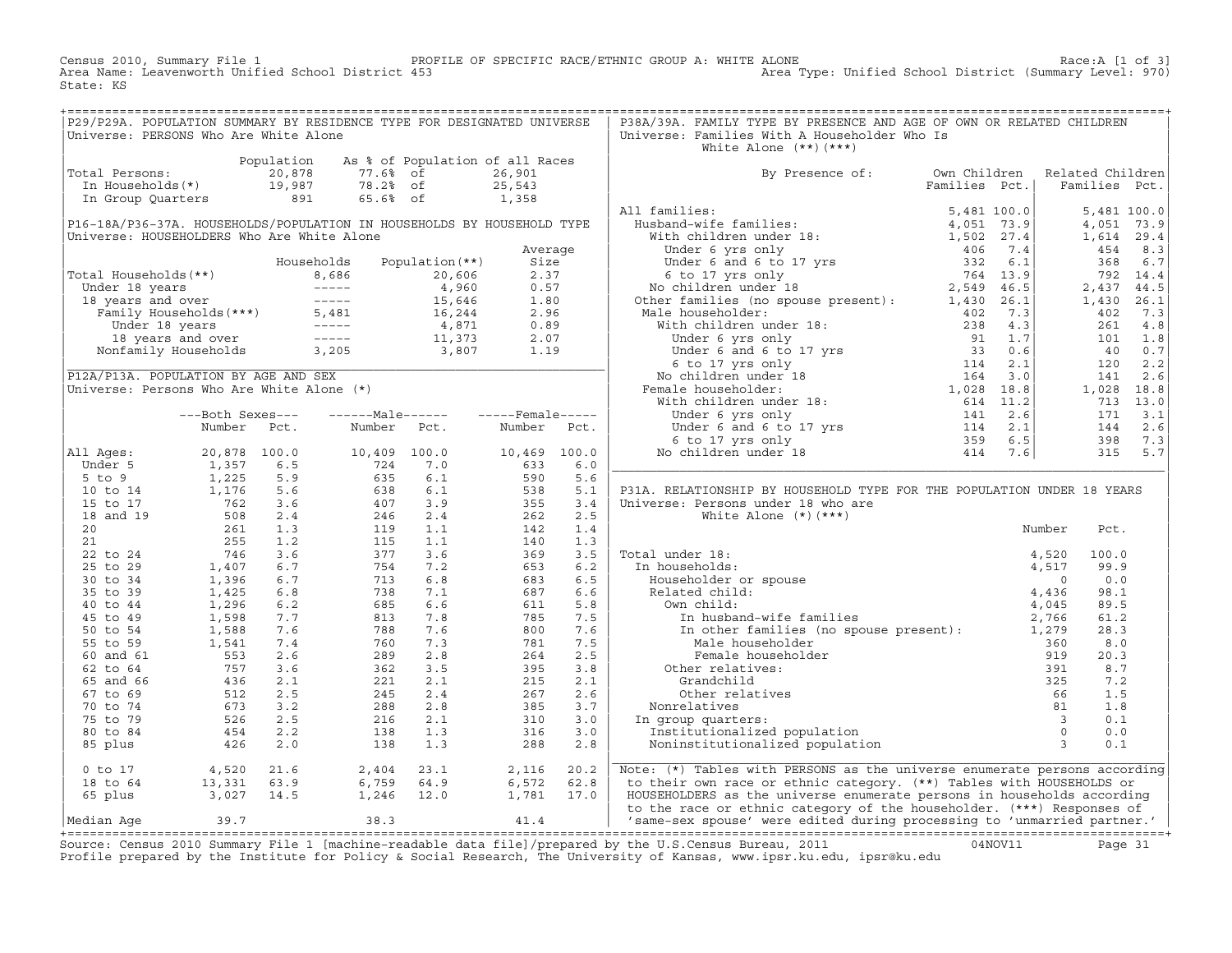Census 2010, Summary File 1 — PROFILE OF SPECIFIC RACE/ETHNIC GROUP A: WHITE ALONE — Race:A [1 of 3]
Area Name: Leavenworth Unified School District 453 — Area Type: Unified School District (Summary Level: 970)
State: KS

## P29/P29A. POPULATION SUMMARY BY RESIDENCE TYPE FOR DESIGNATED UNIVERSE

Universe: PERSONS Who Are White Alone

| | Population | As % of Population of all Races | |
|---|---|---|---|
| Total Persons: | 20,878 | 77.6% of | 26,901 |
| In Households(*) | 19,987 | 78.2% of | 25,543 |
| In Group Quarters | 891 | 65.6% of | 1,358 |

## P16-18A/P36-37A. HOUSEHOLDS/POPULATION IN HOUSEHOLDS BY HOUSEHOLD TYPE

Universe: HOUSEHOLDERS Who Are White Alone

| | Households | Population(**) | Average Size |
|---|---|---|---|
| Total Households(**) | 8,686 | 20,606 | 2.37 |
| Under 18 years | ----- | 4,960 | 0.57 |
| 18 years and over | ----- | 15,646 | 1.80 |
| Family Households(***) | 5,481 | 16,244 | 2.96 |
| Under 18 years | ----- | 4,871 | 0.89 |
| 18 years and over | ----- | 11,373 | 2.07 |
| Nonfamily Households | 3,205 | 3,807 | 1.19 |

## P12A/P13A. POPULATION BY AGE AND SEX

Universe: Persons Who Are White Alone (*)

| | Both Sexes Number | Both Sexes Pct. | Male Number | Male Pct. | Female Number | Female Pct. |
|---|---|---|---|---|---|---|
| All Ages: | 20,878 | 100.0 | 10,409 | 100.0 | 10,469 | 100.0 |
| Under 5 | 1,357 | 6.5 | 724 | 7.0 | 633 | 6.0 |
| 5 to 9 | 1,225 | 5.9 | 635 | 6.1 | 590 | 5.6 |
| 10 to 14 | 1,176 | 5.6 | 638 | 6.1 | 538 | 5.1 |
| 15 to 17 | 762 | 3.6 | 407 | 3.9 | 355 | 3.4 |
| 18 and 19 | 508 | 2.4 | 246 | 2.4 | 262 | 2.5 |
| 20 | 261 | 1.3 | 119 | 1.1 | 142 | 1.4 |
| 21 | 255 | 1.2 | 115 | 1.1 | 140 | 1.3 |
| 22 to 24 | 746 | 3.6 | 377 | 3.6 | 369 | 3.5 |
| 25 to 29 | 1,407 | 6.7 | 754 | 7.2 | 653 | 6.2 |
| 30 to 34 | 1,396 | 6.7 | 713 | 6.8 | 683 | 6.5 |
| 35 to 39 | 1,425 | 6.8 | 738 | 7.1 | 687 | 6.6 |
| 40 to 44 | 1,296 | 6.2 | 685 | 6.6 | 611 | 5.8 |
| 45 to 49 | 1,598 | 7.7 | 813 | 7.8 | 785 | 7.5 |
| 50 to 54 | 1,588 | 7.6 | 788 | 7.6 | 800 | 7.6 |
| 55 to 59 | 1,541 | 7.4 | 760 | 7.3 | 781 | 7.5 |
| 60 and 61 | 553 | 2.6 | 289 | 2.8 | 264 | 2.5 |
| 62 to 64 | 757 | 3.6 | 362 | 3.5 | 395 | 3.8 |
| 65 and 66 | 436 | 2.1 | 221 | 2.1 | 215 | 2.1 |
| 67 to 69 | 512 | 2.5 | 245 | 2.4 | 267 | 2.6 |
| 70 to 74 | 673 | 3.2 | 288 | 2.8 | 385 | 3.7 |
| 75 to 79 | 526 | 2.5 | 216 | 2.1 | 310 | 3.0 |
| 80 to 84 | 454 | 2.2 | 138 | 1.3 | 316 | 3.0 |
| 85 plus | 426 | 2.0 | 138 | 1.3 | 288 | 2.8 |
| 0 to 17 | 4,520 | 21.6 | 2,404 | 23.1 | 2,116 | 20.2 |
| 18 to 64 | 13,331 | 63.9 | 6,759 | 64.9 | 6,572 | 62.8 |
| 65 plus | 3,027 | 14.5 | 1,246 | 12.0 | 1,781 | 17.0 |
| Median Age | 39.7 | | 38.3 | | 41.4 | |

## P38A/39A. FAMILY TYPE BY PRESENCE AND AGE OF OWN OR RELATED CHILDREN

Universe: Families With A Householder Who Is White Alone (**)(***)

| By Presence of: | Own Children Families | Own Children Pct. | Related Children Families | Related Children Pct. |
|---|---|---|---|---|
| All families: | 5,481 | 100.0 | 5,481 | 100.0 |
| Husband-wife families: | 4,051 | 73.9 | 4,051 | 73.9 |
| With children under 18: | 1,502 | 27.4 | 1,614 | 29.4 |
| Under 6 yrs only | 406 | 7.4 | 454 | 8.3 |
| Under 6 and 6 to 17 yrs | 332 | 6.1 | 368 | 6.7 |
| 6 to 17 yrs only | 764 | 13.9 | 792 | 14.4 |
| No children under 18 | 2,549 | 46.5 | 2,437 | 44.5 |
| Other families (no spouse present): | 1,430 | 26.1 | 1,430 | 26.1 |
| Male householder: | 402 | 7.3 | 402 | 7.3 |
| With children under 18: | 238 | 4.3 | 261 | 4.8 |
| Under 6 yrs only | 91 | 1.7 | 101 | 1.8 |
| Under 6 and 6 to 17 yrs | 33 | 0.6 | 40 | 0.7 |
| 6 to 17 yrs only | 114 | 2.1 | 120 | 2.2 |
| No children under 18 | 164 | 3.0 | 141 | 2.6 |
| Female householder: | 1,028 | 18.8 | 1,028 | 18.8 |
| With children under 18: | 614 | 11.2 | 713 | 13.0 |
| Under 6 yrs only | 141 | 2.6 | 171 | 3.1 |
| Under 6 and 6 to 17 yrs | 114 | 2.1 | 144 | 2.6 |
| 6 to 17 yrs only | 359 | 6.5 | 398 | 7.3 |
| No children under 18 | 414 | 7.6 | 315 | 5.7 |

## P31A. RELATIONSHIP BY HOUSEHOLD TYPE FOR THE POPULATION UNDER 18 YEARS

Universe: Persons under 18 who are White Alone (*)(***)

| | Number | Pct. |
|---|---|---|
| Total under 18: | 4,520 | 100.0 |
| In households: | 4,517 | 99.9 |
| Householder or spouse | 0 | 0.0 |
| Related child: | 4,436 | 98.1 |
| Own child: | 4,045 | 89.5 |
| In husband-wife families | 2,766 | 61.2 |
| In other families (no spouse present): | 1,279 | 28.3 |
| Male householder | 360 | 8.0 |
| Female householder | 919 | 20.3 |
| Other relatives: | 391 | 8.7 |
| Grandchild | 325 | 7.2 |
| Other relatives | 66 | 1.5 |
| Nonrelatives | 81 | 1.8 |
| In group quarters: | 3 | 0.1 |
| Institutionalized population | 0 | 0.0 |
| Noninstitutionalized population | 3 | 0.1 |

Note: (*) Tables with PERSONS as the universe enumerate persons according to their own race or ethnic category. (**) Tables with HOUSEHOLDS or HOUSEHOLDERS as the universe enumerate persons in households according to the race or ethnic category of the householder. (***) Responses of 'same-sex spouse' were edited during processing to 'unmarried partner.'

Source: Census 2010 Summary File 1 [machine-readable data file]/prepared by the U.S.Census Bureau, 2011 04NOV11
Profile prepared by the Institute for Policy & Social Research, The University of Kansas, www.ipsr.ku.edu, ipsr@ku.edu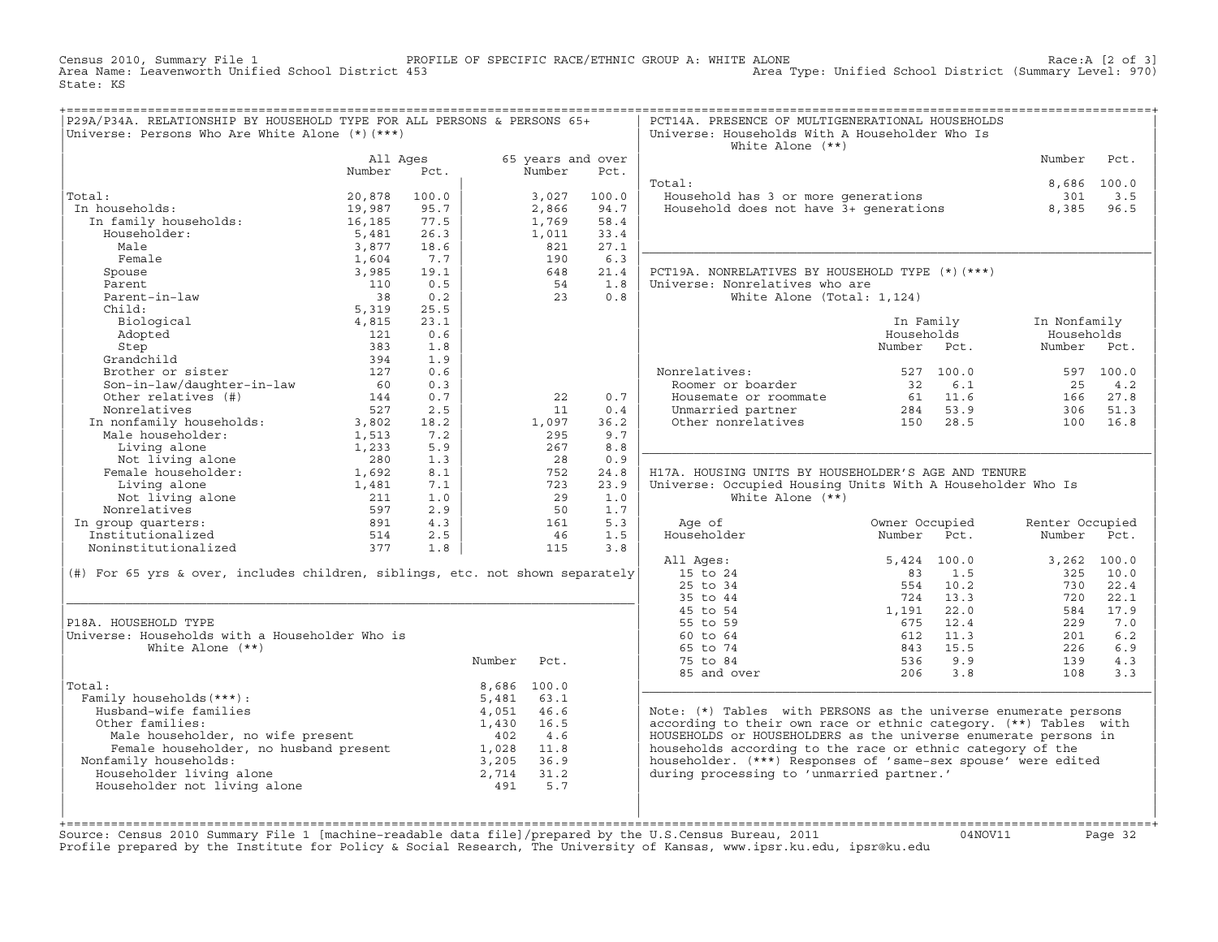Census 2010, Summary File 1 — PROFILE OF SPECIFIC RACE/ETHNIC GROUP A: WHITE ALONE — Race:A [2 of 3]
Area Name: Leavenworth Unified School District 453 — Area Type: Unified School District (Summary Level: 970)
State: KS

## P29A/P34A. RELATIONSHIP BY HOUSEHOLD TYPE FOR ALL PERSONS & PERSONS 65+

Universe: Persons Who Are White Alone (*)(***)

| | All Ages Number | All Ages Pct. | 65 years and over Number | 65 years and over Pct. |
|---|---|---|---|---|
| Total: | 20,878 | 100.0 | 3,027 | 100.0 |
| In households: | 19,987 | 95.7 | 2,866 | 94.7 |
| In family households: | 16,185 | 77.5 | 1,769 | 58.4 |
| Householder: | 5,481 | 26.3 | 1,011 | 33.4 |
| Male | 3,877 | 18.6 | 821 | 27.1 |
| Female | 1,604 | 7.7 | 190 | 6.3 |
| Spouse | 3,985 | 19.1 | 648 | 21.4 |
| Parent | 110 | 0.5 | 54 | 1.8 |
| Parent-in-law | 38 | 0.2 | 23 | 0.8 |
| Child: | 5,319 | 25.5 | | |
| Biological | 4,815 | 23.1 | | |
| Adopted | 121 | 0.6 | | |
| Step | 383 | 1.8 | | |
| Grandchild | 394 | 1.9 | | |
| Brother or sister | 127 | 0.6 | | |
| Son-in-law/daughter-in-law | 60 | 0.3 | | |
| Other relatives (#) | 144 | 0.7 | 22 | 0.7 |
| Nonrelatives | 527 | 2.5 | 11 | 0.4 |
| In nonfamily households: | 3,802 | 18.2 | 1,097 | 36.2 |
| Male householder: | 1,513 | 7.2 | 295 | 9.7 |
| Living alone | 1,233 | 5.9 | 267 | 8.8 |
| Not living alone | 280 | 1.3 | 28 | 0.9 |
| Female householder: | 1,692 | 8.1 | 752 | 24.8 |
| Living alone | 1,481 | 7.1 | 723 | 23.9 |
| Not living alone | 211 | 1.0 | 29 | 1.0 |
| Nonrelatives | 597 | 2.9 | 50 | 1.7 |
| In group quarters: | 891 | 4.3 | 161 | 5.3 |
| Institutionalized | 514 | 2.5 | 46 | 1.5 |
| Noninstitutionalized | 377 | 1.8 | 115 | 3.8 |

(#) For 65 yrs & over, includes children, siblings, etc. not shown separately

## P18A. HOUSEHOLD TYPE

Universe: Households with a Householder Who is White Alone (**)

| | Number | Pct. |
|---|---|---|
| Total: | 8,686 | 100.0 |
| Family households(***): | 5,481 | 63.1 |
| Husband-wife families | 4,051 | 46.6 |
| Other families: | 1,430 | 16.5 |
| Male householder, no wife present | 402 | 4.6 |
| Female householder, no husband present | 1,028 | 11.8 |
| Nonfamily households: | 3,205 | 36.9 |
| Householder living alone | 2,714 | 31.2 |
| Householder not living alone | 491 | 5.7 |

## PCT14A. PRESENCE OF MULTIGENERATIONAL HOUSEHOLDS

Universe: Households With A Householder Who Is White Alone (**)

| | Number | Pct. |
|---|---|---|
| Total: | 8,686 | 100.0 |
| Household has 3 or more generations | 301 | 3.5 |
| Household does not have 3+ generations | 8,385 | 96.5 |

## PCT19A. NONRELATIVES BY HOUSEHOLD TYPE (*)(***)

Universe: Nonrelatives who are White Alone (Total: 1,124)

| | In Family Households Number | In Family Households Pct. | In Nonfamily Households Number | In Nonfamily Households Pct. |
|---|---|---|---|---|
| Nonrelatives: | 527 | 100.0 | 597 | 100.0 |
| Roomer or boarder | 32 | 6.1 | 25 | 4.2 |
| Housemate or roommate | 61 | 11.6 | 166 | 27.8 |
| Unmarried partner | 284 | 53.9 | 306 | 51.3 |
| Other nonrelatives | 150 | 28.5 | 100 | 16.8 |

## H17A. HOUSING UNITS BY HOUSEHOLDER'S AGE AND TENURE

Universe: Occupied Housing Units With A Householder Who Is White Alone (**)

| Age of Householder | Owner Occupied Number | Owner Occupied Pct. | Renter Occupied Number | Renter Occupied Pct. |
|---|---|---|---|---|
| All Ages: | 5,424 | 100.0 | 3,262 | 100.0 |
| 15 to 24 | 83 | 1.5 | 325 | 10.0 |
| 25 to 34 | 554 | 10.2 | 730 | 22.4 |
| 35 to 44 | 724 | 13.3 | 720 | 22.1 |
| 45 to 54 | 1,191 | 22.0 | 584 | 17.9 |
| 55 to 59 | 675 | 12.4 | 229 | 7.0 |
| 60 to 64 | 612 | 11.3 | 201 | 6.2 |
| 65 to 74 | 843 | 15.5 | 226 | 6.9 |
| 75 to 84 | 536 | 9.9 | 139 | 4.3 |
| 85 and over | 206 | 3.8 | 108 | 3.3 |

Note: (*) Tables with PERSONS as the universe enumerate persons according to their own race or ethnic category. (**) Tables with HOUSEHOLDS or HOUSEHOLDERS as the universe enumerate persons in households according to the race or ethnic category of the householder. (***) Responses of 'same-sex spouse' were edited during processing to 'unmarried partner.'

Source: Census 2010 Summary File 1 [machine-readable data file]/prepared by the U.S.Census Bureau, 2011 04NOV11
Profile prepared by the Institute for Policy & Social Research, The University of Kansas, www.ipsr.ku.edu, ipsr@ku.edu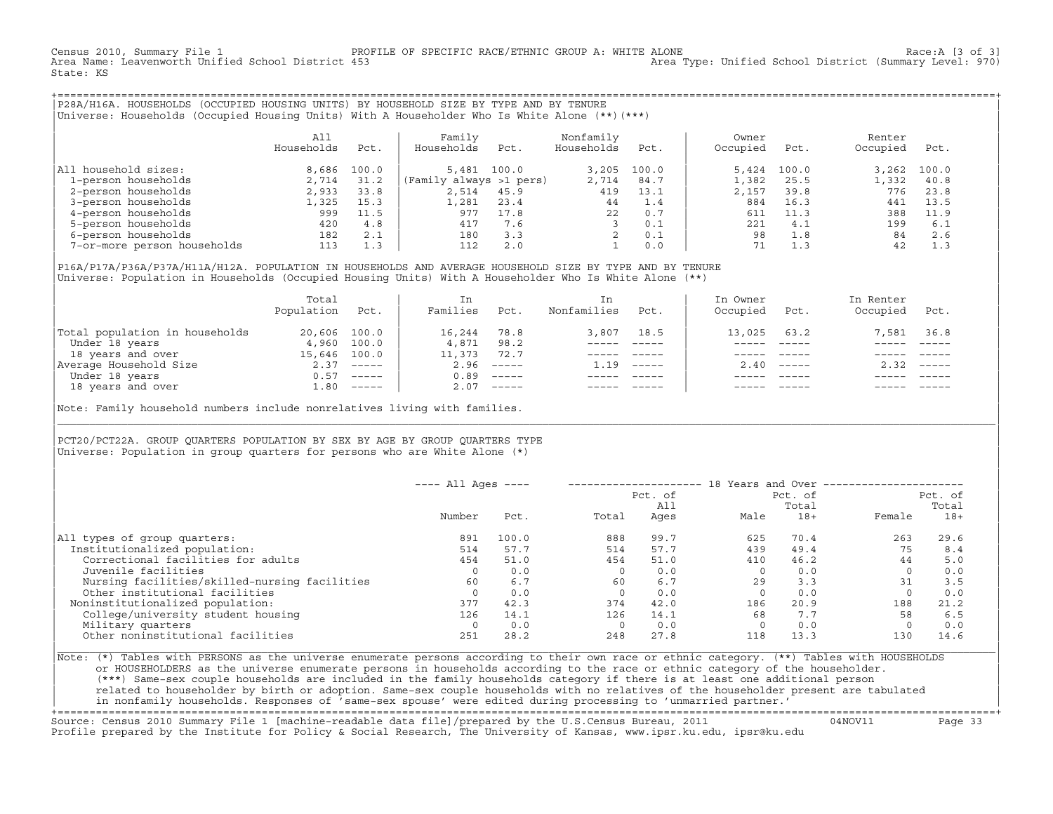Census 2010, Summary File 1 PROFILE OF SPECIFIC RACE/ETHNIC GROUP A: WHITE ALONE Race:A [3 of 3]
Area Name: Leavenworth Unified School District 453 Area Type: Unified School District (Summary Level: 970)
State: KS

## P28A/H16A. HOUSEHOLDS (OCCUPIED HOUSING UNITS) BY HOUSEHOLD SIZE BY TYPE AND BY TENURE

Universe: Households (Occupied Housing Units) With A Householder Who Is White Alone (**)(***)

| | All Households | Pct. | Family Households | Pct. | Nonfamily Households | Pct. | Owner Occupied | Pct. | Renter Occupied | Pct. |
|---|---|---|---|---|---|---|---|---|---|---|
| All household sizes: | 8,686 | 100.0 | 5,481 | 100.0 | 3,205 | 100.0 | 5,424 | 100.0 | 3,262 | 100.0 |
| 1-person households | 2,714 | 31.2 | (Family always >1 pers) | | 2,714 | 84.7 | 1,382 | 25.5 | 1,332 | 40.8 |
| 2-person households | 2,933 | 33.8 | 2,514 | 45.9 | 419 | 13.1 | 2,157 | 39.8 | 776 | 23.8 |
| 3-person households | 1,325 | 15.3 | 1,281 | 23.4 | 44 | 1.4 | 884 | 16.3 | 441 | 13.5 |
| 4-person households | 999 | 11.5 | 977 | 17.8 | 22 | 0.7 | 611 | 11.3 | 388 | 11.9 |
| 5-person households | 420 | 4.8 | 417 | 7.6 | 3 | 0.1 | 221 | 4.1 | 199 | 6.1 |
| 6-person households | 182 | 2.1 | 180 | 3.3 | 2 | 0.1 | 98 | 1.8 | 84 | 2.6 |
| 7-or-more person households | 113 | 1.3 | 112 | 2.0 | 1 | 0.0 | 71 | 1.3 | 42 | 1.3 |

## P16A/P17A/P36A/P37A/H11A/H12A. POPULATION IN HOUSEHOLDS AND AVERAGE HOUSEHOLD SIZE BY TYPE AND BY TENURE

Universe: Population in Households (Occupied Housing Units) With A Householder Who Is White Alone (**)

| | Total Population | Pct. | In Families | Pct. | In Nonfamilies | Pct. | In Owner Occupied | Pct. | In Renter Occupied | Pct. |
|---|---|---|---|---|---|---|---|---|---|---|
| Total population in households | 20,606 | 100.0 | 16,244 | 78.8 | 3,807 | 18.5 | 13,025 | 63.2 | 7,581 | 36.8 |
| Under 18 years | 4,960 | 100.0 | 4,871 | 98.2 | ----- | ----- | ----- | ----- | ----- | ----- |
| 18 years and over | 15,646 | 100.0 | 11,373 | 72.7 | ----- | ----- | ----- | ----- | ----- | ----- |
| Average Household Size | 2.37 | ----- | 2.96 | ----- | 1.19 | ----- | 2.40 | ----- | 2.32 | ----- |
| Under 18 years | 0.57 | ----- | 0.89 | ----- | ----- | ----- | ----- | ----- | ----- | ----- |
| 18 years and over | 1.80 | ----- | 2.07 | ----- | ----- | ----- | ----- | ----- | ----- | ----- |

Note: Family household numbers include nonrelatives living with families.

## PCT20/PCT22A. GROUP QUARTERS POPULATION BY SEX BY AGE BY GROUP QUARTERS TYPE

Universe: Population in group quarters for persons who are White Alone (*)

| | All Ages | | 18 Years and Over | | | | | |
|---|---|---|---|---|---|---|---|---|
| | Number | Pct. | Total | Pct. of All Ages | Male | Pct. of Total 18+ | Female | Pct. of Total 18+ |
| All types of group quarters: | 891 | 100.0 | 888 | 99.7 | 625 | 70.4 | 263 | 29.6 |
| Institutionalized population: | 514 | 57.7 | 514 | 57.7 | 439 | 49.4 | 75 | 8.4 |
| Correctional facilities for adults | 454 | 51.0 | 454 | 51.0 | 410 | 46.2 | 44 | 5.0 |
| Juvenile facilities | 0 | 0.0 | 0 | 0.0 | 0 | 0.0 | 0 | 0.0 |
| Nursing facilities/skilled-nursing facilities | 60 | 6.7 | 60 | 6.7 | 29 | 3.3 | 31 | 3.5 |
| Other institutional facilities | 0 | 0.0 | 0 | 0.0 | 0 | 0.0 | 0 | 0.0 |
| Noninstitutionalized population: | 377 | 42.3 | 374 | 42.0 | 186 | 20.9 | 188 | 21.2 |
| College/university student housing | 126 | 14.1 | 126 | 14.1 | 68 | 7.7 | 58 | 6.5 |
| Military quarters | 0 | 0.0 | 0 | 0.0 | 0 | 0.0 | 0 | 0.0 |
| Other noninstitutional facilities | 251 | 28.2 | 248 | 27.8 | 118 | 13.3 | 130 | 14.6 |

Note: (*) Tables with PERSONS as the universe enumerate persons according to their own race or ethnic category. (**) Tables with HOUSEHOLDS or HOUSEHOLDERS as the universe enumerate persons in households according to the race or ethnic category of the householder. (***) Same-sex couple households are included in the family households category if there is at least one additional person related to householder by birth or adoption. Same-sex couple households with no relatives of the householder present are tabulated in nonfamily households. Responses of 'same-sex spouse' were edited during processing to 'unmarried partner.'

Source: Census 2010 Summary File 1 [machine-readable data file]/prepared by the U.S.Census Bureau, 2011 04NOV11
Profile prepared by the Institute for Policy & Social Research, The University of Kansas, www.ipsr.ku.edu, ipsr@ku.edu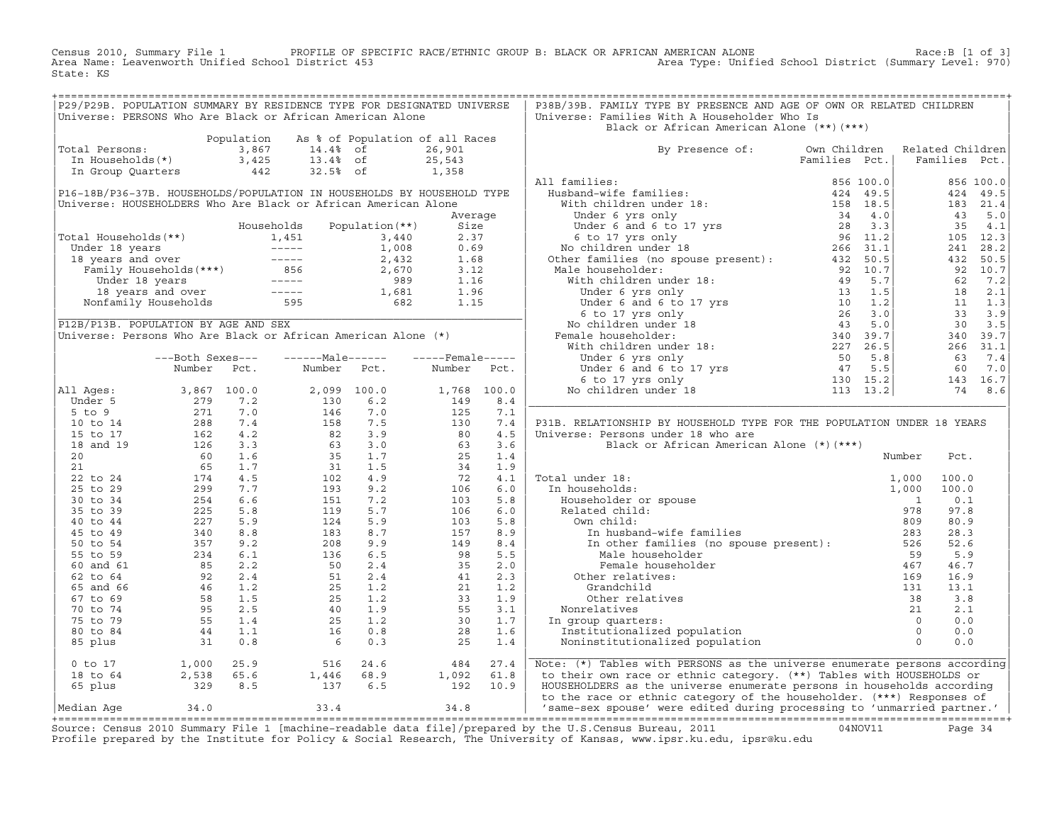Census 2010, Summary File 1 PROFILE OF SPECIFIC RACE/ETHNIC GROUP B: BLACK OR AFRICAN AMERICAN ALONE Race:B [1 of 3]
Area Name: Leavenworth Unified School District 453 Area Type: Unified School District (Summary Level: 970)
State: KS

## P29/P29B. POPULATION SUMMARY BY RESIDENCE TYPE FOR DESIGNATED UNIVERSE

Universe: PERSONS Who Are Black or African American Alone

| | Population | As % of Population of all Races | |
|---|---|---|---|
| Total Persons: | 3,867 | 14.4% of | 26,901 |
| In Households(*) | 3,425 | 13.4% of | 25,543 |
| In Group Quarters | 442 | 32.5% of | 1,358 |

## P16-18B/P36-37B. HOUSEHOLDS/POPULATION IN HOUSEHOLDS BY HOUSEHOLD TYPE

Universe: HOUSEHOLDERS Who Are Black or African American Alone

| | Households | Population(**) | Average Size |
|---|---|---|---|
| Total Households(**) | 1,451 | 3,440 | 2.37 |
| Under 18 years | ----- | 1,008 | 0.69 |
| 18 years and over | ----- | 2,432 | 1.68 |
| Family Households(***) | 856 | 2,670 | 3.12 |
| Under 18 years | ----- | 989 | 1.16 |
| 18 years and over | ----- | 1,681 | 1.96 |
| Nonfamily Households | 595 | 682 | 1.15 |

## P12B/P13B. POPULATION BY AGE AND SEX

Universe: Persons Who Are Black or African American Alone (*)

| | Both Sexes Number | Both Sexes Pct. | Male Number | Male Pct. | Female Number | Female Pct. |
|---|---|---|---|---|---|---|
| All Ages: | 3,867 | 100.0 | 2,099 | 100.0 | 1,768 | 100.0 |
| Under 5 | 279 | 7.2 | 130 | 6.2 | 149 | 8.4 |
| 5 to 9 | 271 | 7.0 | 146 | 7.0 | 125 | 7.1 |
| 10 to 14 | 288 | 7.4 | 158 | 7.5 | 130 | 7.4 |
| 15 to 17 | 162 | 4.2 | 82 | 3.9 | 80 | 4.5 |
| 18 and 19 | 126 | 3.3 | 63 | 3.0 | 63 | 3.6 |
| 20 | 60 | 1.6 | 35 | 1.7 | 25 | 1.4 |
| 21 | 65 | 1.7 | 31 | 1.5 | 34 | 1.9 |
| 22 to 24 | 174 | 4.5 | 102 | 4.9 | 72 | 4.1 |
| 25 to 29 | 299 | 7.7 | 193 | 9.2 | 106 | 6.0 |
| 30 to 34 | 254 | 6.6 | 151 | 7.2 | 103 | 5.8 |
| 35 to 39 | 225 | 5.8 | 119 | 5.7 | 106 | 6.0 |
| 40 to 44 | 227 | 5.9 | 124 | 5.9 | 103 | 5.8 |
| 45 to 49 | 340 | 8.8 | 183 | 8.7 | 157 | 8.9 |
| 50 to 54 | 357 | 9.2 | 208 | 9.9 | 149 | 8.4 |
| 55 to 59 | 234 | 6.1 | 136 | 6.5 | 98 | 5.5 |
| 60 and 61 | 85 | 2.2 | 50 | 2.4 | 35 | 2.0 |
| 62 to 64 | 92 | 2.4 | 51 | 2.4 | 41 | 2.3 |
| 65 and 66 | 46 | 1.2 | 25 | 1.2 | 21 | 1.2 |
| 67 to 69 | 58 | 1.5 | 25 | 1.2 | 33 | 1.9 |
| 70 to 74 | 95 | 2.5 | 40 | 1.9 | 55 | 3.1 |
| 75 to 79 | 55 | 1.4 | 25 | 1.2 | 30 | 1.7 |
| 80 to 84 | 44 | 1.1 | 16 | 0.8 | 28 | 1.6 |
| 85 plus | 31 | 0.8 | 6 | 0.3 | 25 | 1.4 |
| 0 to 17 | 1,000 | 25.9 | 516 | 24.6 | 484 | 27.4 |
| 18 to 64 | 2,538 | 65.6 | 1,446 | 68.9 | 1,092 | 61.8 |
| 65 plus | 329 | 8.5 | 137 | 6.5 | 192 | 10.9 |
| Median Age | 34.0 | | 33.4 | | 34.8 | |

## P38B/39B. FAMILY TYPE BY PRESENCE AND AGE OF OWN OR RELATED CHILDREN

Universe: Families With A Householder Who Is Black or African American Alone (**)(***)

| By Presence of: | Own Children Families | Own Children Pct. | Related Children Families | Related Children Pct. |
|---|---|---|---|---|
| All families: | 856 | 100.0 | 856 | 100.0 |
| Husband-wife families: | 424 | 49.5 | 424 | 49.5 |
| With children under 18: | 158 | 18.5 | 183 | 21.4 |
| Under 6 yrs only | 34 | 4.0 | 43 | 5.0 |
| Under 6 and 6 to 17 yrs | 28 | 3.3 | 35 | 4.1 |
| 6 to 17 yrs only | 96 | 11.2 | 105 | 12.3 |
| No children under 18 | 266 | 31.1 | 241 | 28.2 |
| Other families (no spouse present): | 432 | 50.5 | 432 | 50.5 |
| Male householder: | 92 | 10.7 | 92 | 10.7 |
| With children under 18: | 49 | 5.7 | 62 | 7.2 |
| Under 6 yrs only | 13 | 1.5 | 18 | 2.1 |
| Under 6 and 6 to 17 yrs | 10 | 1.2 | 11 | 1.3 |
| 6 to 17 yrs only | 26 | 3.0 | 33 | 3.9 |
| No children under 18 | 43 | 5.0 | 30 | 3.5 |
| Female householder: | 340 | 39.7 | 340 | 39.7 |
| With children under 18: | 227 | 26.5 | 266 | 31.1 |
| Under 6 yrs only | 50 | 5.8 | 63 | 7.4 |
| Under 6 and 6 to 17 yrs | 47 | 5.5 | 60 | 7.0 |
| 6 to 17 yrs only | 130 | 15.2 | 143 | 16.7 |
| No children under 18 | 113 | 13.2 | 74 | 8.6 |

## P31B. RELATIONSHIP BY HOUSEHOLD TYPE FOR THE POPULATION UNDER 18 YEARS

Universe: Persons under 18 who are Black or African American Alone (*)(***)

| | Number | Pct. |
|---|---|---|
| Total under 18: | 1,000 | 100.0 |
| In households: | 1,000 | 100.0 |
| Householder or spouse | 1 | 0.1 |
| Related child: | 978 | 97.8 |
| Own child: | 809 | 80.9 |
| In husband-wife families | 283 | 28.3 |
| In other families (no spouse present): | 526 | 52.6 |
| Male householder | 59 | 5.9 |
| Female householder | 467 | 46.7 |
| Other relatives: | 169 | 16.9 |
| Grandchild | 131 | 13.1 |
| Other relatives | 38 | 3.8 |
| Nonrelatives | 21 | 2.1 |
| In group quarters: | 0 | 0.0 |
| Institutionalized population | 0 | 0.0 |
| Noninstitutionalized population | 0 | 0.0 |

Note: (*) Tables with PERSONS as the universe enumerate persons according to their own race or ethnic category. (**) Tables with HOUSEHOLDS or HOUSEHOLDERS as the universe enumerate persons in households according to the race or ethnic category of the householder. (***) Responses of 'same-sex spouse' were edited during processing to 'unmarried partner.'

Source: Census 2010 Summary File 1 [machine-readable data file]/prepared by the U.S.Census Bureau, 2011 04NOV11
Profile prepared by the Institute for Policy & Social Research, The University of Kansas, www.ipsr.ku.edu, ipsr@ku.edu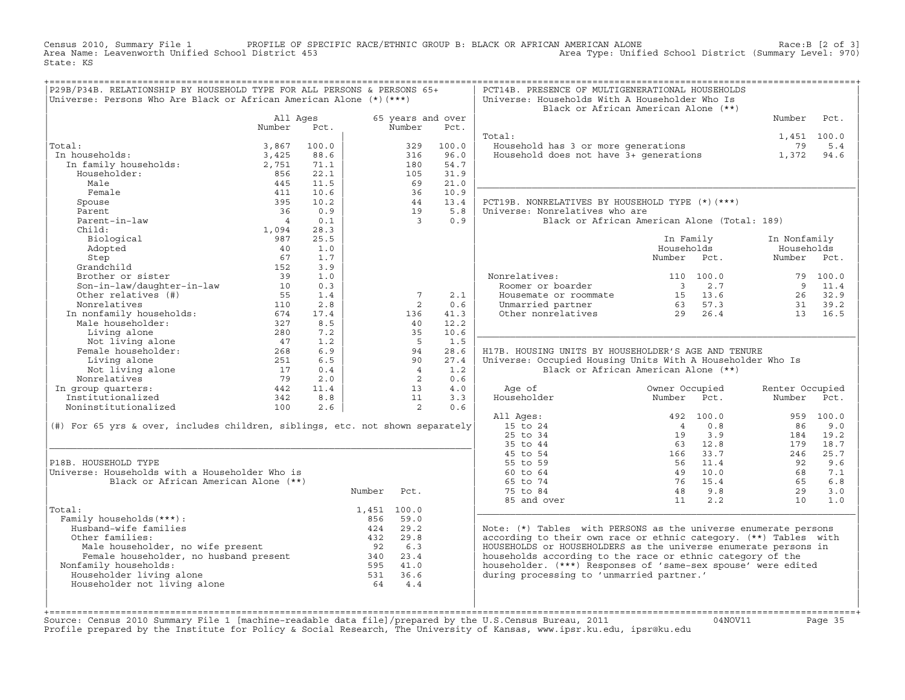Census 2010, Summary File 1 PROFILE OF SPECIFIC RACE/ETHNIC GROUP B: BLACK OR AFRICAN AMERICAN ALONE Race:B [2 of 3]
Area Name: Leavenworth Unified School District 453 Area Type: Unified School District (Summary Level: 970)
State: KS

## P29B/P34B. RELATIONSHIP BY HOUSEHOLD TYPE FOR ALL PERSONS & PERSONS 65+

Universe: Persons Who Are Black or African American Alone (*)(***)

| | All Ages Number | All Ages Pct. | 65 years and over Number | 65 years and over Pct. |
|---|---|---|---|---|
| Total: | 3,867 | 100.0 | 329 | 100.0 |
| In households: | 3,425 | 88.6 | 316 | 96.0 |
| In family households: | 2,751 | 71.1 | 180 | 54.7 |
| Householder: | 856 | 22.1 | 105 | 31.9 |
| Male | 445 | 11.5 | 69 | 21.0 |
| Female | 411 | 10.6 | 36 | 10.9 |
| Spouse | 395 | 10.2 | 44 | 13.4 |
| Parent | 36 | 0.9 | 19 | 5.8 |
| Parent-in-law | 4 | 0.1 | 3 | 0.9 |
| Child: | 1,094 | 28.3 | | |
| Biological | 987 | 25.5 | | |
| Adopted | 40 | 1.0 | | |
| Step | 67 | 1.7 | | |
| Grandchild | 152 | 3.9 | | |
| Brother or sister | 39 | 1.0 | | |
| Son-in-law/daughter-in-law | 10 | 0.3 | | |
| Other relatives (#) | 55 | 1.4 | 7 | 2.1 |
| Nonrelatives | 110 | 2.8 | 2 | 0.6 |
| In nonfamily households: | 674 | 17.4 | 136 | 41.3 |
| Male householder: | 327 | 8.5 | 40 | 12.2 |
| Living alone | 280 | 7.2 | 35 | 10.6 |
| Not living alone | 47 | 1.2 | 5 | 1.5 |
| Female householder: | 268 | 6.9 | 94 | 28.6 |
| Living alone | 251 | 6.5 | 90 | 27.4 |
| Not living alone | 17 | 0.4 | 4 | 1.2 |
| Nonrelatives | 79 | 2.0 | 2 | 0.6 |
| In group quarters: | 442 | 11.4 | 13 | 4.0 |
| Institutionalized | 342 | 8.8 | 11 | 3.3 |
| Noninstitutionalized | 100 | 2.6 | 2 | 0.6 |

(#) For 65 yrs & over, includes children, siblings, etc. not shown separately

## P18B. HOUSEHOLD TYPE

Universe: Households with a Householder Who is Black or African American Alone (**)

| | Number | Pct. |
|---|---|---|
| Total: | 1,451 | 100.0 |
| Family households(***): | 856 | 59.0 |
| Husband-wife families | 424 | 29.2 |
| Other families: | 432 | 29.8 |
| Male householder, no wife present | 92 | 6.3 |
| Female householder, no husband present | 340 | 23.4 |
| Nonfamily households: | 595 | 41.0 |
| Householder living alone | 531 | 36.6 |
| Householder not living alone | 64 | 4.4 |

## PCT14B. PRESENCE OF MULTIGENERATIONAL HOUSEHOLDS

Universe: Households With A Householder Who Is Black or African American Alone (**)

| | Number | Pct. |
|---|---|---|
| Total: | 1,451 | 100.0 |
| Household has 3 or more generations | 79 | 5.4 |
| Household does not have 3+ generations | 1,372 | 94.6 |

## PCT19B. NONRELATIVES BY HOUSEHOLD TYPE (*)(***)

Universe: Nonrelatives who are Black or African American Alone (Total: 189)

| | In Family Households Number | In Family Households Pct. | In Nonfamily Households Number | In Nonfamily Households Pct. |
|---|---|---|---|---|
| Nonrelatives: | 110 | 100.0 | 79 | 100.0 |
| Roomer or boarder | 3 | 2.7 | 9 | 11.4 |
| Housemate or roommate | 15 | 13.6 | 26 | 32.9 |
| Unmarried partner | 63 | 57.3 | 31 | 39.2 |
| Other nonrelatives | 29 | 26.4 | 13 | 16.5 |

## H17B. HOUSING UNITS BY HOUSEHOLDER'S AGE AND TENURE

Universe: Occupied Housing Units With A Householder Who Is Black or African American Alone (**)

| Age of Householder | Owner Occupied Number | Owner Occupied Pct. | Renter Occupied Number | Renter Occupied Pct. |
|---|---|---|---|---|
| All Ages: | 492 | 100.0 | 959 | 100.0 |
| 15 to 24 | 4 | 0.8 | 86 | 9.0 |
| 25 to 34 | 19 | 3.9 | 184 | 19.2 |
| 35 to 44 | 63 | 12.8 | 179 | 18.7 |
| 45 to 54 | 166 | 33.7 | 246 | 25.7 |
| 55 to 59 | 56 | 11.4 | 92 | 9.6 |
| 60 to 64 | 49 | 10.0 | 68 | 7.1 |
| 65 to 74 | 76 | 15.4 | 65 | 6.8 |
| 75 to 84 | 48 | 9.8 | 29 | 3.0 |
| 85 and over | 11 | 2.2 | 10 | 1.0 |

Note: (*) Tables with PERSONS as the universe enumerate persons according to their own race or ethnic category. (**) Tables with HOUSEHOLDS or HOUSEHOLDERS as the universe enumerate persons in households according to the race or ethnic category of the householder. (***) Responses of 'same-sex spouse' were edited during processing to 'unmarried partner.'

Source: Census 2010 Summary File 1 [machine-readable data file]/prepared by the U.S.Census Bureau, 2011 04NOV11
Profile prepared by the Institute for Policy & Social Research, The University of Kansas, www.ipsr.ku.edu, ipsr@ku.edu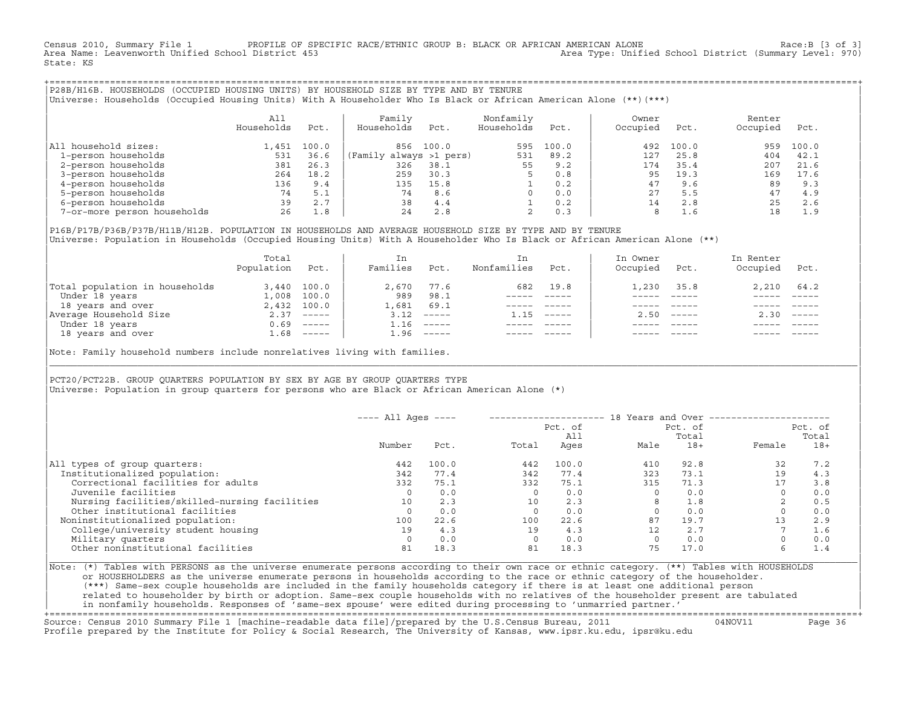Census 2010, Summary File 1 PROFILE OF SPECIFIC RACE/ETHNIC GROUP B: BLACK OR AFRICAN AMERICAN ALONE Race:B [3 of 3]
Area Name: Leavenworth Unified School District 453 Area Type: Unified School District (Summary Level: 970)
State: KS

## P28B/H16B. HOUSEHOLDS (OCCUPIED HOUSING UNITS) BY HOUSEHOLD SIZE BY TYPE AND BY TENURE

Universe: Households (Occupied Housing Units) With A Householder Who Is Black or African American Alone (**)(***)

| | All Households | Pct. | Family Households | Pct. | Nonfamily Households | Pct. | Owner Occupied | Pct. | Renter Occupied | Pct. |
|---|---|---|---|---|---|---|---|---|---|---|
| All household sizes: | 1,451 | 100.0 | 856 | 100.0 | 595 | 100.0 | 492 | 100.0 | 959 | 100.0 |
| 1-person households | 531 | 36.6 | (Family always >1 pers) | | 531 | 89.2 | 127 | 25.8 | 404 | 42.1 |
| 2-person households | 381 | 26.3 | 326 | 38.1 | 55 | 9.2 | 174 | 35.4 | 207 | 21.6 |
| 3-person households | 264 | 18.2 | 259 | 30.3 | 5 | 0.8 | 95 | 19.3 | 169 | 17.6 |
| 4-person households | 136 | 9.4 | 135 | 15.8 | 1 | 0.2 | 47 | 9.6 | 89 | 9.3 |
| 5-person households | 74 | 5.1 | 74 | 8.6 | 0 | 0.0 | 27 | 5.5 | 47 | 4.9 |
| 6-person households | 39 | 2.7 | 38 | 4.4 | 1 | 0.2 | 14 | 2.8 | 25 | 2.6 |
| 7-or-more person households | 26 | 1.8 | 24 | 2.8 | 2 | 0.3 | 8 | 1.6 | 18 | 1.9 |

## P16B/P17B/P36B/P37B/H11B/H12B. POPULATION IN HOUSEHOLDS AND AVERAGE HOUSEHOLD SIZE BY TYPE AND BY TENURE

Universe: Population in Households (Occupied Housing Units) With A Householder Who Is Black or African American Alone (**)

| | Total Population | Pct. | In Families | Pct. | In Nonfamilies | Pct. | In Owner Occupied | Pct. | In Renter Occupied | Pct. |
|---|---|---|---|---|---|---|---|---|---|---|
| Total population in households | 3,440 | 100.0 | 2,670 | 77.6 | 682 | 19.8 | 1,230 | 35.8 | 2,210 | 64.2 |
| Under 18 years | 1,008 | 100.0 | 989 | 98.1 | ----- | ----- | ----- | ----- | ----- | ----- |
| 18 years and over | 2,432 | 100.0 | 1,681 | 69.1 | ----- | ----- | ----- | ----- | ----- | ----- |
| Average Household Size | 2.37 | ----- | 3.12 | ----- | 1.15 | ----- | 2.50 | ----- | 2.30 | ----- |
| Under 18 years | 0.69 | ----- | 1.16 | ----- | ----- | ----- | ----- | ----- | ----- | ----- |
| 18 years and over | 1.68 | ----- | 1.96 | ----- | ----- | ----- | ----- | ----- | ----- | ----- |

Note: Family household numbers include nonrelatives living with families.

## PCT20/PCT22B. GROUP QUARTERS POPULATION BY SEX BY AGE BY GROUP QUARTERS TYPE

Universe: Population in group quarters for persons who are Black or African American Alone (*)

| | All Ages | | 18 Years and Over | | | | | |
|---|---|---|---|---|---|---|---|---|
| | Number | Pct. | Total | Pct. of All Ages | Male | Pct. of Total 18+ | Female | Pct. of Total 18+ |
| All types of group quarters: | 442 | 100.0 | 442 | 100.0 | 410 | 92.8 | 32 | 7.2 |
| Institutionalized population: | 342 | 77.4 | 342 | 77.4 | 323 | 73.1 | 19 | 4.3 |
| Correctional facilities for adults | 332 | 75.1 | 332 | 75.1 | 315 | 71.3 | 17 | 3.8 |
| Juvenile facilities | 0 | 0.0 | 0 | 0.0 | 0 | 0.0 | 0 | 0.0 |
| Nursing facilities/skilled-nursing facilities | 10 | 2.3 | 10 | 2.3 | 8 | 1.8 | 2 | 0.5 |
| Other institutional facilities | 0 | 0.0 | 0 | 0.0 | 0 | 0.0 | 0 | 0.0 |
| Noninstitutionalized population: | 100 | 22.6 | 100 | 22.6 | 87 | 19.7 | 13 | 2.9 |
| College/university student housing | 19 | 4.3 | 19 | 4.3 | 12 | 2.7 | 7 | 1.6 |
| Military quarters | 0 | 0.0 | 0 | 0.0 | 0 | 0.0 | 0 | 0.0 |
| Other noninstitutional facilities | 81 | 18.3 | 81 | 18.3 | 75 | 17.0 | 6 | 1.4 |

Note: (*) Tables with PERSONS as the universe enumerate persons according to their own race or ethnic category. (**) Tables with HOUSEHOLDS or HOUSEHOLDERS as the universe enumerate persons in households according to the race or ethnic category of the householder. (***) Same-sex couple households are included in the family households category if there is at least one additional person related to householder by birth or adoption. Same-sex couple households with no relatives of the householder present are tabulated in nonfamily households. Responses of 'same-sex spouse' were edited during processing to 'unmarried partner.'

Source: Census 2010 Summary File 1 [machine-readable data file]/prepared by the U.S.Census Bureau, 2011 04NOV11
Profile prepared by the Institute for Policy & Social Research, The University of Kansas, www.ipsr.ku.edu, ipsr@ku.edu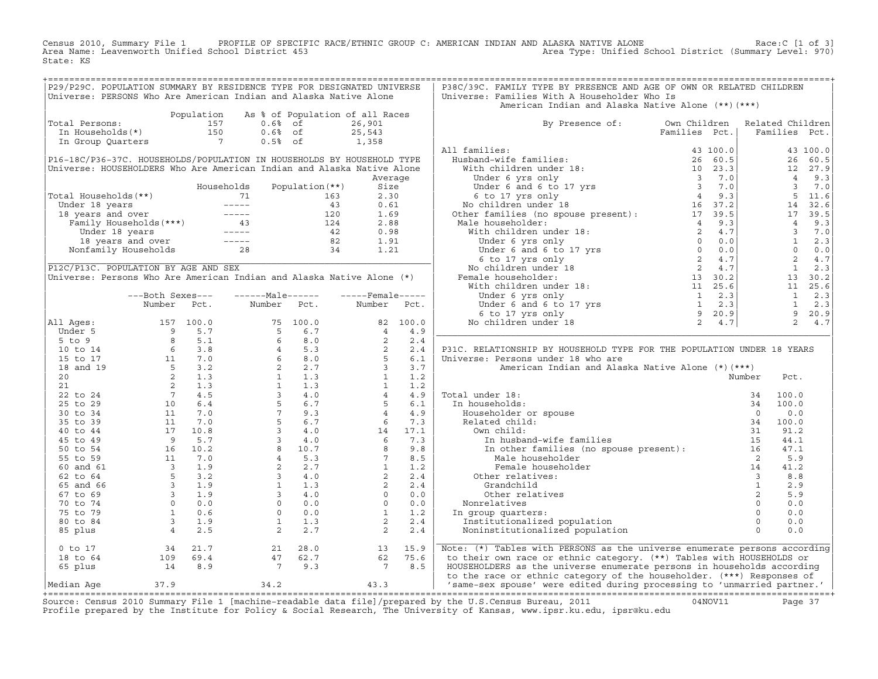Census 2010, Summary File 1 PROFILE OF SPECIFIC RACE/ETHNIC GROUP C: AMERICAN INDIAN AND ALASKA NATIVE ALONE Race:C [1 of 3]
Area Name: Leavenworth Unified School District 453 Area Type: Unified School District (Summary Level: 970)
State: KS

## P29/P29C. POPULATION SUMMARY BY RESIDENCE TYPE FOR DESIGNATED UNIVERSE

Universe: PERSONS Who Are American Indian and Alaska Native Alone

| | Population | As % of Population of all Races | |
|---|---|---|---|
| Total Persons: | 157 | 0.6% of | 26,901 |
| In Households(*) | 150 | 0.6% of | 25,543 |
| In Group Quarters | 7 | 0.5% of | 1,358 |

## P16-18C/P36-37C. HOUSEHOLDS/POPULATION IN HOUSEHOLDS BY HOUSEHOLD TYPE

Universe: HOUSEHOLDERS Who Are American Indian and Alaska Native Alone

| | Households | Population(**) | Average Size |
|---|---|---|---|
| Total Households(**) | 71 | 163 | 2.30 |
| Under 18 years | ----- | 43 | 0.61 |
| 18 years and over | ----- | 120 | 1.69 |
| Family Households(***) | 43 | 124 | 2.88 |
| Under 18 years | ----- | 42 | 0.98 |
| 18 years and over | ----- | 82 | 1.91 |
| Nonfamily Households | 28 | 34 | 1.21 |

## P12C/P13C. POPULATION BY AGE AND SEX

Universe: Persons Who Are American Indian and Alaska Native Alone (*)

| | Both Sexes Number | Both Sexes Pct. | Male Number | Male Pct. | Female Number | Female Pct. |
|---|---|---|---|---|---|---|
| All Ages: | 157 | 100.0 | 75 | 100.0 | 82 | 100.0 |
| Under 5 | 9 | 5.7 | 5 | 6.7 | 4 | 4.9 |
| 5 to 9 | 8 | 5.1 | 6 | 8.0 | 2 | 2.4 |
| 10 to 14 | 6 | 3.8 | 4 | 5.3 | 2 | 2.4 |
| 15 to 17 | 11 | 7.0 | 6 | 8.0 | 5 | 6.1 |
| 18 and 19 | 5 | 3.2 | 2 | 2.7 | 3 | 3.7 |
| 20 | 2 | 1.3 | 1 | 1.3 | 1 | 1.2 |
| 21 | 2 | 1.3 | 1 | 1.3 | 1 | 1.2 |
| 22 to 24 | 7 | 4.5 | 3 | 4.0 | 4 | 4.9 |
| 25 to 29 | 10 | 6.4 | 5 | 6.7 | 5 | 6.1 |
| 30 to 34 | 11 | 7.0 | 7 | 9.3 | 4 | 4.9 |
| 35 to 39 | 11 | 7.0 | 5 | 6.7 | 6 | 7.3 |
| 40 to 44 | 17 | 10.8 | 3 | 4.0 | 14 | 17.1 |
| 45 to 49 | 9 | 5.7 | 3 | 4.0 | 6 | 7.3 |
| 50 to 54 | 16 | 10.2 | 8 | 10.7 | 8 | 9.8 |
| 55 to 59 | 11 | 7.0 | 4 | 5.3 | 7 | 8.5 |
| 60 and 61 | 3 | 1.9 | 2 | 2.7 | 1 | 1.2 |
| 62 to 64 | 5 | 3.2 | 3 | 4.0 | 2 | 2.4 |
| 65 and 66 | 3 | 1.9 | 1 | 1.3 | 2 | 2.4 |
| 67 to 69 | 3 | 1.9 | 3 | 4.0 | 0 | 0.0 |
| 70 to 74 | 0 | 0.0 | 0 | 0.0 | 0 | 0.0 |
| 75 to 79 | 1 | 0.6 | 0 | 0.0 | 1 | 1.2 |
| 80 to 84 | 3 | 1.9 | 1 | 1.3 | 2 | 2.4 |
| 85 plus | 4 | 2.5 | 2 | 2.7 | 2 | 2.4 |
| 0 to 17 | 34 | 21.7 | 21 | 28.0 | 13 | 15.9 |
| 18 to 64 | 109 | 69.4 | 47 | 62.7 | 62 | 75.6 |
| 65 plus | 14 | 8.9 | 7 | 9.3 | 7 | 8.5 |
| Median Age | 37.9 | | 34.2 | | 43.3 | |

## P38C/39C. FAMILY TYPE BY PRESENCE AND AGE OF OWN OR RELATED CHILDREN

Universe: Families With A Householder Who Is American Indian and Alaska Native Alone (**)(***)

| By Presence of: | Own Children Families | Own Children Pct. | Related Children Families | Related Children Pct. |
|---|---|---|---|---|
| All families: | 43 | 100.0 | 43 | 100.0 |
| Husband-wife families: | 26 | 60.5 | 26 | 60.5 |
| With children under 18: | 10 | 23.3 | 12 | 27.9 |
| Under 6 yrs only | 3 | 7.0 | 4 | 9.3 |
| Under 6 and 6 to 17 yrs | 3 | 7.0 | 3 | 7.0 |
| 6 to 17 yrs only | 4 | 9.3 | 5 | 11.6 |
| No children under 18 | 16 | 37.2 | 14 | 32.6 |
| Other families (no spouse present): | 17 | 39.5 | 17 | 39.5 |
| Male householder: | 4 | 9.3 | 4 | 9.3 |
| With children under 18: | 2 | 4.7 | 3 | 7.0 |
| Under 6 yrs only | 0 | 0.0 | 1 | 2.3 |
| Under 6 and 6 to 17 yrs | 0 | 0.0 | 0 | 0.0 |
| 6 to 17 yrs only | 2 | 4.7 | 2 | 4.7 |
| No children under 18 | 2 | 4.7 | 1 | 2.3 |
| Female householder: | 13 | 30.2 | 13 | 30.2 |
| With children under 18: | 11 | 25.6 | 11 | 25.6 |
| Under 6 yrs only | 1 | 2.3 | 1 | 2.3 |
| Under 6 and 6 to 17 yrs | 1 | 2.3 | 1 | 2.3 |
| 6 to 17 yrs only | 9 | 20.9 | 9 | 20.9 |
| No children under 18 | 2 | 4.7 | 2 | 4.7 |

## P31C. RELATIONSHIP BY HOUSEHOLD TYPE FOR THE POPULATION UNDER 18 YEARS

Universe: Persons under 18 who are American Indian and Alaska Native Alone (*)(***)

| | Number | Pct. |
|---|---|---|
| Total under 18: | 34 | 100.0 |
| In households: | 34 | 100.0 |
| Householder or spouse | 0 | 0.0 |
| Related child: | 34 | 100.0 |
| Own child: | 31 | 91.2 |
| In husband-wife families | 15 | 44.1 |
| In other families (no spouse present): | 16 | 47.1 |
| Male householder | 2 | 5.9 |
| Female householder | 14 | 41.2 |
| Other relatives: | 3 | 8.8 |
| Grandchild | 1 | 2.9 |
| Other relatives | 2 | 5.9 |
| Nonrelatives | 0 | 0.0 |
| In group quarters: | 0 | 0.0 |
| Institutionalized population | 0 | 0.0 |
| Noninstitutionalized population | 0 | 0.0 |

Note: (*) Tables with PERSONS as the universe enumerate persons according to their own race or ethnic category. (**) Tables with HOUSEHOLDS or HOUSEHOLDERS as the universe enumerate persons in households according to the race or ethnic category of the householder. (***) Responses of 'same-sex spouse' were edited during processing to 'unmarried partner.'

Source: Census 2010 Summary File 1 [machine-readable data file]/prepared by the U.S.Census Bureau, 2011 04NOV11
Profile prepared by the Institute for Policy & Social Research, The University of Kansas, www.ipsr.ku.edu, ipsr@ku.edu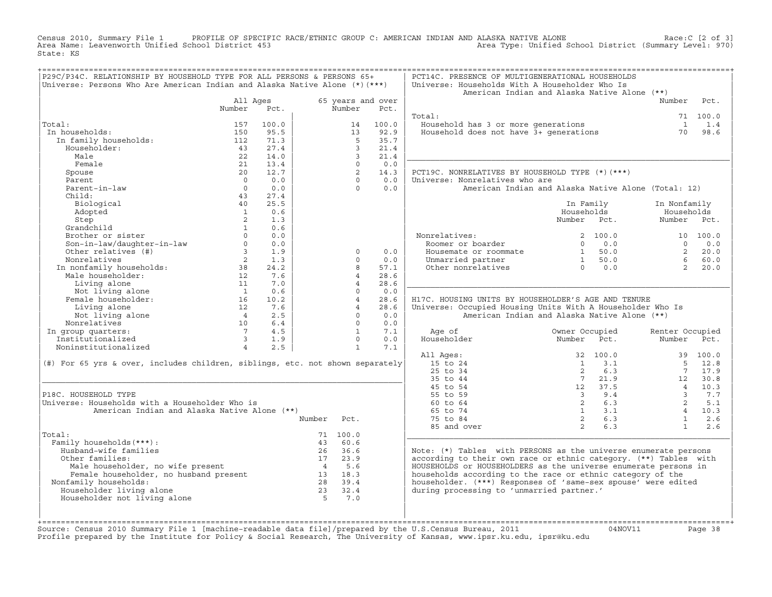Census 2010, Summary File 1 PROFILE OF SPECIFIC RACE/ETHNIC GROUP C: AMERICAN INDIAN AND ALASKA NATIVE ALONE Race:C [2 of 3]
Area Name: Leavenworth Unified School District 453 Area Type: Unified School District (Summary Level: 970)
State: KS

## P29C/P34C. RELATIONSHIP BY HOUSEHOLD TYPE FOR ALL PERSONS & PERSONS 65+

Universe: Persons Who Are American Indian and Alaska Native Alone (*)(***)

| | All Ages Number | All Ages Pct. | 65 years and over Number | 65 years and over Pct. |
|---|---|---|---|---|
| Total: | 157 | 100.0 | 14 | 100.0 |
| In households: | 150 | 95.5 | 13 | 92.9 |
| In family households: | 112 | 71.3 | 5 | 35.7 |
| Householder: | 43 | 27.4 | 3 | 21.4 |
| Male | 22 | 14.0 | 3 | 21.4 |
| Female | 21 | 13.4 | 0 | 0.0 |
| Spouse | 20 | 12.7 | 2 | 14.3 |
| Parent | 0 | 0.0 | 0 | 0.0 |
| Parent-in-law | 0 | 0.0 | 0 | 0.0 |
| Child: | 43 | 27.4 | | |
| Biological | 40 | 25.5 | | |
| Adopted | 1 | 0.6 | | |
| Step | 2 | 1.3 | | |
| Grandchild | 1 | 0.6 | | |
| Brother or sister | 0 | 0.0 | | |
| Son-in-law/daughter-in-law | 0 | 0.0 | | |
| Other relatives (#) | 3 | 1.9 | 0 | 0.0 |
| Nonrelatives | 2 | 1.3 | 0 | 0.0 |
| In nonfamily households: | 38 | 24.2 | 8 | 57.1 |
| Male householder: | 12 | 7.6 | 4 | 28.6 |
| Living alone | 11 | 7.0 | 4 | 28.6 |
| Not living alone | 1 | 0.6 | 0 | 0.0 |
| Female householder: | 16 | 10.2 | 4 | 28.6 |
| Living alone | 12 | 7.6 | 4 | 28.6 |
| Not living alone | 4 | 2.5 | 0 | 0.0 |
| Nonrelatives | 10 | 6.4 | 0 | 0.0 |
| In group quarters: | 7 | 4.5 | 1 | 7.1 |
| Institutionalized | 3 | 1.9 | 0 | 0.0 |
| Noninstitutionalized | 4 | 2.5 | 1 | 7.1 |

(#) For 65 yrs & over, includes children, siblings, etc. not shown separately

## P18C. HOUSEHOLD TYPE

Universe: Households with a Householder Who is American Indian and Alaska Native Alone (**)

| | Number | Pct. |
|---|---|---|
| Total: | 71 | 100.0 |
| Family households(***): | 43 | 60.6 |
| Husband-wife families | 26 | 36.6 |
| Other families: | 17 | 23.9 |
| Male householder, no wife present | 4 | 5.6 |
| Female householder, no husband present | 13 | 18.3 |
| Nonfamily households: | 28 | 39.4 |
| Householder living alone | 23 | 32.4 |
| Householder not living alone | 5 | 7.0 |

## PCT14C. PRESENCE OF MULTIGENERATIONAL HOUSEHOLDS

Universe: Households With A Householder Who Is American Indian and Alaska Native Alone (**)

| | Number | Pct. |
|---|---|---|
| Total: | 71 | 100.0 |
| Household has 3 or more generations | 1 | 1.4 |
| Household does not have 3+ generations | 70 | 98.6 |

## PCT19C. NONRELATIVES BY HOUSEHOLD TYPE (*)(***)

Universe: Nonrelatives who are American Indian and Alaska Native Alone (Total: 12)

| | In Family Households Number | In Family Households Pct. | In Nonfamily Households Number | In Nonfamily Households Pct. |
|---|---|---|---|---|
| Nonrelatives: | 2 | 100.0 | 10 | 100.0 |
| Roomer or boarder | 0 | 0.0 | 0 | 0.0 |
| Housemate or roommate | 1 | 50.0 | 2 | 20.0 |
| Unmarried partner | 1 | 50.0 | 6 | 60.0 |
| Other nonrelatives | 0 | 0.0 | 2 | 20.0 |

## H17C. HOUSING UNITS BY HOUSEHOLDER'S AGE AND TENURE

Universe: Occupied Housing Units With A Householder Who Is American Indian and Alaska Native Alone (**)

| Age of Householder | Owner Occupied Number | Owner Occupied Pct. | Renter Occupied Number | Renter Occupied Pct. |
|---|---|---|---|---|
| All Ages: | 32 | 100.0 | 39 | 100.0 |
| 15 to 24 | 1 | 3.1 | 5 | 12.8 |
| 25 to 34 | 2 | 6.3 | 7 | 17.9 |
| 35 to 44 | 7 | 21.9 | 12 | 30.8 |
| 45 to 54 | 12 | 37.5 | 4 | 10.3 |
| 55 to 59 | 3 | 9.4 | 3 | 7.7 |
| 60 to 64 | 2 | 6.3 | 2 | 5.1 |
| 65 to 74 | 1 | 3.1 | 4 | 10.3 |
| 75 to 84 | 2 | 6.3 | 1 | 2.6 |
| 85 and over | 2 | 6.3 | 1 | 2.6 |

Note: (*) Tables with PERSONS as the universe enumerate persons according to their own race or ethnic category. (**) Tables with HOUSEHOLDS or HOUSEHOLDERS as the universe enumerate persons in households according to the race or ethnic category of the householder. (***) Responses of 'same-sex spouse' were edited during processing to 'unmarried partner.'

Source: Census 2010 Summary File 1 [machine-readable data file]/prepared by the U.S.Census Bureau, 2011 04NOV11
Profile prepared by the Institute for Policy & Social Research, The University of Kansas, www.ipsr.ku.edu, ipsr@ku.edu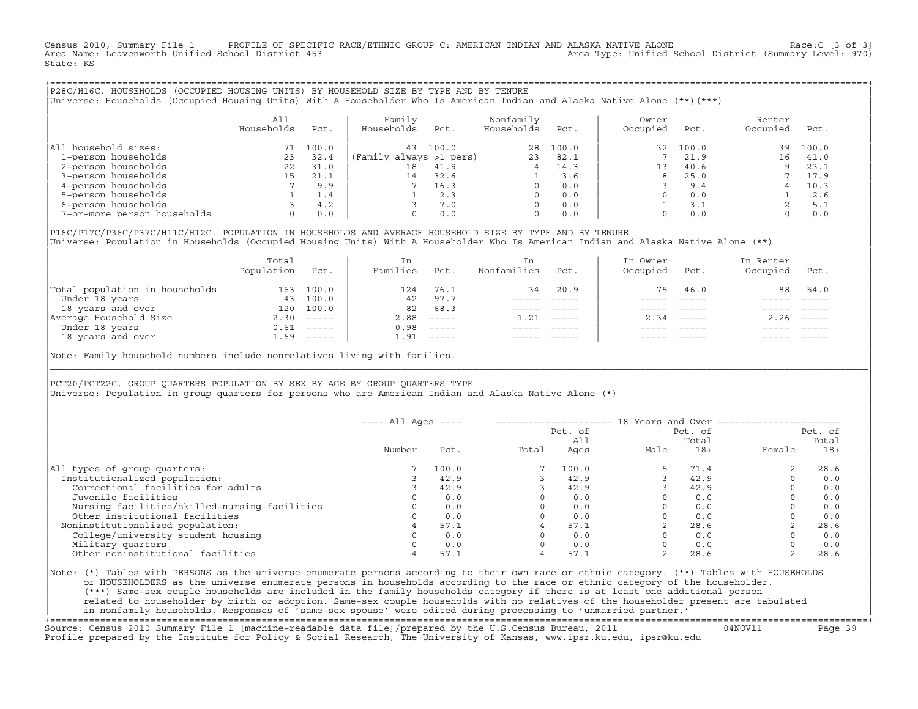Census 2010, Summary File 1 PROFILE OF SPECIFIC RACE/ETHNIC GROUP C: AMERICAN INDIAN AND ALASKA NATIVE ALONE Race:C [3 of 3]
Area Name: Leavenworth Unified School District 453 Area Type: Unified School District (Summary Level: 970)
State: KS

## P28C/H16C. HOUSEHOLDS (OCCUPIED HOUSING UNITS) BY HOUSEHOLD SIZE BY TYPE AND BY TENURE

Universe: Households (Occupied Housing Units) With A Householder Who Is American Indian and Alaska Native Alone (**)(***)

| | All Households | Pct. | Family Households | Pct. | Nonfamily Households | Pct. | Owner Occupied | Pct. | Renter Occupied | Pct. |
|---|---|---|---|---|---|---|---|---|---|---|
| All household sizes: | 71 | 100.0 | 43 | 100.0 | 28 | 100.0 | 32 | 100.0 | 39 | 100.0 |
| 1-person households | 23 | 32.4 | (Family always >1 pers) | | 23 | 82.1 | 7 | 21.9 | 16 | 41.0 |
| 2-person households | 22 | 31.0 | 18 | 41.9 | 4 | 14.3 | 13 | 40.6 | 9 | 23.1 |
| 3-person households | 15 | 21.1 | 14 | 32.6 | 1 | 3.6 | 8 | 25.0 | 7 | 17.9 |
| 4-person households | 7 | 9.9 | 7 | 16.3 | 0 | 0.0 | 3 | 9.4 | 4 | 10.3 |
| 5-person households | 1 | 1.4 | 1 | 2.3 | 0 | 0.0 | 0 | 0.0 | 1 | 2.6 |
| 6-person households | 3 | 4.2 | 3 | 7.0 | 0 | 0.0 | 1 | 3.1 | 2 | 5.1 |
| 7-or-more person households | 0 | 0.0 | 0 | 0.0 | 0 | 0.0 | 0 | 0.0 | 0 | 0.0 |

## P16C/P17C/P36C/P37C/H11C/H12C. POPULATION IN HOUSEHOLDS AND AVERAGE HOUSEHOLD SIZE BY TYPE AND BY TENURE

Universe: Population in Households (Occupied Housing Units) With A Householder Who Is American Indian and Alaska Native Alone (**)

| | Total Population | Pct. | In Families | Pct. | In Nonfamilies | Pct. | In Owner Occupied | Pct. | In Renter Occupied | Pct. |
|---|---|---|---|---|---|---|---|---|---|---|
| Total population in households | 163 | 100.0 | 124 | 76.1 | 34 | 20.9 | 75 | 46.0 | 88 | 54.0 |
| Under 18 years | 43 | 100.0 | 42 | 97.7 | ----- | ----- | ----- | ----- | ----- | ----- |
| 18 years and over | 120 | 100.0 | 82 | 68.3 | ----- | ----- | ----- | ----- | ----- | ----- |
| Average Household Size | 2.30 | ----- | 2.88 | ----- | 1.21 | ----- | 2.34 | ----- | 2.26 | ----- |
| Under 18 years | 0.61 | ----- | 0.98 | ----- | ----- | ----- | ----- | ----- | ----- | ----- |
| 18 years and over | 1.69 | ----- | 1.91 | ----- | ----- | ----- | ----- | ----- | ----- | ----- |

Note: Family household numbers include nonrelatives living with families.

## PCT20/PCT22C. GROUP QUARTERS POPULATION BY SEX BY AGE BY GROUP QUARTERS TYPE

Universe: Population in group quarters for persons who are American Indian and Alaska Native Alone (*)

| | All Ages | | 18 Years and Over | | | | | |
|---|---|---|---|---|---|---|---|---|
| | Number | Pct. | Total | Pct. of All Ages | Male | Pct. of Total 18+ | Female | Pct. of Total 18+ |
| All types of group quarters: | 7 | 100.0 | 7 | 100.0 | 5 | 71.4 | 2 | 28.6 |
| Institutionalized population: | 3 | 42.9 | 3 | 42.9 | 3 | 42.9 | 0 | 0.0 |
| Correctional facilities for adults | 3 | 42.9 | 3 | 42.9 | 3 | 42.9 | 0 | 0.0 |
| Juvenile facilities | 0 | 0.0 | 0 | 0.0 | 0 | 0.0 | 0 | 0.0 |
| Nursing facilities/skilled-nursing facilities | 0 | 0.0 | 0 | 0.0 | 0 | 0.0 | 0 | 0.0 |
| Other institutional facilities | 0 | 0.0 | 0 | 0.0 | 0 | 0.0 | 0 | 0.0 |
| Noninstitutionalized population: | 4 | 57.1 | 4 | 57.1 | 2 | 28.6 | 2 | 28.6 |
| College/university student housing | 0 | 0.0 | 0 | 0.0 | 0 | 0.0 | 0 | 0.0 |
| Military quarters | 0 | 0.0 | 0 | 0.0 | 0 | 0.0 | 0 | 0.0 |
| Other noninstitutional facilities | 4 | 57.1 | 4 | 57.1 | 2 | 28.6 | 2 | 28.6 |

Note: (*) Tables with PERSONS as the universe enumerate persons according to their own race or ethnic category. (**) Tables with HOUSEHOLDS or HOUSEHOLDERS as the universe enumerate persons in households according to the race or ethnic category of the householder. (***) Same-sex couple households are included in the family households category if there is at least one additional person related to householder by birth or adoption. Same-sex couple households with no relatives of the householder present are tabulated in nonfamily households. Responses of 'same-sex spouse' were edited during processing to 'unmarried partner.'

Source: Census 2010 Summary File 1 [machine-readable data file]/prepared by the U.S.Census Bureau, 2011 04NOV11
Profile prepared by the Institute for Policy & Social Research, The University of Kansas, www.ipsr.ku.edu, ipsr@ku.edu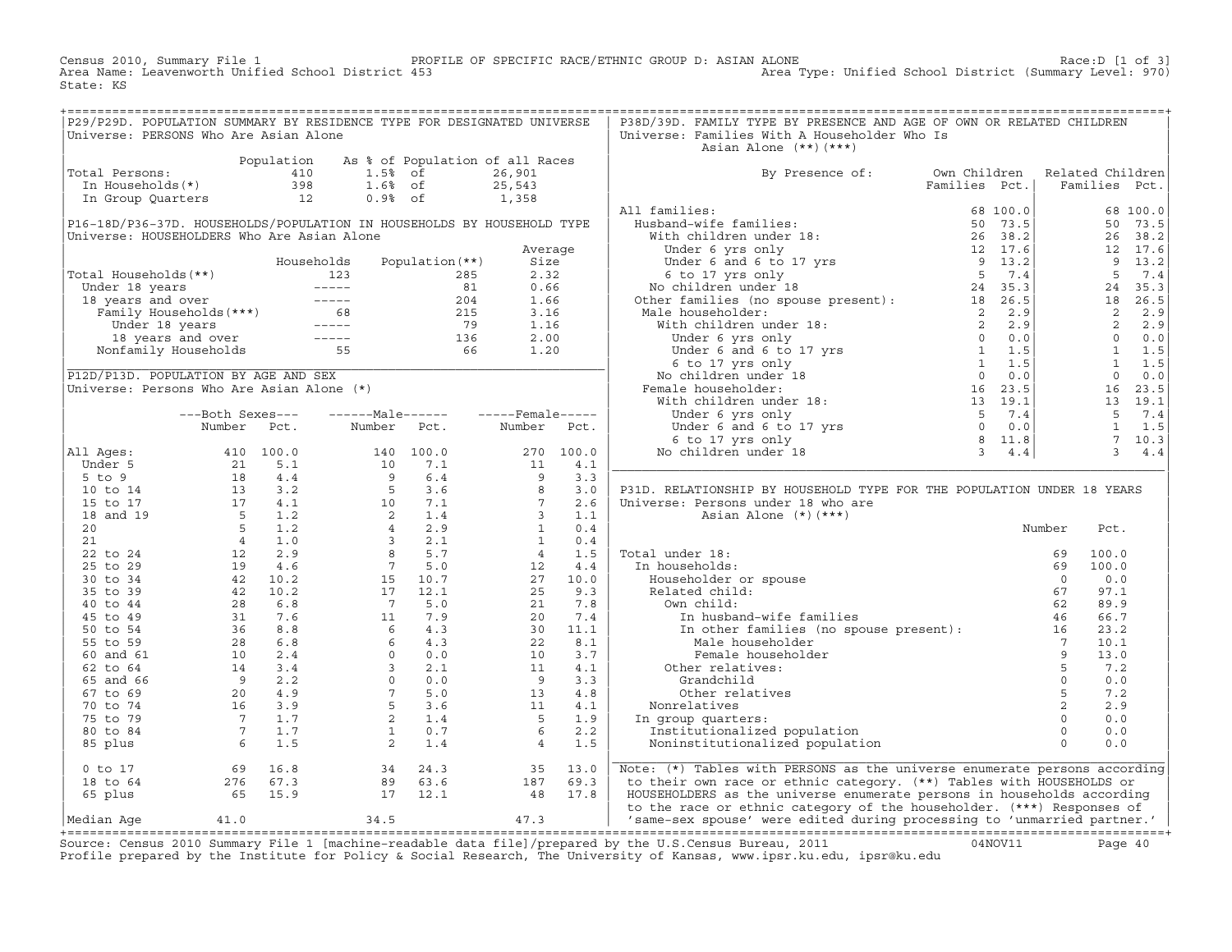Census 2010, Summary File 1 PROFILE OF SPECIFIC RACE/ETHNIC GROUP D: ASIAN ALONE Race:D [1 of 3]
Area Name: Leavenworth Unified School District 453 Area Type: Unified School District (Summary Level: 970)
State: KS

## P29/P29D. POPULATION SUMMARY BY RESIDENCE TYPE FOR DESIGNATED UNIVERSE

Universe: PERSONS Who Are Asian Alone

| | Population | As % of Population of all Races | |
|---|---|---|---|
| Total Persons: | 410 | 1.5% of | 26,901 |
| In Households(*) | 398 | 1.6% of | 25,543 |
| In Group Quarters | 12 | 0.9% of | 1,358 |

## P16-18D/P36-37D. HOUSEHOLDS/POPULATION IN HOUSEHOLDS BY HOUSEHOLD TYPE

Universe: HOUSEHOLDERS Who Are Asian Alone

| | Households | Population(**) | Average Size |
|---|---|---|---|
| Total Households(**) | 123 | 285 | 2.32 |
| Under 18 years | ----- | 81 | 0.66 |
| 18 years and over | ----- | 204 | 1.66 |
| Family Households(***) | 68 | 215 | 3.16 |
| Under 18 years | ----- | 79 | 1.16 |
| 18 years and over | ----- | 136 | 2.00 |
| Nonfamily Households | 55 | 66 | 1.20 |

## P12D/P13D. POPULATION BY AGE AND SEX

Universe: Persons Who Are Asian Alone (*)

| | Both Sexes Number | Both Sexes Pct. | Male Number | Male Pct. | Female Number | Female Pct. |
|---|---|---|---|---|---|---|
| All Ages: | 410 | 100.0 | 140 | 100.0 | 270 | 100.0 |
| Under 5 | 21 | 5.1 | 10 | 7.1 | 11 | 4.1 |
| 5 to 9 | 18 | 4.4 | 9 | 6.4 | 9 | 3.3 |
| 10 to 14 | 13 | 3.2 | 5 | 3.6 | 8 | 3.0 |
| 15 to 17 | 17 | 4.1 | 10 | 7.1 | 7 | 2.6 |
| 18 and 19 | 5 | 1.2 | 2 | 1.4 | 3 | 1.1 |
| 20 | 5 | 1.2 | 4 | 2.9 | 1 | 0.4 |
| 21 | 4 | 1.0 | 3 | 2.1 | 1 | 0.4 |
| 22 to 24 | 12 | 2.9 | 8 | 5.7 | 4 | 1.5 |
| 25 to 29 | 19 | 4.6 | 7 | 5.0 | 12 | 4.4 |
| 30 to 34 | 42 | 10.2 | 15 | 10.7 | 27 | 10.0 |
| 35 to 39 | 42 | 10.2 | 17 | 12.1 | 25 | 9.3 |
| 40 to 44 | 28 | 6.8 | 7 | 5.0 | 21 | 7.8 |
| 45 to 49 | 31 | 7.6 | 11 | 7.9 | 20 | 7.4 |
| 50 to 54 | 36 | 8.8 | 6 | 4.3 | 30 | 11.1 |
| 55 to 59 | 28 | 6.8 | 6 | 4.3 | 22 | 8.1 |
| 60 and 61 | 10 | 2.4 | 0 | 0.0 | 10 | 3.7 |
| 62 to 64 | 14 | 3.4 | 3 | 2.1 | 11 | 4.1 |
| 65 and 66 | 9 | 2.2 | 0 | 0.0 | 9 | 3.3 |
| 67 to 69 | 20 | 4.9 | 7 | 5.0 | 13 | 4.8 |
| 70 to 74 | 16 | 3.9 | 5 | 3.6 | 11 | 4.1 |
| 75 to 79 | 7 | 1.7 | 2 | 1.4 | 5 | 1.9 |
| 80 to 84 | 7 | 1.7 | 1 | 0.7 | 6 | 2.2 |
| 85 plus | 6 | 1.5 | 2 | 1.4 | 4 | 1.5 |
| 0 to 17 | 69 | 16.8 | 34 | 24.3 | 35 | 13.0 |
| 18 to 64 | 276 | 67.3 | 89 | 63.6 | 187 | 69.3 |
| 65 plus | 65 | 15.9 | 17 | 12.1 | 48 | 17.8 |
| Median Age | 41.0 | | 34.5 | | 47.3 | |

## P38D/39D. FAMILY TYPE BY PRESENCE AND AGE OF OWN OR RELATED CHILDREN

Universe: Families With A Householder Who Is Asian Alone (**)(***)

| By Presence of: | Own Children Families | Own Children Pct. | Related Children Families | Related Children Pct. |
|---|---|---|---|---|
| All families: | 68 | 100.0 | 68 | 100.0 |
| Husband-wife families: | 50 | 73.5 | 50 | 73.5 |
| With children under 18: | 26 | 38.2 | 26 | 38.2 |
| Under 6 yrs only | 12 | 17.6 | 12 | 17.6 |
| Under 6 and 6 to 17 yrs | 9 | 13.2 | 9 | 13.2 |
| 6 to 17 yrs only | 5 | 7.4 | 5 | 7.4 |
| No children under 18 | 24 | 35.3 | 24 | 35.3 |
| Other families (no spouse present): | 18 | 26.5 | 18 | 26.5 |
| Male householder: | 2 | 2.9 | 2 | 2.9 |
| With children under 18: | 2 | 2.9 | 2 | 2.9 |
| Under 6 yrs only | 0 | 0.0 | 0 | 0.0 |
| Under 6 and 6 to 17 yrs | 1 | 1.5 | 1 | 1.5 |
| 6 to 17 yrs only | 1 | 1.5 | 1 | 1.5 |
| No children under 18 | 0 | 0.0 | 0 | 0.0 |
| Female householder: | 16 | 23.5 | 16 | 23.5 |
| With children under 18: | 13 | 19.1 | 13 | 19.1 |
| Under 6 yrs only | 5 | 7.4 | 5 | 7.4 |
| Under 6 and 6 to 17 yrs | 0 | 0.0 | 1 | 1.5 |
| 6 to 17 yrs only | 8 | 11.8 | 7 | 10.3 |
| No children under 18 | 3 | 4.4 | 3 | 4.4 |

## P31D. RELATIONSHIP BY HOUSEHOLD TYPE FOR THE POPULATION UNDER 18 YEARS

Universe: Persons under 18 who are Asian Alone (*)(***)

| | Number | Pct. |
|---|---|---|
| Total under 18: | 69 | 100.0 |
| In households: | 69 | 100.0 |
| Householder or spouse | 0 | 0.0 |
| Related child: | 67 | 97.1 |
| Own child: | 62 | 89.9 |
| In husband-wife families | 46 | 66.7 |
| In other families (no spouse present): | 16 | 23.2 |
| Male householder | 7 | 10.1 |
| Female householder | 9 | 13.0 |
| Other relatives: | 5 | 7.2 |
| Grandchild | 0 | 0.0 |
| Other relatives | 5 | 7.2 |
| Nonrelatives | 2 | 2.9 |
| In group quarters: | 0 | 0.0 |
| Institutionalized population | 0 | 0.0 |
| Noninstitutionalized population | 0 | 0.0 |

Note: (*) Tables with PERSONS as the universe enumerate persons according to their own race or ethnic category. (**) Tables with HOUSEHOLDS or HOUSEHOLDERS as the universe enumerate persons in households according to the race or ethnic category of the householder. (***) Responses of 'same-sex spouse' were edited during processing to 'unmarried partner.'

Source: Census 2010 Summary File 1 [machine-readable data file]/prepared by the U.S.Census Bureau, 2011 04NOV11
Profile prepared by the Institute for Policy & Social Research, The University of Kansas, www.ipsr.ku.edu, ipsr@ku.edu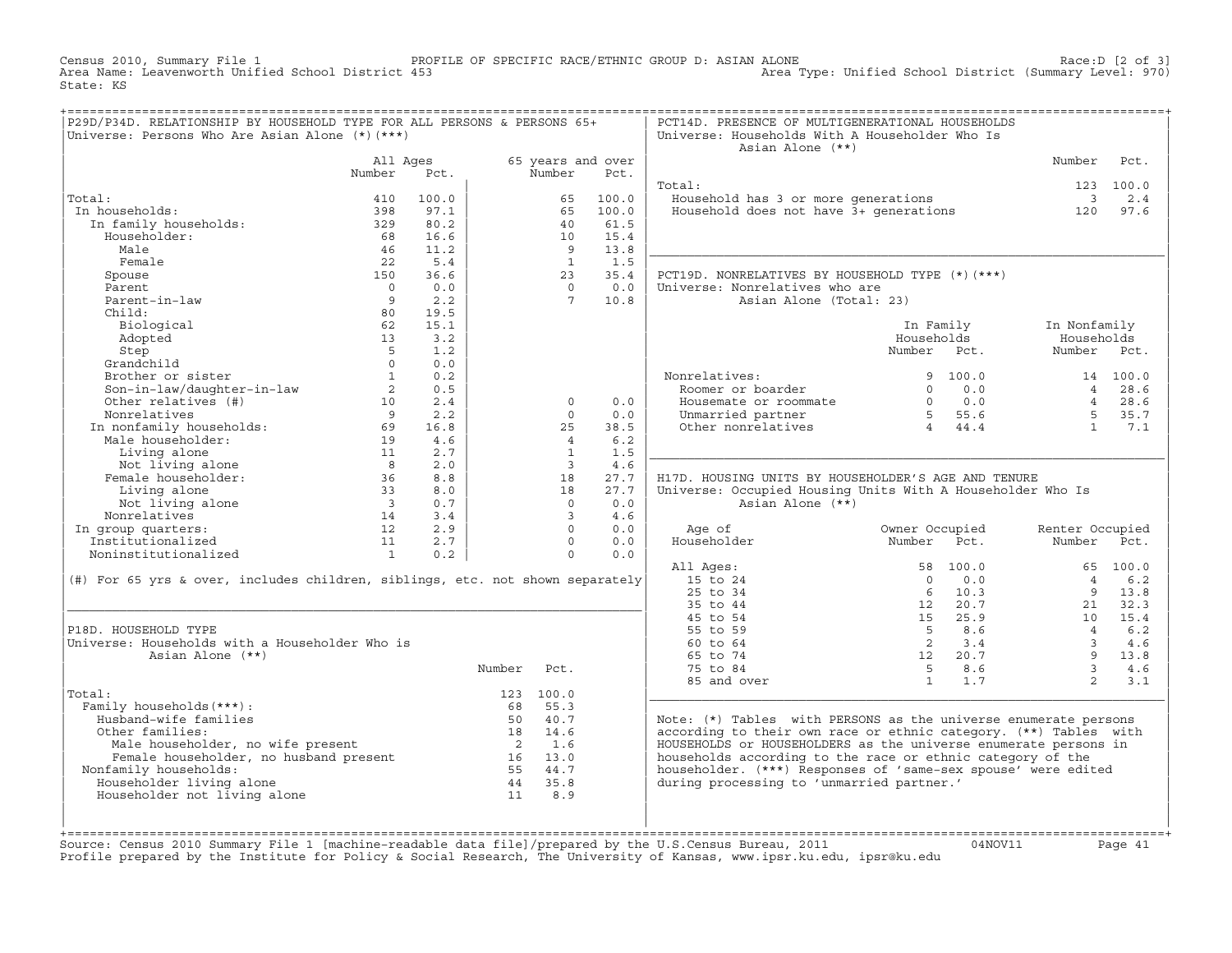Census 2010, Summary File 1 — PROFILE OF SPECIFIC RACE/ETHNIC GROUP D: ASIAN ALONE — Race:D [2 of 3]
Area Name: Leavenworth Unified School District 453 — Area Type: Unified School District (Summary Level: 970)
State: KS

## P29D/P34D. RELATIONSHIP BY HOUSEHOLD TYPE FOR ALL PERSONS & PERSONS 65+

Universe: Persons Who Are Asian Alone (*)(***)

| | All Ages Number | All Ages Pct. | 65 years and over Number | 65 years and over Pct. |
|---|---|---|---|---|
| Total: | 410 | 100.0 | 65 | 100.0 |
| In households: | 398 | 97.1 | 65 | 100.0 |
| In family households: | 329 | 80.2 | 40 | 61.5 |
| Householder: | 68 | 16.6 | 10 | 15.4 |
| Male | 46 | 11.2 | 9 | 13.8 |
| Female | 22 | 5.4 | 1 | 1.5 |
| Spouse | 150 | 36.6 | 23 | 35.4 |
| Parent | 0 | 0.0 | 0 | 0.0 |
| Parent-in-law | 9 | 2.2 | 7 | 10.8 |
| Child: | 80 | 19.5 | | |
| Biological | 62 | 15.1 | | |
| Adopted | 13 | 3.2 | | |
| Step | 5 | 1.2 | | |
| Grandchild | 0 | 0.0 | | |
| Brother or sister | 1 | 0.2 | | |
| Son-in-law/daughter-in-law | 2 | 0.5 | | |
| Other relatives (#) | 10 | 2.4 | 0 | 0.0 |
| Nonrelatives | 9 | 2.2 | 0 | 0.0 |
| In nonfamily households: | 69 | 16.8 | 25 | 38.5 |
| Male householder: | 19 | 4.6 | 4 | 6.2 |
| Living alone | 11 | 2.7 | 1 | 1.5 |
| Not living alone | 8 | 2.0 | 3 | 4.6 |
| Female householder: | 36 | 8.8 | 18 | 27.7 |
| Living alone | 33 | 8.0 | 18 | 27.7 |
| Not living alone | 3 | 0.7 | 0 | 0.0 |
| Nonrelatives | 14 | 3.4 | 3 | 4.6 |
| In group quarters: | 12 | 2.9 | 0 | 0.0 |
| Institutionalized | 11 | 2.7 | 0 | 0.0 |
| Noninstitutionalized | 1 | 0.2 | 0 | 0.0 |

(#) For 65 yrs & over, includes children, siblings, etc. not shown separately

## P18D. HOUSEHOLD TYPE

Universe: Households with a Householder Who is Asian Alone (**)

| | Number | Pct. |
|---|---|---|
| Total: | 123 | 100.0 |
| Family households(***): | 68 | 55.3 |
| Husband-wife families | 50 | 40.7 |
| Other families: | 18 | 14.6 |
| Male householder, no wife present | 2 | 1.6 |
| Female householder, no husband present | 16 | 13.0 |
| Nonfamily households: | 55 | 44.7 |
| Householder living alone | 44 | 35.8 |
| Householder not living alone | 11 | 8.9 |

## PCT14D. PRESENCE OF MULTIGENERATIONAL HOUSEHOLDS

Universe: Households With A Householder Who Is Asian Alone (**)

| | Number | Pct. |
|---|---|---|
| Total: | 123 | 100.0 |
| Household has 3 or more generations | 3 | 2.4 |
| Household does not have 3+ generations | 120 | 97.6 |

## PCT19D. NONRELATIVES BY HOUSEHOLD TYPE (*)(***)

Universe: Nonrelatives who are Asian Alone (Total: 23)

| | In Family Households Number | In Family Households Pct. | In Nonfamily Households Number | In Nonfamily Households Pct. |
|---|---|---|---|---|
| Nonrelatives: | 9 | 100.0 | 14 | 100.0 |
| Roomer or boarder | 0 | 0.0 | 4 | 28.6 |
| Housemate or roommate | 0 | 0.0 | 4 | 28.6 |
| Unmarried partner | 5 | 55.6 | 5 | 35.7 |
| Other nonrelatives | 4 | 44.4 | 1 | 7.1 |

## H17D. HOUSING UNITS BY HOUSEHOLDER'S AGE AND TENURE

Universe: Occupied Housing Units With A Householder Who Is Asian Alone (**)

| Age of Householder | Owner Occupied Number | Owner Occupied Pct. | Renter Occupied Number | Renter Occupied Pct. |
|---|---|---|---|---|
| All Ages: | 58 | 100.0 | 65 | 100.0 |
| 15 to 24 | 0 | 0.0 | 4 | 6.2 |
| 25 to 34 | 6 | 10.3 | 9 | 13.8 |
| 35 to 44 | 12 | 20.7 | 21 | 32.3 |
| 45 to 54 | 15 | 25.9 | 10 | 15.4 |
| 55 to 59 | 5 | 8.6 | 4 | 6.2 |
| 60 to 64 | 2 | 3.4 | 3 | 4.6 |
| 65 to 74 | 12 | 20.7 | 9 | 13.8 |
| 75 to 84 | 5 | 8.6 | 3 | 4.6 |
| 85 and over | 1 | 1.7 | 2 | 3.1 |

Note: (*) Tables with PERSONS as the universe enumerate persons according to their own race or ethnic category. (**) Tables with HOUSEHOLDS or HOUSEHOLDERS as the universe enumerate persons in households according to the race or ethnic category of the householder. (***) Responses of 'same-sex spouse' were edited during processing to 'unmarried partner.'

Source: Census 2010 Summary File 1 [machine-readable data file]/prepared by the U.S.Census Bureau, 2011 — 04NOV11
Profile prepared by the Institute for Policy & Social Research, The University of Kansas, www.ipsr.ku.edu, ipsr@ku.edu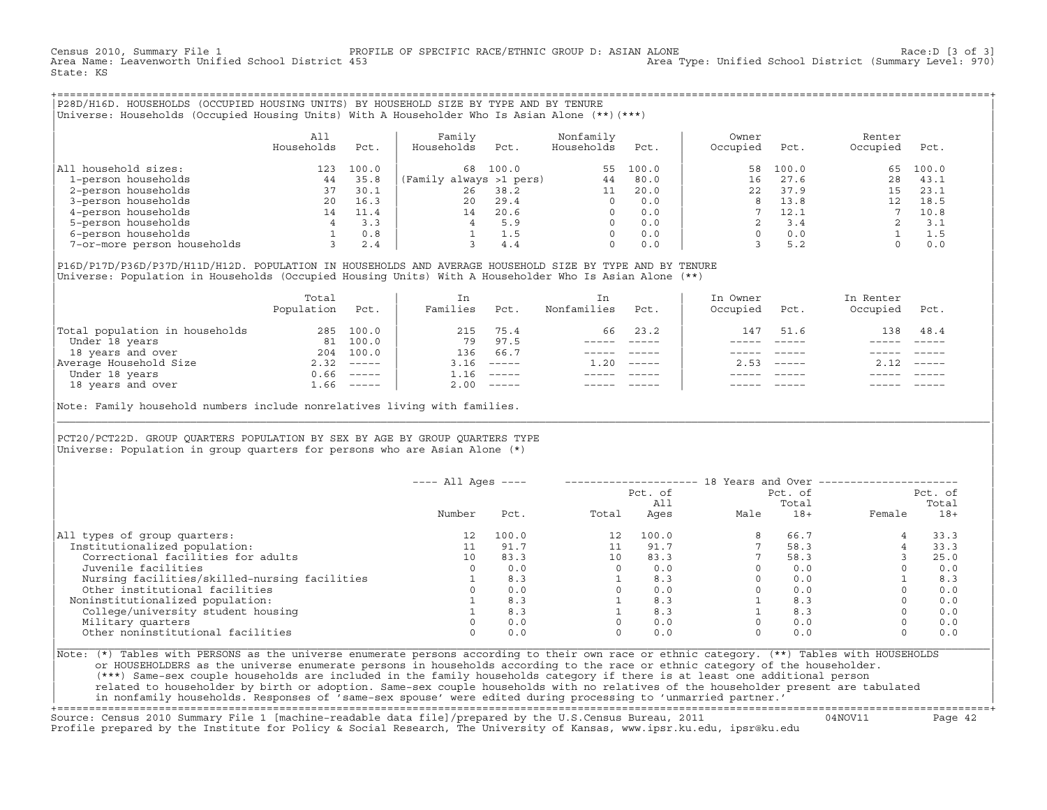Census 2010, Summary File 1 PROFILE OF SPECIFIC RACE/ETHNIC GROUP D: ASIAN ALONE Race:D [3 of 3]
Area Name: Leavenworth Unified School District 453 Area Type: Unified School District (Summary Level: 970)
State: KS

## P28D/H16D. HOUSEHOLDS (OCCUPIED HOUSING UNITS) BY HOUSEHOLD SIZE BY TYPE AND BY TENURE

Universe: Households (Occupied Housing Units) With A Householder Who Is Asian Alone (**)(***)

| | All Households | Pct. | Family Households | Pct. | Nonfamily Households | Pct. | Owner Occupied | Pct. | Renter Occupied | Pct. |
|---|---|---|---|---|---|---|---|---|---|---|
| All household sizes: | 123 | 100.0 | 68 | 100.0 | 55 | 100.0 | 58 | 100.0 | 65 | 100.0 |
| 1-person households | 44 | 35.8 | (Family always >1 pers) | | 44 | 80.0 | 16 | 27.6 | 28 | 43.1 |
| 2-person households | 37 | 30.1 | 26 | 38.2 | 11 | 20.0 | 22 | 37.9 | 15 | 23.1 |
| 3-person households | 20 | 16.3 | 20 | 29.4 | 0 | 0.0 | 8 | 13.8 | 12 | 18.5 |
| 4-person households | 14 | 11.4 | 14 | 20.6 | 0 | 0.0 | 7 | 12.1 | 7 | 10.8 |
| 5-person households | 4 | 3.3 | 4 | 5.9 | 0 | 0.0 | 2 | 3.4 | 2 | 3.1 |
| 6-person households | 1 | 0.8 | 1 | 1.5 | 0 | 0.0 | 0 | 0.0 | 1 | 1.5 |
| 7-or-more person households | 3 | 2.4 | 3 | 4.4 | 0 | 0.0 | 3 | 5.2 | 0 | 0.0 |

## P16D/P17D/P36D/P37D/H11D/H12D. POPULATION IN HOUSEHOLDS AND AVERAGE HOUSEHOLD SIZE BY TYPE AND BY TENURE

Universe: Population in Households (Occupied Housing Units) With A Householder Who Is Asian Alone (**)

| | Total Population | Pct. | In Families | Pct. | In Nonfamilies | Pct. | In Owner Occupied | Pct. | In Renter Occupied | Pct. |
|---|---|---|---|---|---|---|---|---|---|---|
| Total population in households | 285 | 100.0 | 215 | 75.4 | 66 | 23.2 | 147 | 51.6 | 138 | 48.4 |
| Under 18 years | 81 | 100.0 | 79 | 97.5 | ----- | ----- | ----- | ----- | ----- | ----- |
| 18 years and over | 204 | 100.0 | 136 | 66.7 | ----- | ----- | ----- | ----- | ----- | ----- |
| Average Household Size | 2.32 | ----- | 3.16 | ----- | 1.20 | ----- | 2.53 | ----- | 2.12 | ----- |
| Under 18 years | 0.66 | ----- | 1.16 | ----- | ----- | ----- | ----- | ----- | ----- | ----- |
| 18 years and over | 1.66 | ----- | 2.00 | ----- | ----- | ----- | ----- | ----- | ----- | ----- |

Note: Family household numbers include nonrelatives living with families.

## PCT20/PCT22D. GROUP QUARTERS POPULATION BY SEX BY AGE BY GROUP QUARTERS TYPE

Universe: Population in group quarters for persons who are Asian Alone (*)

| | All Ages | | 18 Years and Over | | | | | |
|---|---|---|---|---|---|---|---|---|
| | Number | Pct. | Total | Pct. of All Ages | Male | Pct. of Total 18+ | Female | Pct. of Total 18+ |
| All types of group quarters: | 12 | 100.0 | 12 | 100.0 | 8 | 66.7 | 4 | 33.3 |
| Institutionalized population: | 11 | 91.7 | 11 | 91.7 | 7 | 58.3 | 4 | 33.3 |
| Correctional facilities for adults | 10 | 83.3 | 10 | 83.3 | 7 | 58.3 | 3 | 25.0 |
| Juvenile facilities | 0 | 0.0 | 0 | 0.0 | 0 | 0.0 | 0 | 0.0 |
| Nursing facilities/skilled-nursing facilities | 1 | 8.3 | 1 | 8.3 | 0 | 0.0 | 1 | 8.3 |
| Other institutional facilities | 0 | 0.0 | 0 | 0.0 | 0 | 0.0 | 0 | 0.0 |
| Noninstitutionalized population: | 1 | 8.3 | 1 | 8.3 | 1 | 8.3 | 0 | 0.0 |
| College/university student housing | 1 | 8.3 | 1 | 8.3 | 1 | 8.3 | 0 | 0.0 |
| Military quarters | 0 | 0.0 | 0 | 0.0 | 0 | 0.0 | 0 | 0.0 |
| Other noninstitutional facilities | 0 | 0.0 | 0 | 0.0 | 0 | 0.0 | 0 | 0.0 |

Note: (*) Tables with PERSONS as the universe enumerate persons according to their own race or ethnic category. (**) Tables with HOUSEHOLDS or HOUSEHOLDERS as the universe enumerate persons in households according to the race or ethnic category of the householder. (***) Same-sex couple households are included in the family households category if there is at least one additional person related to householder by birth or adoption. Same-sex couple households with no relatives of the householder present are tabulated in nonfamily households. Responses of 'same-sex spouse' were edited during processing to 'unmarried partner.'

Source: Census 2010 Summary File 1 [machine-readable data file]/prepared by the U.S.Census Bureau, 2011 04NOV11
Profile prepared by the Institute for Policy & Social Research, The University of Kansas, www.ipsr.ku.edu, ipsr@ku.edu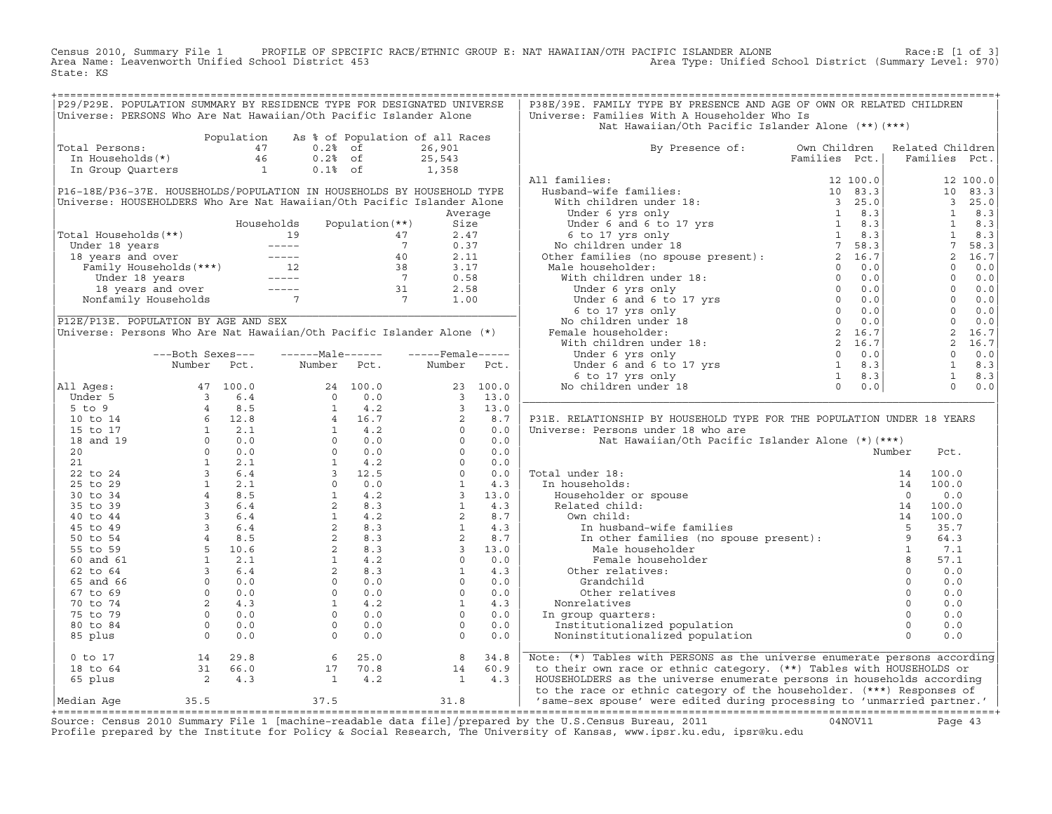Census 2010, Summary File 1 PROFILE OF SPECIFIC RACE/ETHNIC GROUP E: NAT HAWAIIAN/OTH PACIFIC ISLANDER ALONE Race:E [1 of 3]
Area Name: Leavenworth Unified School District 453 Area Type: Unified School District (Summary Level: 970)
State: KS

## P29/P29E. POPULATION SUMMARY BY RESIDENCE TYPE FOR DESIGNATED UNIVERSE

Universe: PERSONS Who Are Nat Hawaiian/Oth Pacific Islander Alone

| | Population | As % of Population of all Races | |
|---|---|---|---|
| Total Persons: | 47 | 0.2% of | 26,901 |
| In Households(*) | 46 | 0.2% of | 25,543 |
| In Group Quarters | 1 | 0.1% of | 1,358 |

## P16-18E/P36-37E. HOUSEHOLDS/POPULATION IN HOUSEHOLDS BY HOUSEHOLD TYPE

Universe: HOUSEHOLDERS Who Are Nat Hawaiian/Oth Pacific Islander Alone

| | Households | Population(**) | Average Size |
|---|---|---|---|
| Total Households(**) | 19 | 47 | 2.47 |
| Under 18 years | ----- | 7 | 0.37 |
| 18 years and over | ----- | 40 | 2.11 |
| Family Households(***) | 12 | 38 | 3.17 |
| Under 18 years | ----- | 7 | 0.58 |
| 18 years and over | ----- | 31 | 2.58 |
| Nonfamily Households | 7 | 7 | 1.00 |

## P12E/P13E. POPULATION BY AGE AND SEX

Universe: Persons Who Are Nat Hawaiian/Oth Pacific Islander Alone (*)

| | Both Sexes Number | Both Sexes Pct. | Male Number | Male Pct. | Female Number | Female Pct. |
|---|---|---|---|---|---|---|
| All Ages: | 47 | 100.0 | 24 | 100.0 | 23 | 100.0 |
| Under 5 | 3 | 6.4 | 0 | 0.0 | 3 | 13.0 |
| 5 to 9 | 4 | 8.5 | 1 | 4.2 | 3 | 13.0 |
| 10 to 14 | 6 | 12.8 | 4 | 16.7 | 2 | 8.7 |
| 15 to 17 | 1 | 2.1 | 1 | 4.2 | 0 | 0.0 |
| 18 and 19 | 0 | 0.0 | 0 | 0.0 | 0 | 0.0 |
| 20 | 0 | 0.0 | 0 | 0.0 | 0 | 0.0 |
| 21 | 1 | 2.1 | 1 | 4.2 | 0 | 0.0 |
| 22 to 24 | 3 | 6.4 | 3 | 12.5 | 0 | 0.0 |
| 25 to 29 | 1 | 2.1 | 0 | 0.0 | 1 | 4.3 |
| 30 to 34 | 4 | 8.5 | 1 | 4.2 | 3 | 13.0 |
| 35 to 39 | 3 | 6.4 | 2 | 8.3 | 1 | 4.3 |
| 40 to 44 | 3 | 6.4 | 1 | 4.2 | 2 | 8.7 |
| 45 to 49 | 3 | 6.4 | 2 | 8.3 | 1 | 4.3 |
| 50 to 54 | 4 | 8.5 | 2 | 8.3 | 2 | 8.7 |
| 55 to 59 | 5 | 10.6 | 2 | 8.3 | 3 | 13.0 |
| 60 and 61 | 1 | 2.1 | 1 | 4.2 | 0 | 0.0 |
| 62 to 64 | 3 | 6.4 | 2 | 8.3 | 1 | 4.3 |
| 65 and 66 | 0 | 0.0 | 0 | 0.0 | 0 | 0.0 |
| 67 to 69 | 0 | 0.0 | 0 | 0.0 | 0 | 0.0 |
| 70 to 74 | 2 | 4.3 | 1 | 4.2 | 1 | 4.3 |
| 75 to 79 | 0 | 0.0 | 0 | 0.0 | 0 | 0.0 |
| 80 to 84 | 0 | 0.0 | 0 | 0.0 | 0 | 0.0 |
| 85 plus | 0 | 0.0 | 0 | 0.0 | 0 | 0.0 |
| 0 to 17 | 14 | 29.8 | 6 | 25.0 | 8 | 34.8 |
| 18 to 64 | 31 | 66.0 | 17 | 70.8 | 14 | 60.9 |
| 65 plus | 2 | 4.3 | 1 | 4.2 | 1 | 4.3 |
| Median Age | 35.5 | | 37.5 | | 31.8 | |

## P38E/39E. FAMILY TYPE BY PRESENCE AND AGE OF OWN OR RELATED CHILDREN

Universe: Families With A Householder Who Is Nat Hawaiian/Oth Pacific Islander Alone (**)(***)

| By Presence of: | Own Children Families | Own Children Pct. | Related Children Families | Related Children Pct. |
|---|---|---|---|---|
| All families: | 12 | 100.0 | 12 | 100.0 |
| Husband-wife families: | 10 | 83.3 | 10 | 83.3 |
| With children under 18: | 3 | 25.0 | 3 | 25.0 |
| Under 6 yrs only | 1 | 8.3 | 1 | 8.3 |
| Under 6 and 6 to 17 yrs | 1 | 8.3 | 1 | 8.3 |
| 6 to 17 yrs only | 1 | 8.3 | 1 | 8.3 |
| No children under 18 | 7 | 58.3 | 7 | 58.3 |
| Other families (no spouse present): | 2 | 16.7 | 2 | 16.7 |
| Male householder: | 0 | 0.0 | 0 | 0.0 |
| With children under 18: | 0 | 0.0 | 0 | 0.0 |
| Under 6 yrs only | 0 | 0.0 | 0 | 0.0 |
| Under 6 and 6 to 17 yrs | 0 | 0.0 | 0 | 0.0 |
| 6 to 17 yrs only | 0 | 0.0 | 0 | 0.0 |
| No children under 18 | 0 | 0.0 | 0 | 0.0 |
| Female householder: | 2 | 16.7 | 2 | 16.7 |
| With children under 18: | 2 | 16.7 | 2 | 16.7 |
| Under 6 yrs only | 0 | 0.0 | 0 | 0.0 |
| Under 6 and 6 to 17 yrs | 1 | 8.3 | 1 | 8.3 |
| 6 to 17 yrs only | 1 | 8.3 | 1 | 8.3 |
| No children under 18 | 0 | 0.0 | 0 | 0.0 |

## P31E. RELATIONSHIP BY HOUSEHOLD TYPE FOR THE POPULATION UNDER 18 YEARS

Universe: Persons under 18 who are Nat Hawaiian/Oth Pacific Islander Alone (*)(***)

| | Number | Pct. |
|---|---|---|
| Total under 18: | 14 | 100.0 |
| In households: | 14 | 100.0 |
| Householder or spouse | 0 | 0.0 |
| Related child: | 14 | 100.0 |
| Own child: | 14 | 100.0 |
| In husband-wife families | 5 | 35.7 |
| In other families (no spouse present): | 9 | 64.3 |
| Male householder | 1 | 7.1 |
| Female householder | 8 | 57.1 |
| Other relatives: | 0 | 0.0 |
| Grandchild | 0 | 0.0 |
| Other relatives | 0 | 0.0 |
| Nonrelatives | 0 | 0.0 |
| In group quarters: | 0 | 0.0 |
| Institutionalized population | 0 | 0.0 |
| Noninstitutionalized population | 0 | 0.0 |

Note: (*) Tables with PERSONS as the universe enumerate persons according to their own race or ethnic category. (**) Tables with HOUSEHOLDS or HOUSEHOLDERS as the universe enumerate persons in households according to the race or ethnic category of the householder. (***) Responses of 'same-sex spouse' were edited during processing to 'unmarried partner.'

Source: Census 2010 Summary File 1 [machine-readable data file]/prepared by the U.S.Census Bureau, 2011 04NOV11
Profile prepared by the Institute for Policy & Social Research, The University of Kansas, www.ipsr.ku.edu, ipsr@ku.edu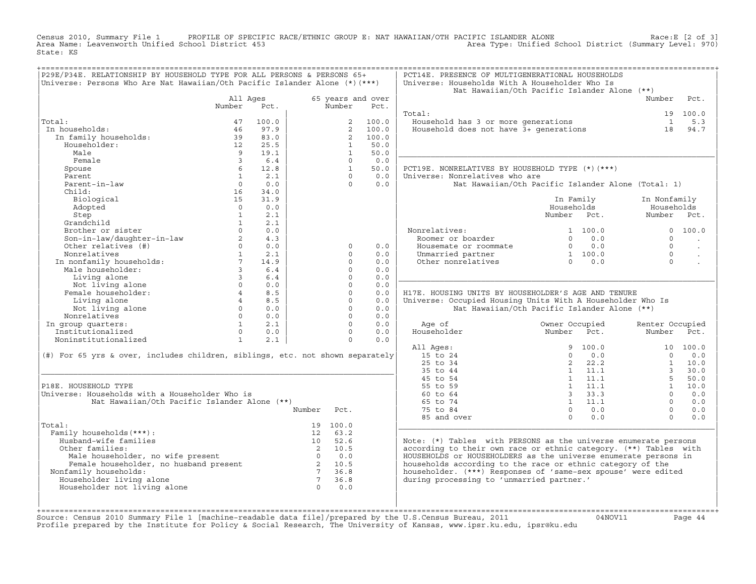Census 2010, Summary File 1 PROFILE OF SPECIFIC RACE/ETHNIC GROUP E: NAT HAWAIIAN/OTH PACIFIC ISLANDER ALONE Race:E [2 of 3]
Area Name: Leavenworth Unified School District 453 Area Type: Unified School District (Summary Level: 970)
State: KS

## P29E/P34E. RELATIONSHIP BY HOUSEHOLD TYPE FOR ALL PERSONS & PERSONS 65+

Universe: Persons Who Are Nat Hawaiian/Oth Pacific Islander Alone (*)(***)

| | All Ages Number | All Ages Pct. | 65 years and over Number | 65 years and over Pct. |
|---|---|---|---|---|
| Total: | 47 | 100.0 | 2 | 100.0 |
| In households: | 46 | 97.9 | 2 | 100.0 |
| In family households: | 39 | 83.0 | 2 | 100.0 |
| Householder: | 12 | 25.5 | 1 | 50.0 |
| Male | 9 | 19.1 | 1 | 50.0 |
| Female | 3 | 6.4 | 0 | 0.0 |
| Spouse | 6 | 12.8 | 1 | 50.0 |
| Parent | 1 | 2.1 | 0 | 0.0 |
| Parent-in-law | 0 | 0.0 | 0 | 0.0 |
| Child: | 16 | 34.0 | | |
| Biological | 15 | 31.9 | | |
| Adopted | 0 | 0.0 | | |
| Step | 1 | 2.1 | | |
| Grandchild | 1 | 2.1 | | |
| Brother or sister | 0 | 0.0 | | |
| Son-in-law/daughter-in-law | 2 | 4.3 | | |
| Other relatives (#) | 0 | 0.0 | 0 | 0.0 |
| Nonrelatives | 1 | 2.1 | 0 | 0.0 |
| In nonfamily households: | 7 | 14.9 | 0 | 0.0 |
| Male householder: | 3 | 6.4 | 0 | 0.0 |
| Living alone | 3 | 6.4 | 0 | 0.0 |
| Not living alone | 0 | 0.0 | 0 | 0.0 |
| Female householder: | 4 | 8.5 | 0 | 0.0 |
| Living alone | 4 | 8.5 | 0 | 0.0 |
| Not living alone | 0 | 0.0 | 0 | 0.0 |
| Nonrelatives | 0 | 0.0 | 0 | 0.0 |
| In group quarters: | 1 | 2.1 | 0 | 0.0 |
| Institutionalized | 0 | 0.0 | 0 | 0.0 |
| Noninstitutionalized | 1 | 2.1 | 0 | 0.0 |

(#) For 65 yrs & over, includes children, siblings, etc. not shown separately

## P18E. HOUSEHOLD TYPE

Universe: Households with a Householder Who is Nat Hawaiian/Oth Pacific Islander Alone (**)

| | Number | Pct. |
|---|---|---|
| Total: | 19 | 100.0 |
| Family households(***): | 12 | 63.2 |
| Husband-wife families | 10 | 52.6 |
| Other families: | 2 | 10.5 |
| Male householder, no wife present | 0 | 0.0 |
| Female householder, no husband present | 2 | 10.5 |
| Nonfamily households: | 7 | 36.8 |
| Householder living alone | 7 | 36.8 |
| Householder not living alone | 0 | 0.0 |

## PCT14E. PRESENCE OF MULTIGENERATIONAL HOUSEHOLDS

Universe: Households With A Householder Who Is Nat Hawaiian/Oth Pacific Islander Alone (**)

| | Number | Pct. |
|---|---|---|
| Total: | 19 | 100.0 |
| Household has 3 or more generations | 1 | 5.3 |
| Household does not have 3+ generations | 18 | 94.7 |

## PCT19E. NONRELATIVES BY HOUSEHOLD TYPE (*)(***)

Universe: Nonrelatives who are Nat Hawaiian/Oth Pacific Islander Alone (Total: 1)

| | In Family Households Number | In Family Households Pct. | In Nonfamily Households Number | In Nonfamily Households Pct. |
|---|---|---|---|---|
| Nonrelatives: | 1 | 100.0 | 0 | 100.0 |
| Roomer or boarder | 0 | 0.0 | 0 | . |
| Housemate or roommate | 0 | 0.0 | 0 | . |
| Unmarried partner | 1 | 100.0 | 0 | . |
| Other nonrelatives | 0 | 0.0 | 0 | . |

## H17E. HOUSING UNITS BY HOUSEHOLDER'S AGE AND TENURE

Universe: Occupied Housing Units With A Householder Who Is Nat Hawaiian/Oth Pacific Islander Alone (**)

| Age of Householder | Owner Occupied Number | Owner Occupied Pct. | Renter Occupied Number | Renter Occupied Pct. |
|---|---|---|---|---|
| All Ages: | 9 | 100.0 | 10 | 100.0 |
| 15 to 24 | 0 | 0.0 | 0 | 0.0 |
| 25 to 34 | 2 | 22.2 | 1 | 10.0 |
| 35 to 44 | 1 | 11.1 | 3 | 30.0 |
| 45 to 54 | 1 | 11.1 | 5 | 50.0 |
| 55 to 59 | 1 | 11.1 | 1 | 10.0 |
| 60 to 64 | 3 | 33.3 | 0 | 0.0 |
| 65 to 74 | 1 | 11.1 | 0 | 0.0 |
| 75 to 84 | 0 | 0.0 | 0 | 0.0 |
| 85 and over | 0 | 0.0 | 0 | 0.0 |

Note: (*) Tables with PERSONS as the universe enumerate persons according to their own race or ethnic category. (**) Tables with HOUSEHOLDS or HOUSEHOLDERS as the universe enumerate persons in households according to the race or ethnic category of the householder. (***) Responses of 'same-sex spouse' were edited during processing to 'unmarried partner.'

Source: Census 2010 Summary File 1 [machine-readable data file]/prepared by the U.S.Census Bureau, 2011 04NOV11
Profile prepared by the Institute for Policy & Social Research, The University of Kansas, www.ipsr.ku.edu, ipsr@ku.edu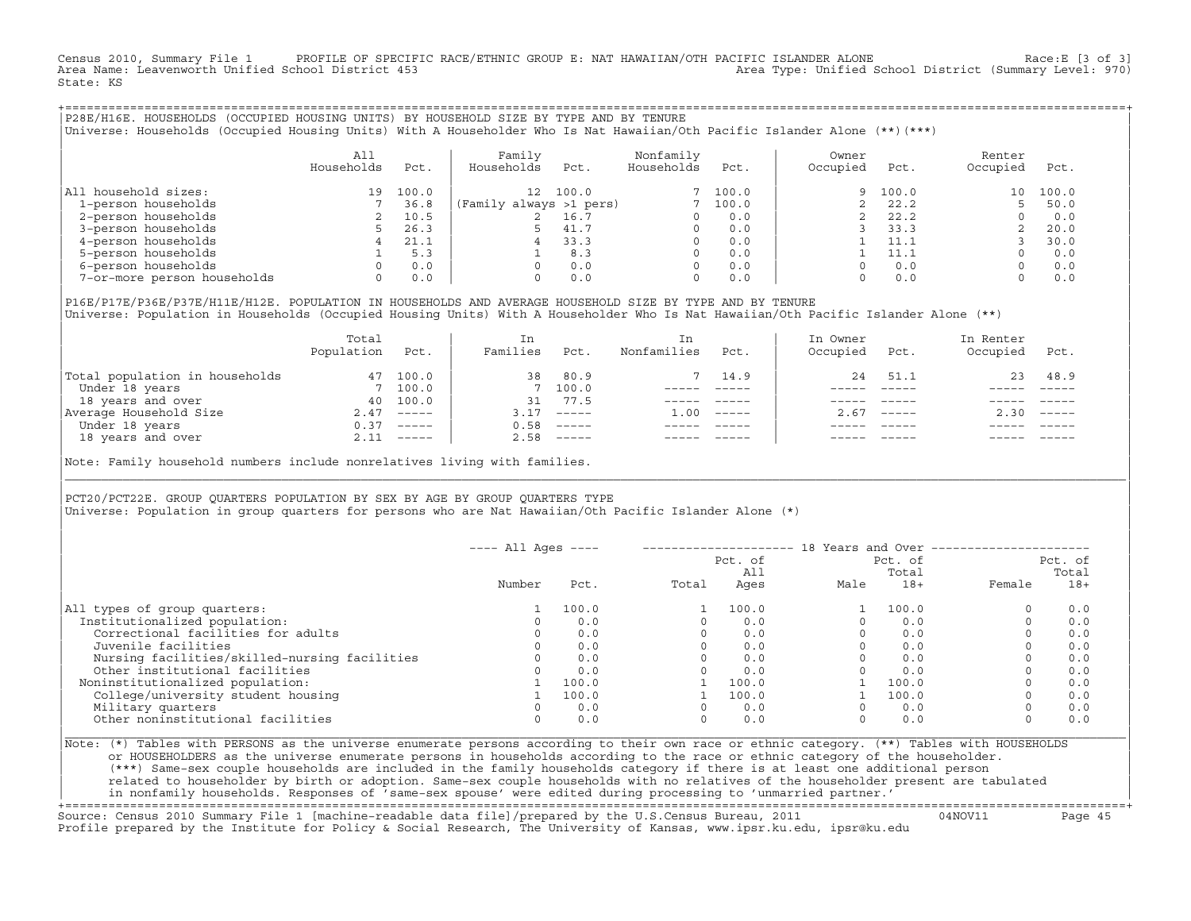Census 2010, Summary File 1 PROFILE OF SPECIFIC RACE/ETHNIC GROUP E: NAT HAWAIIAN/OTH PACIFIC ISLANDER ALONE Race:E [3 of 3]
Area Name: Leavenworth Unified School District 453 Area Type: Unified School District (Summary Level: 970)
State: KS

## P28E/H16E. HOUSEHOLDS (OCCUPIED HOUSING UNITS) BY HOUSEHOLD SIZE BY TYPE AND BY TENURE

Universe: Households (Occupied Housing Units) With A Householder Who Is Nat Hawaiian/Oth Pacific Islander Alone (**)(***)

| | All Households | Pct. | Family Households | Pct. | Nonfamily Households | Pct. | Owner Occupied | Pct. | Renter Occupied | Pct. |
|---|---|---|---|---|---|---|---|---|---|---|
| All household sizes: | 19 | 100.0 | 12 | 100.0 | 7 | 100.0 | 9 | 100.0 | 10 | 100.0 |
| 1-person households | 7 | 36.8 | (Family always >1 pers) | | 7 | 100.0 | 2 | 22.2 | 5 | 50.0 |
| 2-person households | 2 | 10.5 | 2 | 16.7 | 0 | 0.0 | 2 | 22.2 | 0 | 0.0 |
| 3-person households | 5 | 26.3 | 5 | 41.7 | 0 | 0.0 | 3 | 33.3 | 2 | 20.0 |
| 4-person households | 4 | 21.1 | 4 | 33.3 | 0 | 0.0 | 1 | 11.1 | 3 | 30.0 |
| 5-person households | 1 | 5.3 | 1 | 8.3 | 0 | 0.0 | 1 | 11.1 | 0 | 0.0 |
| 6-person households | 0 | 0.0 | 0 | 0.0 | 0 | 0.0 | 0 | 0.0 | 0 | 0.0 |
| 7-or-more person households | 0 | 0.0 | 0 | 0.0 | 0 | 0.0 | 0 | 0.0 | 0 | 0.0 |

## P16E/P17E/P36E/P37E/H11E/H12E. POPULATION IN HOUSEHOLDS AND AVERAGE HOUSEHOLD SIZE BY TYPE AND BY TENURE

Universe: Population in Households (Occupied Housing Units) With A Householder Who Is Nat Hawaiian/Oth Pacific Islander Alone (**)

| | Total Population | Pct. | In Families | Pct. | In Nonfamilies | Pct. | In Owner Occupied | Pct. | In Renter Occupied | Pct. |
|---|---|---|---|---|---|---|---|---|---|---|
| Total population in households | 47 | 100.0 | 38 | 80.9 | 7 | 14.9 | 24 | 51.1 | 23 | 48.9 |
| Under 18 years | 7 | 100.0 | 7 | 100.0 | ----- | ----- | ----- | ----- | ----- | ----- |
| 18 years and over | 40 | 100.0 | 31 | 77.5 | ----- | ----- | ----- | ----- | ----- | ----- |
| Average Household Size | 2.47 | ----- | 3.17 | ----- | 1.00 | ----- | 2.67 | ----- | 2.30 | ----- |
| Under 18 years | 0.37 | ----- | 0.58 | ----- | ----- | ----- | ----- | ----- | ----- | ----- |
| 18 years and over | 2.11 | ----- | 2.58 | ----- | ----- | ----- | ----- | ----- | ----- | ----- |

Note: Family household numbers include nonrelatives living with families.

## PCT20/PCT22E. GROUP QUARTERS POPULATION BY SEX BY AGE BY GROUP QUARTERS TYPE

Universe: Population in group quarters for persons who are Nat Hawaiian/Oth Pacific Islander Alone (*)

| | All Ages | | 18 Years and Over | | | | | |
|---|---|---|---|---|---|---|---|---|
| | Number | Pct. | Total | Pct. of All Ages | Male | Pct. of Total 18+ | Female | Pct. of Total 18+ |
| All types of group quarters: | 1 | 100.0 | 1 | 100.0 | 1 | 100.0 | 0 | 0.0 |
| Institutionalized population: | 0 | 0.0 | 0 | 0.0 | 0 | 0.0 | 0 | 0.0 |
| Correctional facilities for adults | 0 | 0.0 | 0 | 0.0 | 0 | 0.0 | 0 | 0.0 |
| Juvenile facilities | 0 | 0.0 | 0 | 0.0 | 0 | 0.0 | 0 | 0.0 |
| Nursing facilities/skilled-nursing facilities | 0 | 0.0 | 0 | 0.0 | 0 | 0.0 | 0 | 0.0 |
| Other institutional facilities | 0 | 0.0 | 0 | 0.0 | 0 | 0.0 | 0 | 0.0 |
| Noninstitutionalized population: | 1 | 100.0 | 1 | 100.0 | 1 | 100.0 | 0 | 0.0 |
| College/university student housing | 1 | 100.0 | 1 | 100.0 | 1 | 100.0 | 0 | 0.0 |
| Military quarters | 0 | 0.0 | 0 | 0.0 | 0 | 0.0 | 0 | 0.0 |
| Other noninstitutional facilities | 0 | 0.0 | 0 | 0.0 | 0 | 0.0 | 0 | 0.0 |

Note: (*) Tables with PERSONS as the universe enumerate persons according to their own race or ethnic category. (**) Tables with HOUSEHOLDS or HOUSEHOLDERS as the universe enumerate persons in households according to the race or ethnic category of the householder. (***) Same-sex couple households are included in the family households category if there is at least one additional person related to householder by birth or adoption. Same-sex couple households with no relatives of the householder present are tabulated in nonfamily households. Responses of 'same-sex spouse' were edited during processing to 'unmarried partner.'

Source: Census 2010 Summary File 1 [machine-readable data file]/prepared by the U.S.Census Bureau, 2011 04NOV11
Profile prepared by the Institute for Policy & Social Research, The University of Kansas, www.ipsr.ku.edu, ipsr@ku.edu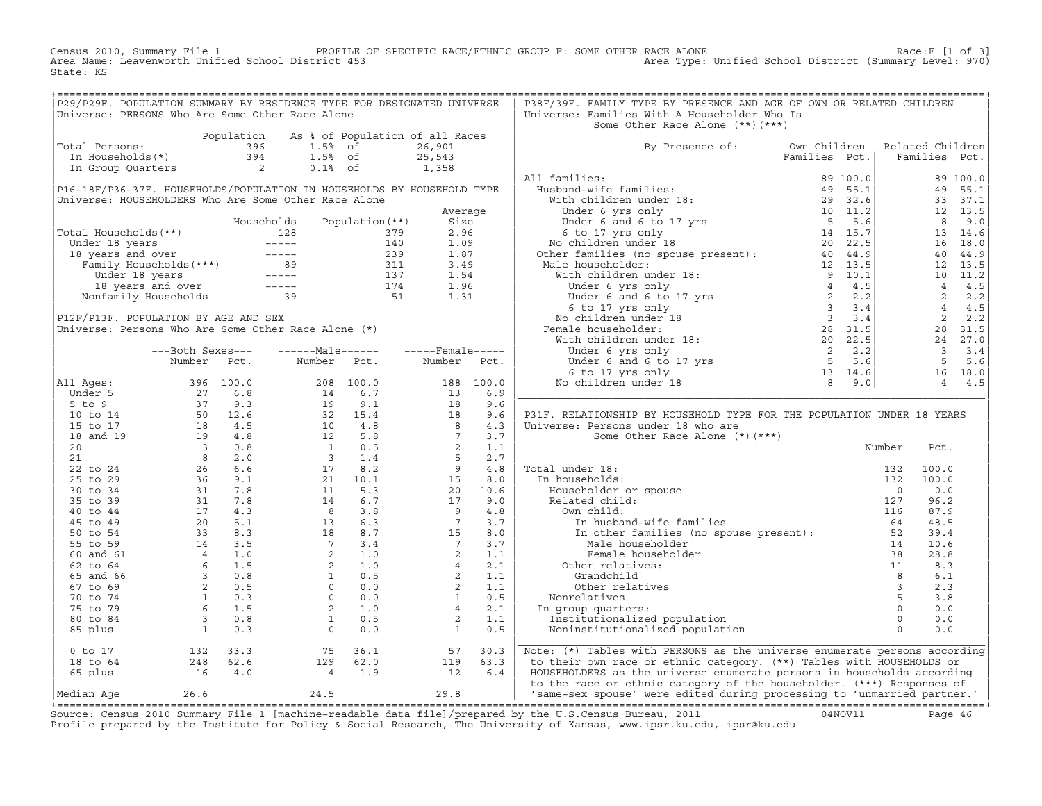Census 2010, Summary File 1 PROFILE OF SPECIFIC RACE/ETHNIC GROUP F: SOME OTHER RACE ALONE Race:F [1 of 3]
Area Name: Leavenworth Unified School District 453 Area Type: Unified School District (Summary Level: 970)
State: KS

## P29/P29F. POPULATION SUMMARY BY RESIDENCE TYPE FOR DESIGNATED UNIVERSE
Universe: PERSONS Who Are Some Other Race Alone

| | Population | As % of Population of all Races | |
|---|---|---|---|
| Total Persons: | 396 | 1.5% of | 26,901 |
| In Households(*) | 394 | 1.5% of | 25,543 |
| In Group Quarters | 2 | 0.1% of | 1,358 |

## P16-18F/P36-37F. HOUSEHOLDS/POPULATION IN HOUSEHOLDS BY HOUSEHOLD TYPE
Universe: HOUSEHOLDERS Who Are Some Other Race Alone

| | Households | Population(**) | Average Size |
|---|---|---|---|
| Total Households(**) | 128 | 379 | 2.96 |
| Under 18 years | ----- | 140 | 1.09 |
| 18 years and over | ----- | 239 | 1.87 |
| Family Households(***) | 89 | 311 | 3.49 |
| Under 18 years | ----- | 137 | 1.54 |
| 18 years and over | ----- | 174 | 1.96 |
| Nonfamily Households | 39 | 51 | 1.31 |

## P12F/P13F. POPULATION BY AGE AND SEX
Universe: Persons Who Are Some Other Race Alone (*)

| | Both Sexes Number | Both Sexes Pct. | Male Number | Male Pct. | Female Number | Female Pct. |
|---|---|---|---|---|---|---|
| All Ages: | 396 | 100.0 | 208 | 100.0 | 188 | 100.0 |
| Under 5 | 27 | 6.8 | 14 | 6.7 | 13 | 6.9 |
| 5 to 9 | 37 | 9.3 | 19 | 9.1 | 18 | 9.6 |
| 10 to 14 | 50 | 12.6 | 32 | 15.4 | 18 | 9.6 |
| 15 to 17 | 18 | 4.5 | 10 | 4.8 | 8 | 4.3 |
| 18 and 19 | 19 | 4.8 | 12 | 5.8 | 7 | 3.7 |
| 20 | 3 | 0.8 | 1 | 0.5 | 2 | 1.1 |
| 21 | 8 | 2.0 | 3 | 1.4 | 5 | 2.7 |
| 22 to 24 | 26 | 6.6 | 17 | 8.2 | 9 | 4.8 |
| 25 to 29 | 36 | 9.1 | 21 | 10.1 | 15 | 8.0 |
| 30 to 34 | 31 | 7.8 | 11 | 5.3 | 20 | 10.6 |
| 35 to 39 | 31 | 7.8 | 14 | 6.7 | 17 | 9.0 |
| 40 to 44 | 17 | 4.3 | 8 | 3.8 | 9 | 4.8 |
| 45 to 49 | 20 | 5.1 | 13 | 6.3 | 7 | 3.7 |
| 50 to 54 | 33 | 8.3 | 18 | 8.7 | 15 | 8.0 |
| 55 to 59 | 14 | 3.5 | 7 | 3.4 | 7 | 3.7 |
| 60 and 61 | 4 | 1.0 | 2 | 1.0 | 2 | 1.1 |
| 62 to 64 | 6 | 1.5 | 2 | 1.0 | 4 | 2.1 |
| 65 and 66 | 3 | 0.8 | 1 | 0.5 | 2 | 1.1 |
| 67 to 69 | 2 | 0.5 | 0 | 0.0 | 2 | 1.1 |
| 70 to 74 | 1 | 0.3 | 0 | 0.0 | 1 | 0.5 |
| 75 to 79 | 6 | 1.5 | 2 | 1.0 | 4 | 2.1 |
| 80 to 84 | 3 | 0.8 | 1 | 0.5 | 2 | 1.1 |
| 85 plus | 1 | 0.3 | 0 | 0.0 | 1 | 0.5 |
| 0 to 17 | 132 | 33.3 | 75 | 36.1 | 57 | 30.3 |
| 18 to 64 | 248 | 62.6 | 129 | 62.0 | 119 | 63.3 |
| 65 plus | 16 | 4.0 | 4 | 1.9 | 12 | 6.4 |
| Median Age | 26.6 | | 24.5 | | 29.8 | |

## P38F/39F. FAMILY TYPE BY PRESENCE AND AGE OF OWN OR RELATED CHILDREN
Universe: Families With A Householder Who Is Some Other Race Alone (**)(***)

| By Presence of: | Own Children Families | Own Children Pct. | Related Children Families | Related Children Pct. |
|---|---|---|---|---|
| All families: | 89 | 100.0 | 89 | 100.0 |
| Husband-wife families: | 49 | 55.1 | 49 | 55.1 |
| With children under 18: | 29 | 32.6 | 33 | 37.1 |
| Under 6 yrs only | 10 | 11.2 | 12 | 13.5 |
| Under 6 and 6 to 17 yrs | 5 | 5.6 | 8 | 9.0 |
| 6 to 17 yrs only | 14 | 15.7 | 13 | 14.6 |
| No children under 18 | 20 | 22.5 | 16 | 18.0 |
| Other families (no spouse present): | 40 | 44.9 | 40 | 44.9 |
| Male householder: | 12 | 13.5 | 12 | 13.5 |
| With children under 18: | 9 | 10.1 | 10 | 11.2 |
| Under 6 yrs only | 4 | 4.5 | 4 | 4.5 |
| Under 6 and 6 to 17 yrs | 2 | 2.2 | 2 | 2.2 |
| 6 to 17 yrs only | 3 | 3.4 | 4 | 4.5 |
| No children under 18 | 3 | 3.4 | 2 | 2.2 |
| Female householder: | 28 | 31.5 | 28 | 31.5 |
| With children under 18: | 20 | 22.5 | 24 | 27.0 |
| Under 6 yrs only | 2 | 2.2 | 3 | 3.4 |
| Under 6 and 6 to 17 yrs | 5 | 5.6 | 5 | 5.6 |
| 6 to 17 yrs only | 13 | 14.6 | 16 | 18.0 |
| No children under 18 | 8 | 9.0 | 4 | 4.5 |

## P31F. RELATIONSHIP BY HOUSEHOLD TYPE FOR THE POPULATION UNDER 18 YEARS
Universe: Persons under 18 who are Some Other Race Alone (*)(***)

| | Number | Pct. |
|---|---|---|
| Total under 18: | 132 | 100.0 |
| In households: | 132 | 100.0 |
| Householder or spouse | 0 | 0.0 |
| Related child: | 127 | 96.2 |
| Own child: | 116 | 87.9 |
| In husband-wife families | 64 | 48.5 |
| In other families (no spouse present): | 52 | 39.4 |
| Male householder | 14 | 10.6 |
| Female householder | 38 | 28.8 |
| Other relatives: | 11 | 8.3 |
| Grandchild | 8 | 6.1 |
| Other relatives | 3 | 2.3 |
| Nonrelatives | 5 | 3.8 |
| In group quarters: | 0 | 0.0 |
| Institutionalized population | 0 | 0.0 |
| Noninstitutionalized population | 0 | 0.0 |

Note: (*) Tables with PERSONS as the universe enumerate persons according to their own race or ethnic category. (**) Tables with HOUSEHOLDS or HOUSEHOLDERS as the universe enumerate persons in households according to the race or ethnic category of the householder. (***) Responses of 'same-sex spouse' were edited during processing to 'unmarried partner.'

Source: Census 2010 Summary File 1 [machine-readable data file]/prepared by the U.S.Census Bureau, 2011 04NOV11
Profile prepared by the Institute for Policy & Social Research, The University of Kansas, www.ipsr.ku.edu, ipsr@ku.edu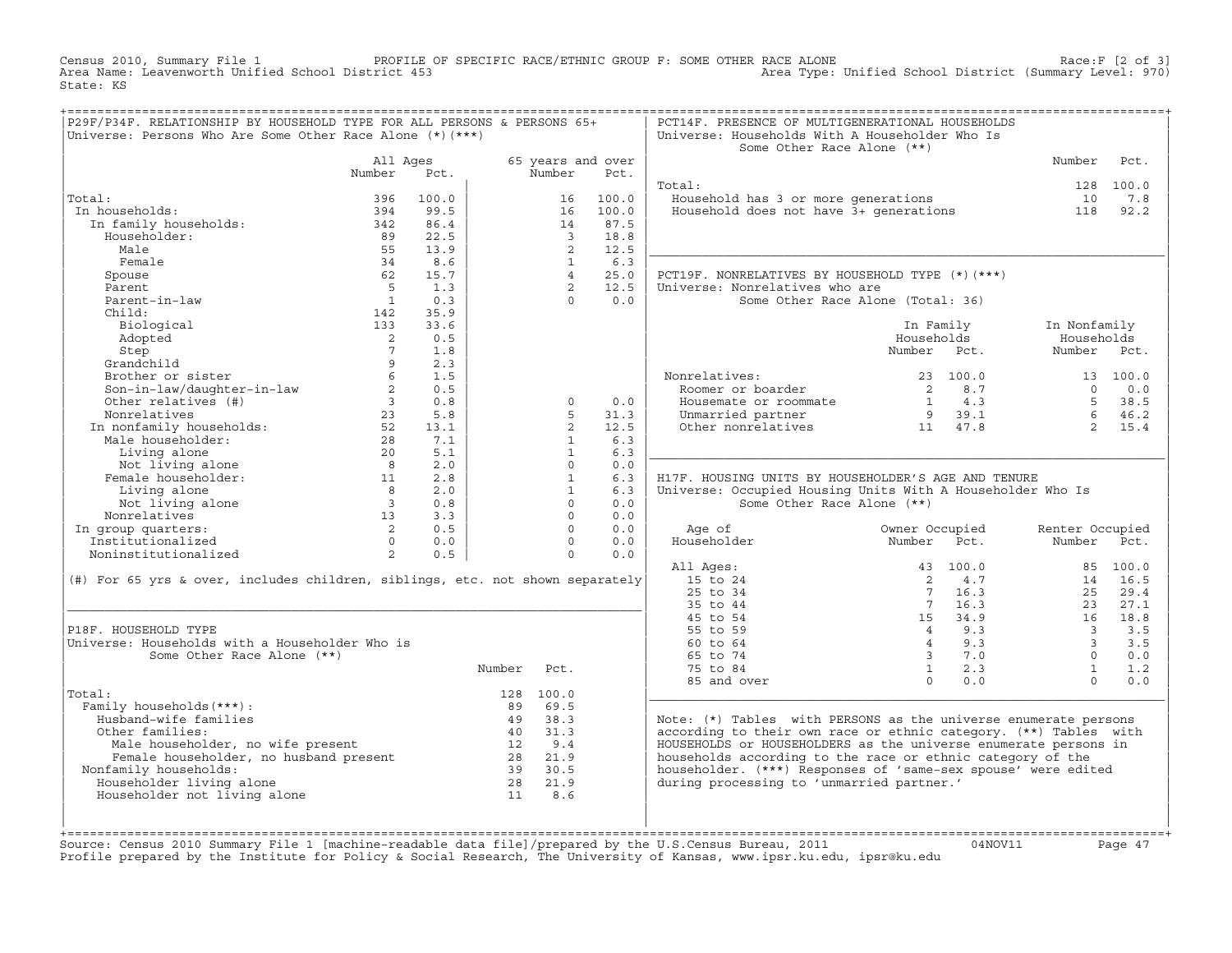Census 2010, Summary File 1 PROFILE OF SPECIFIC RACE/ETHNIC GROUP F: SOME OTHER RACE ALONE Race:F [2 of 3]
Area Name: Leavenworth Unified School District 453 Area Type: Unified School District (Summary Level: 970)
State: KS

## P29F/P34F. RELATIONSHIP BY HOUSEHOLD TYPE FOR ALL PERSONS & PERSONS 65+

Universe: Persons Who Are Some Other Race Alone (*)(***)

| | All Ages Number | All Ages Pct. | 65 years and over Number | 65 years and over Pct. |
|---|---|---|---|---|
| Total: | 396 | 100.0 | 16 | 100.0 |
| In households: | 394 | 99.5 | 16 | 100.0 |
| In family households: | 342 | 86.4 | 14 | 87.5 |
| Householder: | 89 | 22.5 | 3 | 18.8 |
| Male | 55 | 13.9 | 2 | 12.5 |
| Female | 34 | 8.6 | 1 | 6.3 |
| Spouse | 62 | 15.7 | 4 | 25.0 |
| Parent | 5 | 1.3 | 2 | 12.5 |
| Parent-in-law | 1 | 0.3 | 0 | 0.0 |
| Child: | 142 | 35.9 | | |
| Biological | 133 | 33.6 | | |
| Adopted | 2 | 0.5 | | |
| Step | 7 | 1.8 | | |
| Grandchild | 9 | 2.3 | | |
| Brother or sister | 6 | 1.5 | | |
| Son-in-law/daughter-in-law | 2 | 0.5 | | |
| Other relatives (#) | 3 | 0.8 | 0 | 0.0 |
| Nonrelatives | 23 | 5.8 | 5 | 31.3 |
| In nonfamily households: | 52 | 13.1 | 2 | 12.5 |
| Male householder: | 28 | 7.1 | 1 | 6.3 |
| Living alone | 20 | 5.1 | 1 | 6.3 |
| Not living alone | 8 | 2.0 | 0 | 0.0 |
| Female householder: | 11 | 2.8 | 1 | 6.3 |
| Living alone | 8 | 2.0 | 1 | 6.3 |
| Not living alone | 3 | 0.8 | 0 | 0.0 |
| Nonrelatives | 13 | 3.3 | 0 | 0.0 |
| In group quarters: | 2 | 0.5 | 0 | 0.0 |
| Institutionalized | 0 | 0.0 | 0 | 0.0 |
| Noninstitutionalized | 2 | 0.5 | 0 | 0.0 |

(#) For 65 yrs & over, includes children, siblings, etc. not shown separately

## P18F. HOUSEHOLD TYPE

Universe: Households with a Householder Who is Some Other Race Alone (**)

| | Number | Pct. |
|---|---|---|
| Total: | 128 | 100.0 |
| Family households(***): | 89 | 69.5 |
| Husband-wife families | 49 | 38.3 |
| Other families: | 40 | 31.3 |
| Male householder, no wife present | 12 | 9.4 |
| Female householder, no husband present | 28 | 21.9 |
| Nonfamily households: | 39 | 30.5 |
| Householder living alone | 28 | 21.9 |
| Householder not living alone | 11 | 8.6 |

## PCT14F. PRESENCE OF MULTIGENERATIONAL HOUSEHOLDS

Universe: Households With A Householder Who Is Some Other Race Alone (**)

| | Number | Pct. |
|---|---|---|
| Total: | 128 | 100.0 |
| Household has 3 or more generations | 10 | 7.8 |
| Household does not have 3+ generations | 118 | 92.2 |

## PCT19F. NONRELATIVES BY HOUSEHOLD TYPE (*)(***)

Universe: Nonrelatives who are Some Other Race Alone (Total: 36)

| | In Family Households Number | In Family Households Pct. | In Nonfamily Households Number | In Nonfamily Households Pct. |
|---|---|---|---|---|
| Nonrelatives: | 23 | 100.0 | 13 | 100.0 |
| Roomer or boarder | 2 | 8.7 | 0 | 0.0 |
| Housemate or roommate | 1 | 4.3 | 5 | 38.5 |
| Unmarried partner | 9 | 39.1 | 6 | 46.2 |
| Other nonrelatives | 11 | 47.8 | 2 | 15.4 |

## H17F. HOUSING UNITS BY HOUSEHOLDER'S AGE AND TENURE

Universe: Occupied Housing Units With A Householder Who Is Some Other Race Alone (**)

| Age of Householder | Owner Occupied Number | Owner Occupied Pct. | Renter Occupied Number | Renter Occupied Pct. |
|---|---|---|---|---|
| All Ages: | 43 | 100.0 | 85 | 100.0 |
| 15 to 24 | 2 | 4.7 | 14 | 16.5 |
| 25 to 34 | 7 | 16.3 | 25 | 29.4 |
| 35 to 44 | 7 | 16.3 | 23 | 27.1 |
| 45 to 54 | 15 | 34.9 | 16 | 18.8 |
| 55 to 59 | 4 | 9.3 | 3 | 3.5 |
| 60 to 64 | 4 | 9.3 | 3 | 3.5 |
| 65 to 74 | 3 | 7.0 | 0 | 0.0 |
| 75 to 84 | 1 | 2.3 | 1 | 1.2 |
| 85 and over | 0 | 0.0 | 0 | 0.0 |

Note: (*) Tables with PERSONS as the universe enumerate persons according to their own race or ethnic category. (**) Tables with HOUSEHOLDS or HOUSEHOLDERS as the universe enumerate persons in households according to the race or ethnic category of the householder. (***) Responses of 'same-sex spouse' were edited during processing to 'unmarried partner.'

Source: Census 2010 Summary File 1 [machine-readable data file]/prepared by the U.S.Census Bureau, 2011 04NOV11
Profile prepared by the Institute for Policy & Social Research, The University of Kansas, www.ipsr.ku.edu, ipsr@ku.edu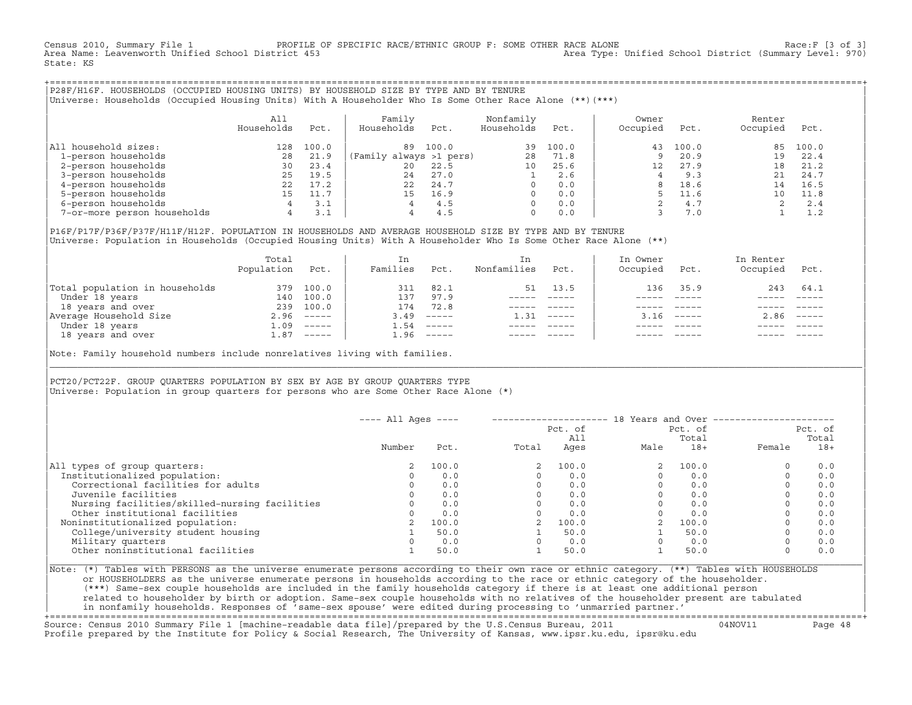Census 2010, Summary File 1 PROFILE OF SPECIFIC RACE/ETHNIC GROUP F: SOME OTHER RACE ALONE Race:F [3 of 3]
Area Name: Leavenworth Unified School District 453 Area Type: Unified School District (Summary Level: 970)
State: KS

## P28F/H16F. HOUSEHOLDS (OCCUPIED HOUSING UNITS) BY HOUSEHOLD SIZE BY TYPE AND BY TENURE

Universe: Households (Occupied Housing Units) With A Householder Who Is Some Other Race Alone (**)(***)

| | All Households | Pct. | Family Households | Pct. | Nonfamily Households | Pct. | Owner Occupied | Pct. | Renter Occupied | Pct. |
|---|---|---|---|---|---|---|---|---|---|---|
| All household sizes: | 128 | 100.0 | 89 | 100.0 | 39 | 100.0 | 43 | 100.0 | 85 | 100.0 |
| 1-person households | 28 | 21.9 | (Family always >1 pers) | | 28 | 71.8 | 9 | 20.9 | 19 | 22.4 |
| 2-person households | 30 | 23.4 | 20 | 22.5 | 10 | 25.6 | 12 | 27.9 | 18 | 21.2 |
| 3-person households | 25 | 19.5 | 24 | 27.0 | 1 | 2.6 | 4 | 9.3 | 21 | 24.7 |
| 4-person households | 22 | 17.2 | 22 | 24.7 | 0 | 0.0 | 8 | 18.6 | 14 | 16.5 |
| 5-person households | 15 | 11.7 | 15 | 16.9 | 0 | 0.0 | 5 | 11.6 | 10 | 11.8 |
| 6-person households | 4 | 3.1 | 4 | 4.5 | 0 | 0.0 | 2 | 4.7 | 2 | 2.4 |
| 7-or-more person households | 4 | 3.1 | 4 | 4.5 | 0 | 0.0 | 3 | 7.0 | 1 | 1.2 |

## P16F/P17F/P36F/P37F/H11F/H12F. POPULATION IN HOUSEHOLDS AND AVERAGE HOUSEHOLD SIZE BY TYPE AND BY TENURE

Universe: Population in Households (Occupied Housing Units) With A Householder Who Is Some Other Race Alone (**)

| | Total Population | Pct. | In Families | Pct. | In Nonfamilies | Pct. | In Owner Occupied | Pct. | In Renter Occupied | Pct. |
|---|---|---|---|---|---|---|---|---|---|---|
| Total population in households | 379 | 100.0 | 311 | 82.1 | 51 | 13.5 | 136 | 35.9 | 243 | 64.1 |
| Under 18 years | 140 | 100.0 | 137 | 97.9 | ----- | ----- | ----- | ----- | ----- | ----- |
| 18 years and over | 239 | 100.0 | 174 | 72.8 | ----- | ----- | ----- | ----- | ----- | ----- |
| Average Household Size | 2.96 | ----- | 3.49 | ----- | 1.31 | ----- | 3.16 | ----- | 2.86 | ----- |
| Under 18 years | 1.09 | ----- | 1.54 | ----- | ----- | ----- | ----- | ----- | ----- | ----- |
| 18 years and over | 1.87 | ----- | 1.96 | ----- | ----- | ----- | ----- | ----- | ----- | ----- |

Note: Family household numbers include nonrelatives living with families.

## PCT20/PCT22F. GROUP QUARTERS POPULATION BY SEX BY AGE BY GROUP QUARTERS TYPE

Universe: Population in group quarters for persons who are Some Other Race Alone (*)

| | All Ages | | 18 Years and Over | | | | | |
|---|---|---|---|---|---|---|---|---|
| | Number | Pct. | Total | Pct. of All Ages | Male | Pct. of Total 18+ | Female | Pct. of Total 18+ |
| All types of group quarters: | 2 | 100.0 | 2 | 100.0 | 2 | 100.0 | 0 | 0.0 |
| Institutionalized population: | 0 | 0.0 | 0 | 0.0 | 0 | 0.0 | 0 | 0.0 |
| Correctional facilities for adults | 0 | 0.0 | 0 | 0.0 | 0 | 0.0 | 0 | 0.0 |
| Juvenile facilities | 0 | 0.0 | 0 | 0.0 | 0 | 0.0 | 0 | 0.0 |
| Nursing facilities/skilled-nursing facilities | 0 | 0.0 | 0 | 0.0 | 0 | 0.0 | 0 | 0.0 |
| Other institutional facilities | 0 | 0.0 | 0 | 0.0 | 0 | 0.0 | 0 | 0.0 |
| Noninstitutionalized population: | 2 | 100.0 | 2 | 100.0 | 2 | 100.0 | 0 | 0.0 |
| College/university student housing | 1 | 50.0 | 1 | 50.0 | 1 | 50.0 | 0 | 0.0 |
| Military quarters | 0 | 0.0 | 0 | 0.0 | 0 | 0.0 | 0 | 0.0 |
| Other noninstitutional facilities | 1 | 50.0 | 1 | 50.0 | 1 | 50.0 | 0 | 0.0 |

Note: (*) Tables with PERSONS as the universe enumerate persons according to their own race or ethnic category. (**) Tables with HOUSEHOLDS or HOUSEHOLDERS as the universe enumerate persons in households according to the race or ethnic category of the householder. (***) Same-sex couple households are included in the family households category if there is at least one additional person related to householder by birth or adoption. Same-sex couple households with no relatives of the householder present are tabulated in nonfamily households. Responses of 'same-sex spouse' were edited during processing to 'unmarried partner.'

Source: Census 2010 Summary File 1 [machine-readable data file]/prepared by the U.S.Census Bureau, 2011 04NOV11
Profile prepared by the Institute for Policy & Social Research, The University of Kansas, www.ipsr.ku.edu, ipsr@ku.edu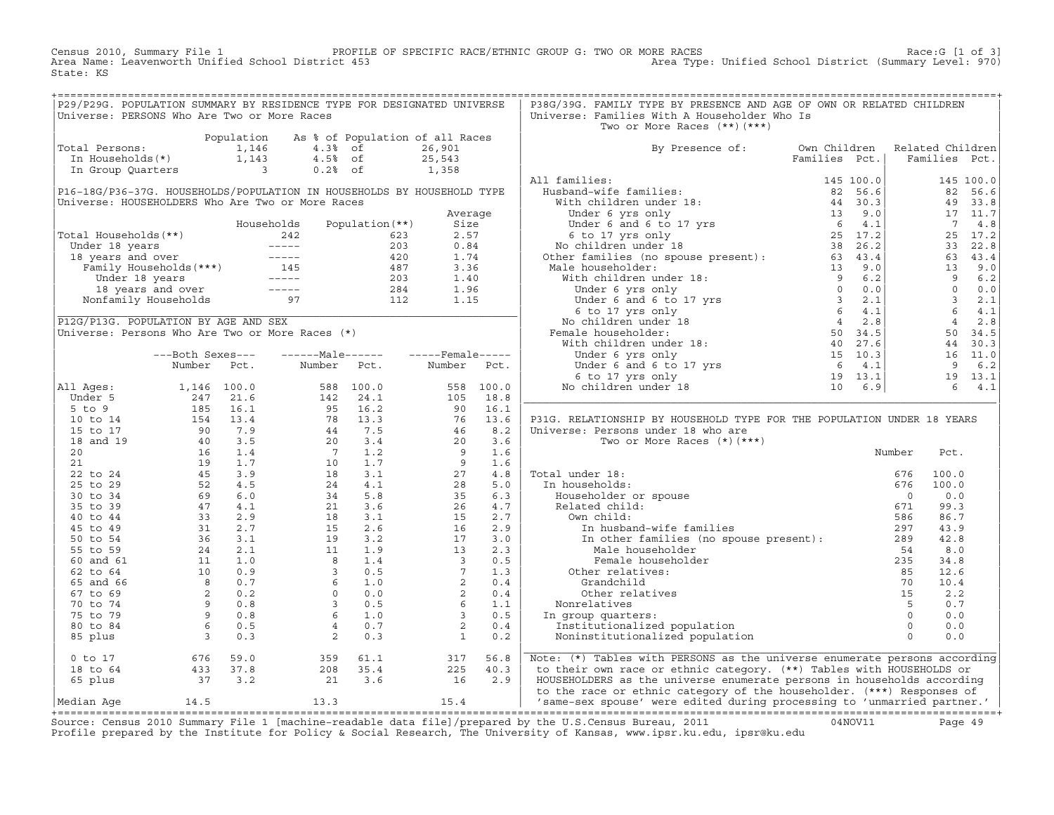Census 2010, Summary File 1 PROFILE OF SPECIFIC RACE/ETHNIC GROUP G: TWO OR MORE RACES Race:G [1 of 3]
Area Name: Leavenworth Unified School District 453 Area Type: Unified School District (Summary Level: 970)
State: KS

## P29/P29G. POPULATION SUMMARY BY RESIDENCE TYPE FOR DESIGNATED UNIVERSE

Universe: PERSONS Who Are Two or More Races

| | Population | As % of Population of all Races | | |
|---|---|---|---|---|
| Total Persons: | 1,146 | 4.3% | of | 26,901 |
| In Households(*) | 1,143 | 4.5% | of | 25,543 |
| In Group Quarters | 3 | 0.2% | of | 1,358 |

## P16-18G/P36-37G. HOUSEHOLDS/POPULATION IN HOUSEHOLDS BY HOUSEHOLD TYPE

Universe: HOUSEHOLDERS Who Are Two or More Races

| | Households | Population(**) | Average Size |
|---|---|---|---|
| Total Households(**) | 242 | 623 | 2.57 |
| Under 18 years | ----- | 203 | 0.84 |
| 18 years and over | ----- | 420 | 1.74 |
| Family Households(***) | 145 | 487 | 3.36 |
| Under 18 years | ----- | 203 | 1.40 |
| 18 years and over | ----- | 284 | 1.96 |
| Nonfamily Households | 97 | 112 | 1.15 |

## P12G/P13G. POPULATION BY AGE AND SEX

Universe: Persons Who Are Two or More Races (*)

| | Both Sexes Number | Both Sexes Pct. | Male Number | Male Pct. | Female Number | Female Pct. |
|---|---|---|---|---|---|---|
| All Ages: | 1,146 | 100.0 | 588 | 100.0 | 558 | 100.0 |
| Under 5 | 247 | 21.6 | 142 | 24.1 | 105 | 18.8 |
| 5 to 9 | 185 | 16.1 | 95 | 16.2 | 90 | 16.1 |
| 10 to 14 | 154 | 13.4 | 78 | 13.3 | 76 | 13.6 |
| 15 to 17 | 90 | 7.9 | 44 | 7.5 | 46 | 8.2 |
| 18 and 19 | 40 | 3.5 | 20 | 3.4 | 20 | 3.6 |
| 20 | 16 | 1.4 | 7 | 1.2 | 9 | 1.6 |
| 21 | 19 | 1.7 | 10 | 1.7 | 9 | 1.6 |
| 22 to 24 | 45 | 3.9 | 18 | 3.1 | 27 | 4.8 |
| 25 to 29 | 52 | 4.5 | 24 | 4.1 | 28 | 5.0 |
| 30 to 34 | 69 | 6.0 | 34 | 5.8 | 35 | 6.3 |
| 35 to 39 | 47 | 4.1 | 21 | 3.6 | 26 | 4.7 |
| 40 to 44 | 33 | 2.9 | 18 | 3.1 | 15 | 2.7 |
| 45 to 49 | 31 | 2.7 | 15 | 2.6 | 16 | 2.9 |
| 50 to 54 | 36 | 3.1 | 19 | 3.2 | 17 | 3.0 |
| 55 to 59 | 24 | 2.1 | 11 | 1.9 | 13 | 2.3 |
| 60 and 61 | 11 | 1.0 | 8 | 1.4 | 3 | 0.5 |
| 62 to 64 | 10 | 0.9 | 3 | 0.5 | 7 | 1.3 |
| 65 and 66 | 8 | 0.7 | 6 | 1.0 | 2 | 0.4 |
| 67 to 69 | 2 | 0.2 | 0 | 0.0 | 2 | 0.4 |
| 70 to 74 | 9 | 0.8 | 3 | 0.5 | 6 | 1.1 |
| 75 to 79 | 9 | 0.8 | 6 | 1.0 | 3 | 0.5 |
| 80 to 84 | 6 | 0.5 | 4 | 0.7 | 2 | 0.4 |
| 85 plus | 3 | 0.3 | 2 | 0.3 | 1 | 0.2 |
| 0 to 17 | 676 | 59.0 | 359 | 61.1 | 317 | 56.8 |
| 18 to 64 | 433 | 37.8 | 208 | 35.4 | 225 | 40.3 |
| 65 plus | 37 | 3.2 | 21 | 3.6 | 16 | 2.9 |
| Median Age | 14.5 | | 13.3 | | 15.4 | |

## P38G/39G. FAMILY TYPE BY PRESENCE AND AGE OF OWN OR RELATED CHILDREN

Universe: Families With A Householder Who Is Two or More Races (**)(***)

| By Presence of: | Own Children Families | Own Children Pct. | Related Children Families | Related Children Pct. |
|---|---|---|---|---|
| All families: | 145 | 100.0 | 145 | 100.0 |
| Husband-wife families: | 82 | 56.6 | 82 | 56.6 |
| With children under 18: | 44 | 30.3 | 49 | 33.8 |
| Under 6 yrs only | 13 | 9.0 | 17 | 11.7 |
| Under 6 and 6 to 17 yrs | 6 | 4.1 | 7 | 4.8 |
| 6 to 17 yrs only | 25 | 17.2 | 25 | 17.2 |
| No children under 18 | 38 | 26.2 | 33 | 22.8 |
| Other families (no spouse present): | 63 | 43.4 | 63 | 43.4 |
| Male householder: | 13 | 9.0 | 13 | 9.0 |
| With children under 18: | 9 | 6.2 | 9 | 6.2 |
| Under 6 yrs only | 0 | 0.0 | 0 | 0.0 |
| Under 6 and 6 to 17 yrs | 3 | 2.1 | 3 | 2.1 |
| 6 to 17 yrs only | 6 | 4.1 | 6 | 4.1 |
| No children under 18 | 4 | 2.8 | 4 | 2.8 |
| Female householder: | 50 | 34.5 | 50 | 34.5 |
| With children under 18: | 40 | 27.6 | 44 | 30.3 |
| Under 6 yrs only | 15 | 10.3 | 16 | 11.0 |
| Under 6 and 6 to 17 yrs | 6 | 4.1 | 9 | 6.2 |
| 6 to 17 yrs only | 19 | 13.1 | 19 | 13.1 |
| No children under 18 | 10 | 6.9 | 6 | 4.1 |

## P31G. RELATIONSHIP BY HOUSEHOLD TYPE FOR THE POPULATION UNDER 18 YEARS

Universe: Persons under 18 who are Two or More Races (*)(***)

| | Number | Pct. |
|---|---|---|
| Total under 18: | 676 | 100.0 |
| In households: | 676 | 100.0 |
| Householder or spouse | 0 | 0.0 |
| Related child: | 671 | 99.3 |
| Own child: | 586 | 86.7 |
| In husband-wife families | 297 | 43.9 |
| In other families (no spouse present): | 289 | 42.8 |
| Male householder | 54 | 8.0 |
| Female householder | 235 | 34.8 |
| Other relatives: | 85 | 12.6 |
| Grandchild | 70 | 10.4 |
| Other relatives | 15 | 2.2 |
| Nonrelatives | 5 | 0.7 |
| In group quarters: | 0 | 0.0 |
| Institutionalized population | 0 | 0.0 |
| Noninstitutionalized population | 0 | 0.0 |

Note: (*) Tables with PERSONS as the universe enumerate persons according to their own race or ethnic category. (**) Tables with HOUSEHOLDS or HOUSEHOLDERS as the universe enumerate persons in households according to the race or ethnic category of the householder. (***) Responses of 'same-sex spouse' were edited during processing to 'unmarried partner.'

Source: Census 2010 Summary File 1 [machine-readable data file]/prepared by the U.S.Census Bureau, 2011 04NOV11
Profile prepared by the Institute for Policy & Social Research, The University of Kansas, www.ipsr.ku.edu, ipsr@ku.edu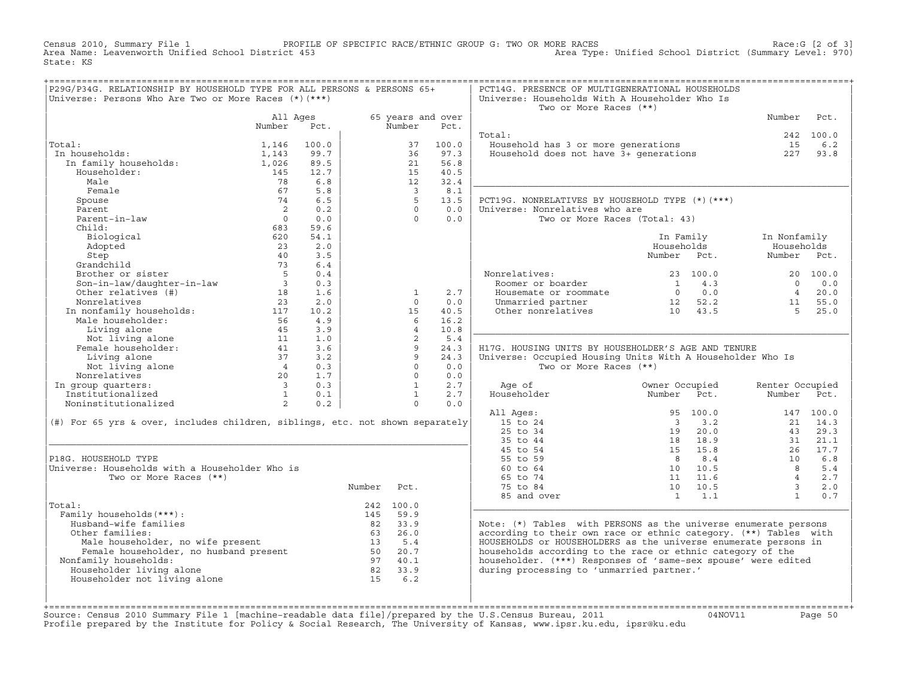Census 2010, Summary File 1 — PROFILE OF SPECIFIC RACE/ETHNIC GROUP G: TWO OR MORE RACES — Race:G [2 of 3]

Area Name: Leavenworth Unified School District 453 — Area Type: Unified School District (Summary Level: 970)

State: KS

## P29G/P34G. RELATIONSHIP BY HOUSEHOLD TYPE FOR ALL PERSONS & PERSONS 65+

Universe: Persons Who Are Two or More Races (*)(***)

| | All Ages Number | All Ages Pct. | 65 years and over Number | 65 years and over Pct. |
|---|---|---|---|---|
| Total: | 1,146 | 100.0 | 37 | 100.0 |
| In households: | 1,143 | 99.7 | 36 | 97.3 |
| In family households: | 1,026 | 89.5 | 21 | 56.8 |
| Householder: | 145 | 12.7 | 15 | 40.5 |
| Male | 78 | 6.8 | 12 | 32.4 |
| Female | 67 | 5.8 | 3 | 8.1 |
| Spouse | 74 | 6.5 | 5 | 13.5 |
| Parent | 2 | 0.2 | 0 | 0.0 |
| Parent-in-law | 0 | 0.0 | 0 | 0.0 |
| Child: | 683 | 59.6 | | |
| Biological | 620 | 54.1 | | |
| Adopted | 23 | 2.0 | | |
| Step | 40 | 3.5 | | |
| Grandchild | 73 | 6.4 | | |
| Brother or sister | 5 | 0.4 | | |
| Son-in-law/daughter-in-law | 3 | 0.3 | | |
| Other relatives (#) | 18 | 1.6 | 1 | 2.7 |
| Nonrelatives | 23 | 2.0 | 0 | 0.0 |
| In nonfamily households: | 117 | 10.2 | 15 | 40.5 |
| Male householder: | 56 | 4.9 | 6 | 16.2 |
| Living alone | 45 | 3.9 | 4 | 10.8 |
| Not living alone | 11 | 1.0 | 2 | 5.4 |
| Female householder: | 41 | 3.6 | 9 | 24.3 |
| Living alone | 37 | 3.2 | 9 | 24.3 |
| Not living alone | 4 | 0.3 | 0 | 0.0 |
| Nonrelatives | 20 | 1.7 | 0 | 0.0 |
| In group quarters: | 3 | 0.3 | 1 | 2.7 |
| Institutionalized | 1 | 0.1 | 1 | 2.7 |
| Noninstitutionalized | 2 | 0.2 | 0 | 0.0 |

(#) For 65 yrs & over, includes children, siblings, etc. not shown separately

## P18G. HOUSEHOLD TYPE

Universe: Households with a Householder Who is Two or More Races (**)

| | Number | Pct. |
|---|---|---|
| Total: | 242 | 100.0 |
| Family households(***): | 145 | 59.9 |
| Husband-wife families | 82 | 33.9 |
| Other families: | 63 | 26.0 |
| Male householder, no wife present | 13 | 5.4 |
| Female householder, no husband present | 50 | 20.7 |
| Nonfamily households: | 97 | 40.1 |
| Householder living alone | 82 | 33.9 |
| Householder not living alone | 15 | 6.2 |

## PCT14G. PRESENCE OF MULTIGENERATIONAL HOUSEHOLDS

Universe: Households With A Householder Who Is Two or More Races (**)

| | Number | Pct. |
|---|---|---|
| Total: | 242 | 100.0 |
| Household has 3 or more generations | 15 | 6.2 |
| Household does not have 3+ generations | 227 | 93.8 |

## PCT19G. NONRELATIVES BY HOUSEHOLD TYPE (*)(***)

Universe: Nonrelatives who are Two or More Races (Total: 43)

| | In Family Households Number | In Family Households Pct. | In Nonfamily Households Number | In Nonfamily Households Pct. |
|---|---|---|---|---|
| Nonrelatives: | 23 | 100.0 | 20 | 100.0 |
| Roomer or boarder | 1 | 4.3 | 0 | 0.0 |
| Housemate or roommate | 0 | 0.0 | 4 | 20.0 |
| Unmarried partner | 12 | 52.2 | 11 | 55.0 |
| Other nonrelatives | 10 | 43.5 | 5 | 25.0 |

## H17G. HOUSING UNITS BY HOUSEHOLDER'S AGE AND TENURE

Universe: Occupied Housing Units With A Householder Who Is Two or More Races (**)

| Age of Householder | Owner Occupied Number | Owner Occupied Pct. | Renter Occupied Number | Renter Occupied Pct. |
|---|---|---|---|---|
| All Ages: | 95 | 100.0 | 147 | 100.0 |
| 15 to 24 | 3 | 3.2 | 21 | 14.3 |
| 25 to 34 | 19 | 20.0 | 43 | 29.3 |
| 35 to 44 | 18 | 18.9 | 31 | 21.1 |
| 45 to 54 | 15 | 15.8 | 26 | 17.7 |
| 55 to 59 | 8 | 8.4 | 10 | 6.8 |
| 60 to 64 | 10 | 10.5 | 8 | 5.4 |
| 65 to 74 | 11 | 11.6 | 4 | 2.7 |
| 75 to 84 | 10 | 10.5 | 3 | 2.0 |
| 85 and over | 1 | 1.1 | 1 | 0.7 |

Note: (*) Tables with PERSONS as the universe enumerate persons according to their own race or ethnic category. (**) Tables with HOUSEHOLDS or HOUSEHOLDERS as the universe enumerate persons in households according to the race or ethnic category of the householder. (***) Responses of 'same-sex spouse' were edited during processing to 'unmarried partner.'

Source: Census 2010 Summary File 1 [machine-readable data file]/prepared by the U.S.Census Bureau, 2011 04NOV11

Profile prepared by the Institute for Policy & Social Research, The University of Kansas, www.ipsr.ku.edu, ipsr@ku.edu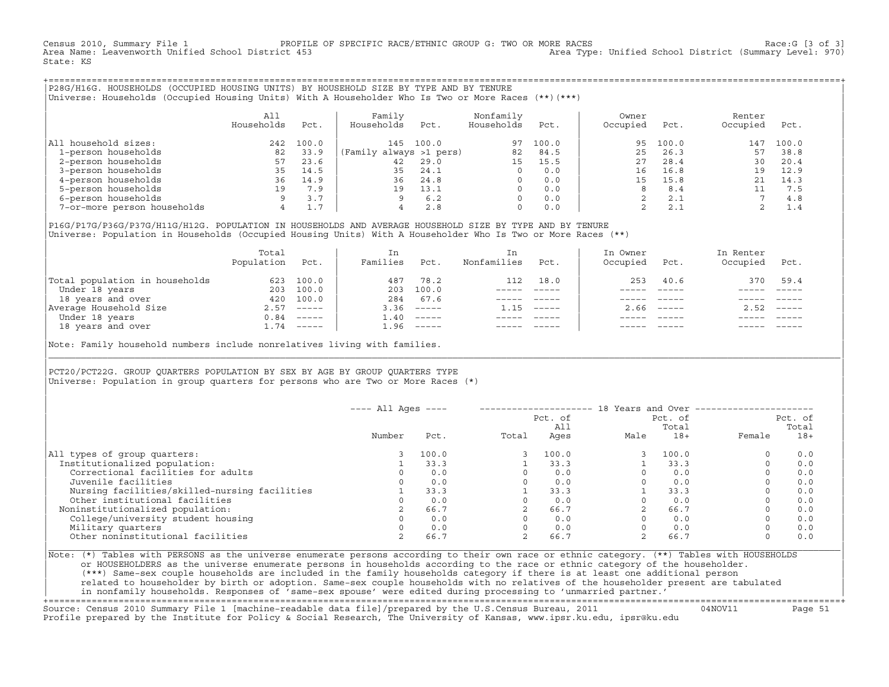Census 2010, Summary File 1 PROFILE OF SPECIFIC RACE/ETHNIC GROUP G: TWO OR MORE RACES Race:G [3 of 3]
Area Name: Leavenworth Unified School District 453 Area Type: Unified School District (Summary Level: 970)
State: KS

## P28G/H16G. HOUSEHOLDS (OCCUPIED HOUSING UNITS) BY HOUSEHOLD SIZE BY TYPE AND BY TENURE

Universe: Households (Occupied Housing Units) With A Householder Who Is Two or More Races (**)(***)

| | All Households | Pct. | Family Households | Pct. | Nonfamily Households | Pct. | Owner Occupied | Pct. | Renter Occupied | Pct. |
|---|---|---|---|---|---|---|---|---|---|---|
| All household sizes: | 242 | 100.0 | 145 | 100.0 | 97 | 100.0 | 95 | 100.0 | 147 | 100.0 |
| 1-person households | 82 | 33.9 | (Family always >1 pers) | | 82 | 84.5 | 25 | 26.3 | 57 | 38.8 |
| 2-person households | 57 | 23.6 | 42 | 29.0 | 15 | 15.5 | 27 | 28.4 | 30 | 20.4 |
| 3-person households | 35 | 14.5 | 35 | 24.1 | 0 | 0.0 | 16 | 16.8 | 19 | 12.9 |
| 4-person households | 36 | 14.9 | 36 | 24.8 | 0 | 0.0 | 15 | 15.8 | 21 | 14.3 |
| 5-person households | 19 | 7.9 | 19 | 13.1 | 0 | 0.0 | 8 | 8.4 | 11 | 7.5 |
| 6-person households | 9 | 3.7 | 9 | 6.2 | 0 | 0.0 | 2 | 2.1 | 7 | 4.8 |
| 7-or-more person households | 4 | 1.7 | 4 | 2.8 | 0 | 0.0 | 2 | 2.1 | 2 | 1.4 |

## P16G/P17G/P36G/P37G/H11G/H12G. POPULATION IN HOUSEHOLDS AND AVERAGE HOUSEHOLD SIZE BY TYPE AND BY TENURE

Universe: Population in Households (Occupied Housing Units) With A Householder Who Is Two or More Races (**)

| | Total Population | Pct. | In Families | Pct. | In Nonfamilies | Pct. | In Owner Occupied | Pct. | In Renter Occupied | Pct. |
|---|---|---|---|---|---|---|---|---|---|---|
| Total population in households | 623 | 100.0 | 487 | 78.2 | 112 | 18.0 | 253 | 40.6 | 370 | 59.4 |
| Under 18 years | 203 | 100.0 | 203 | 100.0 | ----- | ----- | ----- | ----- | ----- | ----- |
| 18 years and over | 420 | 100.0 | 284 | 67.6 | ----- | ----- | ----- | ----- | ----- | ----- |
| Average Household Size | 2.57 | ----- | 3.36 | ----- | 1.15 | ----- | 2.66 | ----- | 2.52 | ----- |
| Under 18 years | 0.84 | ----- | 1.40 | ----- | ----- | ----- | ----- | ----- | ----- | ----- |
| 18 years and over | 1.74 | ----- | 1.96 | ----- | ----- | ----- | ----- | ----- | ----- | ----- |

Note: Family household numbers include nonrelatives living with families.

## PCT20/PCT22G. GROUP QUARTERS POPULATION BY SEX BY AGE BY GROUP QUARTERS TYPE

Universe: Population in group quarters for persons who are Two or More Races (*)

| | All Ages | | 18 Years and Over | | | | | |
|---|---|---|---|---|---|---|---|---|
| | Number | Pct. | Total | Pct. of All Ages | Male | Pct. of Total 18+ | Female | Pct. of Total 18+ |
| All types of group quarters: | 3 | 100.0 | 3 | 100.0 | 3 | 100.0 | 0 | 0.0 |
| Institutionalized population: | 1 | 33.3 | 1 | 33.3 | 1 | 33.3 | 0 | 0.0 |
| Correctional facilities for adults | 0 | 0.0 | 0 | 0.0 | 0 | 0.0 | 0 | 0.0 |
| Juvenile facilities | 0 | 0.0 | 0 | 0.0 | 0 | 0.0 | 0 | 0.0 |
| Nursing facilities/skilled-nursing facilities | 1 | 33.3 | 1 | 33.3 | 1 | 33.3 | 0 | 0.0 |
| Other institutional facilities | 0 | 0.0 | 0 | 0.0 | 0 | 0.0 | 0 | 0.0 |
| Noninstitutionalized population: | 2 | 66.7 | 2 | 66.7 | 2 | 66.7 | 0 | 0.0 |
| College/university student housing | 0 | 0.0 | 0 | 0.0 | 0 | 0.0 | 0 | 0.0 |
| Military quarters | 0 | 0.0 | 0 | 0.0 | 0 | 0.0 | 0 | 0.0 |
| Other noninstitutional facilities | 2 | 66.7 | 2 | 66.7 | 2 | 66.7 | 0 | 0.0 |

Note: (*) Tables with PERSONS as the universe enumerate persons according to their own race or ethnic category. (**) Tables with HOUSEHOLDS or HOUSEHOLDERS as the universe enumerate persons in households according to the race or ethnic category of the householder. (***) Same-sex couple households are included in the family households category if there is at least one additional person related to householder by birth or adoption. Same-sex couple households with no relatives of the householder present are tabulated in nonfamily households. Responses of 'same-sex spouse' were edited during processing to 'unmarried partner.'

Source: Census 2010 Summary File 1 [machine-readable data file]/prepared by the U.S.Census Bureau, 2011 04NOV11
Profile prepared by the Institute for Policy & Social Research, The University of Kansas, www.ipsr.ku.edu, ipsr@ku.edu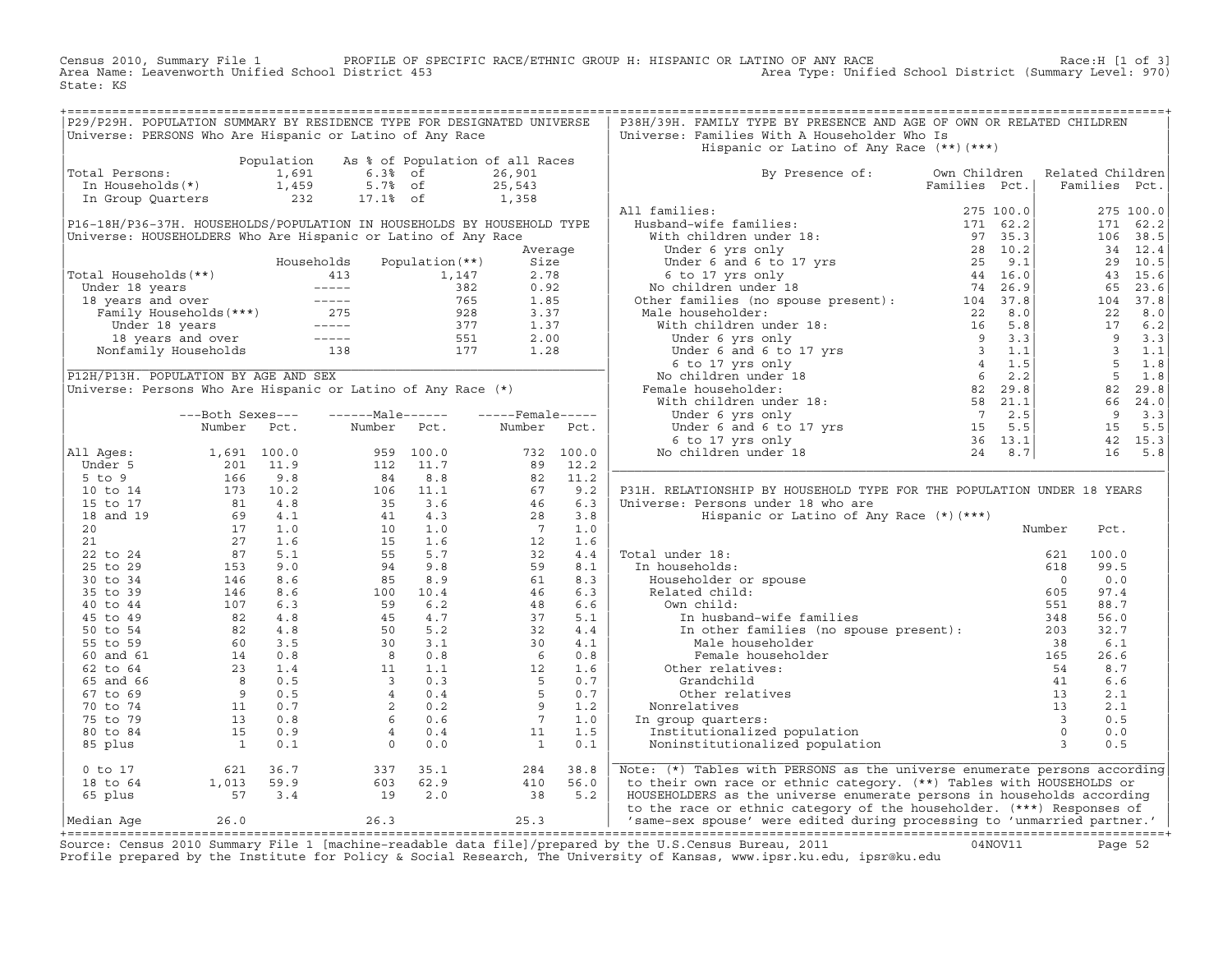Census 2010, Summary File 1 PROFILE OF SPECIFIC RACE/ETHNIC GROUP H: HISPANIC OR LATINO OF ANY RACE Race:H [1 of 3]
Area Name: Leavenworth Unified School District 453 Area Type: Unified School District (Summary Level: 970)
State: KS

## P29/P29H. POPULATION SUMMARY BY RESIDENCE TYPE FOR DESIGNATED UNIVERSE

Universe: PERSONS Who Are Hispanic or Latino of Any Race

| | Population | As % of Population of all Races | |
|---|---|---|---|
| Total Persons: | 1,691 | 6.3% of | 26,901 |
| In Households(*) | 1,459 | 5.7% of | 25,543 |
| In Group Quarters | 232 | 17.1% of | 1,358 |

## P16-18H/P36-37H. HOUSEHOLDS/POPULATION IN HOUSEHOLDS BY HOUSEHOLD TYPE

Universe: HOUSEHOLDERS Who Are Hispanic or Latino of Any Race

| | Households | Population(**) | Average Size |
|---|---|---|---|
| Total Households(**) | 413 | 1,147 | 2.78 |
| Under 18 years | ----- | 382 | 0.92 |
| 18 years and over | ----- | 765 | 1.85 |
| Family Households(***) | 275 | 928 | 3.37 |
| Under 18 years | ----- | 377 | 1.37 |
| 18 years and over | ----- | 551 | 2.00 |
| Nonfamily Households | 138 | 177 | 1.28 |

## P12H/P13H. POPULATION BY AGE AND SEX

Universe: Persons Who Are Hispanic or Latino of Any Race (*)

| | Both Sexes Number | Both Sexes Pct. | Male Number | Male Pct. | Female Number | Female Pct. |
|---|---|---|---|---|---|---|
| All Ages: | 1,691 | 100.0 | 959 | 100.0 | 732 | 100.0 |
| Under 5 | 201 | 11.9 | 112 | 11.7 | 89 | 12.2 |
| 5 to 9 | 166 | 9.8 | 84 | 8.8 | 82 | 11.2 |
| 10 to 14 | 173 | 10.2 | 106 | 11.1 | 67 | 9.2 |
| 15 to 17 | 81 | 4.8 | 35 | 3.6 | 46 | 6.3 |
| 18 and 19 | 69 | 4.1 | 41 | 4.3 | 28 | 3.8 |
| 20 | 17 | 1.0 | 10 | 1.0 | 7 | 1.0 |
| 21 | 27 | 1.6 | 15 | 1.6 | 12 | 1.6 |
| 22 to 24 | 87 | 5.1 | 55 | 5.7 | 32 | 4.4 |
| 25 to 29 | 153 | 9.0 | 94 | 9.8 | 59 | 8.1 |
| 30 to 34 | 146 | 8.6 | 85 | 8.9 | 61 | 8.3 |
| 35 to 39 | 146 | 8.6 | 100 | 10.4 | 46 | 6.3 |
| 40 to 44 | 107 | 6.3 | 59 | 6.2 | 48 | 6.6 |
| 45 to 49 | 82 | 4.8 | 45 | 4.7 | 37 | 5.1 |
| 50 to 54 | 82 | 4.8 | 50 | 5.2 | 32 | 4.4 |
| 55 to 59 | 60 | 3.5 | 30 | 3.1 | 30 | 4.1 |
| 60 and 61 | 14 | 0.8 | 8 | 0.8 | 6 | 0.8 |
| 62 to 64 | 23 | 1.4 | 11 | 1.1 | 12 | 1.6 |
| 65 and 66 | 8 | 0.5 | 3 | 0.3 | 5 | 0.7 |
| 67 to 69 | 9 | 0.5 | 4 | 0.4 | 5 | 0.7 |
| 70 to 74 | 11 | 0.7 | 2 | 0.2 | 9 | 1.2 |
| 75 to 79 | 13 | 0.8 | 6 | 0.6 | 7 | 1.0 |
| 80 to 84 | 15 | 0.9 | 4 | 0.4 | 11 | 1.5 |
| 85 plus | 1 | 0.1 | 0 | 0.0 | 1 | 0.1 |
| 0 to 17 | 621 | 36.7 | 337 | 35.1 | 284 | 38.8 |
| 18 to 64 | 1,013 | 59.9 | 603 | 62.9 | 410 | 56.0 |
| 65 plus | 57 | 3.4 | 19 | 2.0 | 38 | 5.2 |
| Median Age | 26.0 | | 26.3 | | 25.3 | |

## P38H/39H. FAMILY TYPE BY PRESENCE AND AGE OF OWN OR RELATED CHILDREN

Universe: Families With A Householder Who Is Hispanic or Latino of Any Race (**)(***)

| By Presence of: | Own Children Families | Own Children Pct. | Related Children Families | Related Children Pct. |
|---|---|---|---|---|
| All families: | 275 | 100.0 | 275 | 100.0 |
| Husband-wife families: | 171 | 62.2 | 171 | 62.2 |
| With children under 18: | 97 | 35.3 | 106 | 38.5 |
| Under 6 yrs only | 28 | 10.2 | 34 | 12.4 |
| Under 6 and 6 to 17 yrs | 25 | 9.1 | 29 | 10.5 |
| 6 to 17 yrs only | 44 | 16.0 | 43 | 15.6 |
| No children under 18 | 74 | 26.9 | 65 | 23.6 |
| Other families (no spouse present): | 104 | 37.8 | 104 | 37.8 |
| Male householder: | 22 | 8.0 | 22 | 8.0 |
| With children under 18: | 16 | 5.8 | 17 | 6.2 |
| Under 6 yrs only | 9 | 3.3 | 9 | 3.3 |
| Under 6 and 6 to 17 yrs | 3 | 1.1 | 3 | 1.1 |
| 6 to 17 yrs only | 4 | 1.5 | 5 | 1.8 |
| No children under 18 | 6 | 2.2 | 5 | 1.8 |
| Female householder: | 82 | 29.8 | 82 | 29.8 |
| With children under 18: | 58 | 21.1 | 66 | 24.0 |
| Under 6 yrs only | 7 | 2.5 | 9 | 3.3 |
| Under 6 and 6 to 17 yrs | 15 | 5.5 | 15 | 5.5 |
| 6 to 17 yrs only | 36 | 13.1 | 42 | 15.3 |
| No children under 18 | 24 | 8.7 | 16 | 5.8 |

## P31H. RELATIONSHIP BY HOUSEHOLD TYPE FOR THE POPULATION UNDER 18 YEARS

Universe: Persons under 18 who are Hispanic or Latino of Any Race (*)(***)

| | Number | Pct. |
|---|---|---|
| Total under 18: | 621 | 100.0 |
| In households: | 618 | 99.5 |
| Householder or spouse | 0 | 0.0 |
| Related child: | 605 | 97.4 |
| Own child: | 551 | 88.7 |
| In husband-wife families | 348 | 56.0 |
| In other families (no spouse present): | 203 | 32.7 |
| Male householder | 38 | 6.1 |
| Female householder | 165 | 26.6 |
| Other relatives: | 54 | 8.7 |
| Grandchild | 41 | 6.6 |
| Other relatives | 13 | 2.1 |
| Nonrelatives | 13 | 2.1 |
| In group quarters: | 3 | 0.5 |
| Institutionalized population | 0 | 0.0 |
| Noninstitutionalized population | 3 | 0.5 |

Note: (*) Tables with PERSONS as the universe enumerate persons according to their own race or ethnic category. (**) Tables with HOUSEHOLDS or HOUSEHOLDERS as the universe enumerate persons in households according to the race or ethnic category of the householder. (***) Responses of 'same-sex spouse' were edited during processing to 'unmarried partner.'

Source: Census 2010 Summary File 1 [machine-readable data file]/prepared by the U.S.Census Bureau, 2011 04NOV11
Profile prepared by the Institute for Policy & Social Research, The University of Kansas, www.ipsr.ku.edu, ipsr@ku.edu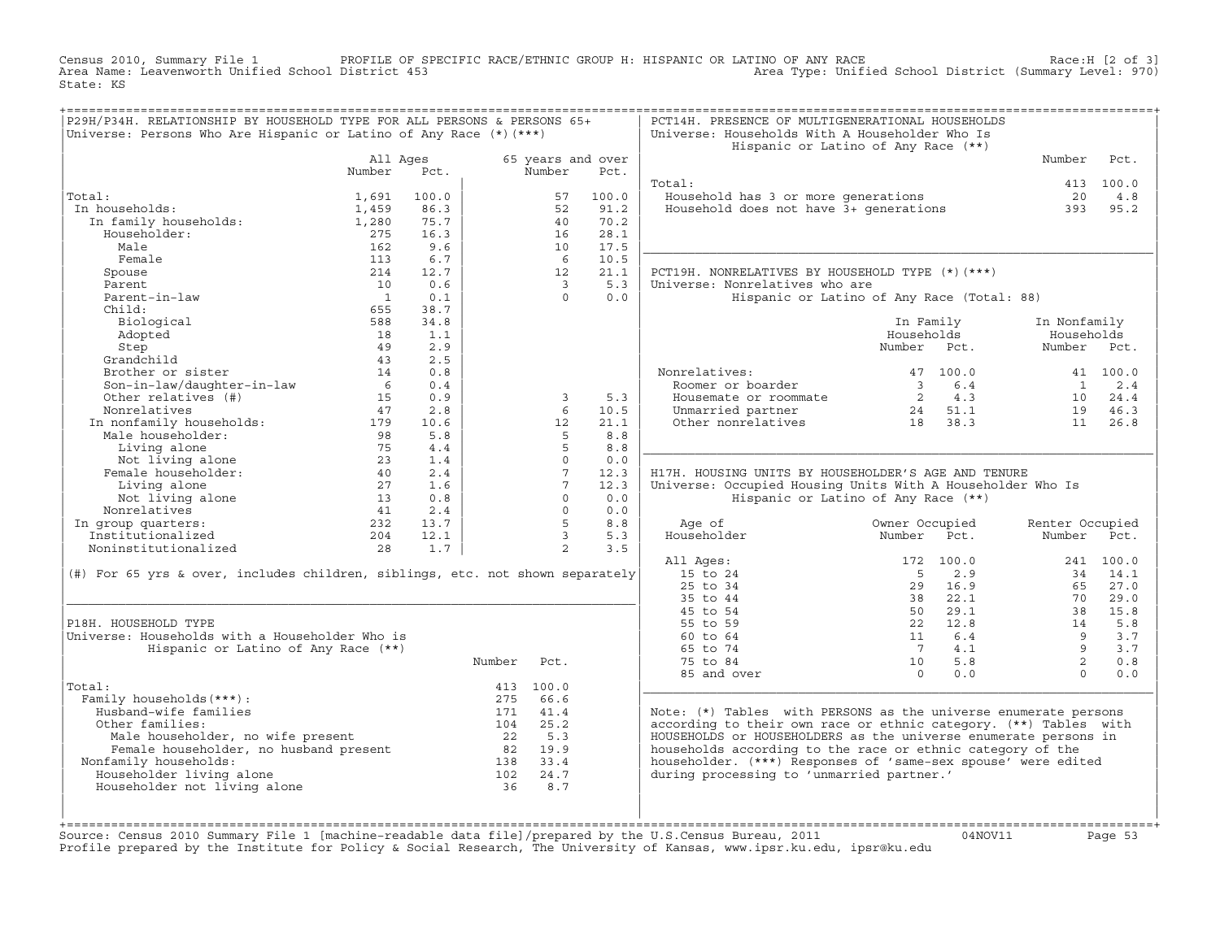Census 2010, Summary File 1 PROFILE OF SPECIFIC RACE/ETHNIC GROUP H: HISPANIC OR LATINO OF ANY RACE Race:H [2 of 3]
Area Name: Leavenworth Unified School District 453 Area Type: Unified School District (Summary Level: 970)
State: KS

## P29H/P34H. RELATIONSHIP BY HOUSEHOLD TYPE FOR ALL PERSONS & PERSONS 65+

Universe: Persons Who Are Hispanic or Latino of Any Race (*)(***)

| | All Ages Number | All Ages Pct. | 65 years and over Number | 65 years and over Pct. |
|---|---|---|---|---|
| Total: | 1,691 | 100.0 | 57 | 100.0 |
| In households: | 1,459 | 86.3 | 52 | 91.2 |
| In family households: | 1,280 | 75.7 | 40 | 70.2 |
| Householder: | 275 | 16.3 | 16 | 28.1 |
| Male | 162 | 9.6 | 10 | 17.5 |
| Female | 113 | 6.7 | 6 | 10.5 |
| Spouse | 214 | 12.7 | 12 | 21.1 |
| Parent | 10 | 0.6 | 3 | 5.3 |
| Parent-in-law | 1 | 0.1 | 0 | 0.0 |
| Child: | 655 | 38.7 | | |
| Biological | 588 | 34.8 | | |
| Adopted | 18 | 1.1 | | |
| Step | 49 | 2.9 | | |
| Grandchild | 43 | 2.5 | | |
| Brother or sister | 14 | 0.8 | | |
| Son-in-law/daughter-in-law | 6 | 0.4 | | |
| Other relatives (#) | 15 | 0.9 | 3 | 5.3 |
| Nonrelatives | 47 | 2.8 | 6 | 10.5 |
| In nonfamily households: | 179 | 10.6 | 12 | 21.1 |
| Male householder: | 98 | 5.8 | 5 | 8.8 |
| Living alone | 75 | 4.4 | 5 | 8.8 |
| Not living alone | 23 | 1.4 | 0 | 0.0 |
| Female householder: | 40 | 2.4 | 7 | 12.3 |
| Living alone | 27 | 1.6 | 7 | 12.3 |
| Not living alone | 13 | 0.8 | 0 | 0.0 |
| Nonrelatives | 41 | 2.4 | 0 | 0.0 |
| In group quarters: | 232 | 13.7 | 5 | 8.8 |
| Institutionalized | 204 | 12.1 | 3 | 5.3 |
| Noninstitutionalized | 28 | 1.7 | 2 | 3.5 |

(#) For 65 yrs & over, includes children, siblings, etc. not shown separately

## P18H. HOUSEHOLD TYPE

Universe: Households with a Householder Who is Hispanic or Latino of Any Race (**)

| | Number | Pct. |
|---|---|---|
| Total: | 413 | 100.0 |
| Family households(***): | 275 | 66.6 |
| Husband-wife families | 171 | 41.4 |
| Other families: | 104 | 25.2 |
| Male householder, no wife present | 22 | 5.3 |
| Female householder, no husband present | 82 | 19.9 |
| Nonfamily households: | 138 | 33.4 |
| Householder living alone | 102 | 24.7 |
| Householder not living alone | 36 | 8.7 |

## PCT14H. PRESENCE OF MULTIGENERATIONAL HOUSEHOLDS

Universe: Households With A Householder Who Is Hispanic or Latino of Any Race (**)

| | Number | Pct. |
|---|---|---|
| Total: | 413 | 100.0 |
| Household has 3 or more generations | 20 | 4.8 |
| Household does not have 3+ generations | 393 | 95.2 |

## PCT19H. NONRELATIVES BY HOUSEHOLD TYPE (*)(***)

Universe: Nonrelatives who are Hispanic or Latino of Any Race (Total: 88)

| | In Family Households Number | In Family Households Pct. | In Nonfamily Households Number | In Nonfamily Households Pct. |
|---|---|---|---|---|
| Nonrelatives: | 47 | 100.0 | 41 | 100.0 |
| Roomer or boarder | 3 | 6.4 | 1 | 2.4 |
| Housemate or roommate | 2 | 4.3 | 10 | 24.4 |
| Unmarried partner | 24 | 51.1 | 19 | 46.3 |
| Other nonrelatives | 18 | 38.3 | 11 | 26.8 |

## H17H. HOUSING UNITS BY HOUSEHOLDER'S AGE AND TENURE

Universe: Occupied Housing Units With A Householder Who Is Hispanic or Latino of Any Race (**)

| Age of Householder | Owner Occupied Number | Owner Occupied Pct. | Renter Occupied Number | Renter Occupied Pct. |
|---|---|---|---|---|
| All Ages: | 172 | 100.0 | 241 | 100.0 |
| 15 to 24 | 5 | 2.9 | 34 | 14.1 |
| 25 to 34 | 29 | 16.9 | 65 | 27.0 |
| 35 to 44 | 38 | 22.1 | 70 | 29.0 |
| 45 to 54 | 50 | 29.1 | 38 | 15.8 |
| 55 to 59 | 22 | 12.8 | 14 | 5.8 |
| 60 to 64 | 11 | 6.4 | 9 | 3.7 |
| 65 to 74 | 7 | 4.1 | 9 | 3.7 |
| 75 to 84 | 10 | 5.8 | 2 | 0.8 |
| 85 and over | 0 | 0.0 | 0 | 0.0 |

Note: (*) Tables with PERSONS as the universe enumerate persons according to their own race or ethnic category. (**) Tables with HOUSEHOLDS or HOUSEHOLDERS as the universe enumerate persons in households according to the race or ethnic category of the householder. (***) Responses of 'same-sex spouse' were edited during processing to 'unmarried partner.'

Source: Census 2010 Summary File 1 [machine-readable data file]/prepared by the U.S.Census Bureau, 2011 04NOV11
Profile prepared by the Institute for Policy & Social Research, The University of Kansas, www.ipsr.ku.edu, ipsr@ku.edu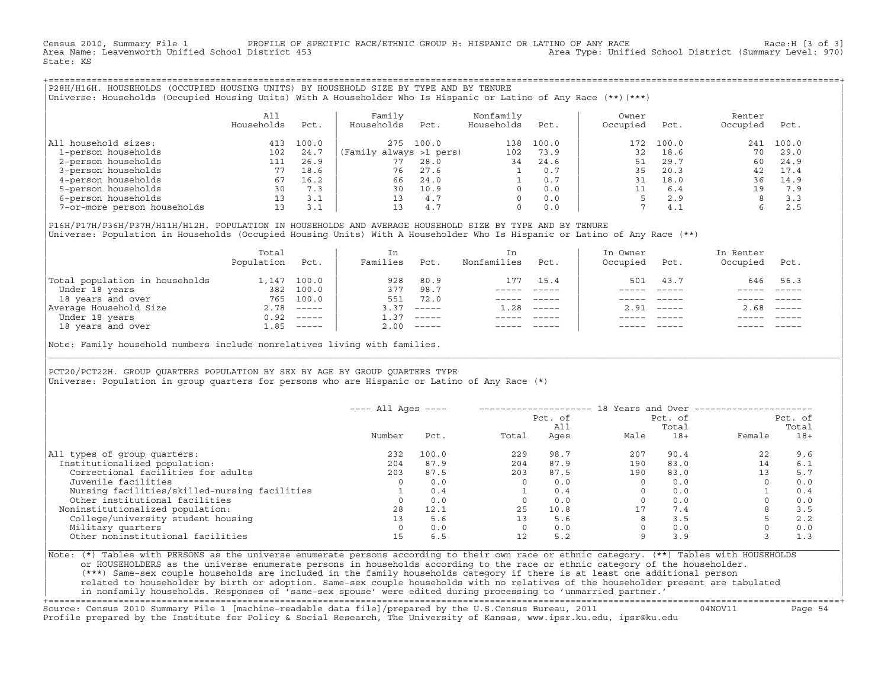Census 2010, Summary File 1 PROFILE OF SPECIFIC RACE/ETHNIC GROUP H: HISPANIC OR LATINO OF ANY RACE Race:H [3 of 3]
Area Name: Leavenworth Unified School District 453 Area Type: Unified School District (Summary Level: 970)
State: KS

## P28H/H16H. HOUSEHOLDS (OCCUPIED HOUSING UNITS) BY HOUSEHOLD SIZE BY TYPE AND BY TENURE

Universe: Households (Occupied Housing Units) With A Householder Who Is Hispanic or Latino of Any Race (**)(***)

| | All Households | Pct. | Family Households | Pct. | Nonfamily Households | Pct. | Owner Occupied | Pct. | Renter Occupied | Pct. |
|---|---|---|---|---|---|---|---|---|---|---|
| All household sizes: | 413 | 100.0 | 275 | 100.0 | 138 | 100.0 | 172 | 100.0 | 241 | 100.0 |
| 1-person households | 102 | 24.7 | (Family always >1 pers) | | 102 | 73.9 | 32 | 18.6 | 70 | 29.0 |
| 2-person households | 111 | 26.9 | 77 | 28.0 | 34 | 24.6 | 51 | 29.7 | 60 | 24.9 |
| 3-person households | 77 | 18.6 | 76 | 27.6 | 1 | 0.7 | 35 | 20.3 | 42 | 17.4 |
| 4-person households | 67 | 16.2 | 66 | 24.0 | 1 | 0.7 | 31 | 18.0 | 36 | 14.9 |
| 5-person households | 30 | 7.3 | 30 | 10.9 | 0 | 0.0 | 11 | 6.4 | 19 | 7.9 |
| 6-person households | 13 | 3.1 | 13 | 4.7 | 0 | 0.0 | 5 | 2.9 | 8 | 3.3 |
| 7-or-more person households | 13 | 3.1 | 13 | 4.7 | 0 | 0.0 | 7 | 4.1 | 6 | 2.5 |

## P16H/P17H/P36H/P37H/H11H/H12H. POPULATION IN HOUSEHOLDS AND AVERAGE HOUSEHOLD SIZE BY TYPE AND BY TENURE

Universe: Population in Households (Occupied Housing Units) With A Householder Who Is Hispanic or Latino of Any Race (**)

| | Total Population | Pct. | In Families | Pct. | In Nonfamilies | Pct. | In Owner Occupied | Pct. | In Renter Occupied | Pct. |
|---|---|---|---|---|---|---|---|---|---|---|
| Total population in households | 1,147 | 100.0 | 928 | 80.9 | 177 | 15.4 | 501 | 43.7 | 646 | 56.3 |
| Under 18 years | 382 | 100.0 | 377 | 98.7 | ----- | ----- | ----- | ----- | ----- | ----- |
| 18 years and over | 765 | 100.0 | 551 | 72.0 | ----- | ----- | ----- | ----- | ----- | ----- |
| Average Household Size | 2.78 | ----- | 3.37 | ----- | 1.28 | ----- | 2.91 | ----- | 2.68 | ----- |
| Under 18 years | 0.92 | ----- | 1.37 | ----- | ----- | ----- | ----- | ----- | ----- | ----- |
| 18 years and over | 1.85 | ----- | 2.00 | ----- | ----- | ----- | ----- | ----- | ----- | ----- |

Note: Family household numbers include nonrelatives living with families.

## PCT20/PCT22H. GROUP QUARTERS POPULATION BY SEX BY AGE BY GROUP QUARTERS TYPE

Universe: Population in group quarters for persons who are Hispanic or Latino of Any Race (*)

| | All Ages | | 18 Years and Over | | | | | |
|---|---|---|---|---|---|---|---|---|
| | Number | Pct. | Total | Pct. of All Ages | Male | Pct. of Total 18+ | Female | Pct. of Total 18+ |
| All types of group quarters: | 232 | 100.0 | 229 | 98.7 | 207 | 90.4 | 22 | 9.6 |
| Institutionalized population: | 204 | 87.9 | 204 | 87.9 | 190 | 83.0 | 14 | 6.1 |
| Correctional facilities for adults | 203 | 87.5 | 203 | 87.5 | 190 | 83.0 | 13 | 5.7 |
| Juvenile facilities | 0 | 0.0 | 0 | 0.0 | 0 | 0.0 | 0 | 0.0 |
| Nursing facilities/skilled-nursing facilities | 1 | 0.4 | 1 | 0.4 | 0 | 0.0 | 1 | 0.4 |
| Other institutional facilities | 0 | 0.0 | 0 | 0.0 | 0 | 0.0 | 0 | 0.0 |
| Noninstitutionalized population: | 28 | 12.1 | 25 | 10.8 | 17 | 7.4 | 8 | 3.5 |
| College/university student housing | 13 | 5.6 | 13 | 5.6 | 8 | 3.5 | 5 | 2.2 |
| Military quarters | 0 | 0.0 | 0 | 0.0 | 0 | 0.0 | 0 | 0.0 |
| Other noninstitutional facilities | 15 | 6.5 | 12 | 5.2 | 9 | 3.9 | 3 | 1.3 |

Note: (*) Tables with PERSONS as the universe enumerate persons according to their own race or ethnic category. (**) Tables with HOUSEHOLDS or HOUSEHOLDERS as the universe enumerate persons in households according to the race or ethnic category of the householder. (***) Same-sex couple households are included in the family households category if there is at least one additional person related to householder by birth or adoption. Same-sex couple households with no relatives of the householder present are tabulated in nonfamily households. Responses of 'same-sex spouse' were edited during processing to 'unmarried partner.'

Source: Census 2010 Summary File 1 [machine-readable data file]/prepared by the U.S.Census Bureau, 2011 04NOV11
Profile prepared by the Institute for Policy & Social Research, The University of Kansas, www.ipsr.ku.edu, ipsr@ku.edu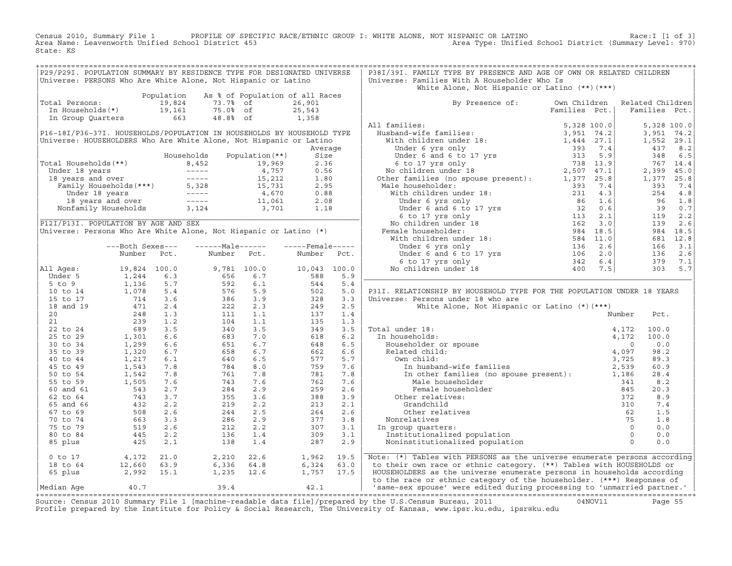Census 2010, Summary File 1 PROFILE OF SPECIFIC RACE/ETHNIC GROUP I: WHITE ALONE, NOT HISPANIC OR LATINO Race:I [1 of 3]
Area Name: Leavenworth Unified School District 453 Area Type: Unified School District (Summary Level: 970)
State: KS

## P29/P29I. POPULATION SUMMARY BY RESIDENCE TYPE FOR DESIGNATED UNIVERSE

Universe: PERSONS Who Are White Alone, Not Hispanic or Latino

| | Population | As % of Population of all Races | |
|---|---|---|---|
| Total Persons: | 19,824 | 73.7% of | 26,901 |
| In Households(*) | 19,161 | 75.0% of | 25,543 |
| In Group Quarters | 663 | 48.8% of | 1,358 |

## P16-18I/P36-37I. HOUSEHOLDS/POPULATION IN HOUSEHOLDS BY HOUSEHOLD TYPE

Universe: HOUSEHOLDERS Who Are White Alone, Not Hispanic or Latino

| | Households | Population(**) | Average Size |
|---|---|---|---|
| Total Households(**) | 8,452 | 19,969 | 2.36 |
| Under 18 years | ----- | 4,757 | 0.56 |
| 18 years and over | ----- | 15,212 | 1.80 |
| Family Households(***) | 5,328 | 15,731 | 2.95 |
| Under 18 years | ----- | 4,670 | 0.88 |
| 18 years and over | ----- | 11,061 | 2.08 |
| Nonfamily Households | 3,124 | 3,701 | 1.18 |

## P12I/P13I. POPULATION BY AGE AND SEX

Universe: Persons Who Are White Alone, Not Hispanic or Latino (*)

| | Both Sexes Number | Both Sexes Pct. | Male Number | Male Pct. | Female Number | Female Pct. |
|---|---|---|---|---|---|---|
| All Ages: | 19,824 | 100.0 | 9,781 | 100.0 | 10,043 | 100.0 |
| Under 5 | 1,244 | 6.3 | 656 | 6.7 | 588 | 5.9 |
| 5 to 9 | 1,136 | 5.7 | 592 | 6.1 | 544 | 5.4 |
| 10 to 14 | 1,078 | 5.4 | 576 | 5.9 | 502 | 5.0 |
| 15 to 17 | 714 | 3.6 | 386 | 3.9 | 328 | 3.3 |
| 18 and 19 | 471 | 2.4 | 222 | 2.3 | 249 | 2.5 |
| 20 | 248 | 1.3 | 111 | 1.1 | 137 | 1.4 |
| 21 | 239 | 1.2 | 104 | 1.1 | 135 | 1.3 |
| 22 to 24 | 689 | 3.5 | 340 | 3.5 | 349 | 3.5 |
| 25 to 29 | 1,301 | 6.6 | 683 | 7.0 | 618 | 6.2 |
| 30 to 34 | 1,299 | 6.6 | 651 | 6.7 | 648 | 6.5 |
| 35 to 39 | 1,320 | 6.7 | 658 | 6.7 | 662 | 6.6 |
| 40 to 44 | 1,217 | 6.1 | 640 | 6.5 | 577 | 5.7 |
| 45 to 49 | 1,543 | 7.8 | 784 | 8.0 | 759 | 7.6 |
| 50 to 54 | 1,542 | 7.8 | 761 | 7.8 | 781 | 7.8 |
| 55 to 59 | 1,505 | 7.6 | 743 | 7.6 | 762 | 7.6 |
| 60 and 61 | 543 | 2.7 | 284 | 2.9 | 259 | 2.6 |
| 62 to 64 | 743 | 3.7 | 355 | 3.6 | 388 | 3.9 |
| 65 and 66 | 432 | 2.2 | 219 | 2.2 | 213 | 2.1 |
| 67 to 69 | 508 | 2.6 | 244 | 2.5 | 264 | 2.6 |
| 70 to 74 | 663 | 3.3 | 286 | 2.9 | 377 | 3.8 |
| 75 to 79 | 519 | 2.6 | 212 | 2.2 | 307 | 3.1 |
| 80 to 84 | 445 | 2.2 | 136 | 1.4 | 309 | 3.1 |
| 85 plus | 425 | 2.1 | 138 | 1.4 | 287 | 2.9 |
| 0 to 17 | 4,172 | 21.0 | 2,210 | 22.6 | 1,962 | 19.5 |
| 18 to 64 | 12,660 | 63.9 | 6,336 | 64.8 | 6,324 | 63.0 |
| 65 plus | 2,992 | 15.1 | 1,235 | 12.6 | 1,757 | 17.5 |
| Median Age | 40.7 | | 39.4 | | 42.1 | |

## P38I/39I. FAMILY TYPE BY PRESENCE AND AGE OF OWN OR RELATED CHILDREN

Universe: Families With A Householder Who Is White Alone, Not Hispanic or Latino (**)(***)

| By Presence of: | Own Children Families | Own Children Pct. | Related Children Families | Related Children Pct. |
|---|---|---|---|---|
| All families: | 5,328 | 100.0 | 5,328 | 100.0 |
| Husband-wife families: | 3,951 | 74.2 | 3,951 | 74.2 |
| With children under 18: | 1,444 | 27.1 | 1,552 | 29.1 |
| Under 6 yrs only | 393 | 7.4 | 437 | 8.2 |
| Under 6 and 6 to 17 yrs | 313 | 5.9 | 348 | 6.5 |
| 6 to 17 yrs only | 738 | 13.9 | 767 | 14.4 |
| No children under 18 | 2,507 | 47.1 | 2,399 | 45.0 |
| Other families (no spouse present): | 1,377 | 25.8 | 1,377 | 25.8 |
| Male householder: | 393 | 7.4 | 393 | 7.4 |
| With children under 18: | 231 | 4.3 | 254 | 4.8 |
| Under 6 yrs only | 86 | 1.6 | 96 | 1.8 |
| Under 6 and 6 to 17 yrs | 32 | 0.6 | 39 | 0.7 |
| 6 to 17 yrs only | 113 | 2.1 | 119 | 2.2 |
| No children under 18 | 162 | 3.0 | 139 | 2.6 |
| Female householder: | 984 | 18.5 | 984 | 18.5 |
| With children under 18: | 584 | 11.0 | 681 | 12.8 |
| Under 6 yrs only | 136 | 2.6 | 166 | 3.1 |
| Under 6 and 6 to 17 yrs | 106 | 2.0 | 136 | 2.6 |
| 6 to 17 yrs only | 342 | 6.4 | 379 | 7.1 |
| No children under 18 | 400 | 7.5 | 303 | 5.7 |

## P31I. RELATIONSHIP BY HOUSEHOLD TYPE FOR THE POPULATION UNDER 18 YEARS

Universe: Persons under 18 who are White Alone, Not Hispanic or Latino (*)(***)

| | Number | Pct. |
|---|---|---|
| Total under 18: | 4,172 | 100.0 |
| In households: | 4,172 | 100.0 |
| Householder or spouse | 0 | 0.0 |
| Related child: | 4,097 | 98.2 |
| Own child: | 3,725 | 89.3 |
| In husband-wife families | 2,539 | 60.9 |
| In other families (no spouse present): | 1,186 | 28.4 |
| Male householder | 341 | 8.2 |
| Female householder | 845 | 20.3 |
| Other relatives: | 372 | 8.9 |
| Grandchild | 310 | 7.4 |
| Other relatives | 62 | 1.5 |
| Nonrelatives | 75 | 1.8 |
| In group quarters: | 0 | 0.0 |
| Institutionalized population | 0 | 0.0 |
| Noninstitutionalized population | 0 | 0.0 |

Note: (*) Tables with PERSONS as the universe enumerate persons according to their own race or ethnic category. (**) Tables with HOUSEHOLDS or HOUSEHOLDERS as the universe enumerate persons in households according to the race or ethnic category of the householder. (***) Responses of 'same-sex spouse' were edited during processing to 'unmarried partner.'

Source: Census 2010 Summary File 1 [machine-readable data file]/prepared by the U.S.Census Bureau, 2011 04NOV11
Profile prepared by the Institute for Policy & Social Research, The University of Kansas, www.ipsr.ku.edu, ipsr@ku.edu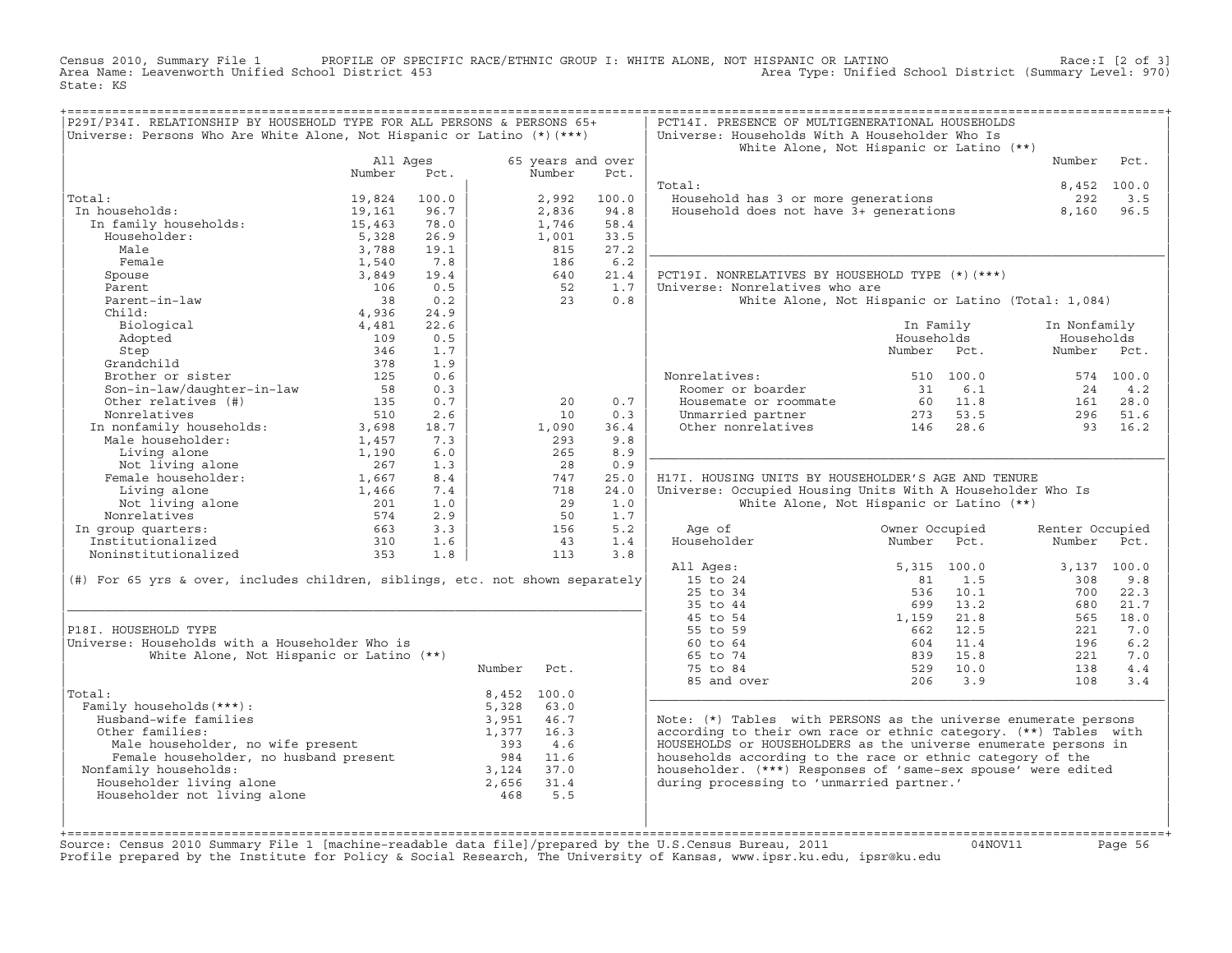Census 2010, Summary File 1 PROFILE OF SPECIFIC RACE/ETHNIC GROUP I: WHITE ALONE, NOT HISPANIC OR LATINO Race:I [2 of 3]
Area Name: Leavenworth Unified School District 453 Area Type: Unified School District (Summary Level: 970)
State: KS

## P29I/P34I. RELATIONSHIP BY HOUSEHOLD TYPE FOR ALL PERSONS & PERSONS 65+

Universe: Persons Who Are White Alone, Not Hispanic or Latino (*)(***)

| | All Ages Number | All Ages Pct. | 65 years and over Number | 65 years and over Pct. |
|---|---|---|---|---|
| Total: | 19,824 | 100.0 | 2,992 | 100.0 |
| In households: | 19,161 | 96.7 | 2,836 | 94.8 |
| In family households: | 15,463 | 78.0 | 1,746 | 58.4 |
| Householder: | 5,328 | 26.9 | 1,001 | 33.5 |
| Male | 3,788 | 19.1 | 815 | 27.2 |
| Female | 1,540 | 7.8 | 186 | 6.2 |
| Spouse | 3,849 | 19.4 | 640 | 21.4 |
| Parent | 106 | 0.5 | 52 | 1.7 |
| Parent-in-law | 38 | 0.2 | 23 | 0.8 |
| Child: | 4,936 | 24.9 | | |
| Biological | 4,481 | 22.6 | | |
| Adopted | 109 | 0.5 | | |
| Step | 346 | 1.7 | | |
| Grandchild | 378 | 1.9 | | |
| Brother or sister | 125 | 0.6 | | |
| Son-in-law/daughter-in-law | 58 | 0.3 | | |
| Other relatives (#) | 135 | 0.7 | 20 | 0.7 |
| Nonrelatives | 510 | 2.6 | 10 | 0.3 |
| In nonfamily households: | 3,698 | 18.7 | 1,090 | 36.4 |
| Male householder: | 1,457 | 7.3 | 293 | 9.8 |
| Living alone | 1,190 | 6.0 | 265 | 8.9 |
| Not living alone | 267 | 1.3 | 28 | 0.9 |
| Female householder: | 1,667 | 8.4 | 747 | 25.0 |
| Living alone | 1,466 | 7.4 | 718 | 24.0 |
| Not living alone | 201 | 1.0 | 29 | 1.0 |
| Nonrelatives | 574 | 2.9 | 50 | 1.7 |
| In group quarters: | 663 | 3.3 | 156 | 5.2 |
| Institutionalized | 310 | 1.6 | 43 | 1.4 |
| Noninstitutionalized | 353 | 1.8 | 113 | 3.8 |

(#) For 65 yrs & over, includes children, siblings, etc. not shown separately

## P18I. HOUSEHOLD TYPE

Universe: Households with a Householder Who is White Alone, Not Hispanic or Latino (**)

| | Number | Pct. |
|---|---|---|
| Total: | 8,452 | 100.0 |
| Family households(***): | 5,328 | 63.0 |
| Husband-wife families | 3,951 | 46.7 |
| Other families: | 1,377 | 16.3 |
| Male householder, no wife present | 393 | 4.6 |
| Female householder, no husband present | 984 | 11.6 |
| Nonfamily households: | 3,124 | 37.0 |
| Householder living alone | 2,656 | 31.4 |
| Householder not living alone | 468 | 5.5 |

## PCT14I. PRESENCE OF MULTIGENERATIONAL HOUSEHOLDS

Universe: Households With A Householder Who Is White Alone, Not Hispanic or Latino (**)

| | Number | Pct. |
|---|---|---|
| Total: | 8,452 | 100.0 |
| Household has 3 or more generations | 292 | 3.5 |
| Household does not have 3+ generations | 8,160 | 96.5 |

## PCT19I. NONRELATIVES BY HOUSEHOLD TYPE (*)(***)

Universe: Nonrelatives who are White Alone, Not Hispanic or Latino (Total: 1,084)

| | In Family Households Number | In Family Households Pct. | In Nonfamily Households Number | In Nonfamily Households Pct. |
|---|---|---|---|---|
| Nonrelatives: | 510 | 100.0 | 574 | 100.0 |
| Roomer or boarder | 31 | 6.1 | 24 | 4.2 |
| Housemate or roommate | 60 | 11.8 | 161 | 28.0 |
| Unmarried partner | 273 | 53.5 | 296 | 51.6 |
| Other nonrelatives | 146 | 28.6 | 93 | 16.2 |

## H17I. HOUSING UNITS BY HOUSEHOLDER'S AGE AND TENURE

Universe: Occupied Housing Units With A Householder Who Is White Alone, Not Hispanic or Latino (**)

| Age of Householder | Owner Occupied Number | Owner Occupied Pct. | Renter Occupied Number | Renter Occupied Pct. |
|---|---|---|---|---|
| All Ages: | 5,315 | 100.0 | 3,137 | 100.0 |
| 15 to 24 | 81 | 1.5 | 308 | 9.8 |
| 25 to 34 | 536 | 10.1 | 700 | 22.3 |
| 35 to 44 | 699 | 13.2 | 680 | 21.7 |
| 45 to 54 | 1,159 | 21.8 | 565 | 18.0 |
| 55 to 59 | 662 | 12.5 | 221 | 7.0 |
| 60 to 64 | 604 | 11.4 | 196 | 6.2 |
| 65 to 74 | 839 | 15.8 | 221 | 7.0 |
| 75 to 84 | 529 | 10.0 | 138 | 4.4 |
| 85 and over | 206 | 3.9 | 108 | 3.4 |

Note: (*) Tables with PERSONS as the universe enumerate persons according to their own race or ethnic category. (**) Tables with HOUSEHOLDS or HOUSEHOLDERS as the universe enumerate persons in households according to the race or ethnic category of the householder. (***) Responses of 'same-sex spouse' were edited during processing to 'unmarried partner.'

Source: Census 2010 Summary File 1 [machine-readable data file]/prepared by the U.S.Census Bureau, 2011 04NOV11
Profile prepared by the Institute for Policy & Social Research, The University of Kansas, www.ipsr.ku.edu, ipsr@ku.edu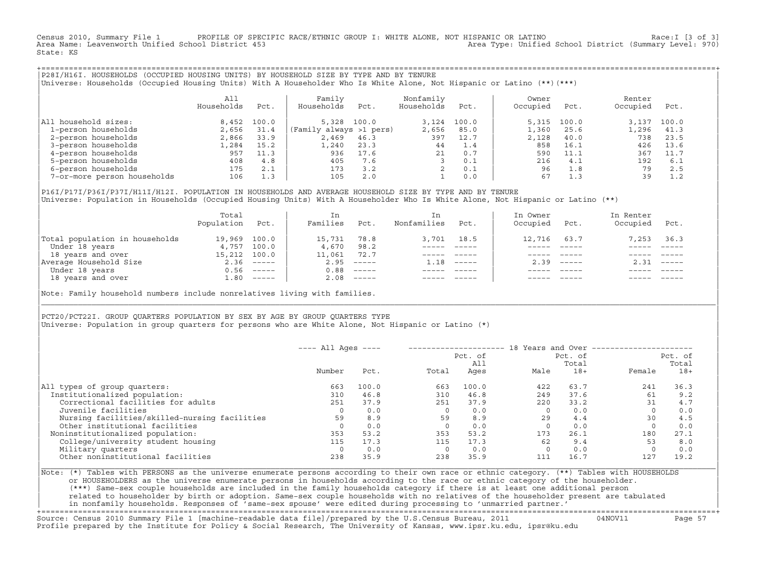Census 2010, Summary File 1 PROFILE OF SPECIFIC RACE/ETHNIC GROUP I: WHITE ALONE, NOT HISPANIC OR LATINO Race:I [3 of 3]
Area Name: Leavenworth Unified School District 453 Area Type: Unified School District (Summary Level: 970)
State: KS

## P28I/H16I. HOUSEHOLDS (OCCUPIED HOUSING UNITS) BY HOUSEHOLD SIZE BY TYPE AND BY TENURE

Universe: Households (Occupied Housing Units) With A Householder Who Is White Alone, Not Hispanic or Latino (**)(***)

| | All Households | Pct. | Family Households | Pct. | Nonfamily Households | Pct. | Owner Occupied | Pct. | Renter Occupied | Pct. |
|---|---|---|---|---|---|---|---|---|---|---|
| All household sizes: | 8,452 | 100.0 | 5,328 | 100.0 | 3,124 | 100.0 | 5,315 | 100.0 | 3,137 | 100.0 |
| 1-person households | 2,656 | 31.4 | (Family always >1 pers) | | 2,656 | 85.0 | 1,360 | 25.6 | 1,296 | 41.3 |
| 2-person households | 2,866 | 33.9 | 2,469 | 46.3 | 397 | 12.7 | 2,128 | 40.0 | 738 | 23.5 |
| 3-person households | 1,284 | 15.2 | 1,240 | 23.3 | 44 | 1.4 | 858 | 16.1 | 426 | 13.6 |
| 4-person households | 957 | 11.3 | 936 | 17.6 | 21 | 0.7 | 590 | 11.1 | 367 | 11.7 |
| 5-person households | 408 | 4.8 | 405 | 7.6 | 3 | 0.1 | 216 | 4.1 | 192 | 6.1 |
| 6-person households | 175 | 2.1 | 173 | 3.2 | 2 | 0.1 | 96 | 1.8 | 79 | 2.5 |
| 7-or-more person households | 106 | 1.3 | 105 | 2.0 | 1 | 0.0 | 67 | 1.3 | 39 | 1.2 |

## P16I/P17I/P36I/P37I/H11I/H12I. POPULATION IN HOUSEHOLDS AND AVERAGE HOUSEHOLD SIZE BY TYPE AND BY TENURE

Universe: Population in Households (Occupied Housing Units) With A Householder Who Is White Alone, Not Hispanic or Latino (**)

| | Total Population | Pct. | In Families | Pct. | In Nonfamilies | Pct. | In Owner Occupied | Pct. | In Renter Occupied | Pct. |
|---|---|---|---|---|---|---|---|---|---|---|
| Total population in households | 19,969 | 100.0 | 15,731 | 78.8 | 3,701 | 18.5 | 12,716 | 63.7 | 7,253 | 36.3 |
| Under 18 years | 4,757 | 100.0 | 4,670 | 98.2 | ----- | ----- | ----- | ----- | ----- | ----- |
| 18 years and over | 15,212 | 100.0 | 11,061 | 72.7 | ----- | ----- | ----- | ----- | ----- | ----- |
| Average Household Size | 2.36 | ----- | 2.95 | ----- | 1.18 | ----- | 2.39 | ----- | 2.31 | ----- |
| Under 18 years | 0.56 | ----- | 0.88 | ----- | ----- | ----- | ----- | ----- | ----- | ----- |
| 18 years and over | 1.80 | ----- | 2.08 | ----- | ----- | ----- | ----- | ----- | ----- | ----- |

Note: Family household numbers include nonrelatives living with families.

## PCT20/PCT22I. GROUP QUARTERS POPULATION BY SEX BY AGE BY GROUP QUARTERS TYPE

Universe: Population in group quarters for persons who are White Alone, Not Hispanic or Latino (*)

| | ---- All Ages ---- | | 18 Years and Over | | | | | |
|---|---|---|---|---|---|---|---|---|
| | Number | Pct. | Total | Pct. of All Ages | Male | Pct. of Total 18+ | Female | Pct. of Total 18+ |
| All types of group quarters: | 663 | 100.0 | 663 | 100.0 | 422 | 63.7 | 241 | 36.3 |
| Institutionalized population: | 310 | 46.8 | 310 | 46.8 | 249 | 37.6 | 61 | 9.2 |
| Correctional facilities for adults | 251 | 37.9 | 251 | 37.9 | 220 | 33.2 | 31 | 4.7 |
| Juvenile facilities | 0 | 0.0 | 0 | 0.0 | 0 | 0.0 | 0 | 0.0 |
| Nursing facilities/skilled-nursing facilities | 59 | 8.9 | 59 | 8.9 | 29 | 4.4 | 30 | 4.5 |
| Other institutional facilities | 0 | 0.0 | 0 | 0.0 | 0 | 0.0 | 0 | 0.0 |
| Noninstitutionalized population: | 353 | 53.2 | 353 | 53.2 | 173 | 26.1 | 180 | 27.1 |
| College/university student housing | 115 | 17.3 | 115 | 17.3 | 62 | 9.4 | 53 | 8.0 |
| Military quarters | 0 | 0.0 | 0 | 0.0 | 0 | 0.0 | 0 | 0.0 |
| Other noninstitutional facilities | 238 | 35.9 | 238 | 35.9 | 111 | 16.7 | 127 | 19.2 |

Note: (*) Tables with PERSONS as the universe enumerate persons according to their own race or ethnic category. (**) Tables with HOUSEHOLDS or HOUSEHOLDERS as the universe enumerate persons in households according to the race or ethnic category of the householder. (***) Same-sex couple households are included in the family households category if there is at least one additional person related to householder by birth or adoption. Same-sex couple households with no relatives of the householder present are tabulated in nonfamily households. Responses of 'same-sex spouse' were edited during processing to 'unmarried partner.'

Source: Census 2010 Summary File 1 [machine-readable data file]/prepared by the U.S.Census Bureau, 2011 04NOV11
Profile prepared by the Institute for Policy & Social Research, The University of Kansas, www.ipsr.ku.edu, ipsr@ku.edu